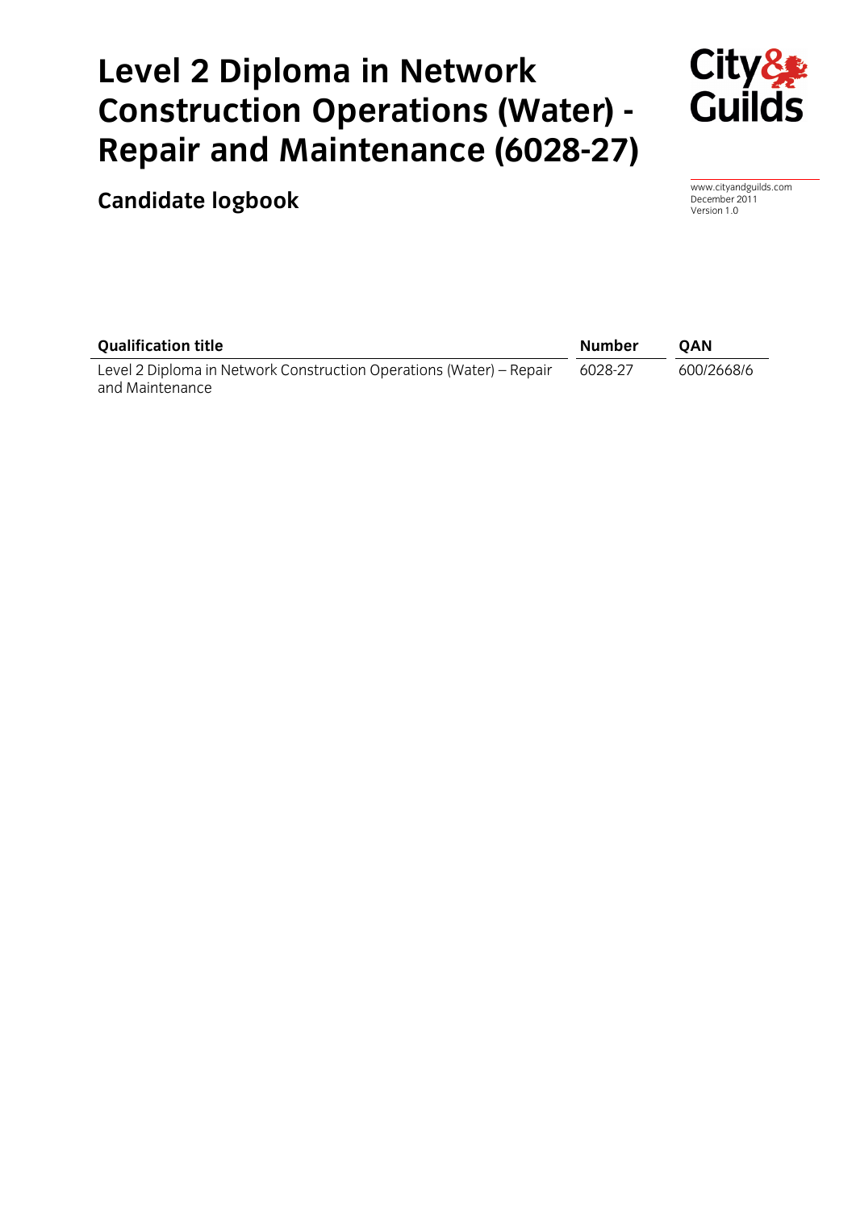# Level 2 Diploma in Network Construction Operations (Water) - Repair and Maintenance (6028-27)

## Candidate logbook

www.cityandguilds.com
December 2011
Version 1.0

| Qualification title | Number | QAN |
|---|---|---|
| Level 2 Diploma in Network Construction Operations (Water) – Repair and Maintenance | 6028-27 | 600/2668/6 |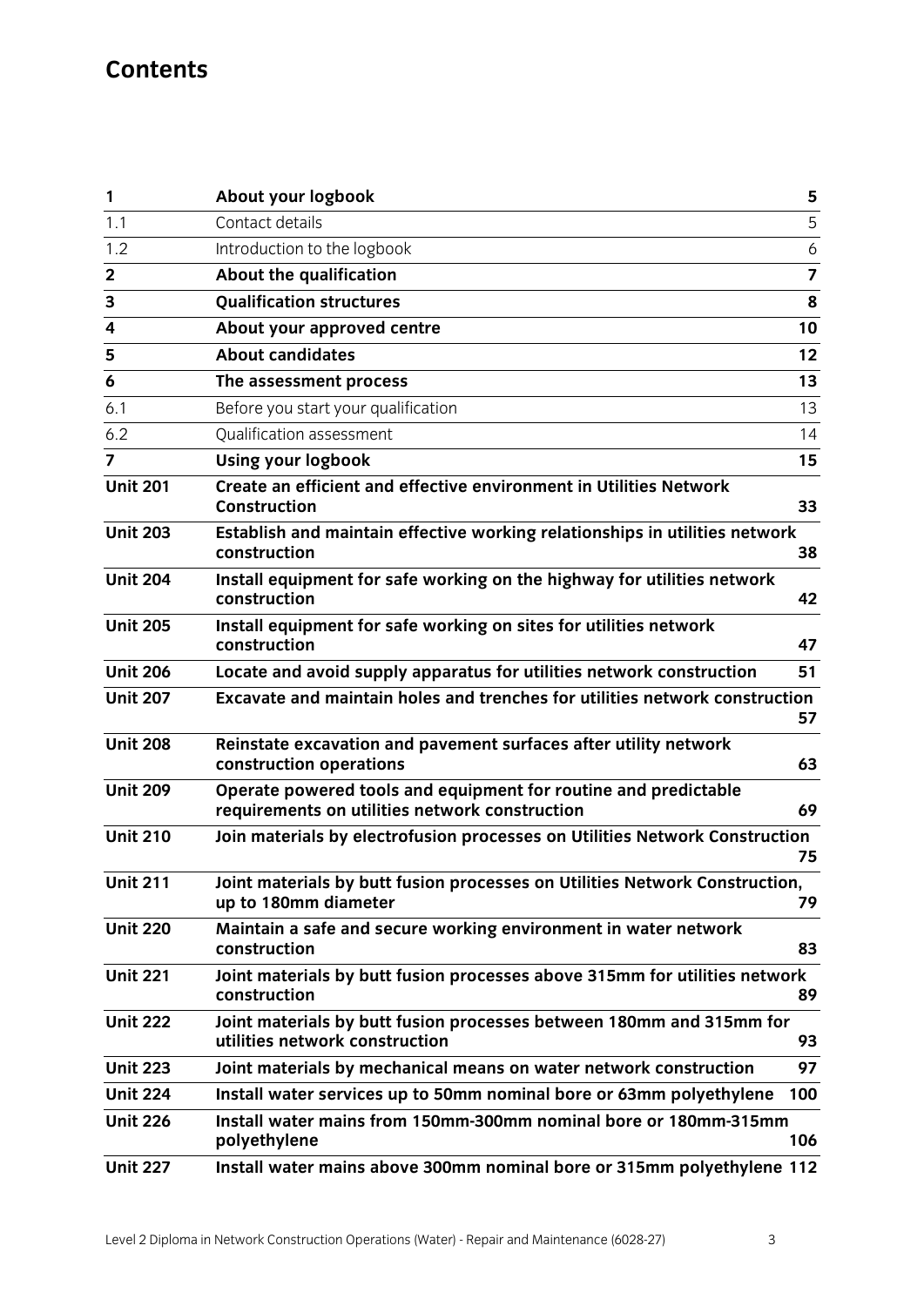# Contents

| | | |
|---|---|---|
| **1** | **About your logbook** | **5** |
| 1.1 | Contact details | 5 |
| 1.2 | Introduction to the logbook | 6 |
| **2** | **About the qualification** | **7** |
| **3** | **Qualification structures** | **8** |
| **4** | **About your approved centre** | **10** |
| **5** | **About candidates** | **12** |
| **6** | **The assessment process** | **13** |
| 6.1 | Before you start your qualification | 13 |
| 6.2 | Qualification assessment | 14 |
| **7** | **Using your logbook** | **15** |
| **Unit 201** | **Create an efficient and effective environment in Utilities Network Construction** | **33** |
| **Unit 203** | **Establish and maintain effective working relationships in utilities network construction** | **38** |
| **Unit 204** | **Install equipment for safe working on the highway for utilities network construction** | **42** |
| **Unit 205** | **Install equipment for safe working on sites for utilities network construction** | **47** |
| **Unit 206** | **Locate and avoid supply apparatus for utilities network construction** | **51** |
| **Unit 207** | **Excavate and maintain holes and trenches for utilities network construction** | **57** |
| **Unit 208** | **Reinstate excavation and pavement surfaces after utility network construction operations** | **63** |
| **Unit 209** | **Operate powered tools and equipment for routine and predictable requirements on utilities network construction** | **69** |
| **Unit 210** | **Join materials by electrofusion processes on Utilities Network Construction** | **75** |
| **Unit 211** | **Joint materials by butt fusion processes on Utilities Network Construction, up to 180mm diameter** | **79** |
| **Unit 220** | **Maintain a safe and secure working environment in water network construction** | **83** |
| **Unit 221** | **Joint materials by butt fusion processes above 315mm for utilities network construction** | **89** |
| **Unit 222** | **Joint materials by butt fusion processes between 180mm and 315mm for utilities network construction** | **93** |
| **Unit 223** | **Joint materials by mechanical means on water network construction** | **97** |
| **Unit 224** | **Install water services up to 50mm nominal bore or 63mm polyethylene** | **100** |
| **Unit 226** | **Install water mains from 150mm-300mm nominal bore or 180mm-315mm polyethylene** | **106** |
| **Unit 227** | **Install water mains above 300mm nominal bore or 315mm polyethylene** | **112** |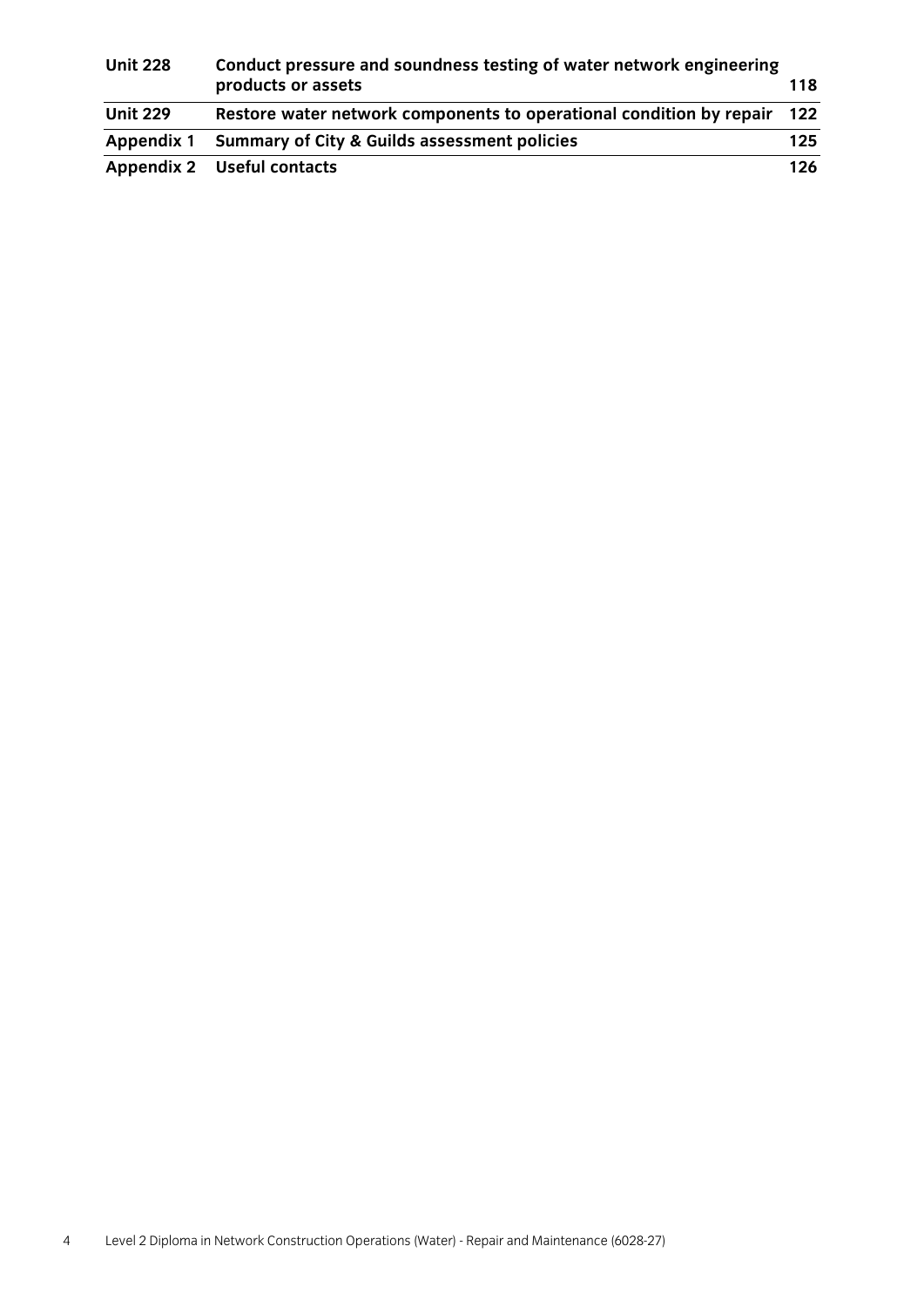| | | |
|---|---|---|
| **Unit 228** | **Conduct pressure and soundness testing of water network engineering products or assets** | **118** |
| **Unit 229** | **Restore water network components to operational condition by repair** | **122** |
| **Appendix 1** | **Summary of City & Guilds assessment policies** | **125** |
| **Appendix 2** | **Useful contacts** | **126** |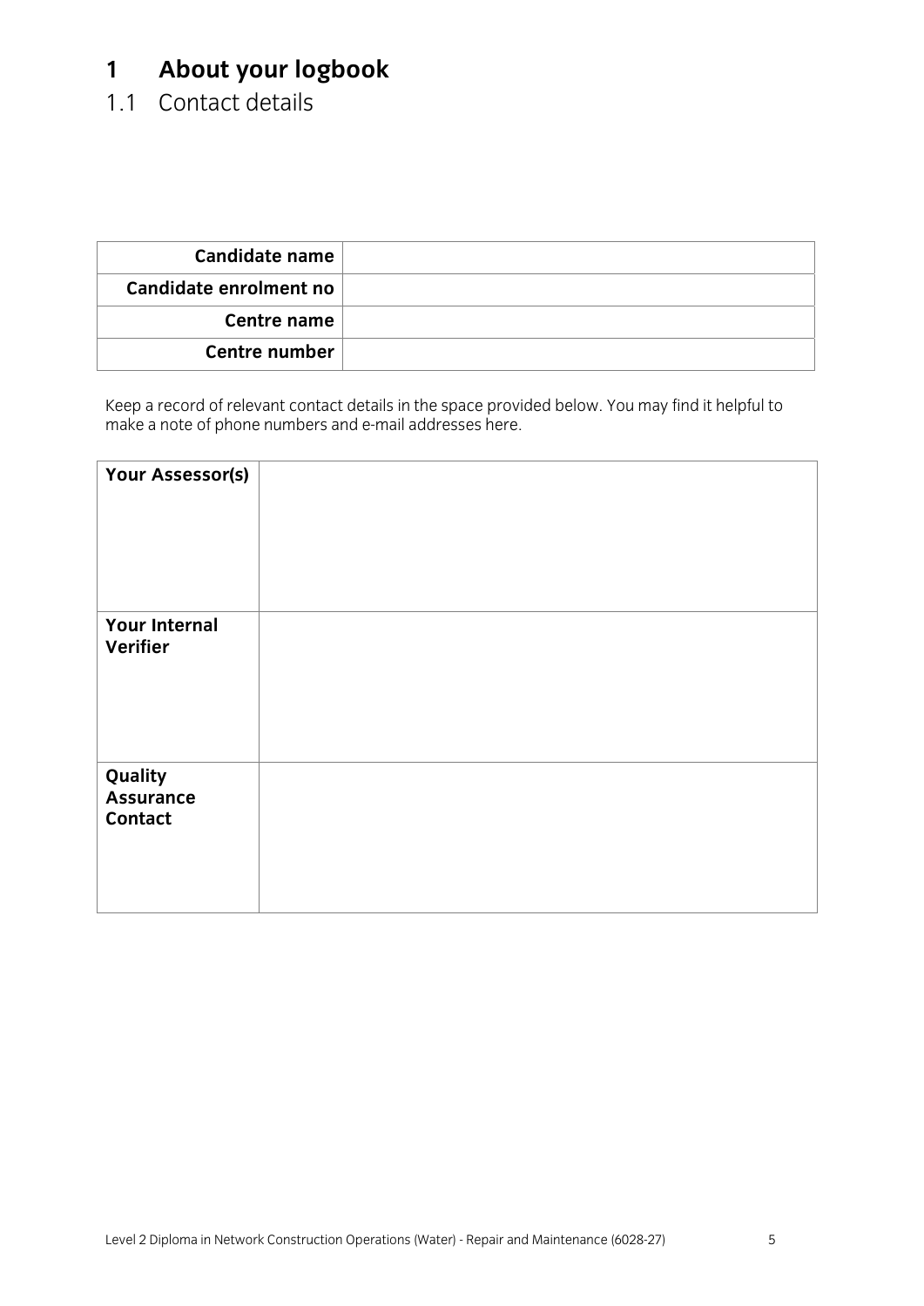# 1 About your logbook

## 1.1 Contact details

| | |
|---|---|
| **Candidate name** | |
| **Candidate enrolment no** | |
| **Centre name** | |
| **Centre number** | |

Keep a record of relevant contact details in the space provided below. You may find it helpful to make a note of phone numbers and e-mail addresses here.

| | |
|---|---|
| **Your Assessor(s)** | |
| **Your Internal Verifier** | |
| **Quality Assurance Contact** | |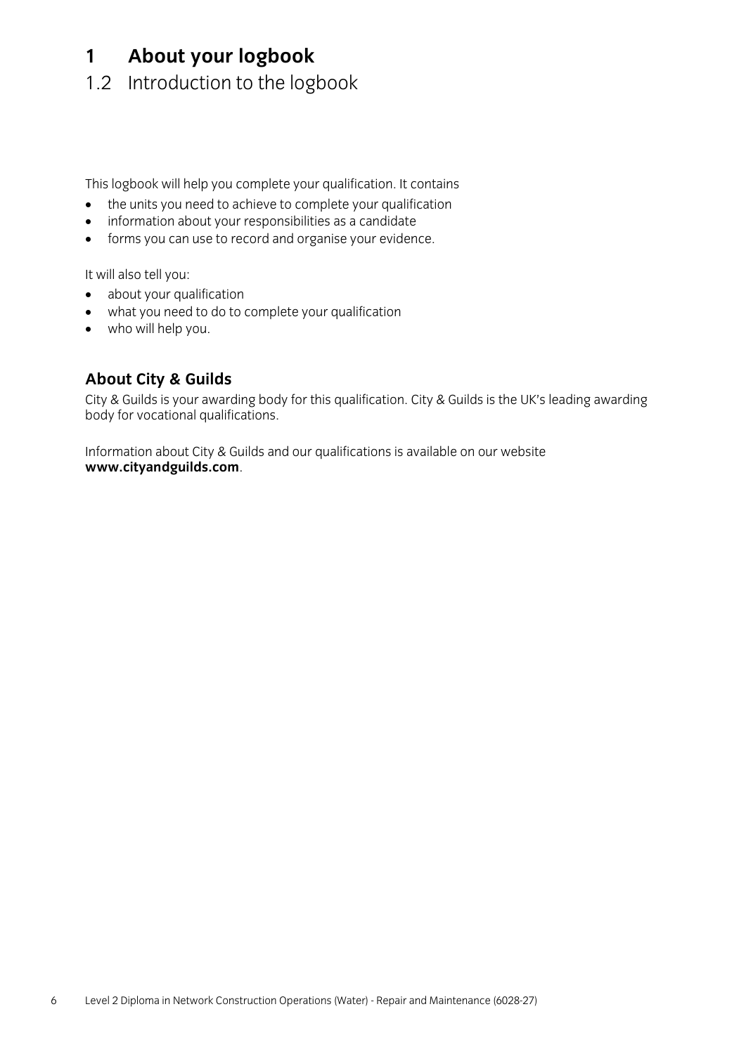# 1 About your logbook

## 1.2 Introduction to the logbook

This logbook will help you complete your qualification. It contains

- the units you need to achieve to complete your qualification
- information about your responsibilities as a candidate
- forms you can use to record and organise your evidence.

It will also tell you:

- about your qualification
- what you need to do to complete your qualification
- who will help you.

### About City & Guilds

City & Guilds is your awarding body for this qualification. City & Guilds is the UK's leading awarding body for vocational qualifications.

Information about City & Guilds and our qualifications is available on our website **www.cityandguilds.com**.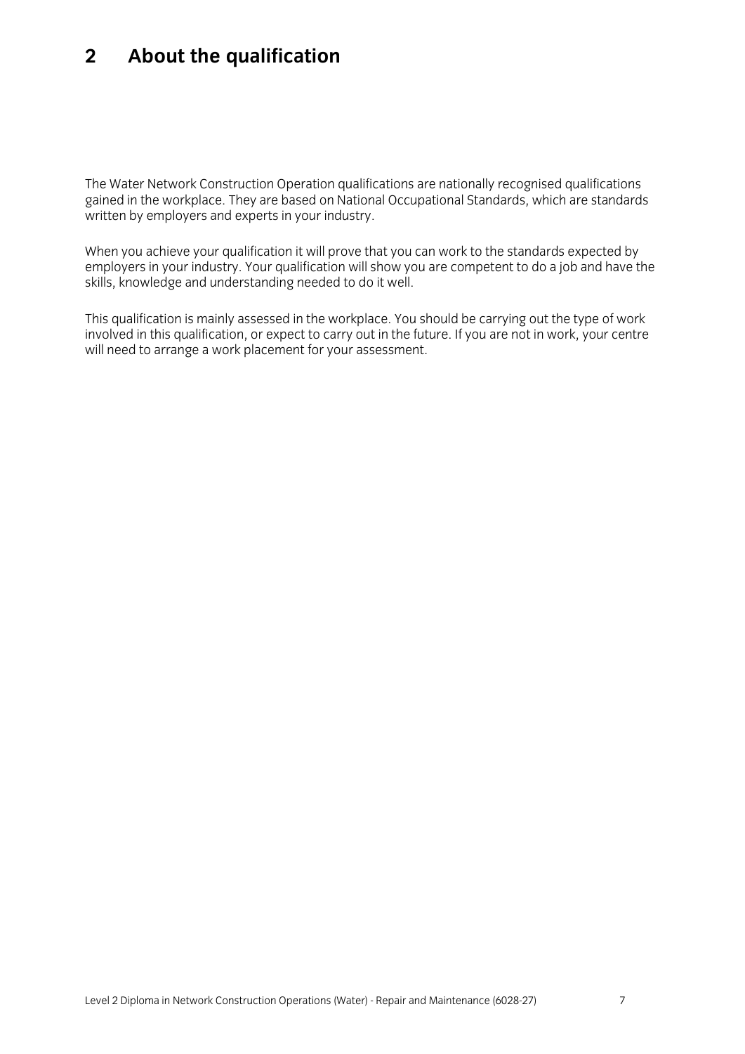# 2 About the qualification

The Water Network Construction Operation qualifications are nationally recognised qualifications gained in the workplace. They are based on National Occupational Standards, which are standards written by employers and experts in your industry.

When you achieve your qualification it will prove that you can work to the standards expected by employers in your industry. Your qualification will show you are competent to do a job and have the skills, knowledge and understanding needed to do it well.

This qualification is mainly assessed in the workplace. You should be carrying out the type of work involved in this qualification, or expect to carry out in the future. If you are not in work, your centre will need to arrange a work placement for your assessment.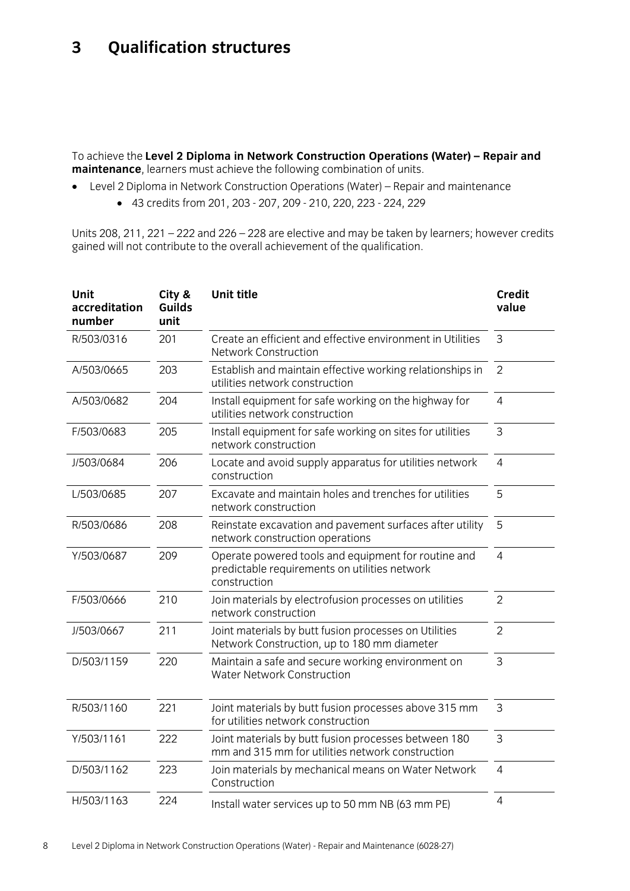# 3 Qualification structures

To achieve the **Level 2 Diploma in Network Construction Operations (Water) – Repair and maintenance**, learners must achieve the following combination of units.

- Level 2 Diploma in Network Construction Operations (Water) – Repair and maintenance
  - 43 credits from 201, 203 - 207, 209 - 210, 220, 223 - 224, 229

Units 208, 211, 221 – 222 and 226 – 228 are elective and may be taken by learners; however credits gained will not contribute to the overall achievement of the qualification.

| Unit accreditation number | City & Guilds unit | Unit title | Credit value |
|---|---|---|---|
| R/503/0316 | 201 | Create an efficient and effective environment in Utilities Network Construction | 3 |
| A/503/0665 | 203 | Establish and maintain effective working relationships in utilities network construction | 2 |
| A/503/0682 | 204 | Install equipment for safe working on the highway for utilities network construction | 4 |
| F/503/0683 | 205 | Install equipment for safe working on sites for utilities network construction | 3 |
| J/503/0684 | 206 | Locate and avoid supply apparatus for utilities network construction | 4 |
| L/503/0685 | 207 | Excavate and maintain holes and trenches for utilities network construction | 5 |
| R/503/0686 | 208 | Reinstate excavation and pavement surfaces after utility network construction operations | 5 |
| Y/503/0687 | 209 | Operate powered tools and equipment for routine and predictable requirements on utilities network construction | 4 |
| F/503/0666 | 210 | Join materials by electrofusion processes on utilities network construction | 2 |
| J/503/0667 | 211 | Joint materials by butt fusion processes on Utilities Network Construction, up to 180 mm diameter | 2 |
| D/503/1159 | 220 | Maintain a safe and secure working environment on Water Network Construction | 3 |
| R/503/1160 | 221 | Joint materials by butt fusion processes above 315 mm for utilities network construction | 3 |
| Y/503/1161 | 222 | Joint materials by butt fusion processes between 180 mm and 315 mm for utilities network construction | 3 |
| D/503/1162 | 223 | Join materials by mechanical means on Water Network Construction | 4 |
| H/503/1163 | 224 | Install water services up to 50 mm NB (63 mm PE) | 4 |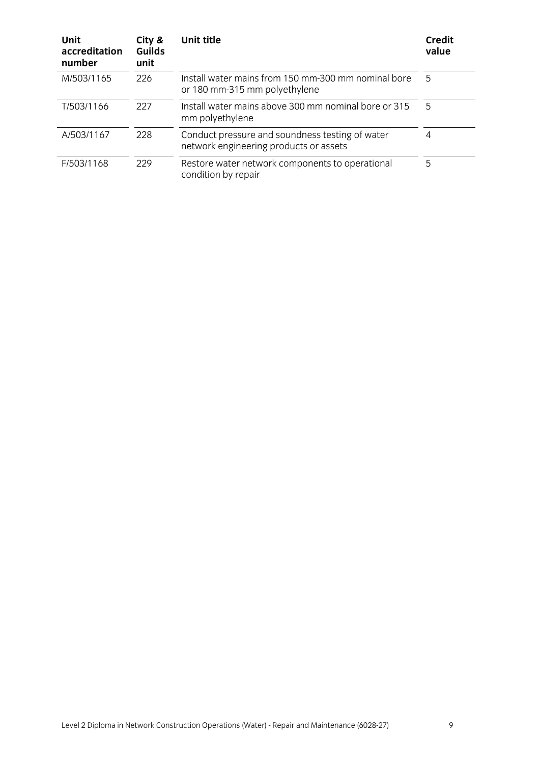| Unit accreditation number | City & Guilds unit | Unit title | Credit value |
|---|---|---|---|
| M/503/1165 | 226 | Install water mains from 150 mm-300 mm nominal bore or 180 mm-315 mm polyethylene | 5 |
| T/503/1166 | 227 | Install water mains above 300 mm nominal bore or 315 mm polyethylene | 5 |
| A/503/1167 | 228 | Conduct pressure and soundness testing of water network engineering products or assets | 4 |
| F/503/1168 | 229 | Restore water network components to operational condition by repair | 5 |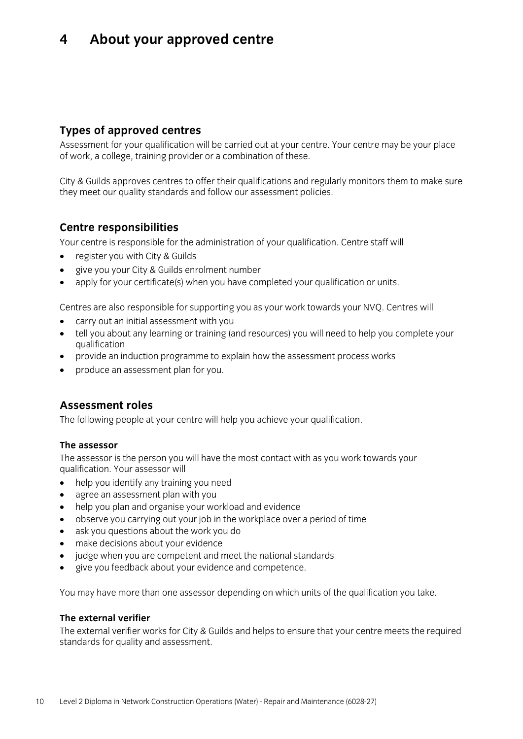# 4 About your approved centre

## Types of approved centres

Assessment for your qualification will be carried out at your centre. Your centre may be your place of work, a college, training provider or a combination of these.

City & Guilds approves centres to offer their qualifications and regularly monitors them to make sure they meet our quality standards and follow our assessment policies.

## Centre responsibilities

Your centre is responsible for the administration of your qualification. Centre staff will

- register you with City & Guilds
- give you your City & Guilds enrolment number
- apply for your certificate(s) when you have completed your qualification or units.

Centres are also responsible for supporting you as your work towards your NVQ. Centres will

- carry out an initial assessment with you
- tell you about any learning or training (and resources) you will need to help you complete your qualification
- provide an induction programme to explain how the assessment process works
- produce an assessment plan for you.

## Assessment roles

The following people at your centre will help you achieve your qualification.

### The assessor

The assessor is the person you will have the most contact with as you work towards your qualification. Your assessor will

- help you identify any training you need
- agree an assessment plan with you
- help you plan and organise your workload and evidence
- observe you carrying out your job in the workplace over a period of time
- ask you questions about the work you do
- make decisions about your evidence
- judge when you are competent and meet the national standards
- give you feedback about your evidence and competence.

You may have more than one assessor depending on which units of the qualification you take.

### The external verifier

The external verifier works for City & Guilds and helps to ensure that your centre meets the required standards for quality and assessment.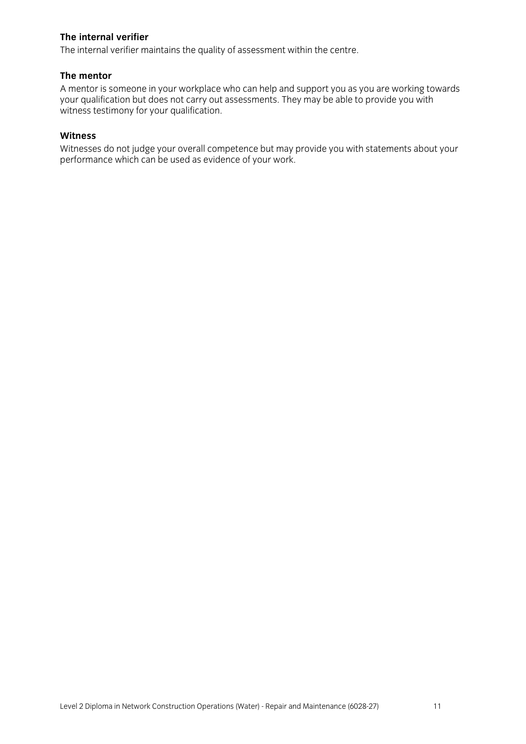### The internal verifier

The internal verifier maintains the quality of assessment within the centre.

### The mentor

A mentor is someone in your workplace who can help and support you as you are working towards your qualification but does not carry out assessments. They may be able to provide you with witness testimony for your qualification.

### Witness

Witnesses do not judge your overall competence but may provide you with statements about your performance which can be used as evidence of your work.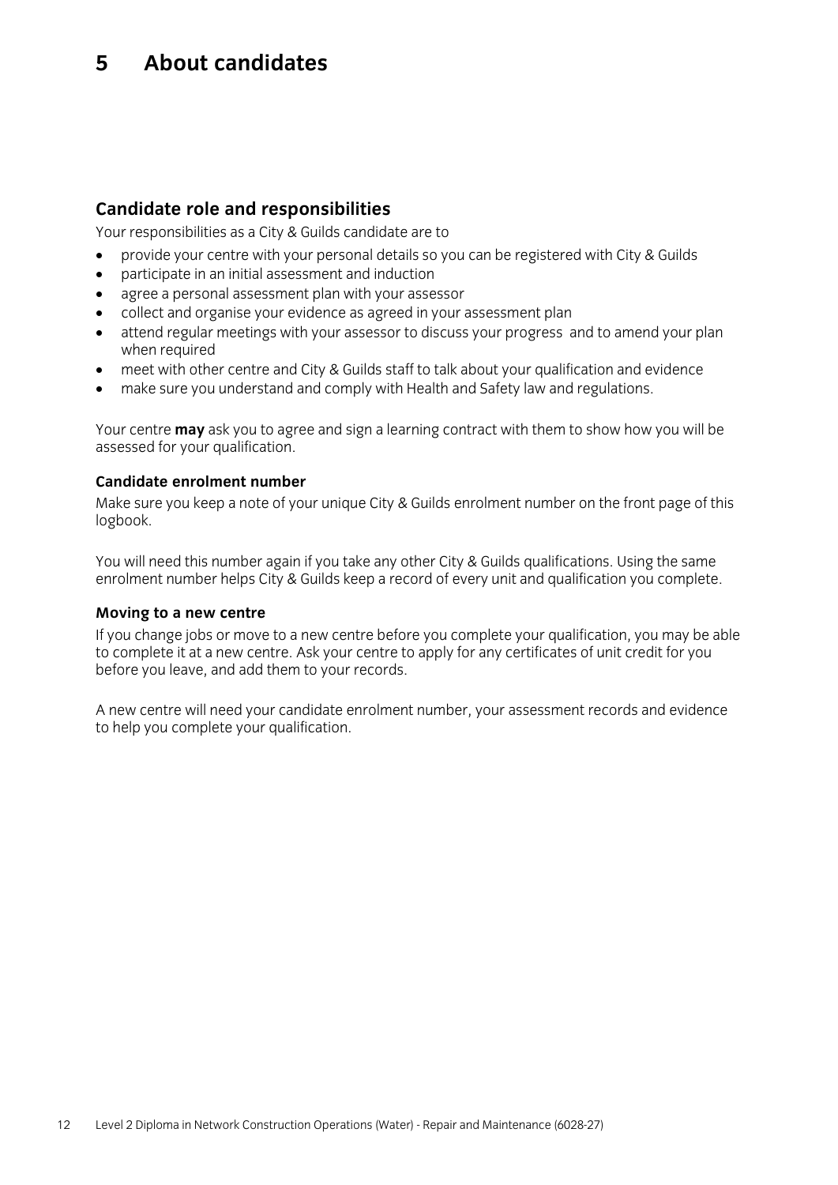# 5 About candidates

## Candidate role and responsibilities

Your responsibilities as a City & Guilds candidate are to

- provide your centre with your personal details so you can be registered with City & Guilds
- participate in an initial assessment and induction
- agree a personal assessment plan with your assessor
- collect and organise your evidence as agreed in your assessment plan
- attend regular meetings with your assessor to discuss your progress and to amend your plan when required
- meet with other centre and City & Guilds staff to talk about your qualification and evidence
- make sure you understand and comply with Health and Safety law and regulations.

Your centre **may** ask you to agree and sign a learning contract with them to show how you will be assessed for your qualification.

### Candidate enrolment number

Make sure you keep a note of your unique City & Guilds enrolment number on the front page of this logbook.

You will need this number again if you take any other City & Guilds qualifications. Using the same enrolment number helps City & Guilds keep a record of every unit and qualification you complete.

### Moving to a new centre

If you change jobs or move to a new centre before you complete your qualification, you may be able to complete it at a new centre. Ask your centre to apply for any certificates of unit credit for you before you leave, and add them to your records.

A new centre will need your candidate enrolment number, your assessment records and evidence to help you complete your qualification.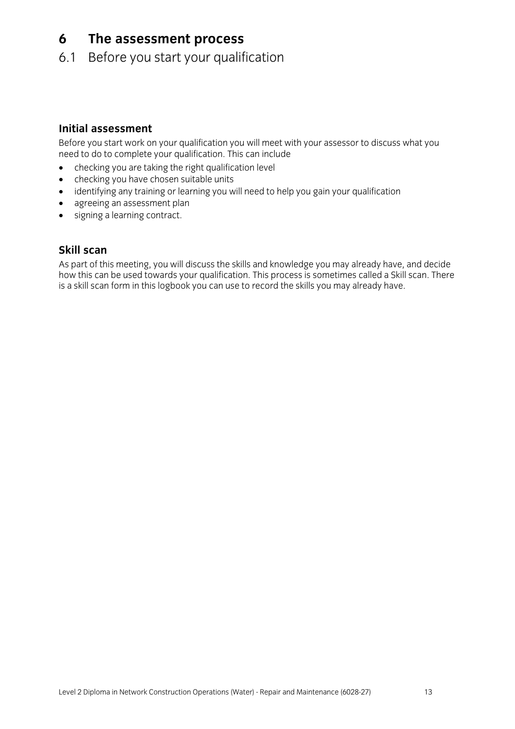# 6 The assessment process

## 6.1 Before you start your qualification

### Initial assessment

Before you start work on your qualification you will meet with your assessor to discuss what you need to do to complete your qualification. This can include

- checking you are taking the right qualification level
- checking you have chosen suitable units
- identifying any training or learning you will need to help you gain your qualification
- agreeing an assessment plan
- signing a learning contract.

### Skill scan

As part of this meeting, you will discuss the skills and knowledge you may already have, and decide how this can be used towards your qualification. This process is sometimes called a Skill scan. There is a skill scan form in this logbook you can use to record the skills you may already have.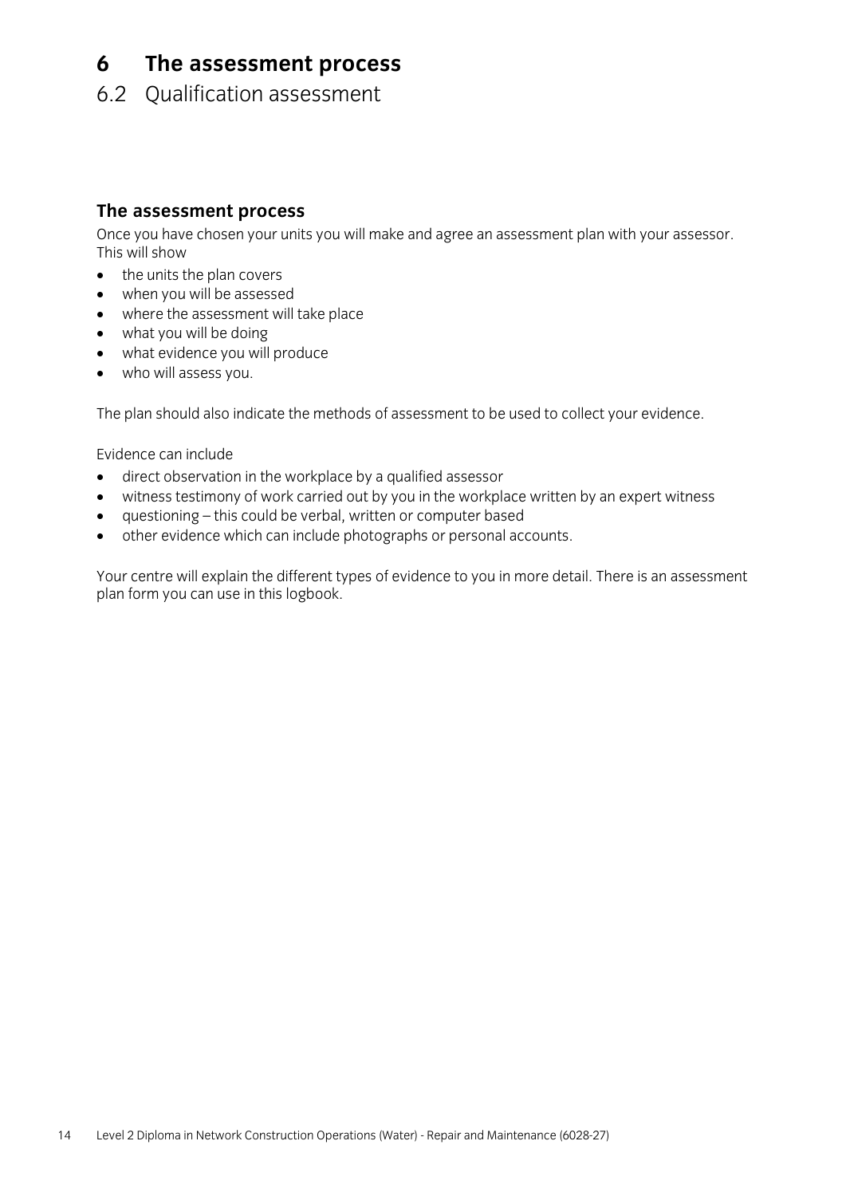# 6 The assessment process

## 6.2 Qualification assessment

### The assessment process

Once you have chosen your units you will make and agree an assessment plan with your assessor. This will show

- the units the plan covers
- when you will be assessed
- where the assessment will take place
- what you will be doing
- what evidence you will produce
- who will assess you.

The plan should also indicate the methods of assessment to be used to collect your evidence.

Evidence can include

- direct observation in the workplace by a qualified assessor
- witness testimony of work carried out by you in the workplace written by an expert witness
- questioning – this could be verbal, written or computer based
- other evidence which can include photographs or personal accounts.

Your centre will explain the different types of evidence to you in more detail. There is an assessment plan form you can use in this logbook.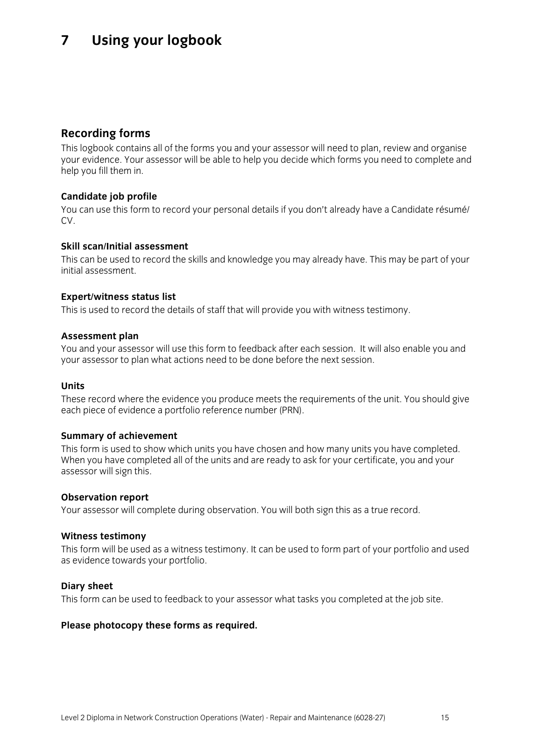# 7 Using your logbook

## Recording forms

This logbook contains all of the forms you and your assessor will need to plan, review and organise your evidence. Your assessor will be able to help you decide which forms you need to complete and help you fill them in.

### Candidate job profile

You can use this form to record your personal details if you don't already have a Candidate résumé/CV.

### Skill scan/Initial assessment

This can be used to record the skills and knowledge you may already have. This may be part of your initial assessment.

### Expert/witness status list

This is used to record the details of staff that will provide you with witness testimony.

### Assessment plan

You and your assessor will use this form to feedback after each session. It will also enable you and your assessor to plan what actions need to be done before the next session.

### Units

These record where the evidence you produce meets the requirements of the unit. You should give each piece of evidence a portfolio reference number (PRN).

### Summary of achievement

This form is used to show which units you have chosen and how many units you have completed. When you have completed all of the units and are ready to ask for your certificate, you and your assessor will sign this.

### Observation report

Your assessor will complete during observation. You will both sign this as a true record.

### Witness testimony

This form will be used as a witness testimony. It can be used to form part of your portfolio and used as evidence towards your portfolio.

### Diary sheet

This form can be used to feedback to your assessor what tasks you completed at the job site.

**Please photocopy these forms as required.**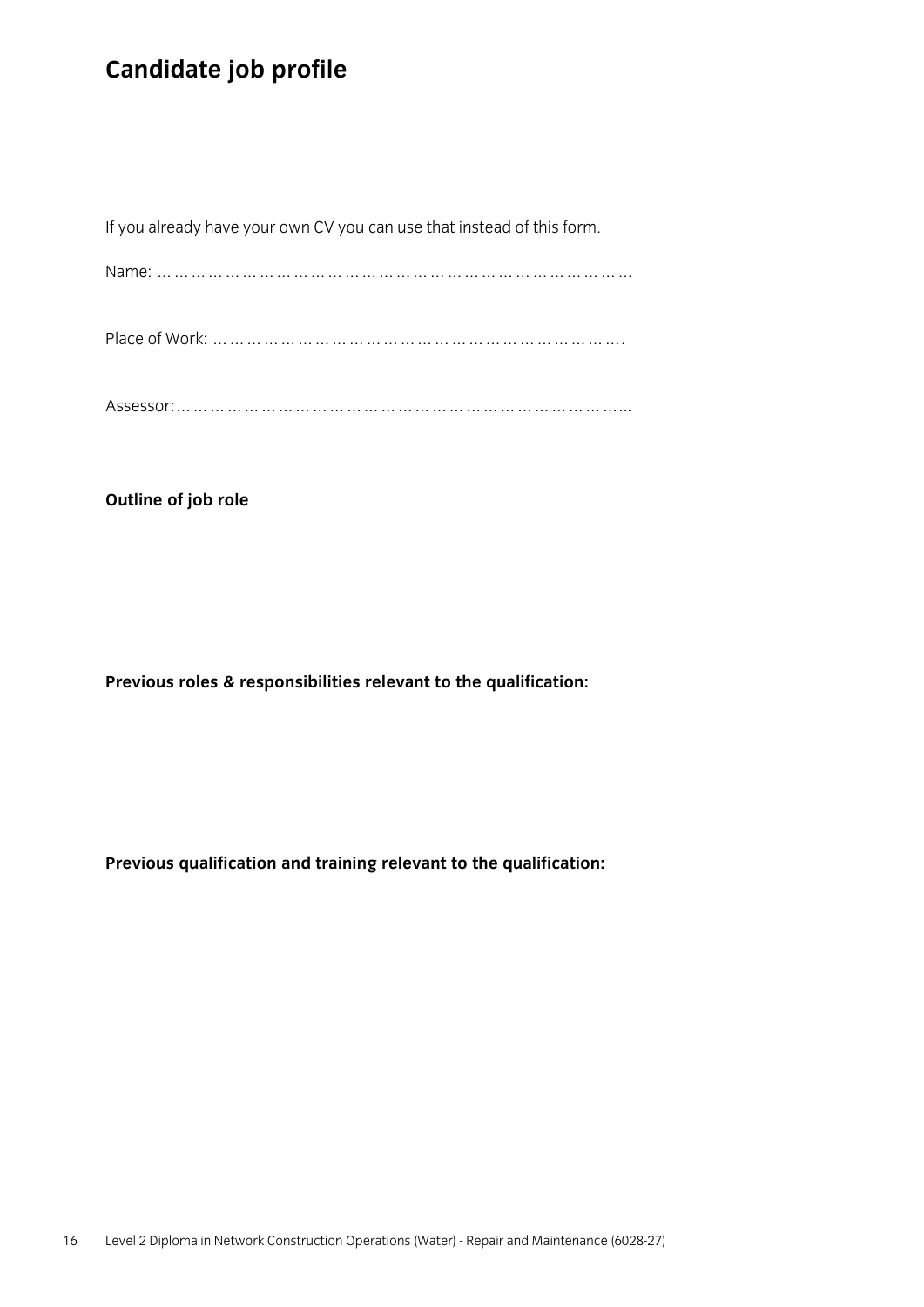# Candidate job profile

If you already have your own CV you can use that instead of this form.

Name: ………………………………………………………………………………

Place of Work: …………………………………………………………………….

Assessor:…………………………………………………………………………

**Outline of job role**

**Previous roles & responsibilities relevant to the qualification:**

**Previous qualification and training relevant to the qualification:**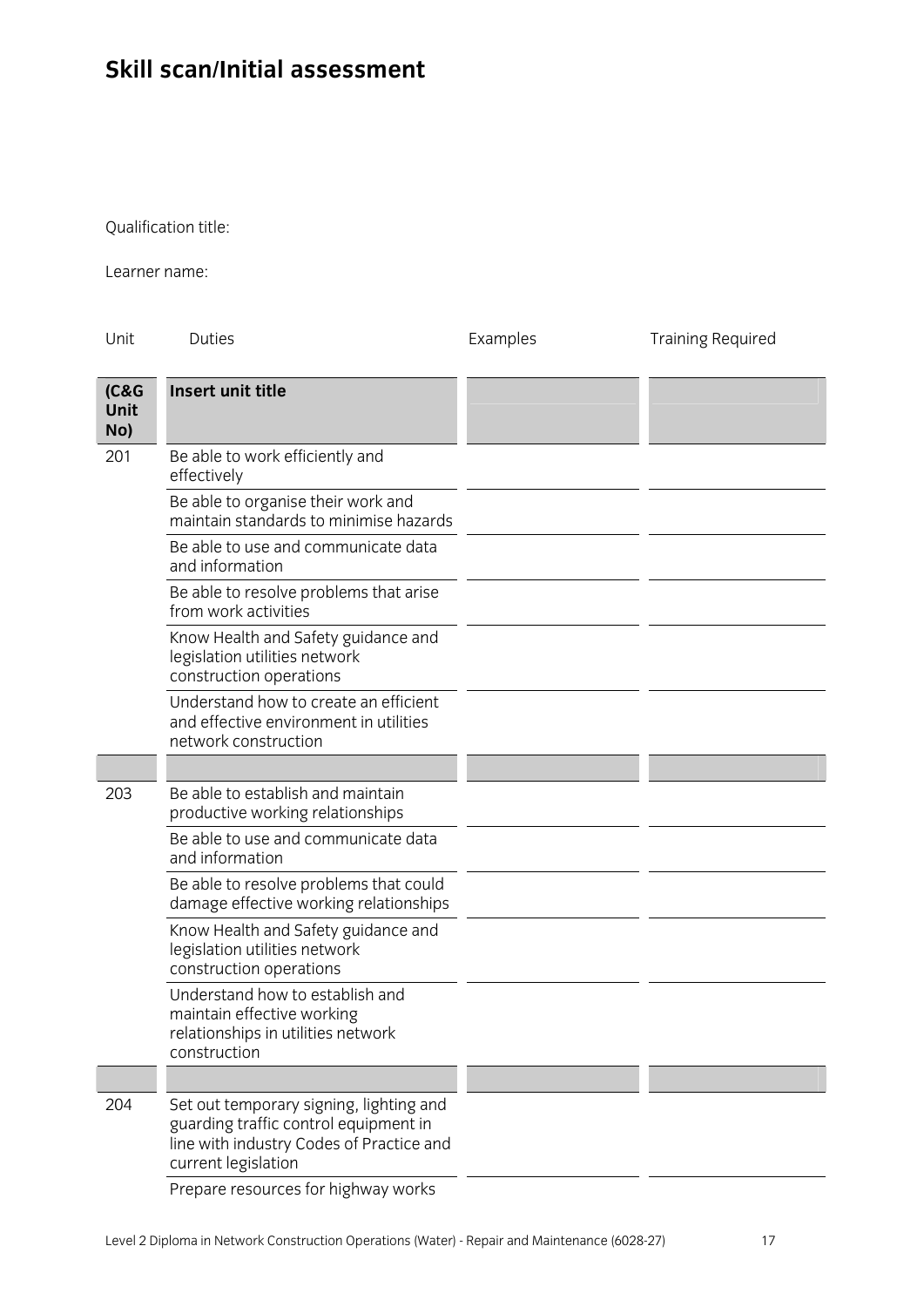## Skill scan/Initial assessment

Qualification title:

Learner name:

| Unit | Duties | Examples | Training Required |
|---|---|---|---|
| **(C&G Unit No)** | **Insert unit title** | | |
| 201 | Be able to work efficiently and effectively | | |
| | Be able to organise their work and maintain standards to minimise hazards | | |
| | Be able to use and communicate data and information | | |
| | Be able to resolve problems that arise from work activities | | |
| | Know Health and Safety guidance and legislation utilities network construction operations | | |
| | Understand how to create an efficient and effective environment in utilities network construction | | |
| | | | |
| 203 | Be able to establish and maintain productive working relationships | | |
| | Be able to use and communicate data and information | | |
| | Be able to resolve problems that could damage effective working relationships | | |
| | Know Health and Safety guidance and legislation utilities network construction operations | | |
| | Understand how to establish and maintain effective working relationships in utilities network construction | | |
| | | | |
| 204 | Set out temporary signing, lighting and guarding traffic control equipment in line with industry Codes of Practice and current legislation | | |
| | Prepare resources for highway works | | |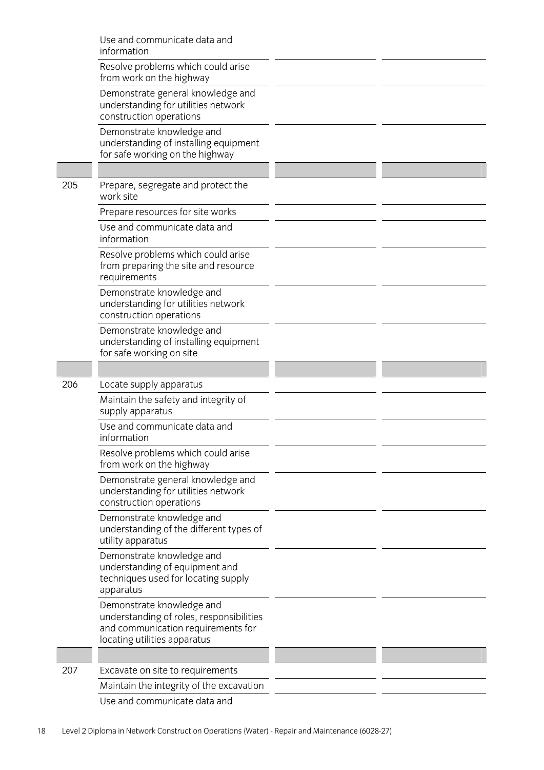| | | | |
|---|---|---|---|
| | Use and communicate data and information | | |
| | Resolve problems which could arise from work on the highway | | |
| | Demonstrate general knowledge and understanding for utilities network construction operations | | |
| | Demonstrate knowledge and understanding of installing equipment for safe working on the highway | | |
| | | | |
| 205 | Prepare, segregate and protect the work site | | |
| | Prepare resources for site works | | |
| | Use and communicate data and information | | |
| | Resolve problems which could arise from preparing the site and resource requirements | | |
| | Demonstrate knowledge and understanding for utilities network construction operations | | |
| | Demonstrate knowledge and understanding of installing equipment for safe working on site | | |
| | | | |
| 206 | Locate supply apparatus | | |
| | Maintain the safety and integrity of supply apparatus | | |
| | Use and communicate data and information | | |
| | Resolve problems which could arise from work on the highway | | |
| | Demonstrate general knowledge and understanding for utilities network construction operations | | |
| | Demonstrate knowledge and understanding of the different types of utility apparatus | | |
| | Demonstrate knowledge and understanding of equipment and techniques used for locating supply apparatus | | |
| | Demonstrate knowledge and understanding of roles, responsibilities and communication requirements for locating utilities apparatus | | |
| | | | |
| 207 | Excavate on site to requirements | | |
| | Maintain the integrity of the excavation | | |
| | Use and communicate data and | | |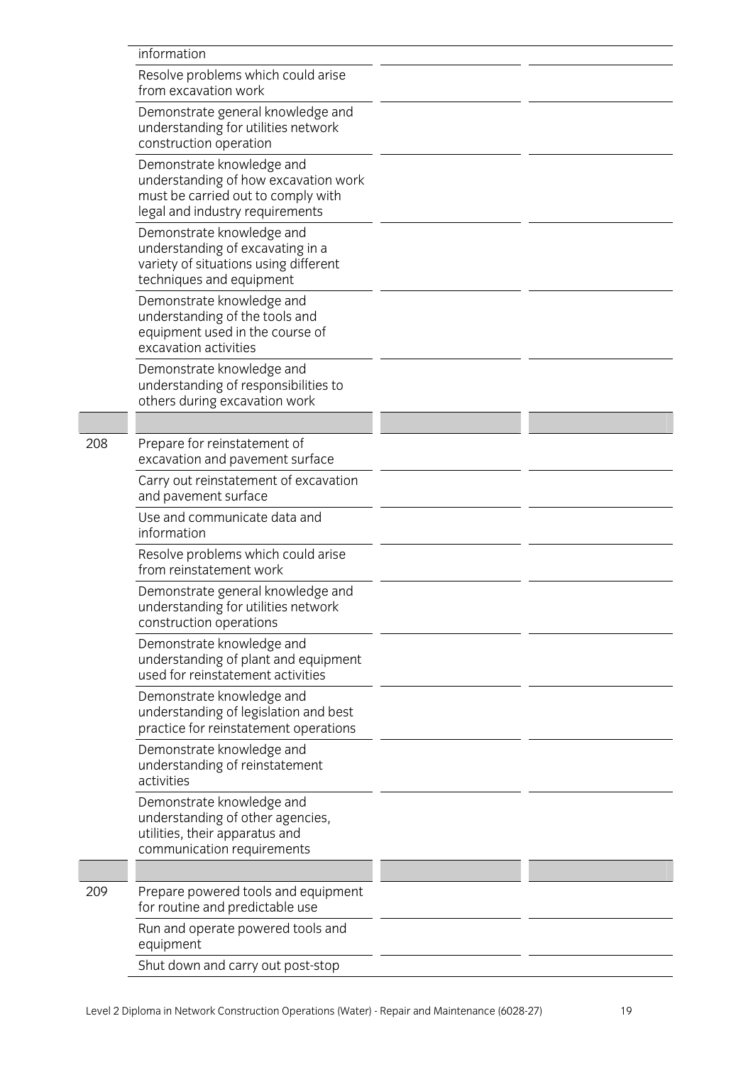| | | | |
|---|---|---|---|
| | information | | |
| | Resolve problems which could arise from excavation work | | |
| | Demonstrate general knowledge and understanding for utilities network construction operation | | |
| | Demonstrate knowledge and understanding of how excavation work must be carried out to comply with legal and industry requirements | | |
| | Demonstrate knowledge and understanding of excavating in a variety of situations using different techniques and equipment | | |
| | Demonstrate knowledge and understanding of the tools and equipment used in the course of excavation activities | | |
| | Demonstrate knowledge and understanding of responsibilities to others during excavation work | | |
| | | | |
| 208 | Prepare for reinstatement of excavation and pavement surface | | |
| | Carry out reinstatement of excavation and pavement surface | | |
| | Use and communicate data and information | | |
| | Resolve problems which could arise from reinstatement work | | |
| | Demonstrate general knowledge and understanding for utilities network construction operations | | |
| | Demonstrate knowledge and understanding of plant and equipment used for reinstatement activities | | |
| | Demonstrate knowledge and understanding of legislation and best practice for reinstatement operations | | |
| | Demonstrate knowledge and understanding of reinstatement activities | | |
| | Demonstrate knowledge and understanding of other agencies, utilities, their apparatus and communication requirements | | |
| | | | |
| 209 | Prepare powered tools and equipment for routine and predictable use | | |
| | Run and operate powered tools and equipment | | |
| | Shut down and carry out post-stop | | |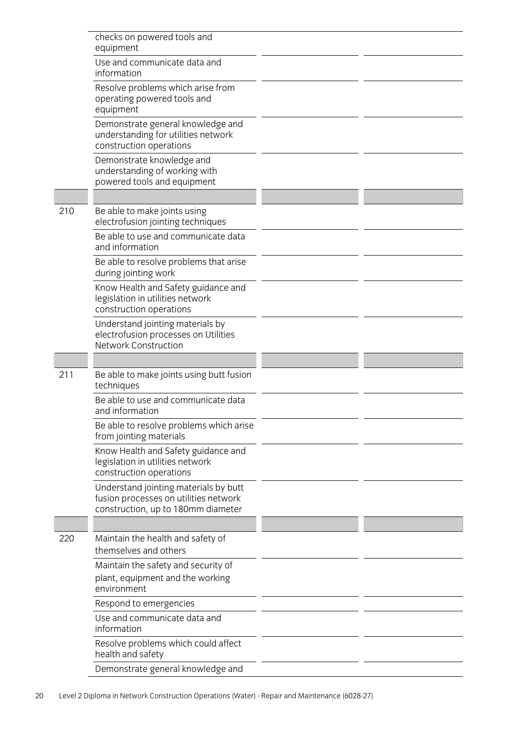| | | | |
|---|---|---|---|
| | checks on powered tools and equipment | | |
| | Use and communicate data and information | | |
| | Resolve problems which arise from operating powered tools and equipment | | |
| | Demonstrate general knowledge and understanding for utilities network construction operations | | |
| | Demonstrate knowledge and understanding of working with powered tools and equipment | | |
| | | | |
| 210 | Be able to make joints using electrofusion jointing techniques | | |
| | Be able to use and communicate data and information | | |
| | Be able to resolve problems that arise during jointing work | | |
| | Know Health and Safety guidance and legislation in utilities network construction operations | | |
| | Understand jointing materials by electrofusion processes on Utilities Network Construction | | |
| | | | |
| 211 | Be able to make joints using butt fusion techniques | | |
| | Be able to use and communicate data and information | | |
| | Be able to resolve problems which arise from jointing materials | | |
| | Know Health and Safety guidance and legislation in utilities network construction operations | | |
| | Understand jointing materials by butt fusion processes on utilities network construction, up to 180mm diameter | | |
| | | | |
| 220 | Maintain the health and safety of themselves and others | | |
| | Maintain the safety and security of plant, equipment and the working environment | | |
| | Respond to emergencies | | |
| | Use and communicate data and information | | |
| | Resolve problems which could affect health and safety | | |
| | Demonstrate general knowledge and | | |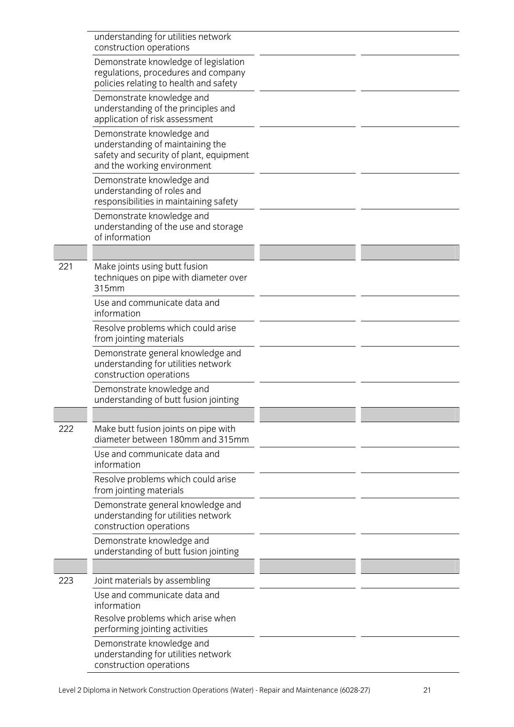| | | | |
|---|---|---|---|
| | understanding for utilities network construction operations | | |
| | Demonstrate knowledge of legislation regulations, procedures and company policies relating to health and safety | | |
| | Demonstrate knowledge and understanding of the principles and application of risk assessment | | |
| | Demonstrate knowledge and understanding of maintaining the safety and security of plant, equipment and the working environment | | |
| | Demonstrate knowledge and understanding of roles and responsibilities in maintaining safety | | |
| | Demonstrate knowledge and understanding of the use and storage of information | | |
| | | | |
| 221 | Make joints using butt fusion techniques on pipe with diameter over 315mm | | |
| | Use and communicate data and information | | |
| | Resolve problems which could arise from jointing materials | | |
| | Demonstrate general knowledge and understanding for utilities network construction operations | | |
| | Demonstrate knowledge and understanding of butt fusion jointing | | |
| | | | |
| 222 | Make butt fusion joints on pipe with diameter between 180mm and 315mm | | |
| | Use and communicate data and information | | |
| | Resolve problems which could arise from jointing materials | | |
| | Demonstrate general knowledge and understanding for utilities network construction operations | | |
| | Demonstrate knowledge and understanding of butt fusion jointing | | |
| | | | |
| 223 | Joint materials by assembling | | |
| | Use and communicate data and information<br>Resolve problems which arise when performing jointing activities | | |
| | Demonstrate knowledge and understanding for utilities network construction operations | | |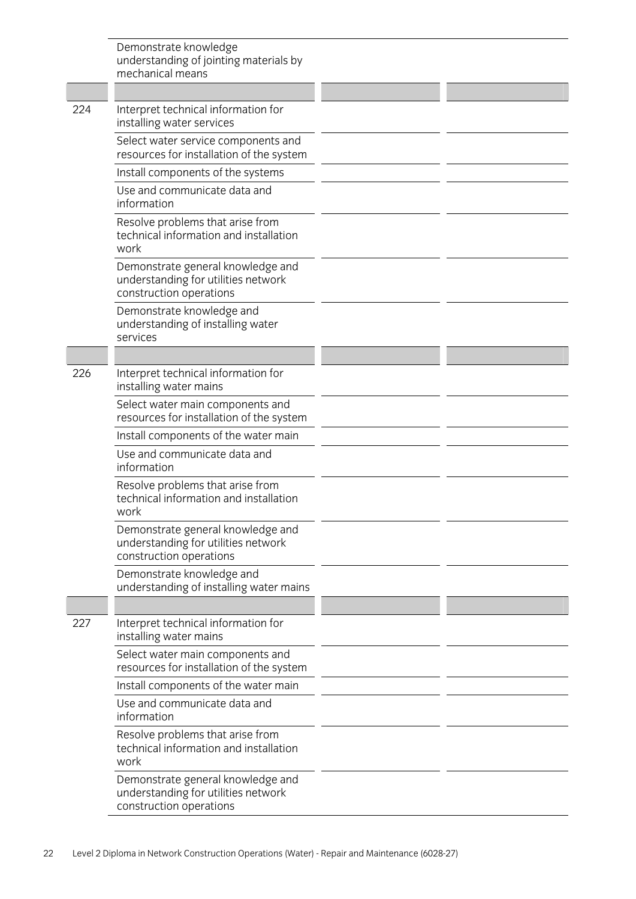| | | | |
|---|---|---|---|
| | Demonstrate knowledge understanding of jointing materials by mechanical means | | |
| | | | |
| 224 | Interpret technical information for installing water services | | |
| | Select water service components and resources for installation of the system | | |
| | Install components of the systems | | |
| | Use and communicate data and information | | |
| | Resolve problems that arise from technical information and installation work | | |
| | Demonstrate general knowledge and understanding for utilities network construction operations | | |
| | Demonstrate knowledge and understanding of installing water services | | |
| | | | |
| 226 | Interpret technical information for installing water mains | | |
| | Select water main components and resources for installation of the system | | |
| | Install components of the water main | | |
| | Use and communicate data and information | | |
| | Resolve problems that arise from technical information and installation work | | |
| | Demonstrate general knowledge and understanding for utilities network construction operations | | |
| | Demonstrate knowledge and understanding of installing water mains | | |
| | | | |
| 227 | Interpret technical information for installing water mains | | |
| | Select water main components and resources for installation of the system | | |
| | Install components of the water main | | |
| | Use and communicate data and information | | |
| | Resolve problems that arise from technical information and installation work | | |
| | Demonstrate general knowledge and understanding for utilities network construction operations | | |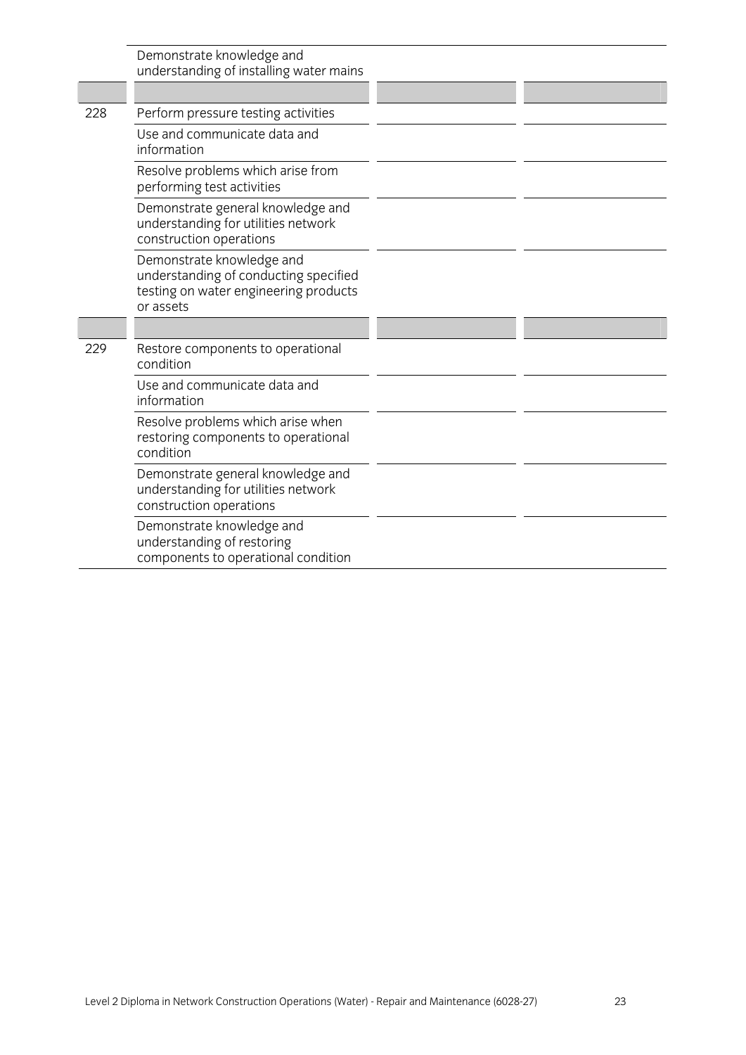| | | | |
|---|---|---|---|
| | Demonstrate knowledge and understanding of installing water mains | | |
| | | | |
| 228 | Perform pressure testing activities | | |
| | Use and communicate data and information | | |
| | Resolve problems which arise from performing test activities | | |
| | Demonstrate general knowledge and understanding for utilities network construction operations | | |
| | Demonstrate knowledge and understanding of conducting specified testing on water engineering products or assets | | |
| | | | |
| 229 | Restore components to operational condition | | |
| | Use and communicate data and information | | |
| | Resolve problems which arise when restoring components to operational condition | | |
| | Demonstrate general knowledge and understanding for utilities network construction operations | | |
| | Demonstrate knowledge and understanding of restoring components to operational condition | | |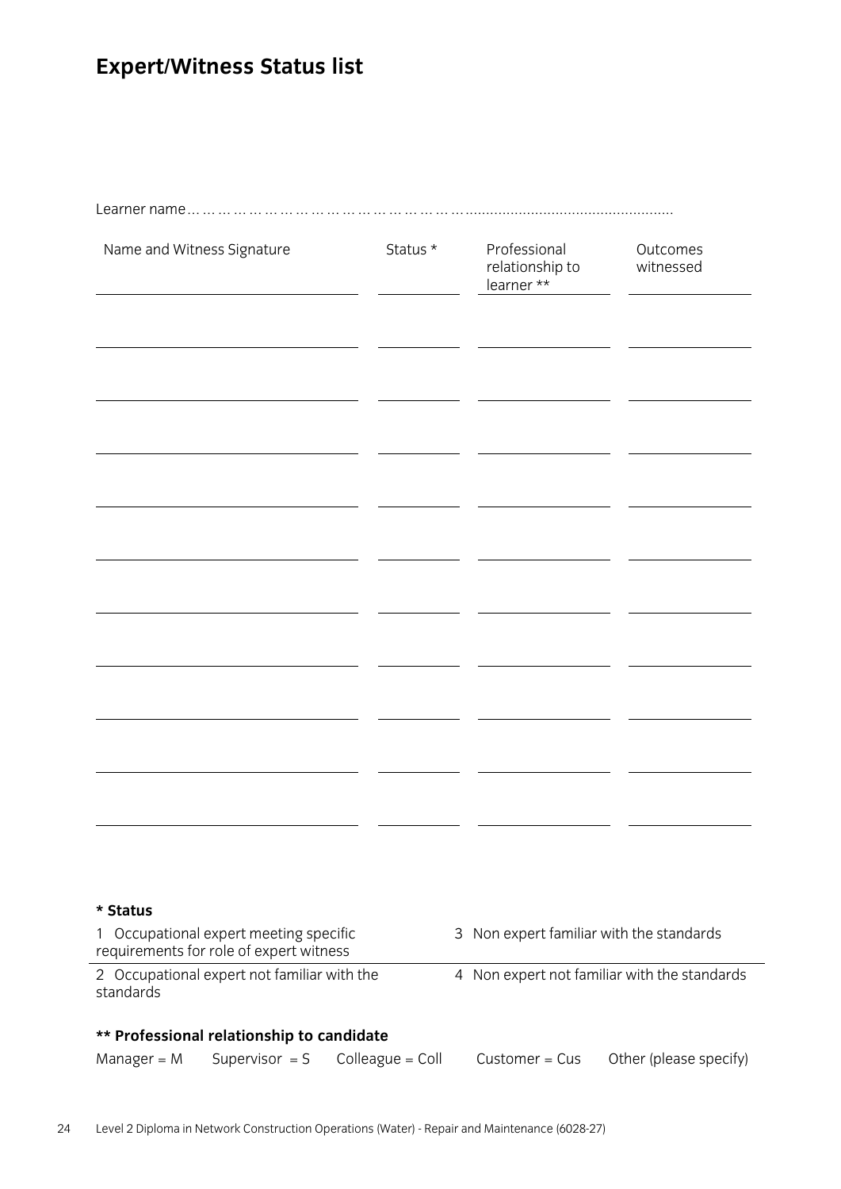# Expert/Witness Status list

Learner name………………………………………………………………………………………………

| Name and Witness Signature | Status * | Professional relationship to learner ** | Outcomes witnessed |
|---|---|---|---|
| | | | |
| | | | |
| | | | |
| | | | |
| | | | |
| | | | |
| | | | |
| | | | |
| | | | |
| | | | |

**\* Status**

1 Occupational expert meeting specific requirements for role of expert witness

2 Occupational expert not familiar with the standards

3 Non expert familiar with the standards

4 Non expert not familiar with the standards

**\*\* Professional relationship to candidate**

Manager = M Supervisor = S Colleague = Coll Customer = Cus Other (please specify)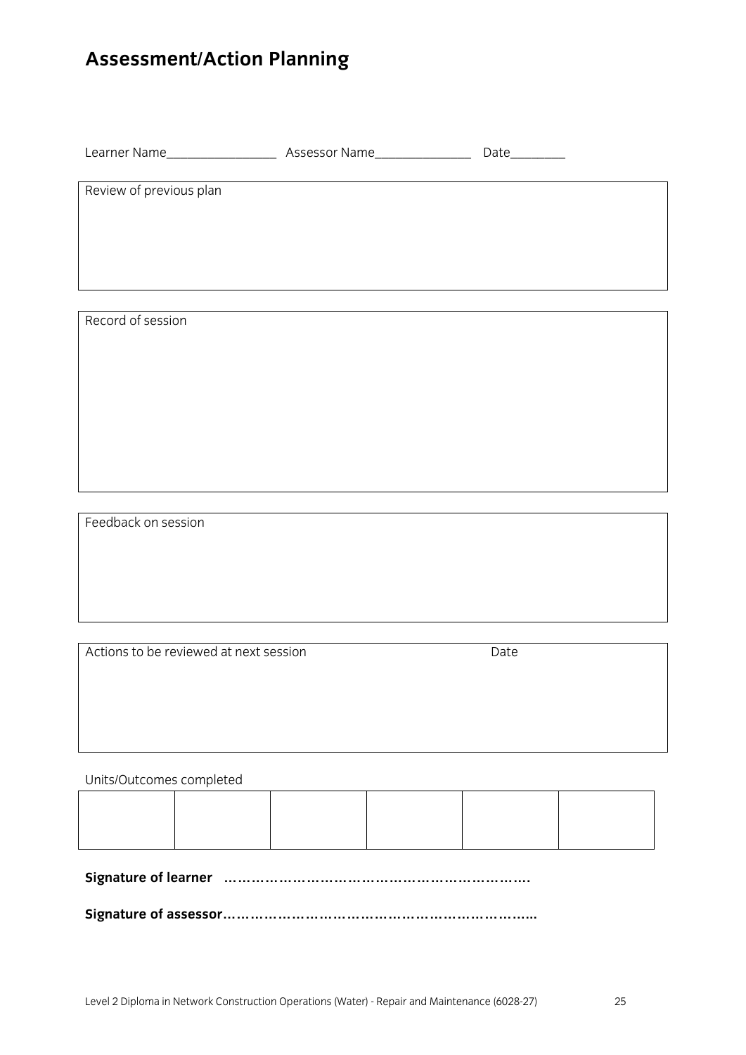# Assessment/Action Planning

Learner Name________________ Assessor Name______________ Date________

| Review of previous plan |
|---|
| |

| Record of session |
|---|
| |

| Feedback on session |
|---|
| |

| Actions to be reviewed at next session | Date |
|---|---|
| | |

Units/Outcomes completed

| | | | | | |
|---|---|---|---|---|---|
| | | | | | |

**Signature of learner** ………………………………………………………….

**Signature of assessor**…………………………………………………………..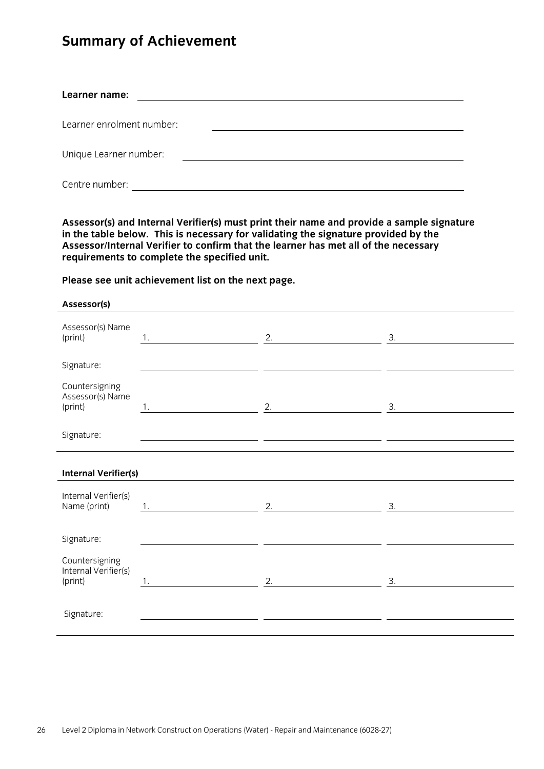# Summary of Achievement

**Learner name:** ______________________________

Learner enrolment number: ______________________________

Unique Learner number: ______________________________

Centre number: ______________________________

**Assessor(s) and Internal Verifier(s) must print their name and provide a sample signature in the table below. This is necessary for validating the signature provided by the Assessor/Internal Verifier to confirm that the learner has met all of the necessary requirements to complete the specified unit.**

**Please see unit achievement list on the next page.**

**Assessor(s)**

| | | | |
|---|---|---|---|
| Assessor(s) Name (print) | 1. | 2. | 3. |
| Signature: | | | |
| Countersigning Assessor(s) Name (print) | 1. | 2. | 3. |
| Signature: | | | |

**Internal Verifier(s)**

| | | | |
|---|---|---|---|
| Internal Verifier(s) Name (print) | 1. | 2. | 3. |
| Signature: | | | |
| Countersigning Internal Verifier(s) (print) | 1. | 2. | 3. |
| Signature: | | | |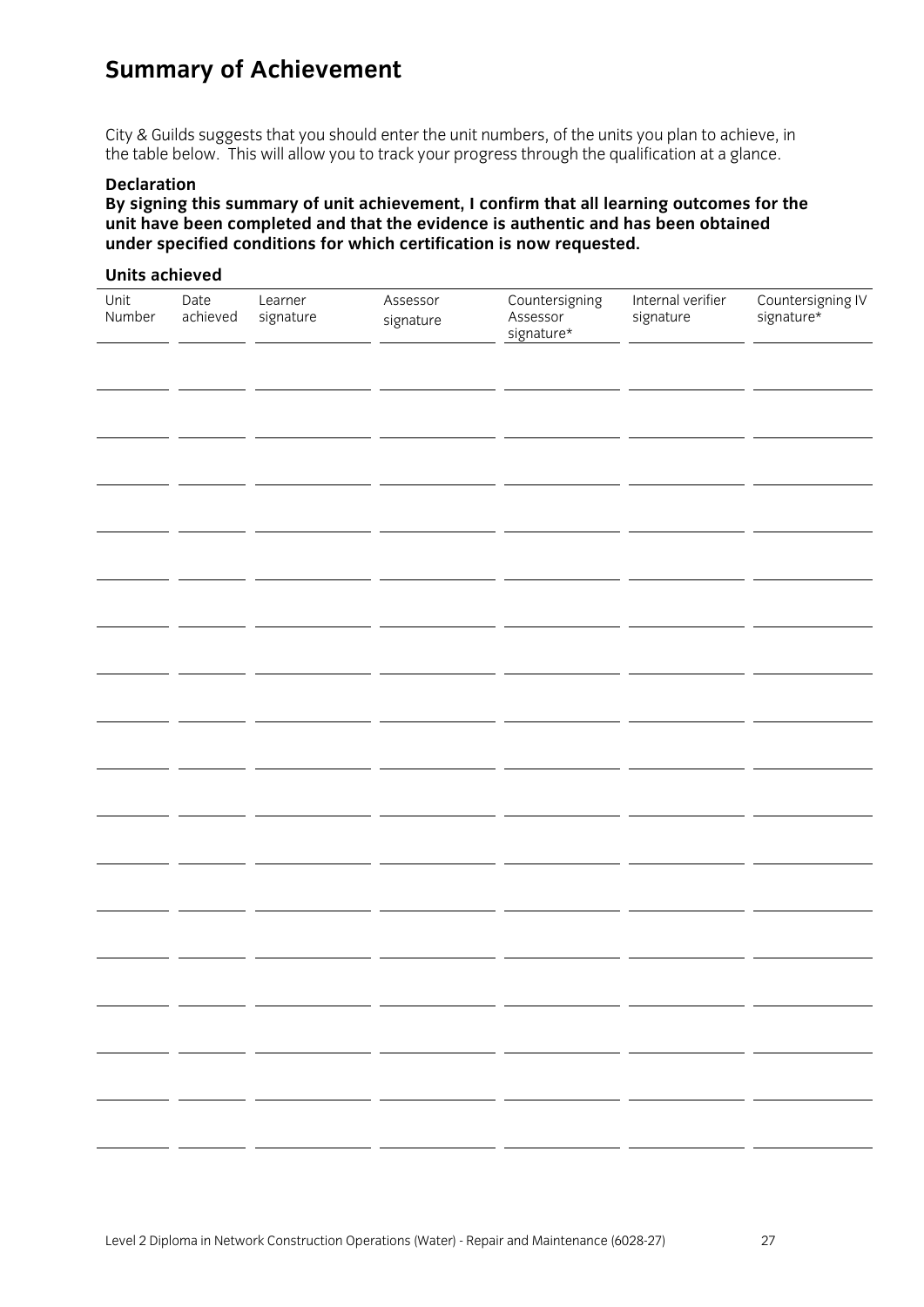# Summary of Achievement

City & Guilds suggests that you should enter the unit numbers, of the units you plan to achieve, in the table below. This will allow you to track your progress through the qualification at a glance.

**Declaration**

**By signing this summary of unit achievement, I confirm that all learning outcomes for the unit have been completed and that the evidence is authentic and has been obtained under specified conditions for which certification is now requested.**

**Units achieved**

| Unit Number | Date achieved | Learner signature | Assessor signature | Countersigning Assessor signature* | Internal verifier signature | Countersigning IV signature* |
|---|---|---|---|---|---|---|
| | | | | | | |
| | | | | | | |
| | | | | | | |
| | | | | | | |
| | | | | | | |
| | | | | | | |
| | | | | | | |
| | | | | | | |
| | | | | | | |
| | | | | | | |
| | | | | | | |
| | | | | | | |
| | | | | | | |
| | | | | | | |
| | | | | | | |
| | | | | | | |
| | | | | | | |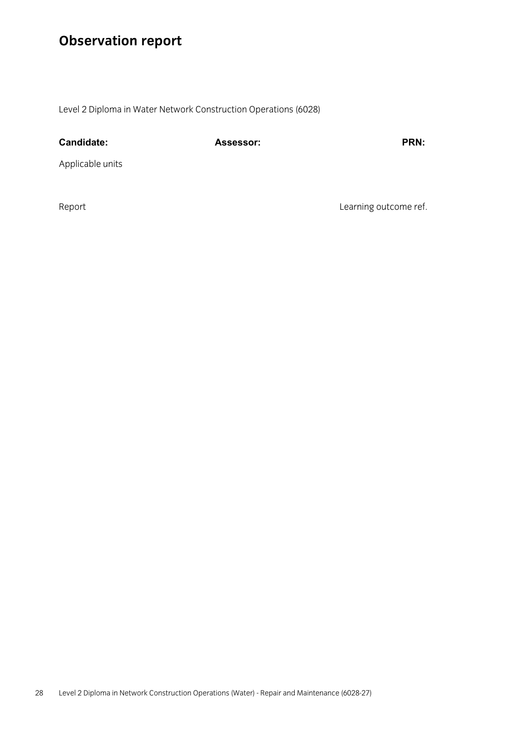# Observation report

Level 2 Diploma in Water Network Construction Operations (6028)

| **Candidate:** | **Assessor:** | **PRN:** |
|---|---|---|

Applicable units

| Report | Learning outcome ref. |
|---|---|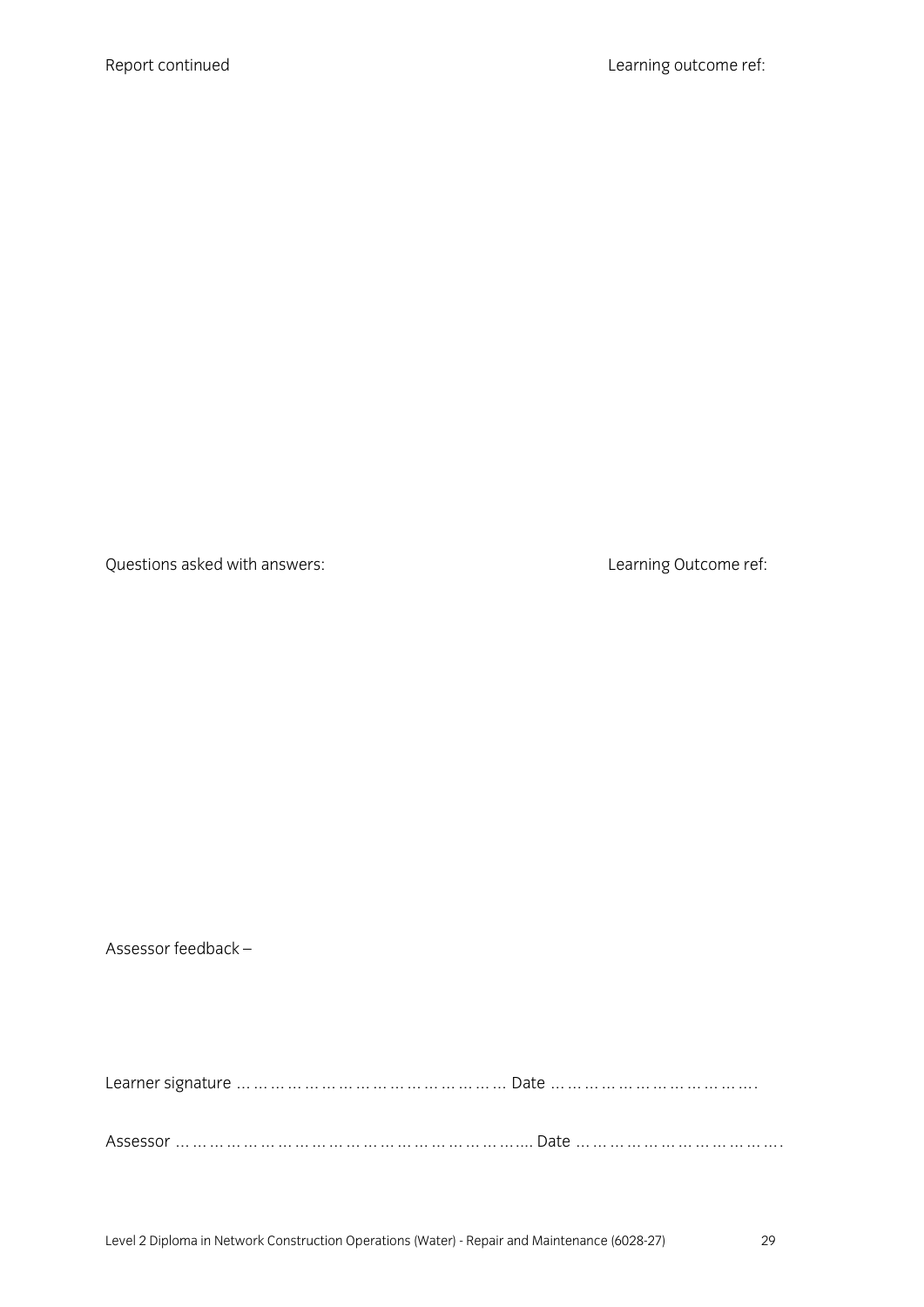Report continued | Learning outcome ref:

Questions asked with answers: | Learning Outcome ref:

Assessor feedback –

Learner signature ………………………………………… Date ……………………………….

Assessor …………………………………………………….. Date ………………………………….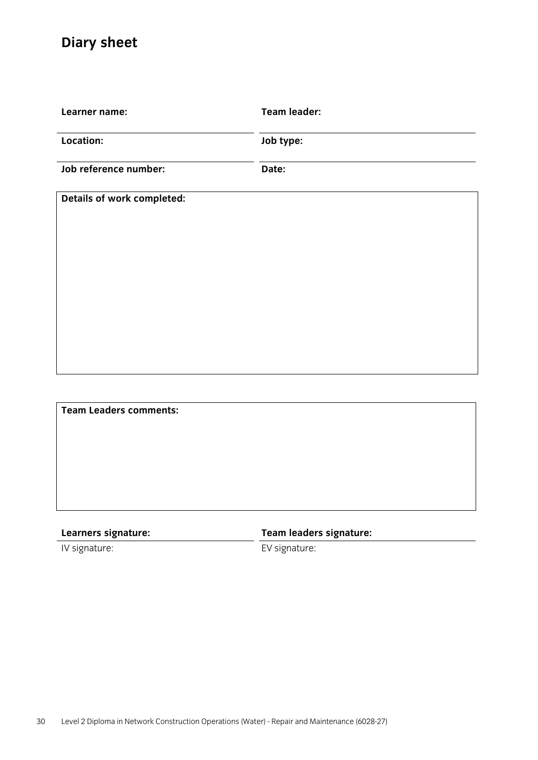# Diary sheet

**Learner name:**

**Team leader:**

**Location:**

**Job type:**

**Job reference number:**

**Date:**

| **Details of work completed:** |
|---|
| |

| **Team Leaders comments:** |
|---|
| |

**Learners signature:**

**Team leaders signature:**

IV signature:

EV signature: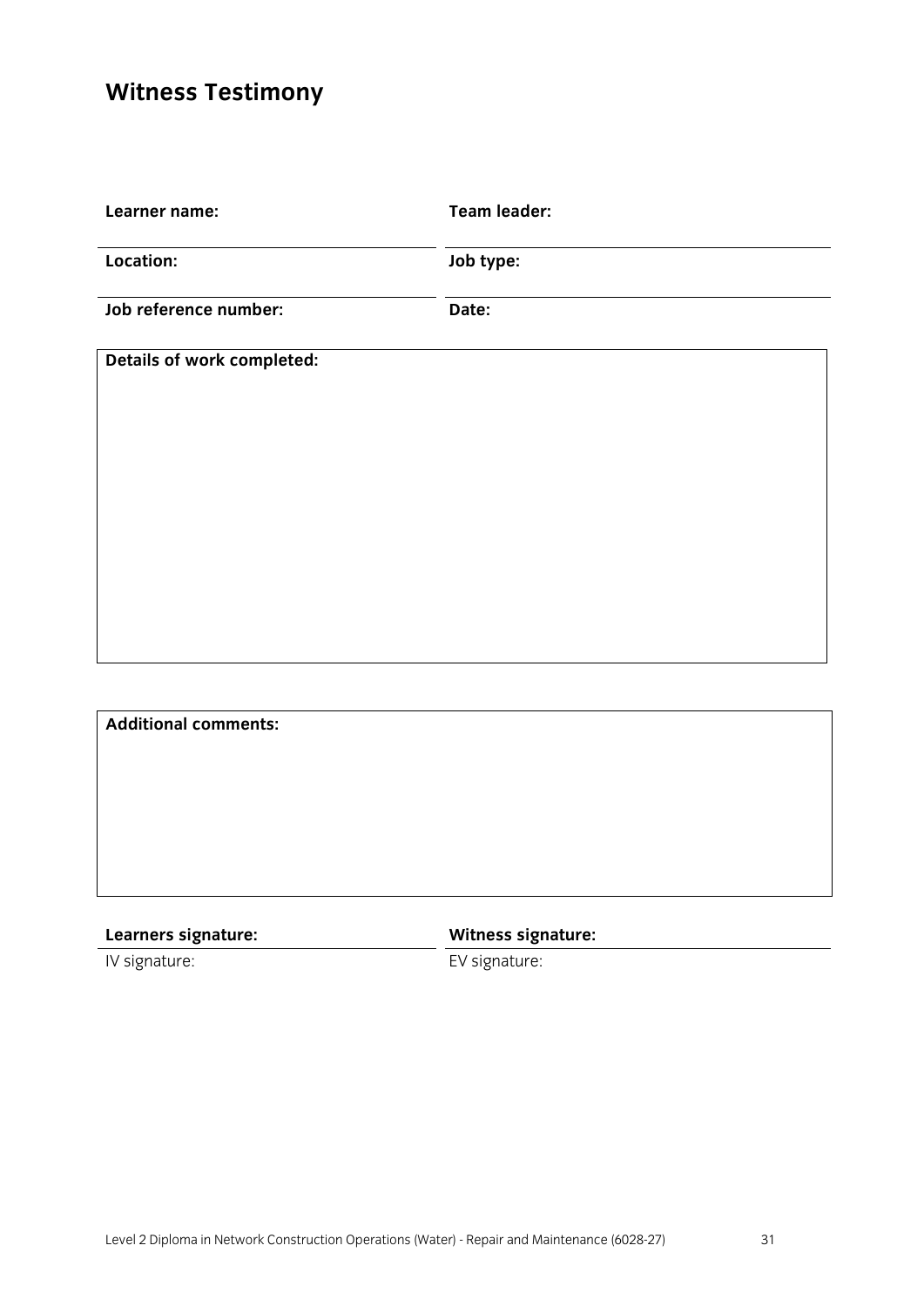## Witness Testimony

| **Learner name:** | **Team leader:** |
|---|---|
| **Location:** | **Job type:** |
| **Job reference number:** | **Date:** |

**Details of work completed:**

**Additional comments:**

| **Learners signature:** | **Witness signature:** |
|---|---|
| IV signature: | EV signature: |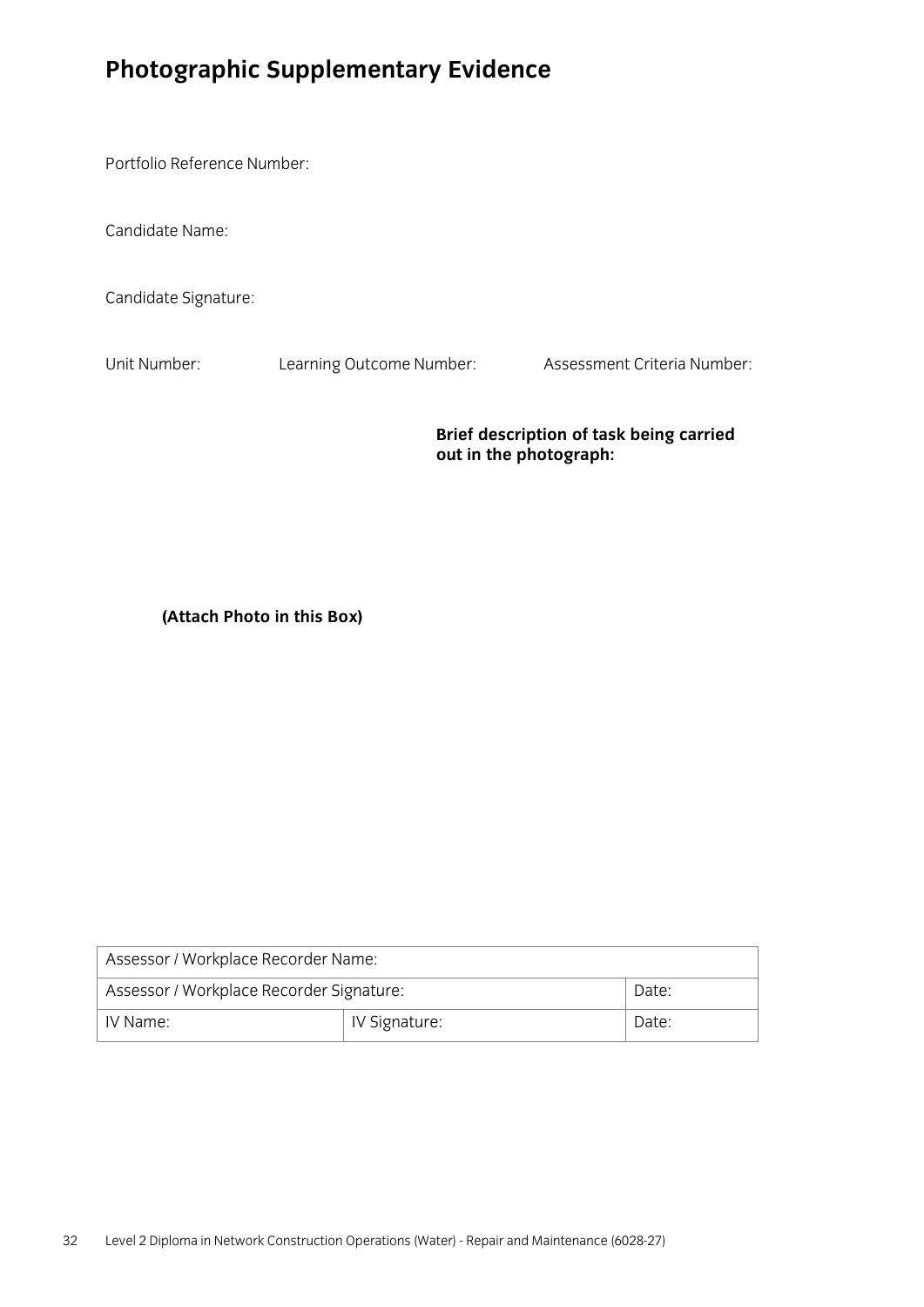# Photographic Supplementary Evidence

Portfolio Reference Number:

Candidate Name:

Candidate Signature:

Unit Number: Learning Outcome Number: Assessment Criteria Number:

**Brief description of task being carried out in the photograph:**

**(Attach Photo in this Box)**

| Assessor / Workplace Recorder Name: | | |
|---|---|---|
| Assessor / Workplace Recorder Signature: | | Date: |
| IV Name: | IV Signature: | Date: |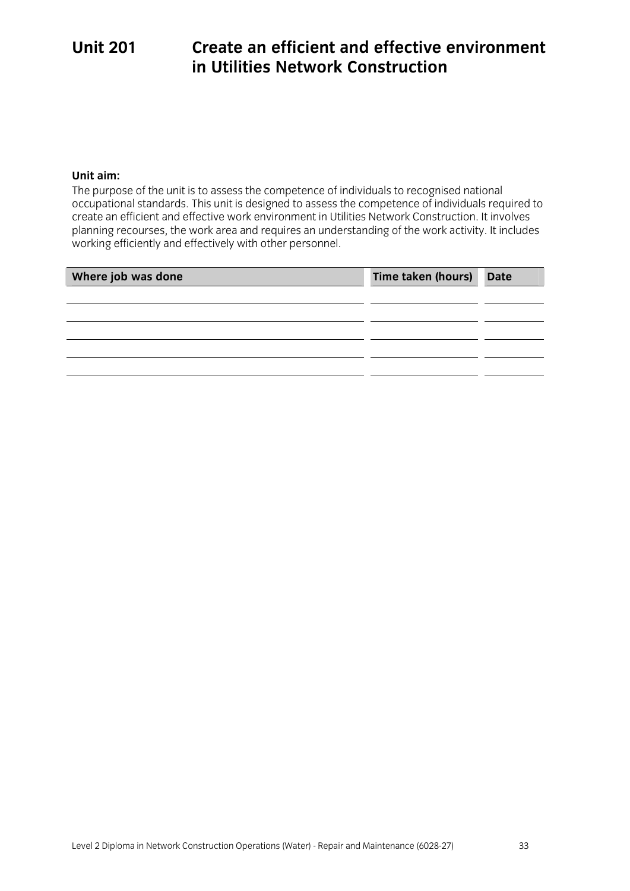# Unit 201 Create an efficient and effective environment in Utilities Network Construction

**Unit aim:**

The purpose of the unit is to assess the competence of individuals to recognised national occupational standards. This unit is designed to assess the competence of individuals required to create an efficient and effective work environment in Utilities Network Construction. It involves planning recourses, the work area and requires an understanding of the work activity. It includes working efficiently and effectively with other personnel.

| Where job was done | Time taken (hours) | Date |
|---|---|---|
| | | |
| | | |
| | | |
| | | |
| | | |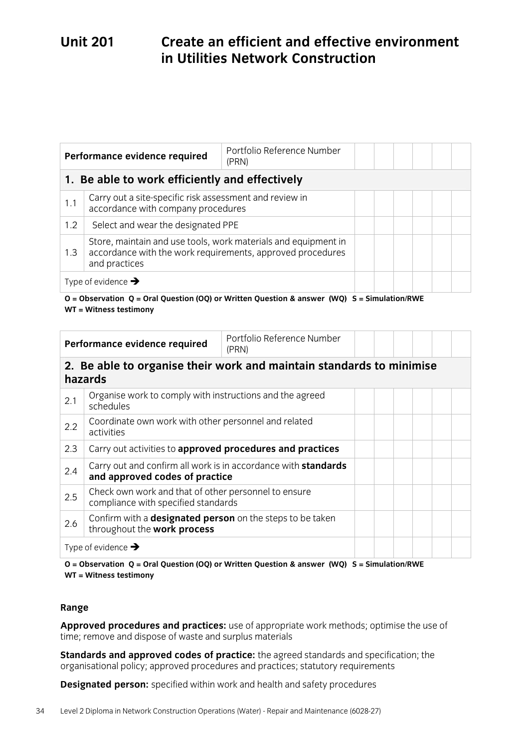# Unit 201 Create an efficient and effective environment in Utilities Network Construction

| Performance evidence required | | Portfolio Reference Number (PRN) | | | | | | |
|---|---|---|---|---|---|---|---|---|
| **1. Be able to work efficiently and effectively** | | | | | | | | |
| 1.1 | Carry out a site-specific risk assessment and review in accordance with company procedures | | | | | | | |
| 1.2 | Select and wear the designated PPE | | | | | | | |
| 1.3 | Store, maintain and use tools, work materials and equipment in accordance with the work requirements, approved procedures and practices | | | | | | | |
| Type of evidence ➔ | | | | | | | | |

**O = Observation Q = Oral Question (OQ) or Written Question & answer (WQ) S = Simulation/RWE WT = Witness testimony**

| Performance evidence required | | Portfolio Reference Number (PRN) | | | | | | |
|---|---|---|---|---|---|---|---|---|
| **2. Be able to organise their work and maintain standards to minimise hazards** | | | | | | | | |
| 2.1 | Organise work to comply with instructions and the agreed schedules | | | | | | | |
| 2.2 | Coordinate own work with other personnel and related activities | | | | | | | |
| 2.3 | Carry out activities to **approved procedures and practices** | | | | | | | |
| 2.4 | Carry out and confirm all work is in accordance with **standards and approved codes of practice** | | | | | | | |
| 2.5 | Check own work and that of other personnel to ensure compliance with specified standards | | | | | | | |
| 2.6 | Confirm with a **designated person** on the steps to be taken throughout the **work process** | | | | | | | |
| Type of evidence ➔ | | | | | | | | |

**O = Observation Q = Oral Question (OQ) or Written Question & answer (WQ) S = Simulation/RWE WT = Witness testimony**

**Range**

**Approved procedures and practices:** use of appropriate work methods; optimise the use of time; remove and dispose of waste and surplus materials

**Standards and approved codes of practice:** the agreed standards and specification; the organisational policy; approved procedures and practices; statutory requirements

**Designated person:** specified within work and health and safety procedures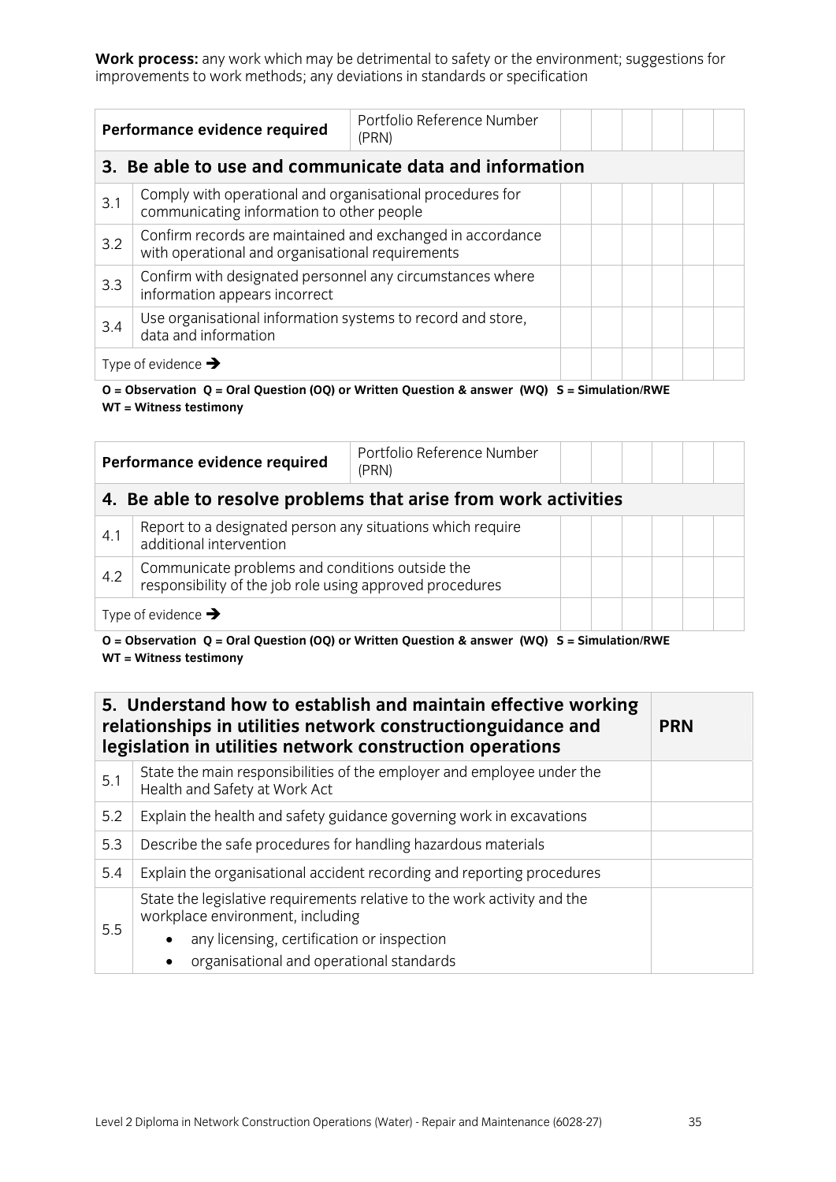**Work process:** any work which may be detrimental to safety or the environment; suggestions for improvements to work methods; any deviations in standards or specification

| **Performance evidence required** | | Portfolio Reference Number (PRN) | | | | | | |
|---|---|---|---|---|---|---|---|---|
| **3. Be able to use and communicate data and information** | | | | | | | | |
| 3.1 | Comply with operational and organisational procedures for communicating information to other people | | | | | | | |
| 3.2 | Confirm records are maintained and exchanged in accordance with operational and organisational requirements | | | | | | | |
| 3.3 | Confirm with designated personnel any circumstances where information appears incorrect | | | | | | | |
| 3.4 | Use organisational information systems to record and store, data and information | | | | | | | |
| Type of evidence ➔ | | | | | | | | |

**O = Observation Q = Oral Question (OQ) or Written Question & answer (WQ) S = Simulation/RWE WT = Witness testimony**

| **Performance evidence required** | | Portfolio Reference Number (PRN) | | | | | | |
|---|---|---|---|---|---|---|---|---|
| **4. Be able to resolve problems that arise from work activities** | | | | | | | | |
| 4.1 | Report to a designated person any situations which require additional intervention | | | | | | | |
| 4.2 | Communicate problems and conditions outside the responsibility of the job role using approved procedures | | | | | | | |
| Type of evidence ➔ | | | | | | | | |

**O = Observation Q = Oral Question (OQ) or Written Question & answer (WQ) S = Simulation/RWE WT = Witness testimony**

| **5. Understand how to establish and maintain effective working relationships in utilities network constructionguidance and legislation in utilities network construction operations** | | **PRN** |
|---|---|---|
| 5.1 | State the main responsibilities of the employer and employee under the Health and Safety at Work Act | |
| 5.2 | Explain the health and safety guidance governing work in excavations | |
| 5.3 | Describe the safe procedures for handling hazardous materials | |
| 5.4 | Explain the organisational accident recording and reporting procedures | |
| 5.5 | State the legislative requirements relative to the work activity and the workplace environment, including<br>• any licensing, certification or inspection<br>• organisational and operational standards | |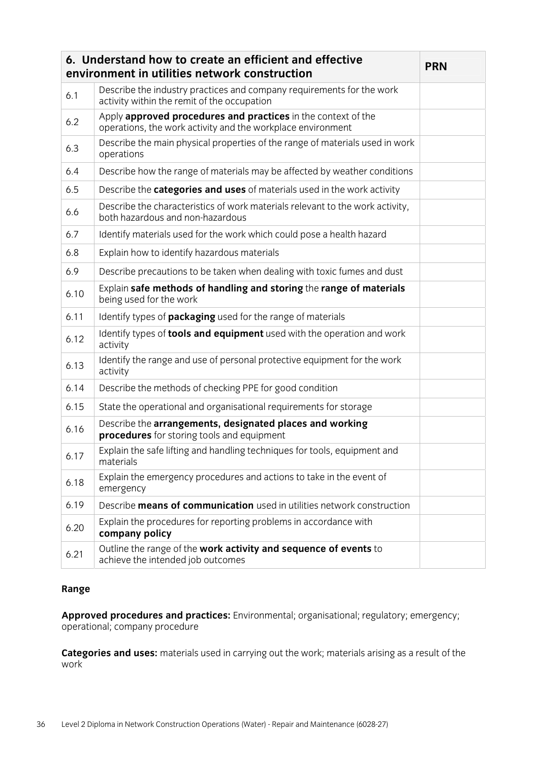| 6. Understand how to create an efficient and effective environment in utilities network construction | | PRN |
|---|---|---|
| 6.1 | Describe the industry practices and company requirements for the work activity within the remit of the occupation | |
| 6.2 | Apply **approved procedures and practices** in the context of the operations, the work activity and the workplace environment | |
| 6.3 | Describe the main physical properties of the range of materials used in work operations | |
| 6.4 | Describe how the range of materials may be affected by weather conditions | |
| 6.5 | Describe the **categories and uses** of materials used in the work activity | |
| 6.6 | Describe the characteristics of work materials relevant to the work activity, both hazardous and non-hazardous | |
| 6.7 | Identify materials used for the work which could pose a health hazard | |
| 6.8 | Explain how to identify hazardous materials | |
| 6.9 | Describe precautions to be taken when dealing with toxic fumes and dust | |
| 6.10 | Explain **safe methods of handling and storing** the **range of materials** being used for the work | |
| 6.11 | Identify types of **packaging** used for the range of materials | |
| 6.12 | Identify types of **tools and equipment** used with the operation and work activity | |
| 6.13 | Identify the range and use of personal protective equipment for the work activity | |
| 6.14 | Describe the methods of checking PPE for good condition | |
| 6.15 | State the operational and organisational requirements for storage | |
| 6.16 | Describe the **arrangements, designated places and working procedures** for storing tools and equipment | |
| 6.17 | Explain the safe lifting and handling techniques for tools, equipment and materials | |
| 6.18 | Explain the emergency procedures and actions to take in the event of emergency | |
| 6.19 | Describe **means of communication** used in utilities network construction | |
| 6.20 | Explain the procedures for reporting problems in accordance with **company policy** | |
| 6.21 | Outline the range of the **work activity and sequence of events** to achieve the intended job outcomes | |

**Range**

**Approved procedures and practices:** Environmental; organisational; regulatory; emergency; operational; company procedure

**Categories and uses:** materials used in carrying out the work; materials arising as a result of the work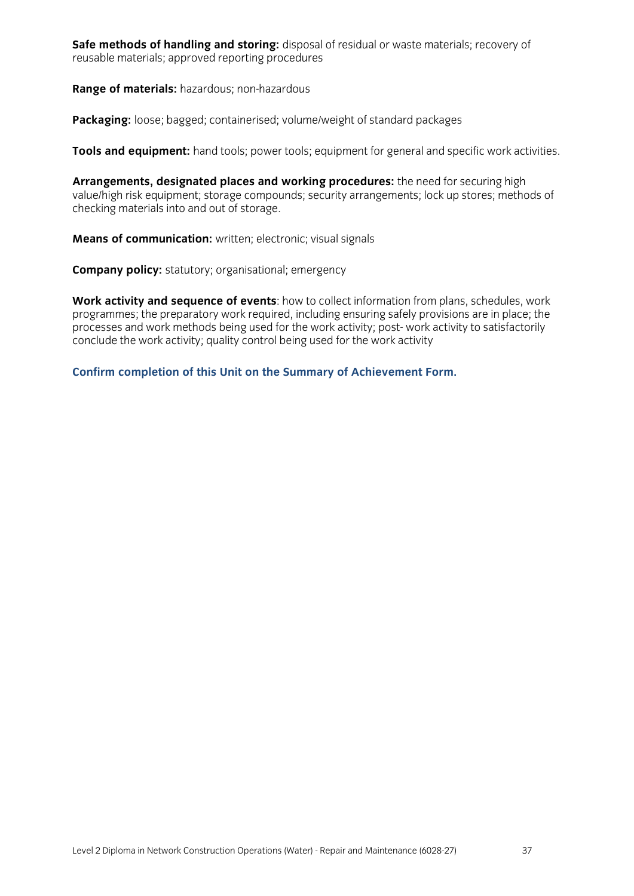**Safe methods of handling and storing:** disposal of residual or waste materials; recovery of reusable materials; approved reporting procedures

**Range of materials:** hazardous; non-hazardous

**Packaging:** loose; bagged; containerised; volume/weight of standard packages

**Tools and equipment:** hand tools; power tools; equipment for general and specific work activities.

**Arrangements, designated places and working procedures:** the need for securing high value/high risk equipment; storage compounds; security arrangements; lock up stores; methods of checking materials into and out of storage.

**Means of communication:** written; electronic; visual signals

**Company policy:** statutory; organisational; emergency

**Work activity and sequence of events**: how to collect information from plans, schedules, work programmes; the preparatory work required, including ensuring safely provisions are in place; the processes and work methods being used for the work activity; post- work activity to satisfactorily conclude the work activity; quality control being used for the work activity

**Confirm completion of this Unit on the Summary of Achievement Form.**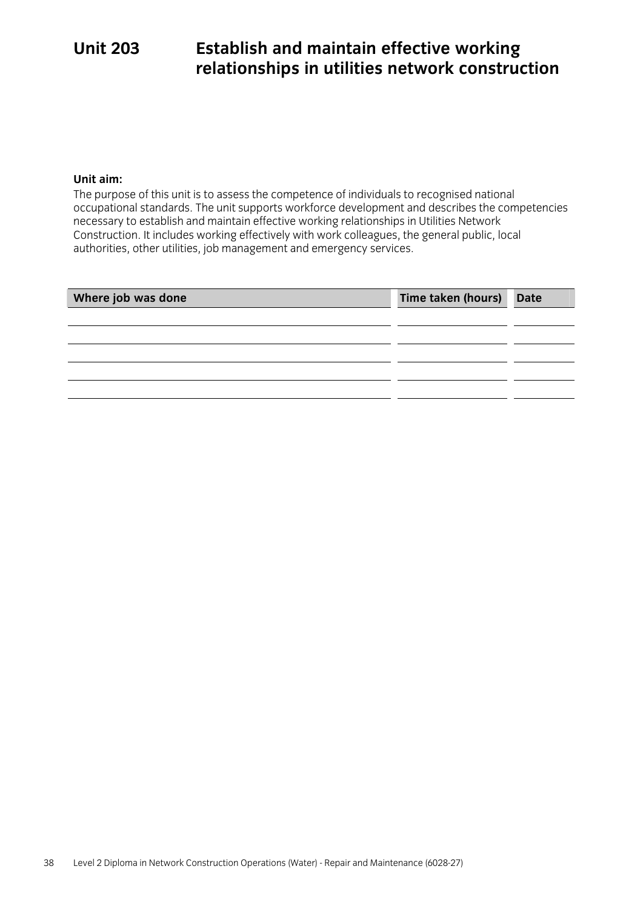# Unit 203 Establish and maintain effective working relationships in utilities network construction

**Unit aim:**

The purpose of this unit is to assess the competence of individuals to recognised national occupational standards. The unit supports workforce development and describes the competencies necessary to establish and maintain effective working relationships in Utilities Network Construction. It includes working effectively with work colleagues, the general public, local authorities, other utilities, job management and emergency services.

| Where job was done | Time taken (hours) | Date |
|---|---|---|
| | | |
| | | |
| | | |
| | | |
| | | |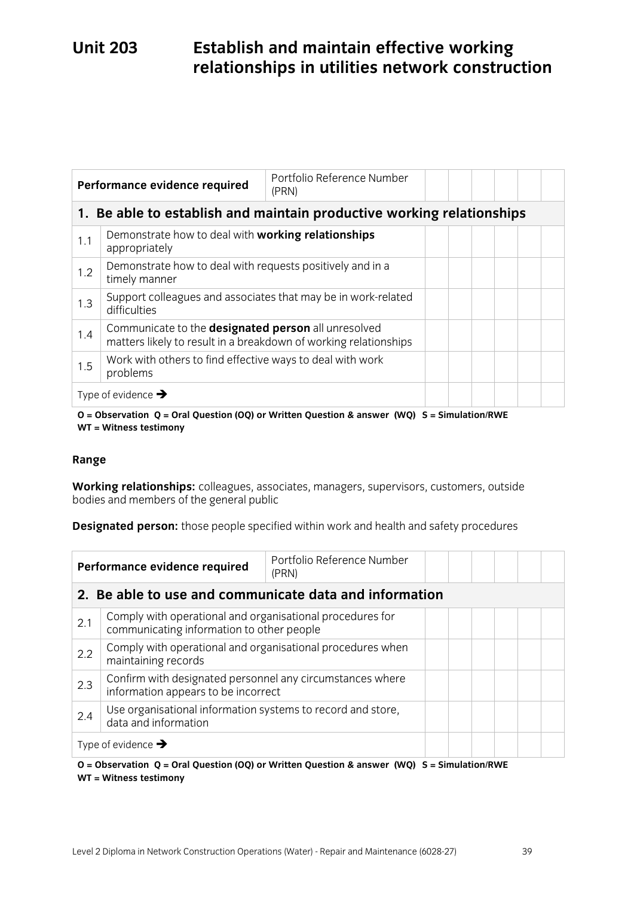# Unit 203 Establish and maintain effective working relationships in utilities network construction

| **Performance evidence required** | | Portfolio Reference Number (PRN) | | | | | | |
|---|---|---|---|---|---|---|---|---|
| **1. Be able to establish and maintain productive working relationships** | | | | | | | | |
| 1.1 | Demonstrate how to deal with **working relationships** appropriately | | | | | | | |
| 1.2 | Demonstrate how to deal with requests positively and in a timely manner | | | | | | | |
| 1.3 | Support colleagues and associates that may be in work-related difficulties | | | | | | | |
| 1.4 | Communicate to the **designated person** all unresolved matters likely to result in a breakdown of working relationships | | | | | | | |
| 1.5 | Work with others to find effective ways to deal with work problems | | | | | | | |
| Type of evidence ➔ | | | | | | | | |

**O = Observation Q = Oral Question (OQ) or Written Question & answer (WQ) S = Simulation/RWE WT = Witness testimony**

**Range**

**Working relationships:** colleagues, associates, managers, supervisors, customers, outside bodies and members of the general public

**Designated person:** those people specified within work and health and safety procedures

| **Performance evidence required** | | Portfolio Reference Number (PRN) | | | | | | |
|---|---|---|---|---|---|---|---|---|
| **2. Be able to use and communicate data and information** | | | | | | | | |
| 2.1 | Comply with operational and organisational procedures for communicating information to other people | | | | | | | |
| 2.2 | Comply with operational and organisational procedures when maintaining records | | | | | | | |
| 2.3 | Confirm with designated personnel any circumstances where information appears to be incorrect | | | | | | | |
| 2.4 | Use organisational information systems to record and store, data and information | | | | | | | |
| Type of evidence ➔ | | | | | | | | |

**O = Observation Q = Oral Question (OQ) or Written Question & answer (WQ) S = Simulation/RWE WT = Witness testimony**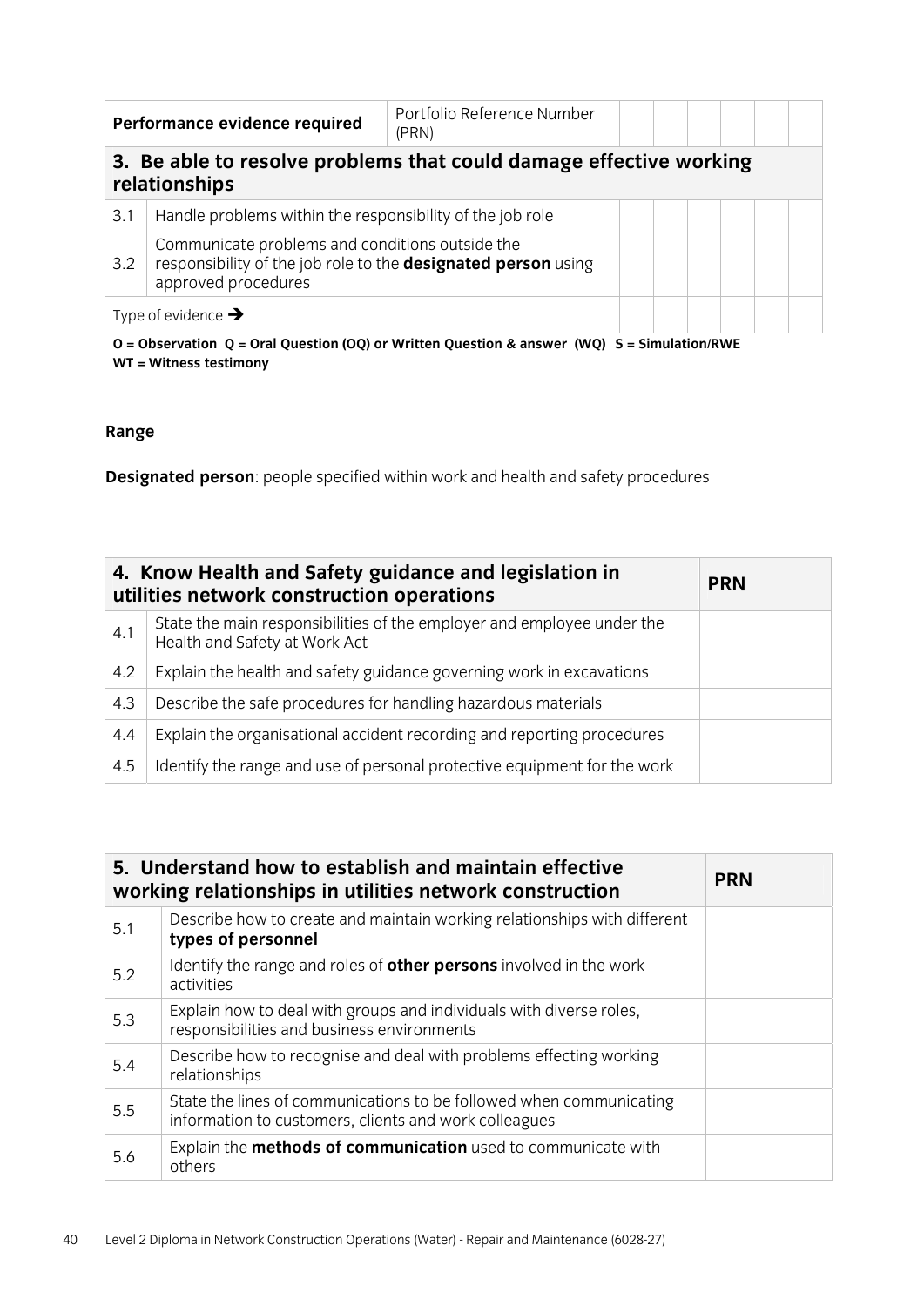| Performance evidence required | | Portfolio Reference Number (PRN) | | | | | | |
|---|---|---|---|---|---|---|---|---|
| **3. Be able to resolve problems that could damage effective working relationships** | | | | | | | | |
| 3.1 | Handle problems within the responsibility of the job role | | | | | | | |
| 3.2 | Communicate problems and conditions outside the responsibility of the job role to the **designated person** using approved procedures | | | | | | | |
| Type of evidence ➔ | | | | | | | | |

**O = Observation Q = Oral Question (OQ) or Written Question & answer (WQ) S = Simulation/RWE WT = Witness testimony**

**Range**

**Designated person**: people specified within work and health and safety procedures

| **4. Know Health and Safety guidance and legislation in utilities network construction operations** | | **PRN** |
|---|---|---|
| 4.1 | State the main responsibilities of the employer and employee under the Health and Safety at Work Act | |
| 4.2 | Explain the health and safety guidance governing work in excavations | |
| 4.3 | Describe the safe procedures for handling hazardous materials | |
| 4.4 | Explain the organisational accident recording and reporting procedures | |
| 4.5 | Identify the range and use of personal protective equipment for the work | |

| **5. Understand how to establish and maintain effective working relationships in utilities network construction** | | **PRN** |
|---|---|---|
| 5.1 | Describe how to create and maintain working relationships with different **types of personnel** | |
| 5.2 | Identify the range and roles of **other persons** involved in the work activities | |
| 5.3 | Explain how to deal with groups and individuals with diverse roles, responsibilities and business environments | |
| 5.4 | Describe how to recognise and deal with problems effecting working relationships | |
| 5.5 | State the lines of communications to be followed when communicating information to customers, clients and work colleagues | |
| 5.6 | Explain the **methods of communication** used to communicate with others | |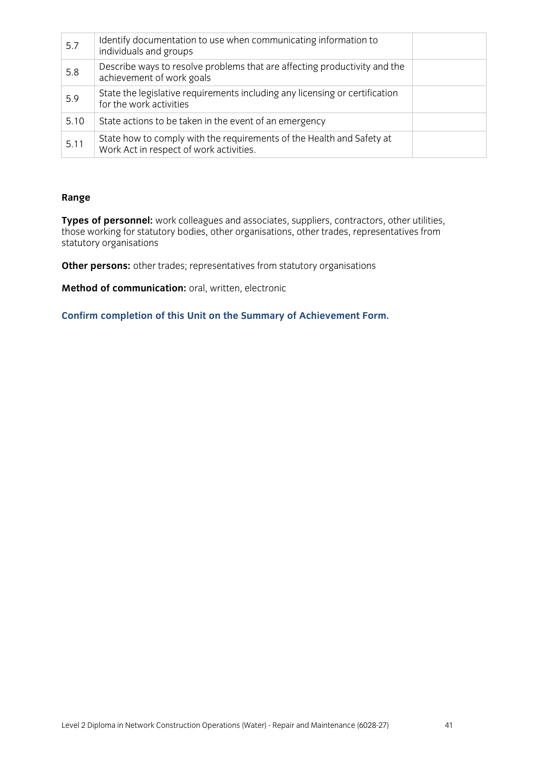| | | |
|---|---|---|
| 5.7 | Identify documentation to use when communicating information to individuals and groups | |
| 5.8 | Describe ways to resolve problems that are affecting productivity and the achievement of work goals | |
| 5.9 | State the legislative requirements including any licensing or certification for the work activities | |
| 5.10 | State actions to be taken in the event of an emergency | |
| 5.11 | State how to comply with the requirements of the Health and Safety at Work Act in respect of work activities. | |

**Range**

**Types of personnel:** work colleagues and associates, suppliers, contractors, other utilities, those working for statutory bodies, other organisations, other trades, representatives from statutory organisations

**Other persons:** other trades; representatives from statutory organisations

**Method of communication:** oral, written, electronic

**Confirm completion of this Unit on the Summary of Achievement Form.**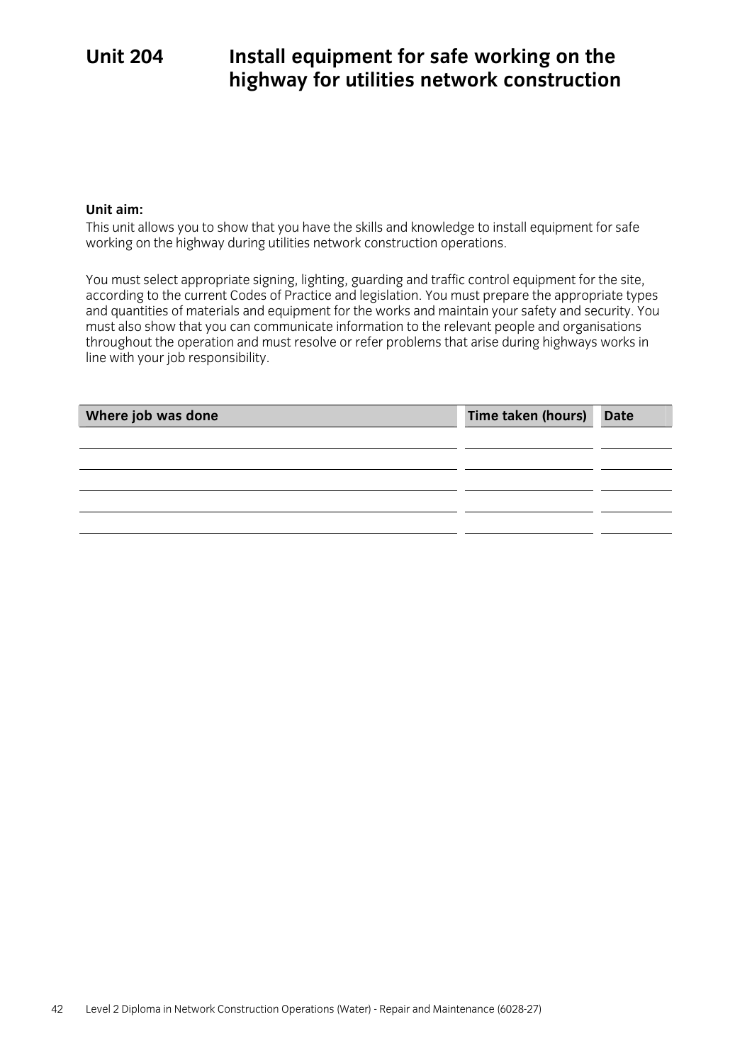# Unit 204 Install equipment for safe working on the highway for utilities network construction

**Unit aim:**

This unit allows you to show that you have the skills and knowledge to install equipment for safe working on the highway during utilities network construction operations.

You must select appropriate signing, lighting, guarding and traffic control equipment for the site, according to the current Codes of Practice and legislation. You must prepare the appropriate types and quantities of materials and equipment for the works and maintain your safety and security. You must also show that you can communicate information to the relevant people and organisations throughout the operation and must resolve or refer problems that arise during highways works in line with your job responsibility.

| Where job was done | Time taken (hours) | Date |
|---|---|---|
| | | |
| | | |
| | | |
| | | |
| | | |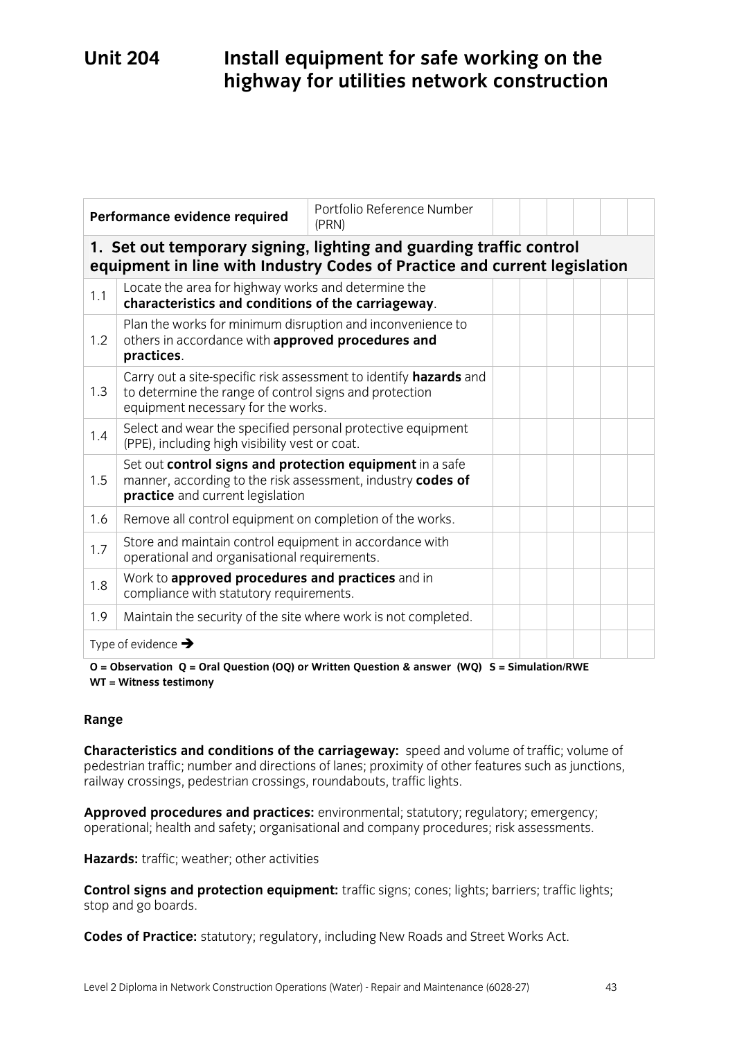# Unit 204 Install equipment for safe working on the highway for utilities network construction

| Performance evidence required | | Portfolio Reference Number (PRN) | | | | | | |
|---|---|---|---|---|---|---|---|---|
| **1. Set out temporary signing, lighting and guarding traffic control equipment in line with Industry Codes of Practice and current legislation** | | | | | | | | |
| 1.1 | Locate the area for highway works and determine the **characteristics and conditions of the carriageway**. | | | | | | | |
| 1.2 | Plan the works for minimum disruption and inconvenience to others in accordance with **approved procedures and practices**. | | | | | | | |
| 1.3 | Carry out a site-specific risk assessment to identify **hazards** and to determine the range of control signs and protection equipment necessary for the works. | | | | | | | |
| 1.4 | Select and wear the specified personal protective equipment (PPE), including high visibility vest or coat. | | | | | | | |
| 1.5 | Set out **control signs and protection equipment** in a safe manner, according to the risk assessment, industry **codes of practice** and current legislation | | | | | | | |
| 1.6 | Remove all control equipment on completion of the works. | | | | | | | |
| 1.7 | Store and maintain control equipment in accordance with operational and organisational requirements. | | | | | | | |
| 1.8 | Work to **approved procedures and practices** and in compliance with statutory requirements. | | | | | | | |
| 1.9 | Maintain the security of the site where work is not completed. | | | | | | | |
| Type of evidence ➔ | | | | | | | | |

**O = Observation Q = Oral Question (OQ) or Written Question & answer (WQ) S = Simulation/RWE WT = Witness testimony**

**Range**

**Characteristics and conditions of the carriageway:** speed and volume of traffic; volume of pedestrian traffic; number and directions of lanes; proximity of other features such as junctions, railway crossings, pedestrian crossings, roundabouts, traffic lights.

**Approved procedures and practices:** environmental; statutory; regulatory; emergency; operational; health and safety; organisational and company procedures; risk assessments.

**Hazards:** traffic; weather; other activities

**Control signs and protection equipment:** traffic signs; cones; lights; barriers; traffic lights; stop and go boards.

**Codes of Practice:** statutory; regulatory, including New Roads and Street Works Act.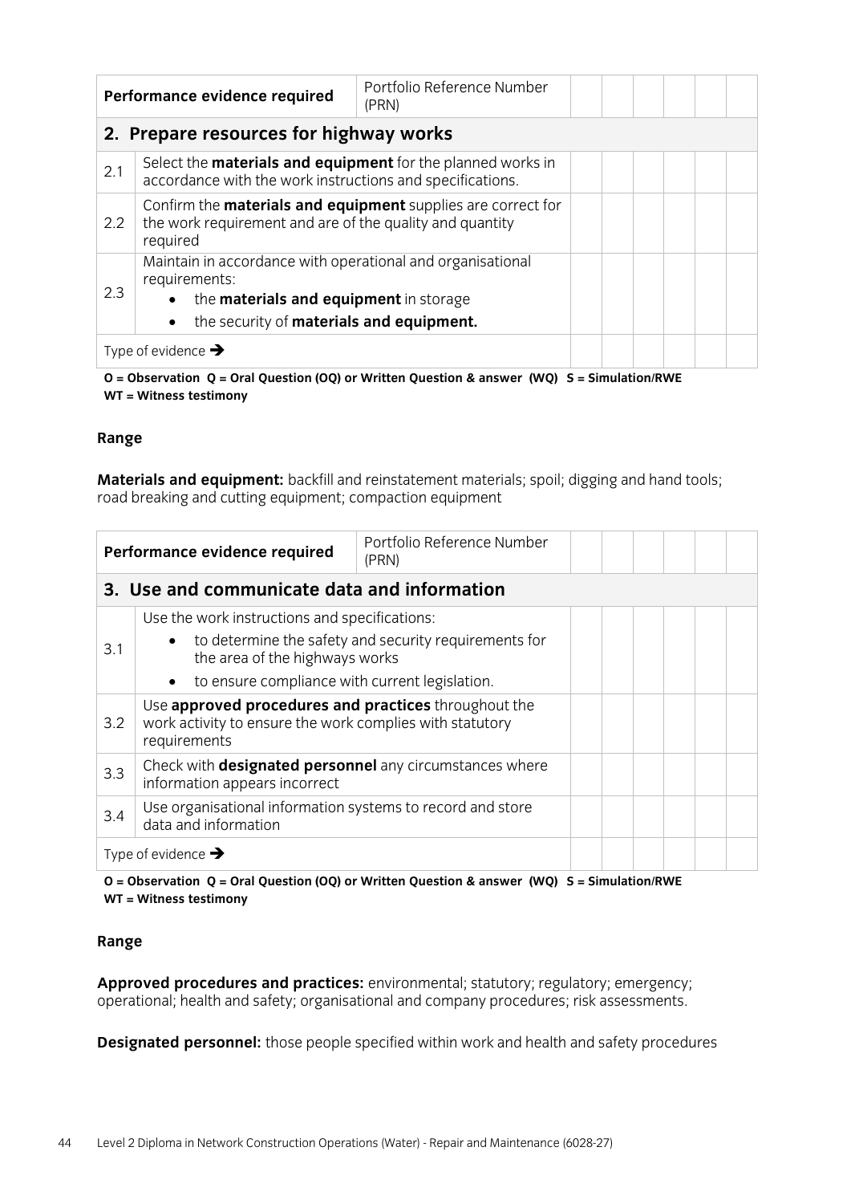| Performance evidence required | | Portfolio Reference Number (PRN) | | | | | | |
|---|---|---|---|---|---|---|---|---|
| **2. Prepare resources for highway works** | | | | | | | | |
| 2.1 | Select the **materials and equipment** for the planned works in accordance with the work instructions and specifications. | | | | | | | |
| 2.2 | Confirm the **materials and equipment** supplies are correct for the work requirement and are of the quality and quantity required | | | | | | | |
| 2.3 | Maintain in accordance with operational and organisational requirements:<br>• the **materials and equipment** in storage<br>• the security of **materials and equipment.** | | | | | | | |
| Type of evidence ➔ | | | | | | | | |

**O = Observation Q = Oral Question (OQ) or Written Question & answer (WQ) S = Simulation/RWE WT = Witness testimony**

**Range**

**Materials and equipment:** backfill and reinstatement materials; spoil; digging and hand tools; road breaking and cutting equipment; compaction equipment

| Performance evidence required | | Portfolio Reference Number (PRN) | | | | | | |
|---|---|---|---|---|---|---|---|---|
| **3. Use and communicate data and information** | | | | | | | | |
| 3.1 | Use the work instructions and specifications:<br>• to determine the safety and security requirements for the area of the highways works<br>• to ensure compliance with current legislation. | | | | | | | |
| 3.2 | Use **approved procedures and practices** throughout the work activity to ensure the work complies with statutory requirements | | | | | | | |
| 3.3 | Check with **designated personnel** any circumstances where information appears incorrect | | | | | | | |
| 3.4 | Use organisational information systems to record and store data and information | | | | | | | |
| Type of evidence ➔ | | | | | | | | |

**O = Observation Q = Oral Question (OQ) or Written Question & answer (WQ) S = Simulation/RWE WT = Witness testimony**

**Range**

**Approved procedures and practices:** environmental; statutory; regulatory; emergency; operational; health and safety; organisational and company procedures; risk assessments.

**Designated personnel:** those people specified within work and health and safety procedures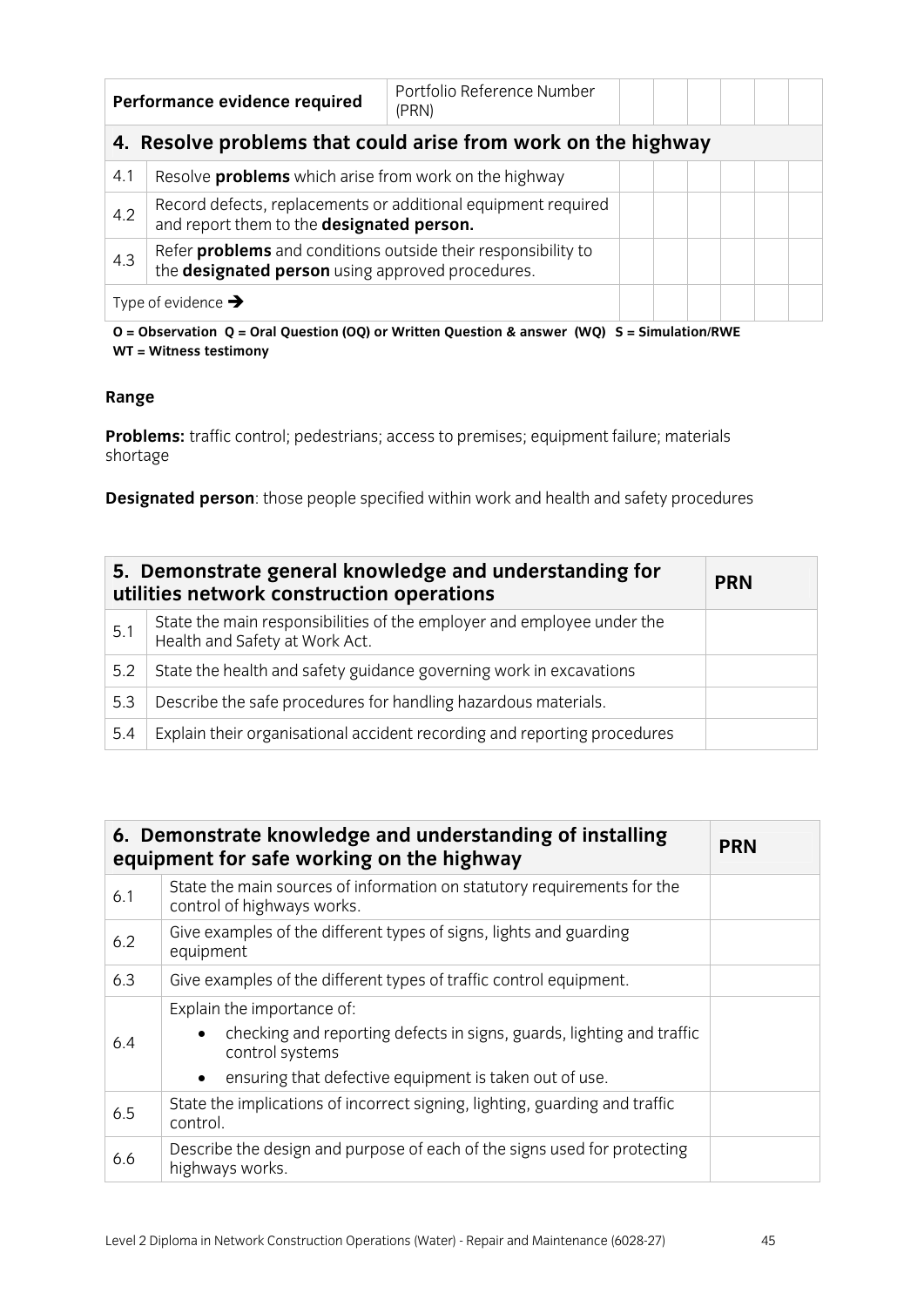| Performance evidence required | | Portfolio Reference Number (PRN) | | | | | | |
|---|---|---|---|---|---|---|---|---|
| **4. Resolve problems that could arise from work on the highway** | | | | | | | | |
| 4.1 | Resolve **problems** which arise from work on the highway | | | | | | | |
| 4.2 | Record defects, replacements or additional equipment required and report them to the **designated person.** | | | | | | | |
| 4.3 | Refer **problems** and conditions outside their responsibility to the **designated person** using approved procedures. | | | | | | | |
| Type of evidence ➔ | | | | | | | | |

**O = Observation Q = Oral Question (OQ) or Written Question & answer (WQ) S = Simulation/RWE WT = Witness testimony**

**Range**

**Problems:** traffic control; pedestrians; access to premises; equipment failure; materials shortage

**Designated person**: those people specified within work and health and safety procedures

| **5. Demonstrate general knowledge and understanding for utilities network construction operations** | | **PRN** |
|---|---|---|
| 5.1 | State the main responsibilities of the employer and employee under the Health and Safety at Work Act. | |
| 5.2 | State the health and safety guidance governing work in excavations | |
| 5.3 | Describe the safe procedures for handling hazardous materials. | |
| 5.4 | Explain their organisational accident recording and reporting procedures | |

| **6. Demonstrate knowledge and understanding of installing equipment for safe working on the highway** | | **PRN** |
|---|---|---|
| 6.1 | State the main sources of information on statutory requirements for the control of highways works. | |
| 6.2 | Give examples of the different types of signs, lights and guarding equipment | |
| 6.3 | Give examples of the different types of traffic control equipment. | |
| 6.4 | Explain the importance of:<br>• checking and reporting defects in signs, guards, lighting and traffic control systems<br>• ensuring that defective equipment is taken out of use. | |
| 6.5 | State the implications of incorrect signing, lighting, guarding and traffic control. | |
| 6.6 | Describe the design and purpose of each of the signs used for protecting highways works. | |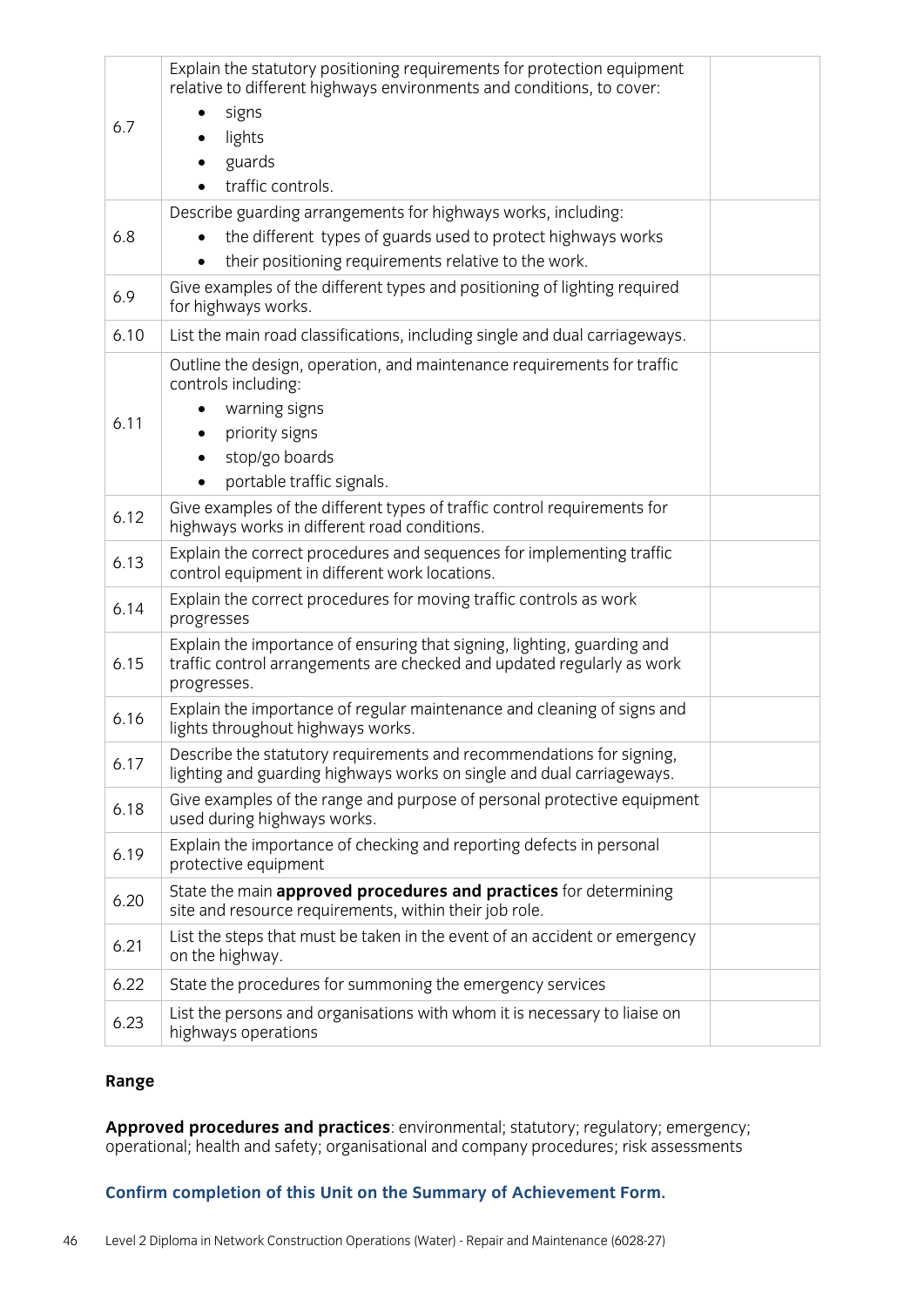| | | |
|---|---|---|
| 6.7 | Explain the statutory positioning requirements for protection equipment relative to different highways environments and conditions, to cover:<br>• signs<br>• lights<br>• guards<br>• traffic controls. | |
| 6.8 | Describe guarding arrangements for highways works, including:<br>• the different types of guards used to protect highways works<br>• their positioning requirements relative to the work. | |
| 6.9 | Give examples of the different types and positioning of lighting required for highways works. | |
| 6.10 | List the main road classifications, including single and dual carriageways. | |
| 6.11 | Outline the design, operation, and maintenance requirements for traffic controls including:<br>• warning signs<br>• priority signs<br>• stop/go boards<br>• portable traffic signals. | |
| 6.12 | Give examples of the different types of traffic control requirements for highways works in different road conditions. | |
| 6.13 | Explain the correct procedures and sequences for implementing traffic control equipment in different work locations. | |
| 6.14 | Explain the correct procedures for moving traffic controls as work progresses | |
| 6.15 | Explain the importance of ensuring that signing, lighting, guarding and traffic control arrangements are checked and updated regularly as work progresses. | |
| 6.16 | Explain the importance of regular maintenance and cleaning of signs and lights throughout highways works. | |
| 6.17 | Describe the statutory requirements and recommendations for signing, lighting and guarding highways works on single and dual carriageways. | |
| 6.18 | Give examples of the range and purpose of personal protective equipment used during highways works. | |
| 6.19 | Explain the importance of checking and reporting defects in personal protective equipment | |
| 6.20 | State the main **approved procedures and practices** for determining site and resource requirements, within their job role. | |
| 6.21 | List the steps that must be taken in the event of an accident or emergency on the highway. | |
| 6.22 | State the procedures for summoning the emergency services | |
| 6.23 | List the persons and organisations with whom it is necessary to liaise on highways operations | |

**Range**

**Approved procedures and practices**: environmental; statutory; regulatory; emergency; operational; health and safety; organisational and company procedures; risk assessments

**Confirm completion of this Unit on the Summary of Achievement Form.**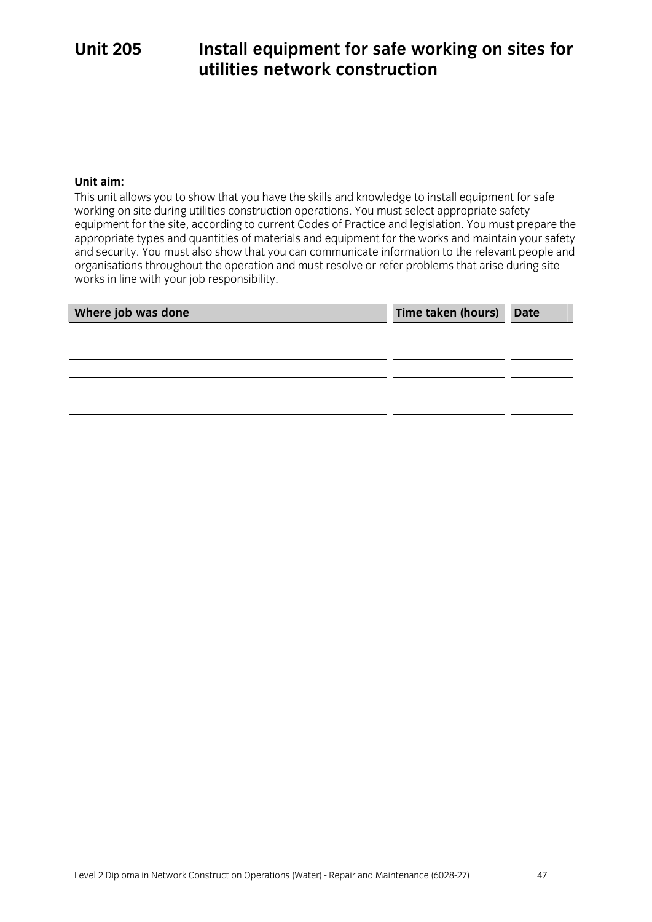# Unit 205 Install equipment for safe working on sites for utilities network construction

**Unit aim:**

This unit allows you to show that you have the skills and knowledge to install equipment for safe working on site during utilities construction operations. You must select appropriate safety equipment for the site, according to current Codes of Practice and legislation. You must prepare the appropriate types and quantities of materials and equipment for the works and maintain your safety and security. You must also show that you can communicate information to the relevant people and organisations throughout the operation and must resolve or refer problems that arise during site works in line with your job responsibility.

| Where job was done | Time taken (hours) | Date |
| --- | --- | --- |
| | | |
| | | |
| | | |
| | | |
| | | |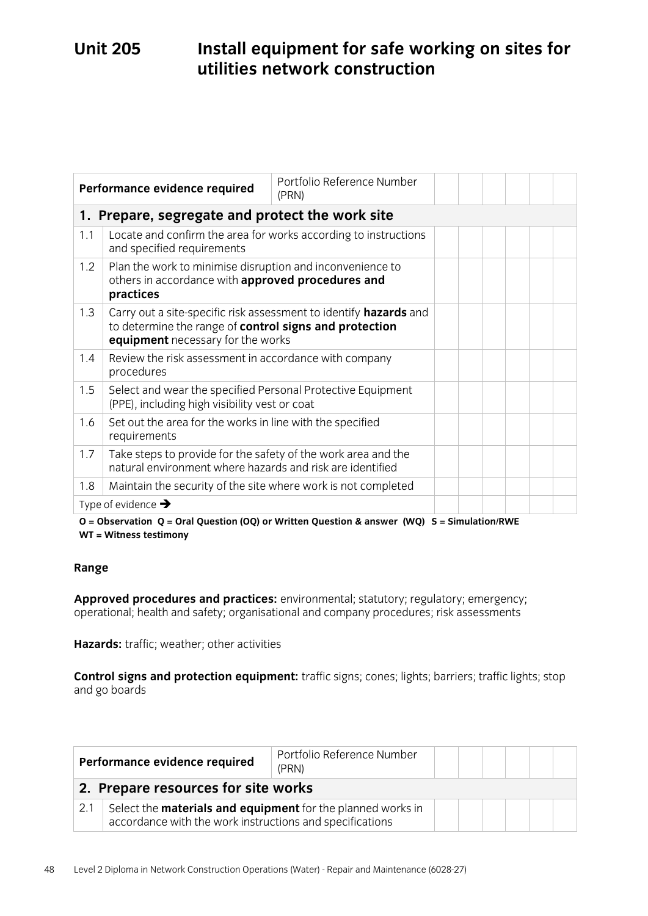# Unit 205 Install equipment for safe working on sites for utilities network construction

| Performance evidence required | | Portfolio Reference Number (PRN) | | | | | | |
|---|---|---|---|---|---|---|---|---|
| **1. Prepare, segregate and protect the work site** | | | | | | | | |
| 1.1 | Locate and confirm the area for works according to instructions and specified requirements | | | | | | | |
| 1.2 | Plan the work to minimise disruption and inconvenience to others in accordance with **approved procedures and practices** | | | | | | | |
| 1.3 | Carry out a site-specific risk assessment to identify **hazards** and to determine the range of **control signs and protection equipment** necessary for the works | | | | | | | |
| 1.4 | Review the risk assessment in accordance with company procedures | | | | | | | |
| 1.5 | Select and wear the specified Personal Protective Equipment (PPE), including high visibility vest or coat | | | | | | | |
| 1.6 | Set out the area for the works in line with the specified requirements | | | | | | | |
| 1.7 | Take steps to provide for the safety of the work area and the natural environment where hazards and risk are identified | | | | | | | |
| 1.8 | Maintain the security of the site where work is not completed | | | | | | | |
| Type of evidence → | | | | | | | | |

**O = Observation Q = Oral Question (OQ) or Written Question & answer (WQ) S = Simulation/RWE WT = Witness testimony**

**Range**

**Approved procedures and practices:** environmental; statutory; regulatory; emergency; operational; health and safety; organisational and company procedures; risk assessments

**Hazards:** traffic; weather; other activities

**Control signs and protection equipment:** traffic signs; cones; lights; barriers; traffic lights; stop and go boards

| Performance evidence required | | Portfolio Reference Number (PRN) | | | | | | |
|---|---|---|---|---|---|---|---|---|
| **2. Prepare resources for site works** | | | | | | | | |
| 2.1 | Select the **materials and equipment** for the planned works in accordance with the work instructions and specifications | | | | | | | |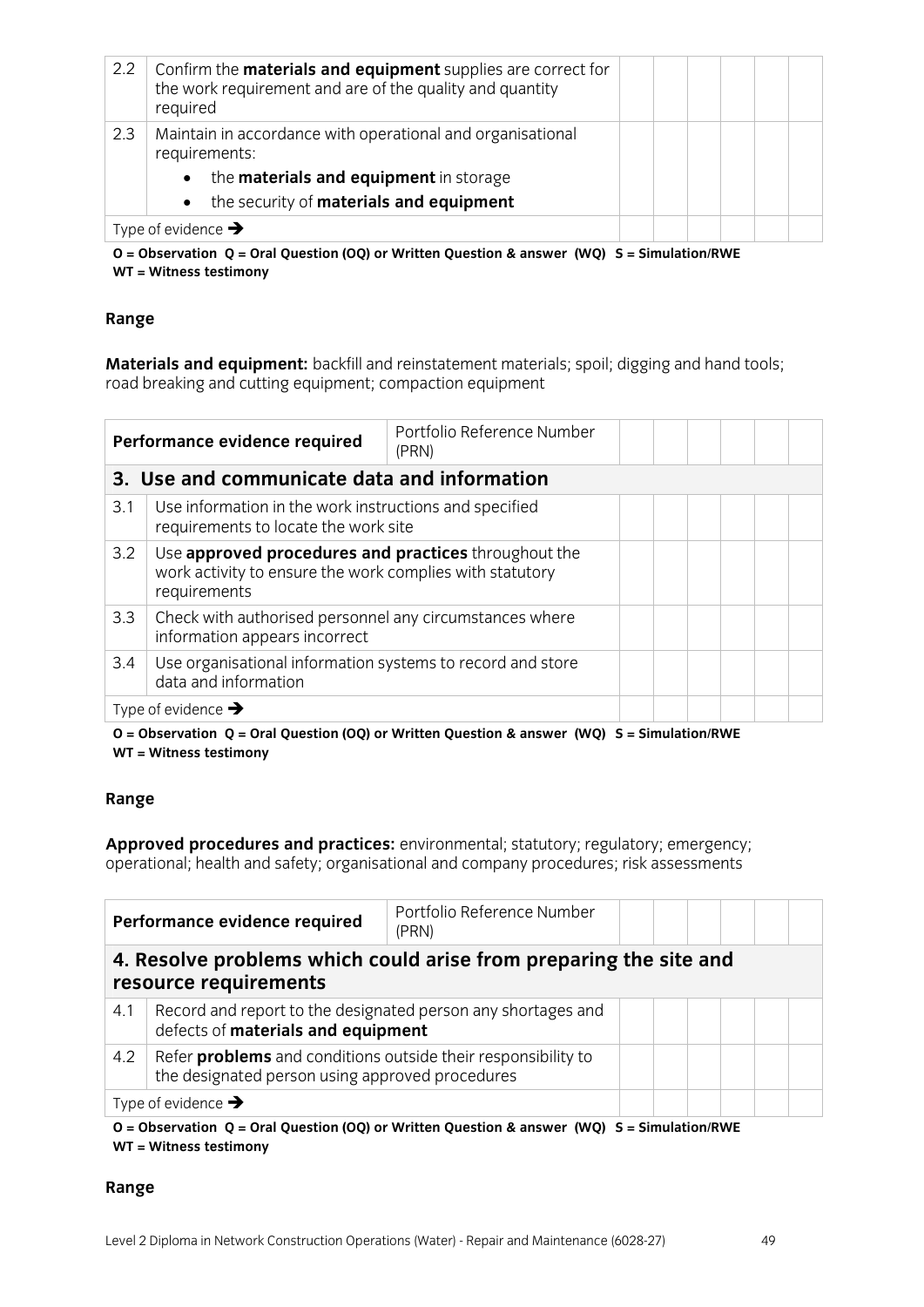| | | | | | | | |
|---|---|---|---|---|---|---|---|
| 2.2 | Confirm the **materials and equipment** supplies are correct for the work requirement and are of the quality and quantity required | | | | | | |
| 2.3 | Maintain in accordance with operational and organisational requirements:<br>• the **materials and equipment** in storage<br>• the security of **materials and equipment** | | | | | | |
| Type of evidence → | | | | | | | |

**O = Observation Q = Oral Question (OQ) or Written Question & answer (WQ) S = Simulation/RWE WT = Witness testimony**

**Range**

**Materials and equipment:** backfill and reinstatement materials; spoil; digging and hand tools; road breaking and cutting equipment; compaction equipment

| Performance evidence required | | Portfolio Reference Number (PRN) | | | | | | |
|---|---|---|---|---|---|---|---|---|
| **3. Use and communicate data and information** | | | | | | | | |
| 3.1 | Use information in the work instructions and specified requirements to locate the work site | | | | | | | |
| 3.2 | Use **approved procedures and practices** throughout the work activity to ensure the work complies with statutory requirements | | | | | | | |
| 3.3 | Check with authorised personnel any circumstances where information appears incorrect | | | | | | | |
| 3.4 | Use organisational information systems to record and store data and information | | | | | | | |
| Type of evidence → | | | | | | | | |

**O = Observation Q = Oral Question (OQ) or Written Question & answer (WQ) S = Simulation/RWE WT = Witness testimony**

**Range**

**Approved procedures and practices:** environmental; statutory; regulatory; emergency; operational; health and safety; organisational and company procedures; risk assessments

| Performance evidence required | | Portfolio Reference Number (PRN) | | | | | | |
|---|---|---|---|---|---|---|---|---|
| **4. Resolve problems which could arise from preparing the site and resource requirements** | | | | | | | | |
| 4.1 | Record and report to the designated person any shortages and defects of **materials and equipment** | | | | | | | |
| 4.2 | Refer **problems** and conditions outside their responsibility to the designated person using approved procedures | | | | | | | |
| Type of evidence → | | | | | | | | |

**O = Observation Q = Oral Question (OQ) or Written Question & answer (WQ) S = Simulation/RWE WT = Witness testimony**

**Range**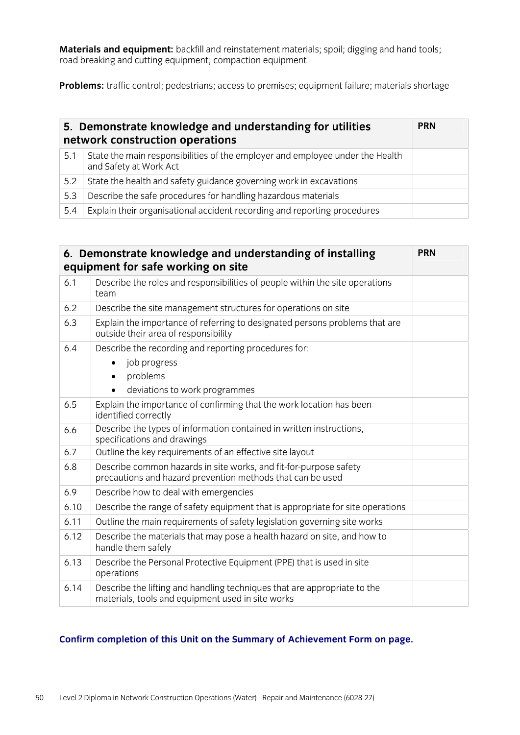**Materials and equipment:** backfill and reinstatement materials; spoil; digging and hand tools; road breaking and cutting equipment; compaction equipment

**Problems:** traffic control; pedestrians; access to premises; equipment failure; materials shortage

| **5. Demonstrate knowledge and understanding for utilities network construction operations** | | **PRN** |
|---|---|---|
| 5.1 | State the main responsibilities of the employer and employee under the Health and Safety at Work Act | |
| 5.2 | State the health and safety guidance governing work in excavations | |
| 5.3 | Describe the safe procedures for handling hazardous materials | |
| 5.4 | Explain their organisational accident recording and reporting procedures | |

| **6. Demonstrate knowledge and understanding of installing equipment for safe working on site** | | **PRN** |
|---|---|---|
| 6.1 | Describe the roles and responsibilities of people within the site operations team | |
| 6.2 | Describe the site management structures for operations on site | |
| 6.3 | Explain the importance of referring to designated persons problems that are outside their area of responsibility | |
| 6.4 | Describe the recording and reporting procedures for:<br>• job progress<br>• problems<br>• deviations to work programmes | |
| 6.5 | Explain the importance of confirming that the work location has been identified correctly | |
| 6.6 | Describe the types of information contained in written instructions, specifications and drawings | |
| 6.7 | Outline the key requirements of an effective site layout | |
| 6.8 | Describe common hazards in site works, and fit-for-purpose safety precautions and hazard prevention methods that can be used | |
| 6.9 | Describe how to deal with emergencies | |
| 6.10 | Describe the range of safety equipment that is appropriate for site operations | |
| 6.11 | Outline the main requirements of safety legislation governing site works | |
| 6.12 | Describe the materials that may pose a health hazard on site, and how to handle them safely | |
| 6.13 | Describe the Personal Protective Equipment (PPE) that is used in site operations | |
| 6.14 | Describe the lifting and handling techniques that are appropriate to the materials, tools and equipment used in site works | |

**Confirm completion of this Unit on the Summary of Achievement Form on page.**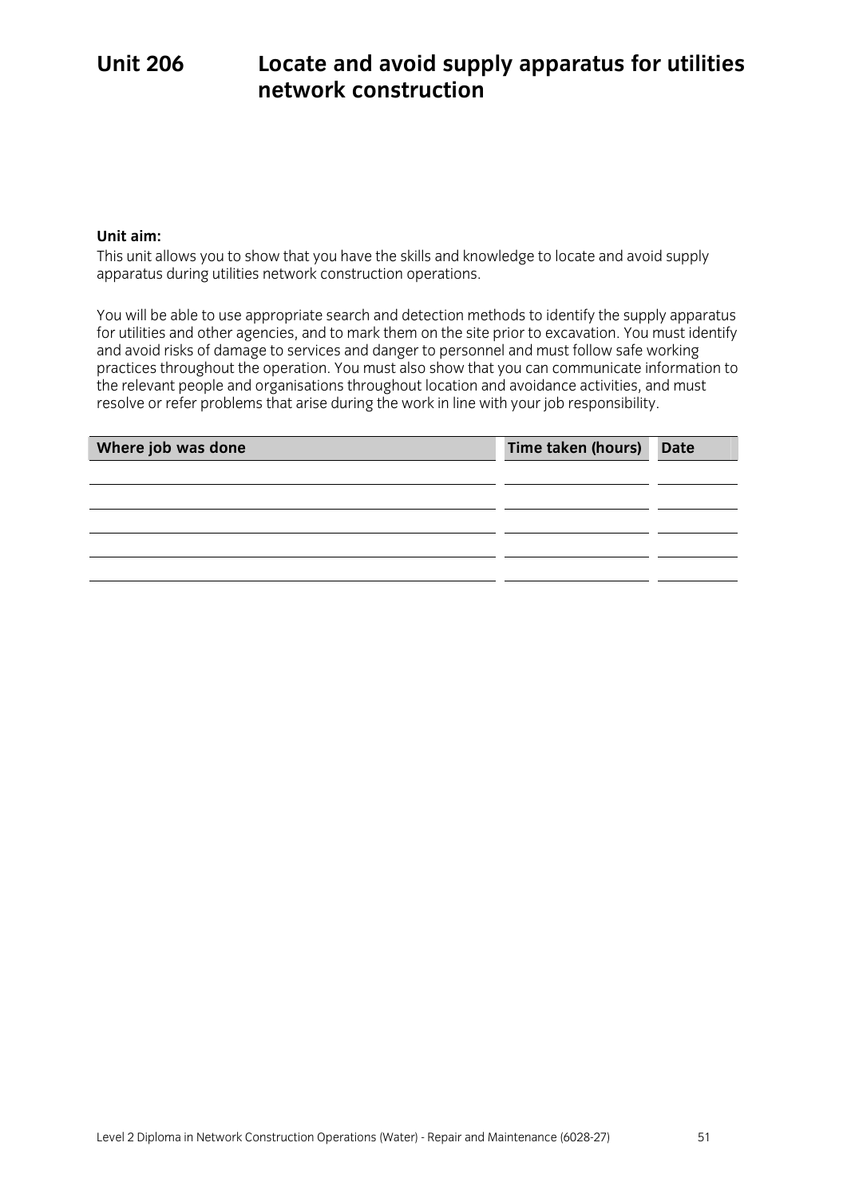# Unit 206 Locate and avoid supply apparatus for utilities network construction

**Unit aim:**

This unit allows you to show that you have the skills and knowledge to locate and avoid supply apparatus during utilities network construction operations.

You will be able to use appropriate search and detection methods to identify the supply apparatus for utilities and other agencies, and to mark them on the site prior to excavation. You must identify and avoid risks of damage to services and danger to personnel and must follow safe working practices throughout the operation. You must also show that you can communicate information to the relevant people and organisations throughout location and avoidance activities, and must resolve or refer problems that arise during the work in line with your job responsibility.

| Where job was done | Time taken (hours) | Date |
|---|---|---|
| | | |
| | | |
| | | |
| | | |
| | | |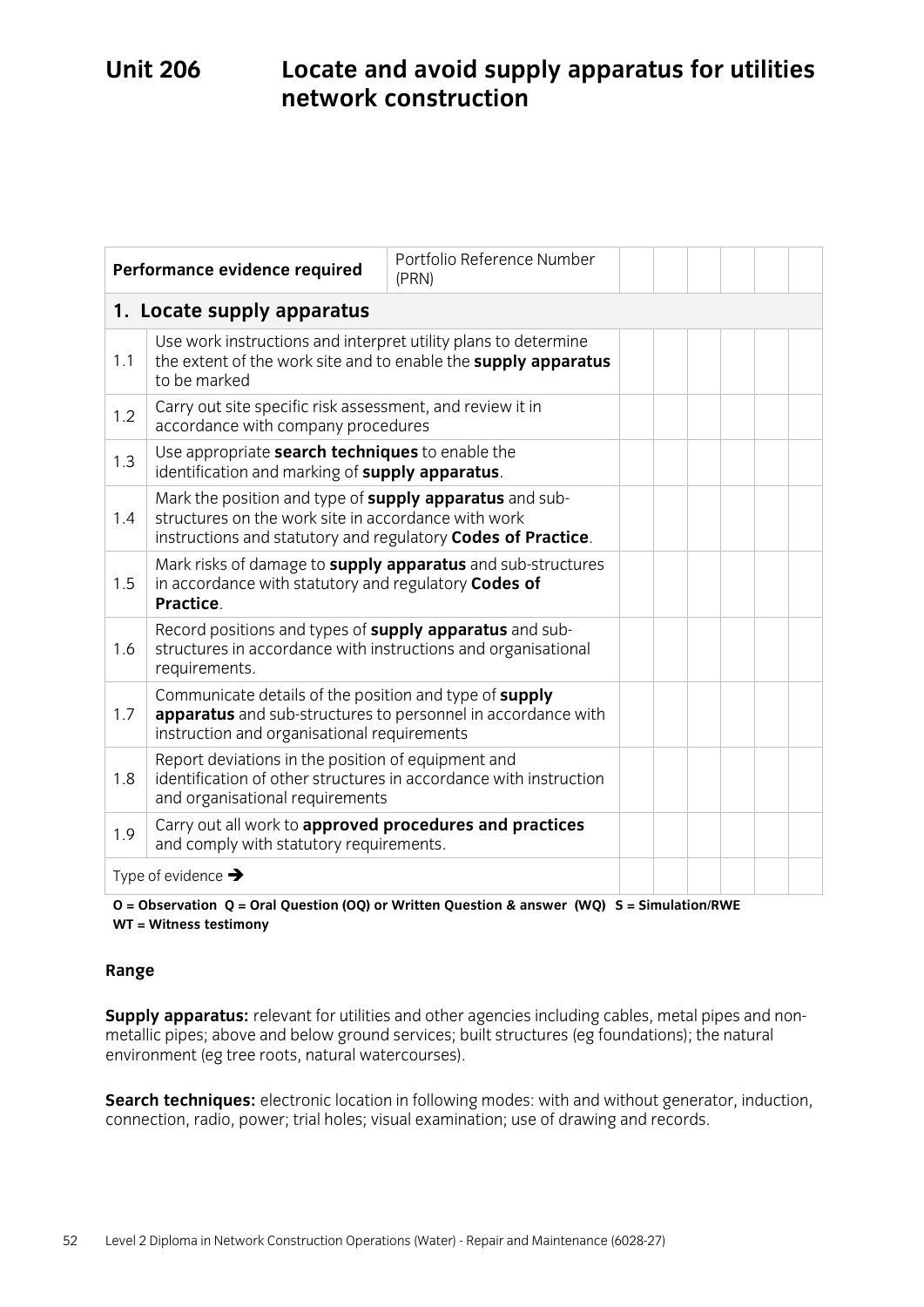# Unit 206 Locate and avoid supply apparatus for utilities network construction

| Performance evidence required | | Portfolio Reference Number (PRN) | | | | | | |
|---|---|---|---|---|---|---|---|---|
| **1. Locate supply apparatus** | | | | | | | | |
| 1.1 | Use work instructions and interpret utility plans to determine the extent of the work site and to enable the **supply apparatus** to be marked | | | | | | | |
| 1.2 | Carry out site specific risk assessment, and review it in accordance with company procedures | | | | | | | |
| 1.3 | Use appropriate **search techniques** to enable the identification and marking of **supply apparatus**. | | | | | | | |
| 1.4 | Mark the position and type of **supply apparatus** and sub-structures on the work site in accordance with work instructions and statutory and regulatory **Codes of Practice**. | | | | | | | |
| 1.5 | Mark risks of damage to **supply apparatus** and sub-structures in accordance with statutory and regulatory **Codes of Practice**. | | | | | | | |
| 1.6 | Record positions and types of **supply apparatus** and sub-structures in accordance with instructions and organisational requirements. | | | | | | | |
| 1.7 | Communicate details of the position and type of **supply apparatus** and sub-structures to personnel in accordance with instruction and organisational requirements | | | | | | | |
| 1.8 | Report deviations in the position of equipment and identification of other structures in accordance with instruction and organisational requirements | | | | | | | |
| 1.9 | Carry out all work to **approved procedures and practices** and comply with statutory requirements. | | | | | | | |
| Type of evidence → | | | | | | | | |

**O = Observation Q = Oral Question (OQ) or Written Question & answer (WQ) S = Simulation/RWE WT = Witness testimony**

**Range**

**Supply apparatus:** relevant for utilities and other agencies including cables, metal pipes and non-metallic pipes; above and below ground services; built structures (eg foundations); the natural environment (eg tree roots, natural watercourses).

**Search techniques:** electronic location in following modes: with and without generator, induction, connection, radio, power; trial holes; visual examination; use of drawing and records.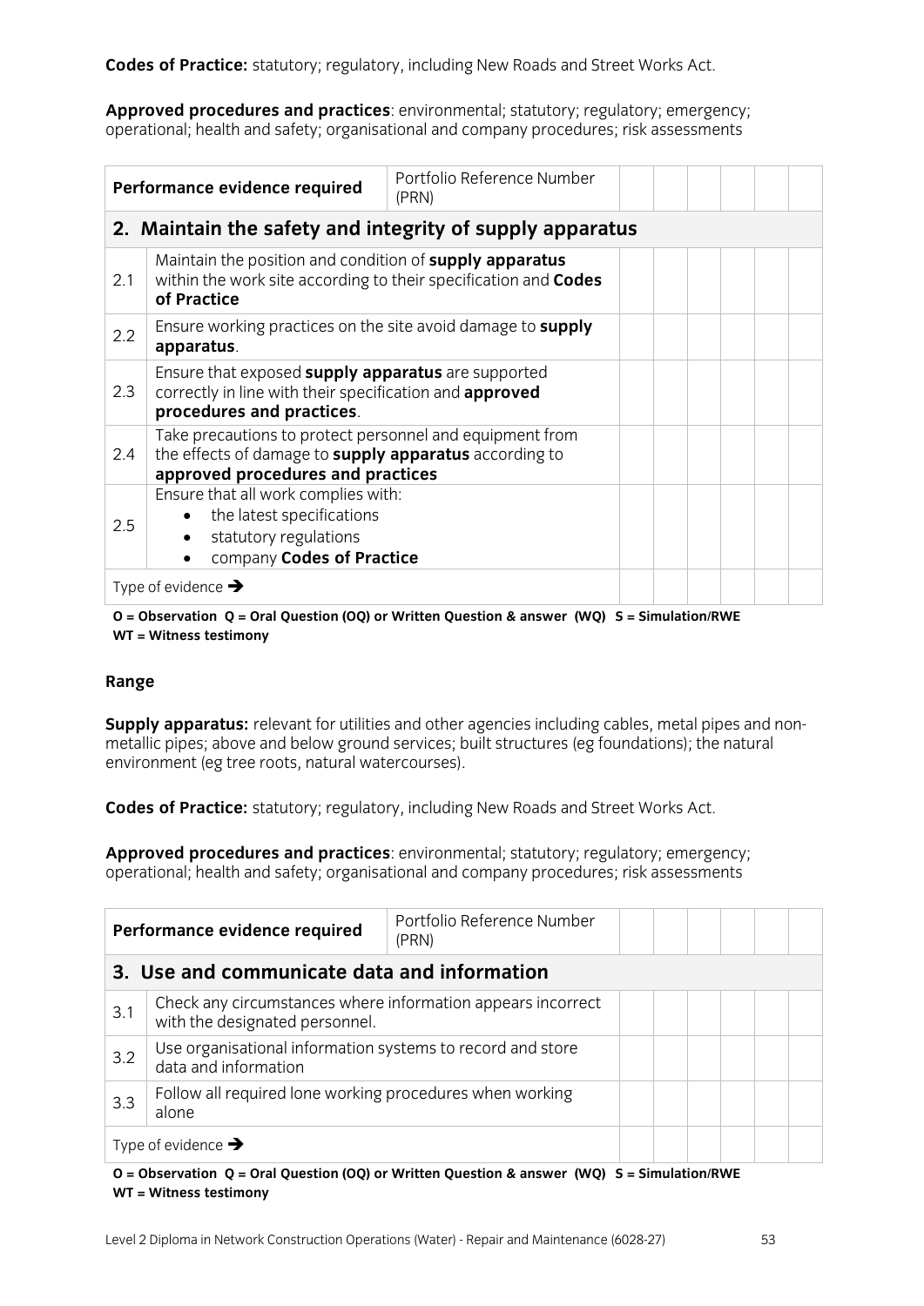**Codes of Practice:** statutory; regulatory, including New Roads and Street Works Act.

**Approved procedures and practices**: environmental; statutory; regulatory; emergency; operational; health and safety; organisational and company procedures; risk assessments

| Performance evidence required | | Portfolio Reference Number (PRN) | | | | | | |
|---|---|---|---|---|---|---|---|---|
| **2. Maintain the safety and integrity of supply apparatus** | | | | | | | | |
| 2.1 | Maintain the position and condition of **supply apparatus** within the work site according to their specification and **Codes of Practice** | | | | | | | |
| 2.2 | Ensure working practices on the site avoid damage to **supply apparatus**. | | | | | | | |
| 2.3 | Ensure that exposed **supply apparatus** are supported correctly in line with their specification and **approved procedures and practices**. | | | | | | | |
| 2.4 | Take precautions to protect personnel and equipment from the effects of damage to **supply apparatus** according to **approved procedures and practices** | | | | | | | |
| 2.5 | Ensure that all work complies with:<br>• the latest specifications<br>• statutory regulations<br>• company **Codes of Practice** | | | | | | | |
| Type of evidence ➔ | | | | | | | | |

**O = Observation Q = Oral Question (OQ) or Written Question & answer (WQ) S = Simulation/RWE WT = Witness testimony**

**Range**

**Supply apparatus:** relevant for utilities and other agencies including cables, metal pipes and non-metallic pipes; above and below ground services; built structures (eg foundations); the natural environment (eg tree roots, natural watercourses).

**Codes of Practice:** statutory; regulatory, including New Roads and Street Works Act.

**Approved procedures and practices**: environmental; statutory; regulatory; emergency; operational; health and safety; organisational and company procedures; risk assessments

| Performance evidence required | | Portfolio Reference Number (PRN) | | | | | | |
|---|---|---|---|---|---|---|---|---|
| **3. Use and communicate data and information** | | | | | | | | |
| 3.1 | Check any circumstances where information appears incorrect with the designated personnel. | | | | | | | |
| 3.2 | Use organisational information systems to record and store data and information | | | | | | | |
| 3.3 | Follow all required lone working procedures when working alone | | | | | | | |
| Type of evidence ➔ | | | | | | | | |

**O = Observation Q = Oral Question (OQ) or Written Question & answer (WQ) S = Simulation/RWE WT = Witness testimony**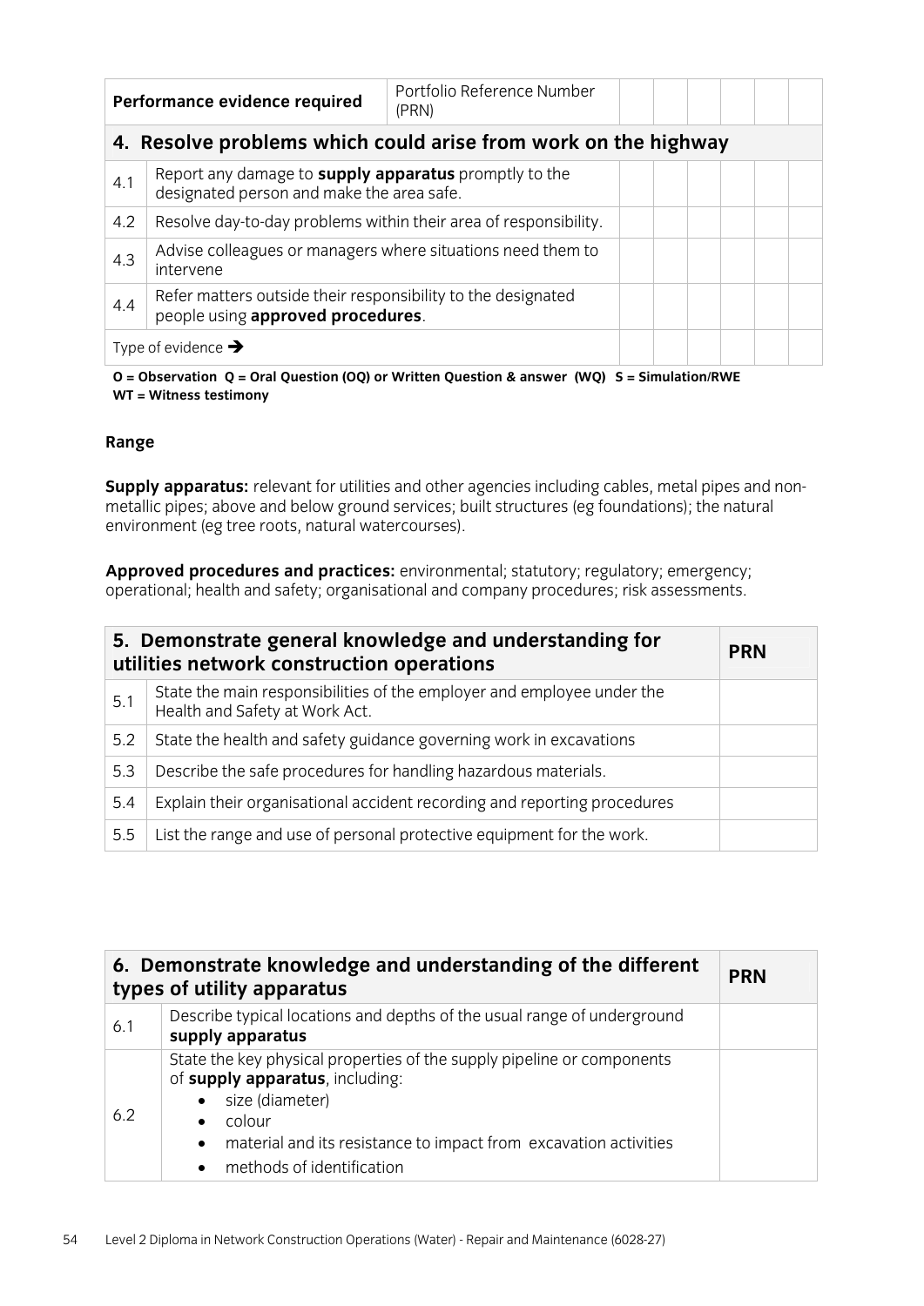| Performance evidence required | | Portfolio Reference Number (PRN) | | | | | | |
|---|---|---|---|---|---|---|---|---|
| **4. Resolve problems which could arise from work on the highway** | | | | | | | | |
| 4.1 | Report any damage to **supply apparatus** promptly to the designated person and make the area safe. | | | | | | | |
| 4.2 | Resolve day-to-day problems within their area of responsibility. | | | | | | | |
| 4.3 | Advise colleagues or managers where situations need them to intervene | | | | | | | |
| 4.4 | Refer matters outside their responsibility to the designated people using **approved procedures**. | | | | | | | |
| Type of evidence ➔ | | | | | | | | |

**O = Observation Q = Oral Question (OQ) or Written Question & answer (WQ) S = Simulation/RWE WT = Witness testimony**

**Range**

**Supply apparatus:** relevant for utilities and other agencies including cables, metal pipes and non-metallic pipes; above and below ground services; built structures (eg foundations); the natural environment (eg tree roots, natural watercourses).

**Approved procedures and practices:** environmental; statutory; regulatory; emergency; operational; health and safety; organisational and company procedures; risk assessments.

| **5. Demonstrate general knowledge and understanding for utilities network construction operations** | | **PRN** |
|---|---|---|
| 5.1 | State the main responsibilities of the employer and employee under the Health and Safety at Work Act. | |
| 5.2 | State the health and safety guidance governing work in excavations | |
| 5.3 | Describe the safe procedures for handling hazardous materials. | |
| 5.4 | Explain their organisational accident recording and reporting procedures | |
| 5.5 | List the range and use of personal protective equipment for the work. | |

| **6. Demonstrate knowledge and understanding of the different types of utility apparatus** | | **PRN** |
|---|---|---|
| 6.1 | Describe typical locations and depths of the usual range of underground **supply apparatus** | |
| 6.2 | State the key physical properties of the supply pipeline or components of **supply apparatus**, including:<br>• size (diameter)<br>• colour<br>• material and its resistance to impact from excavation activities<br>• methods of identification | |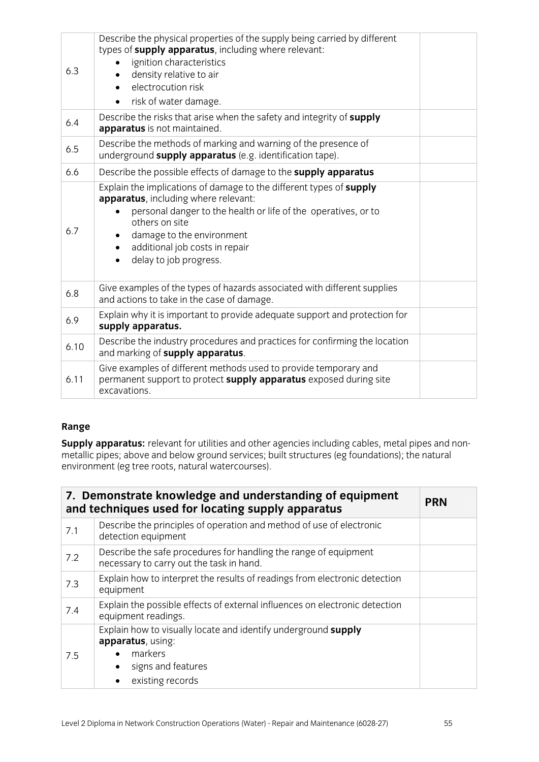| | | |
|---|---|---|
| 6.3 | Describe the physical properties of the supply being carried by different types of **supply apparatus**, including where relevant:<br>• ignition characteristics<br>• density relative to air<br>• electrocution risk<br>• risk of water damage. | |
| 6.4 | Describe the risks that arise when the safety and integrity of **supply apparatus** is not maintained. | |
| 6.5 | Describe the methods of marking and warning of the presence of underground **supply apparatus** (e.g. identification tape). | |
| 6.6 | Describe the possible effects of damage to the **supply apparatus** | |
| 6.7 | Explain the implications of damage to the different types of **supply apparatus**, including where relevant:<br>• personal danger to the health or life of the operatives, or to others on site<br>• damage to the environment<br>• additional job costs in repair<br>• delay to job progress. | |
| 6.8 | Give examples of the types of hazards associated with different supplies and actions to take in the case of damage. | |
| 6.9 | Explain why it is important to provide adequate support and protection for **supply apparatus.** | |
| 6.10 | Describe the industry procedures and practices for confirming the location and marking of **supply apparatus**. | |
| 6.11 | Give examples of different methods used to provide temporary and permanent support to protect **supply apparatus** exposed during site excavations. | |

### Range

**Supply apparatus:** relevant for utilities and other agencies including cables, metal pipes and non-metallic pipes; above and below ground services; built structures (eg foundations); the natural environment (eg tree roots, natural watercourses).

| **7. Demonstrate knowledge and understanding of equipment and techniques used for locating supply apparatus** | | **PRN** |
|---|---|---|
| 7.1 | Describe the principles of operation and method of use of electronic detection equipment | |
| 7.2 | Describe the safe procedures for handling the range of equipment necessary to carry out the task in hand. | |
| 7.3 | Explain how to interpret the results of readings from electronic detection equipment | |
| 7.4 | Explain the possible effects of external influences on electronic detection equipment readings. | |
| 7.5 | Explain how to visually locate and identify underground **supply apparatus**, using:<br>• markers<br>• signs and features<br>• existing records | |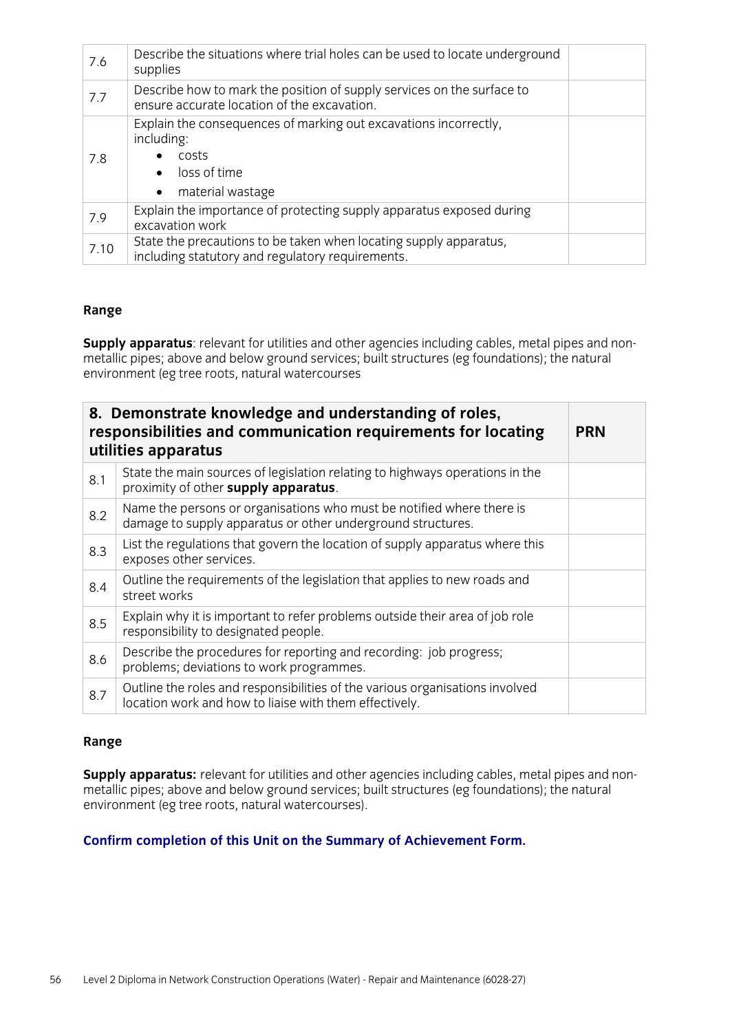| | | |
|---|---|---|
| 7.6 | Describe the situations where trial holes can be used to locate underground supplies | |
| 7.7 | Describe how to mark the position of supply services on the surface to ensure accurate location of the excavation. | |
| 7.8 | Explain the consequences of marking out excavations incorrectly, including: <br>• costs <br>• loss of time <br>• material wastage | |
| 7.9 | Explain the importance of protecting supply apparatus exposed during excavation work | |
| 7.10 | State the precautions to be taken when locating supply apparatus, including statutory and regulatory requirements. | |

**Range**

**Supply apparatus**: relevant for utilities and other agencies including cables, metal pipes and non-metallic pipes; above and below ground services; built structures (eg foundations); the natural environment (eg tree roots, natural watercourses

| **8. Demonstrate knowledge and understanding of roles, responsibilities and communication requirements for locating utilities apparatus** | | **PRN** |
|---|---|---|
| 8.1 | State the main sources of legislation relating to highways operations in the proximity of other **supply apparatus**. | |
| 8.2 | Name the persons or organisations who must be notified where there is damage to supply apparatus or other underground structures. | |
| 8.3 | List the regulations that govern the location of supply apparatus where this exposes other services. | |
| 8.4 | Outline the requirements of the legislation that applies to new roads and street works | |
| 8.5 | Explain why it is important to refer problems outside their area of job role responsibility to designated people. | |
| 8.6 | Describe the procedures for reporting and recording: job progress; problems; deviations to work programmes. | |
| 8.7 | Outline the roles and responsibilities of the various organisations involved location work and how to liaise with them effectively. | |

**Range**

**Supply apparatus:** relevant for utilities and other agencies including cables, metal pipes and non-metallic pipes; above and below ground services; built structures (eg foundations); the natural environment (eg tree roots, natural watercourses).

**Confirm completion of this Unit on the Summary of Achievement Form.**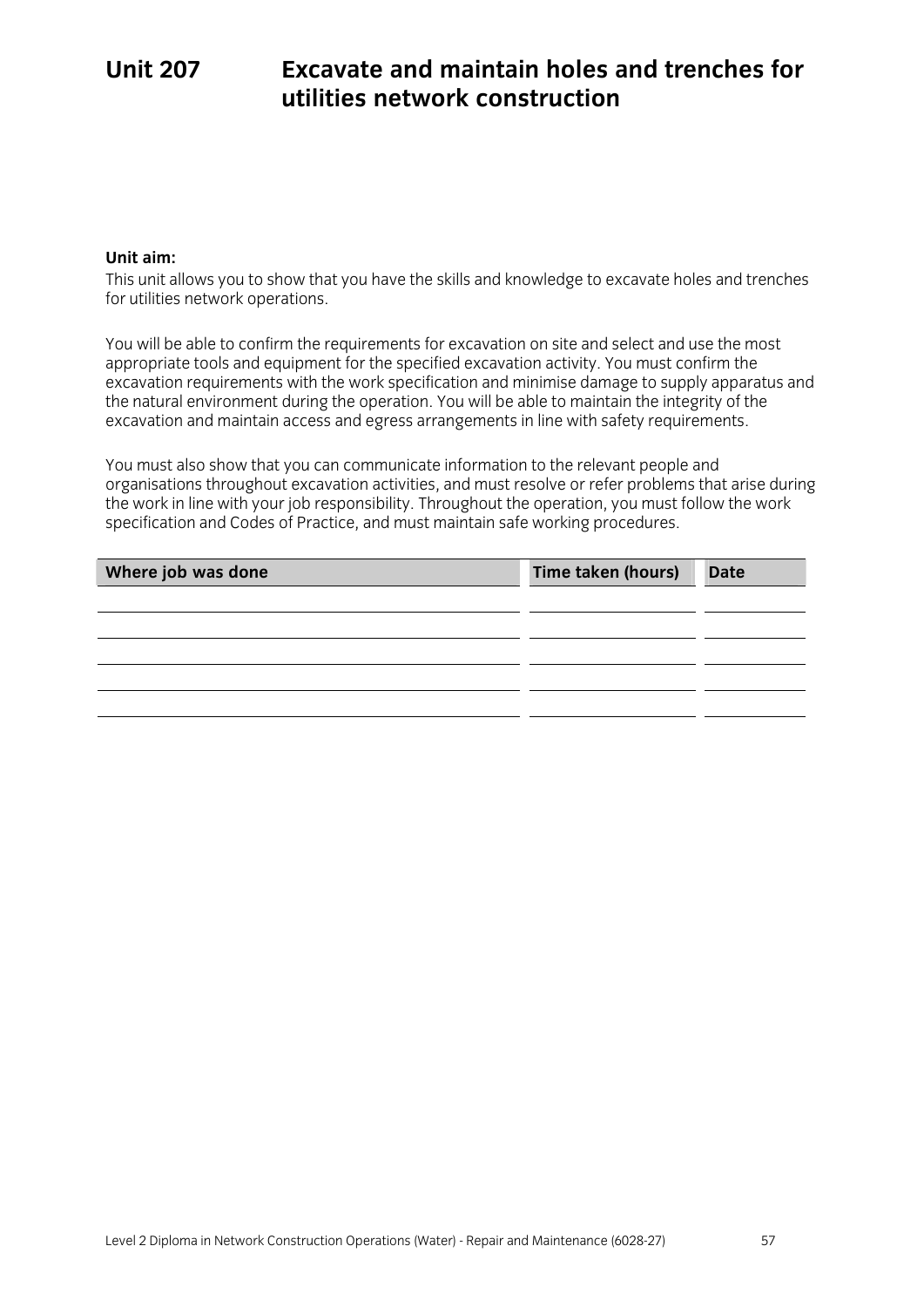# Unit 207 Excavate and maintain holes and trenches for utilities network construction

**Unit aim:**

This unit allows you to show that you have the skills and knowledge to excavate holes and trenches for utilities network operations.

You will be able to confirm the requirements for excavation on site and select and use the most appropriate tools and equipment for the specified excavation activity. You must confirm the excavation requirements with the work specification and minimise damage to supply apparatus and the natural environment during the operation. You will be able to maintain the integrity of the excavation and maintain access and egress arrangements in line with safety requirements.

You must also show that you can communicate information to the relevant people and organisations throughout excavation activities, and must resolve or refer problems that arise during the work in line with your job responsibility. Throughout the operation, you must follow the work specification and Codes of Practice, and must maintain safe working procedures.

| Where job was done | Time taken (hours) | Date |
|---|---|---|
| | | |
| | | |
| | | |
| | | |
| | | |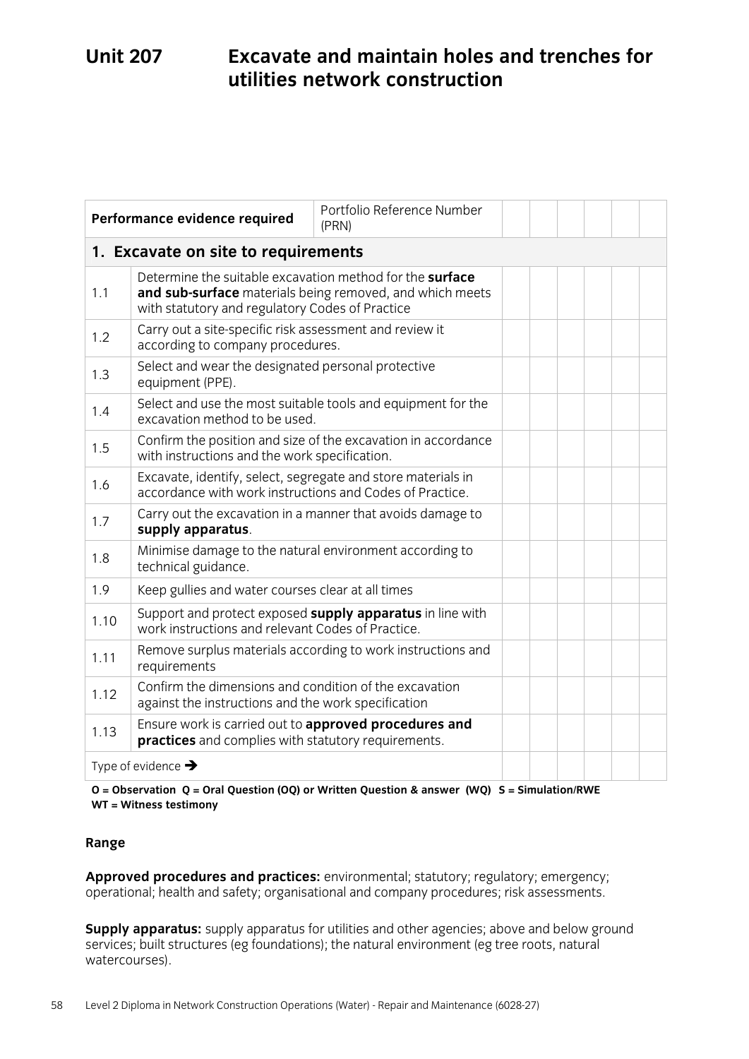# Unit 207 Excavate and maintain holes and trenches for utilities network construction

| Performance evidence required | | Portfolio Reference Number (PRN) | | | | | | |
|---|---|---|---|---|---|---|---|---|
| **1. Excavate on site to requirements** | | | | | | | | |
| 1.1 | Determine the suitable excavation method for the **surface and sub-surface** materials being removed, and which meets with statutory and regulatory Codes of Practice | | | | | | | |
| 1.2 | Carry out a site-specific risk assessment and review it according to company procedures. | | | | | | | |
| 1.3 | Select and wear the designated personal protective equipment (PPE). | | | | | | | |
| 1.4 | Select and use the most suitable tools and equipment for the excavation method to be used. | | | | | | | |
| 1.5 | Confirm the position and size of the excavation in accordance with instructions and the work specification. | | | | | | | |
| 1.6 | Excavate, identify, select, segregate and store materials in accordance with work instructions and Codes of Practice. | | | | | | | |
| 1.7 | Carry out the excavation in a manner that avoids damage to **supply apparatus**. | | | | | | | |
| 1.8 | Minimise damage to the natural environment according to technical guidance. | | | | | | | |
| 1.9 | Keep gullies and water courses clear at all times | | | | | | | |
| 1.10 | Support and protect exposed **supply apparatus** in line with work instructions and relevant Codes of Practice. | | | | | | | |
| 1.11 | Remove surplus materials according to work instructions and requirements | | | | | | | |
| 1.12 | Confirm the dimensions and condition of the excavation against the instructions and the work specification | | | | | | | |
| 1.13 | Ensure work is carried out to **approved procedures and practices** and complies with statutory requirements. | | | | | | | |
| Type of evidence → | | | | | | | | |

**O = Observation Q = Oral Question (OQ) or Written Question & answer (WQ) S = Simulation/RWE WT = Witness testimony**

**Range**

**Approved procedures and practices:** environmental; statutory; regulatory; emergency; operational; health and safety; organisational and company procedures; risk assessments.

**Supply apparatus:** supply apparatus for utilities and other agencies; above and below ground services; built structures (eg foundations); the natural environment (eg tree roots, natural watercourses).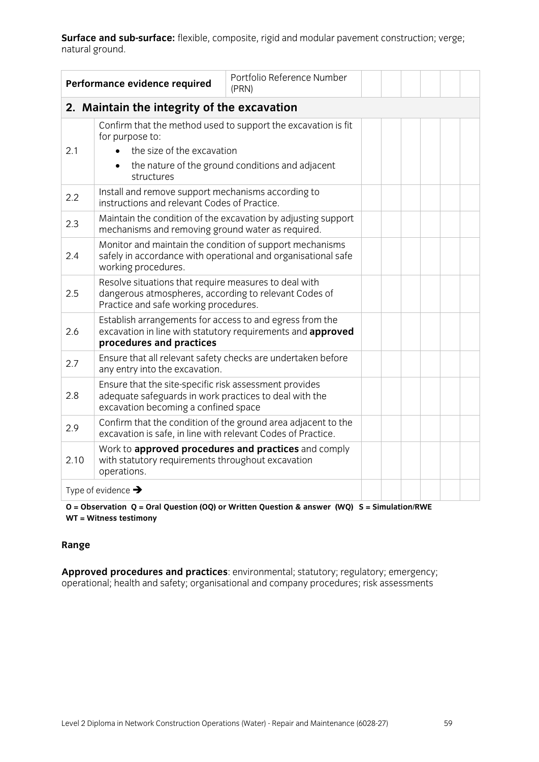**Surface and sub-surface:** flexible, composite, rigid and modular pavement construction; verge; natural ground.

| Performance evidence required | | Portfolio Reference Number (PRN) | | | | | | |
|---|---|---|---|---|---|---|---|---|
| **2. Maintain the integrity of the excavation** | | | | | | | | |
| 2.1 | Confirm that the method used to support the excavation is fit for purpose to:<br>• the size of the excavation<br>• the nature of the ground conditions and adjacent structures | | | | | | | |
| 2.2 | Install and remove support mechanisms according to instructions and relevant Codes of Practice. | | | | | | | |
| 2.3 | Maintain the condition of the excavation by adjusting support mechanisms and removing ground water as required. | | | | | | | |
| 2.4 | Monitor and maintain the condition of support mechanisms safely in accordance with operational and organisational safe working procedures. | | | | | | | |
| 2.5 | Resolve situations that require measures to deal with dangerous atmospheres, according to relevant Codes of Practice and safe working procedures. | | | | | | | |
| 2.6 | Establish arrangements for access to and egress from the excavation in line with statutory requirements and **approved procedures and practices** | | | | | | | |
| 2.7 | Ensure that all relevant safety checks are undertaken before any entry into the excavation. | | | | | | | |
| 2.8 | Ensure that the site-specific risk assessment provides adequate safeguards in work practices to deal with the excavation becoming a confined space | | | | | | | |
| 2.9 | Confirm that the condition of the ground area adjacent to the excavation is safe, in line with relevant Codes of Practice. | | | | | | | |
| 2.10 | Work to **approved procedures and practices** and comply with statutory requirements throughout excavation operations. | | | | | | | |
| Type of evidence → | | | | | | | | |

**O = Observation Q = Oral Question (OQ) or Written Question & answer (WQ) S = Simulation/RWE WT = Witness testimony**

**Range**

**Approved procedures and practices**: environmental; statutory; regulatory; emergency; operational; health and safety; organisational and company procedures; risk assessments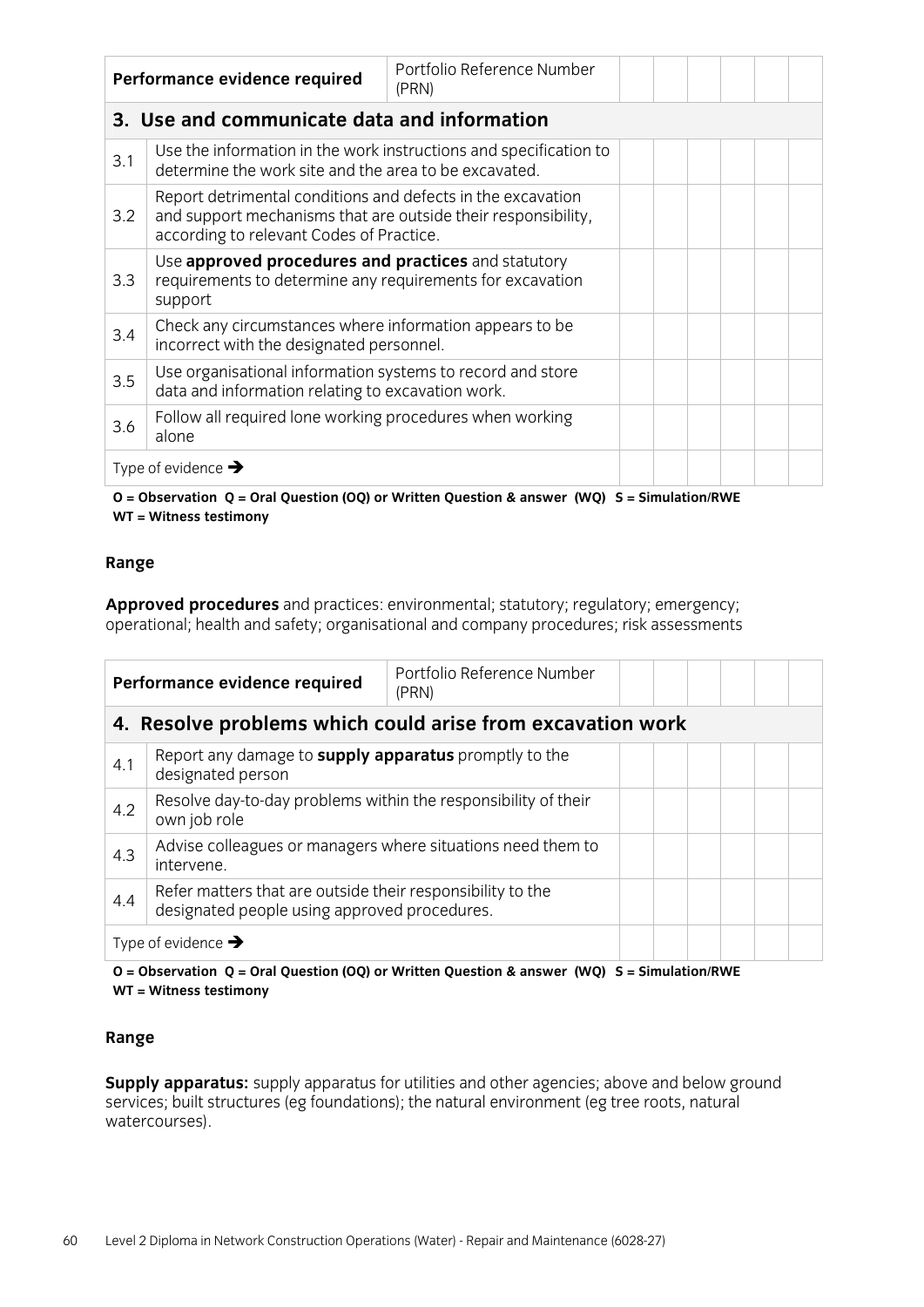| Performance evidence required | | Portfolio Reference Number (PRN) | | | | | | |
|---|---|---|---|---|---|---|---|---|
| **3. Use and communicate data and information** | | | | | | | | |
| 3.1 | Use the information in the work instructions and specification to determine the work site and the area to be excavated. | | | | | | | |
| 3.2 | Report detrimental conditions and defects in the excavation and support mechanisms that are outside their responsibility, according to relevant Codes of Practice. | | | | | | | |
| 3.3 | Use **approved procedures and practices** and statutory requirements to determine any requirements for excavation support | | | | | | | |
| 3.4 | Check any circumstances where information appears to be incorrect with the designated personnel. | | | | | | | |
| 3.5 | Use organisational information systems to record and store data and information relating to excavation work. | | | | | | | |
| 3.6 | Follow all required lone working procedures when working alone | | | | | | | |
| Type of evidence ➔ | | | | | | | | |

**O = Observation Q = Oral Question (OQ) or Written Question & answer (WQ) S = Simulation/RWE WT = Witness testimony**

**Range**

**Approved procedures** and practices: environmental; statutory; regulatory; emergency; operational; health and safety; organisational and company procedures; risk assessments

| Performance evidence required | | Portfolio Reference Number (PRN) | | | | | | |
|---|---|---|---|---|---|---|---|---|
| **4. Resolve problems which could arise from excavation work** | | | | | | | | |
| 4.1 | Report any damage to **supply apparatus** promptly to the designated person | | | | | | | |
| 4.2 | Resolve day-to-day problems within the responsibility of their own job role | | | | | | | |
| 4.3 | Advise colleagues or managers where situations need them to intervene. | | | | | | | |
| 4.4 | Refer matters that are outside their responsibility to the designated people using approved procedures. | | | | | | | |
| Type of evidence ➔ | | | | | | | | |

**O = Observation Q = Oral Question (OQ) or Written Question & answer (WQ) S = Simulation/RWE WT = Witness testimony**

**Range**

**Supply apparatus:** supply apparatus for utilities and other agencies; above and below ground services; built structures (eg foundations); the natural environment (eg tree roots, natural watercourses).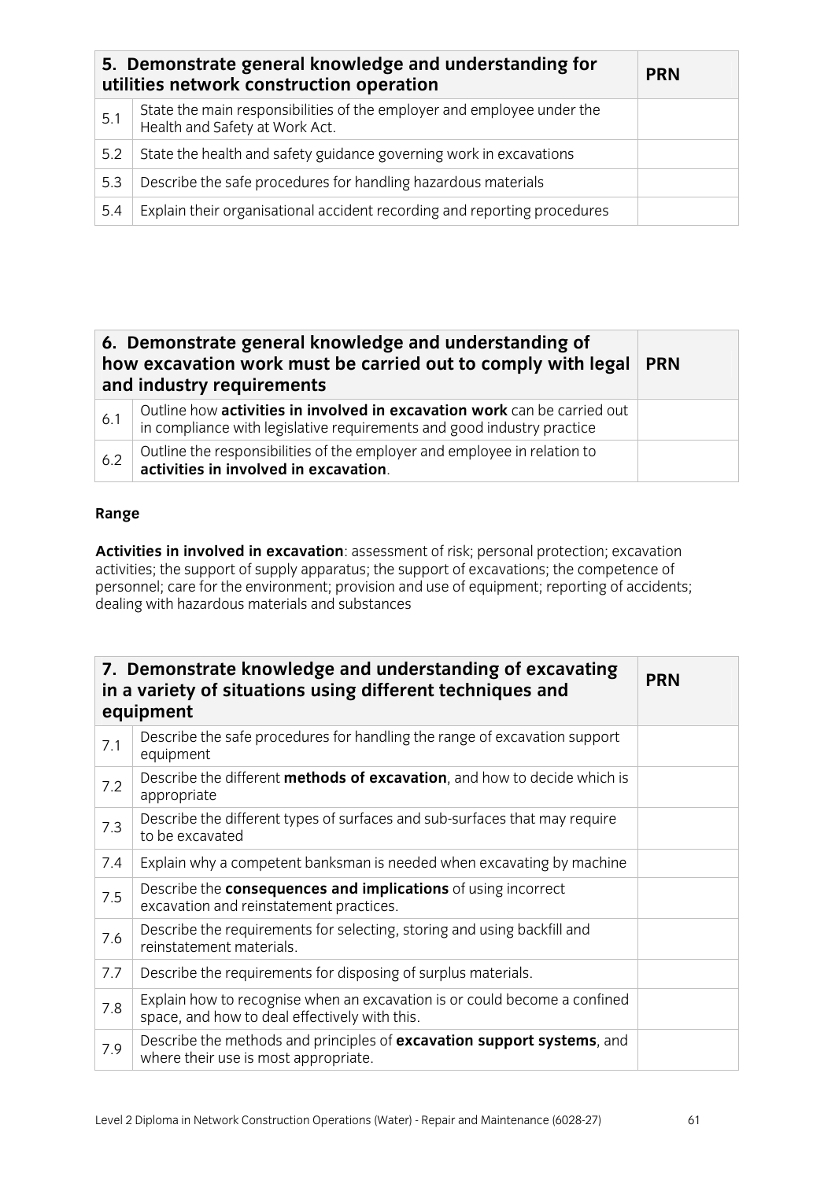| 5. Demonstrate general knowledge and understanding for utilities network construction operation | | PRN |
|---|---|---|
| 5.1 | State the main responsibilities of the employer and employee under the Health and Safety at Work Act. | |
| 5.2 | State the health and safety guidance governing work in excavations | |
| 5.3 | Describe the safe procedures for handling hazardous materials | |
| 5.4 | Explain their organisational accident recording and reporting procedures | |

| 6. Demonstrate general knowledge and understanding of how excavation work must be carried out to comply with legal and industry requirements | | PRN |
|---|---|---|
| 6.1 | Outline how **activities in involved in excavation work** can be carried out in compliance with legislative requirements and good industry practice | |
| 6.2 | Outline the responsibilities of the employer and employee in relation to **activities in involved in excavation**. | |

**Range**

**Activities in involved in excavation**: assessment of risk; personal protection; excavation activities; the support of supply apparatus; the support of excavations; the competence of personnel; care for the environment; provision and use of equipment; reporting of accidents; dealing with hazardous materials and substances

| 7. Demonstrate knowledge and understanding of excavating in a variety of situations using different techniques and equipment | | PRN |
|---|---|---|
| 7.1 | Describe the safe procedures for handling the range of excavation support equipment | |
| 7.2 | Describe the different **methods of excavation**, and how to decide which is appropriate | |
| 7.3 | Describe the different types of surfaces and sub-surfaces that may require to be excavated | |
| 7.4 | Explain why a competent banksman is needed when excavating by machine | |
| 7.5 | Describe the **consequences and implications** of using incorrect excavation and reinstatement practices. | |
| 7.6 | Describe the requirements for selecting, storing and using backfill and reinstatement materials. | |
| 7.7 | Describe the requirements for disposing of surplus materials. | |
| 7.8 | Explain how to recognise when an excavation is or could become a confined space, and how to deal effectively with this. | |
| 7.9 | Describe the methods and principles of **excavation support systems**, and where their use is most appropriate. | |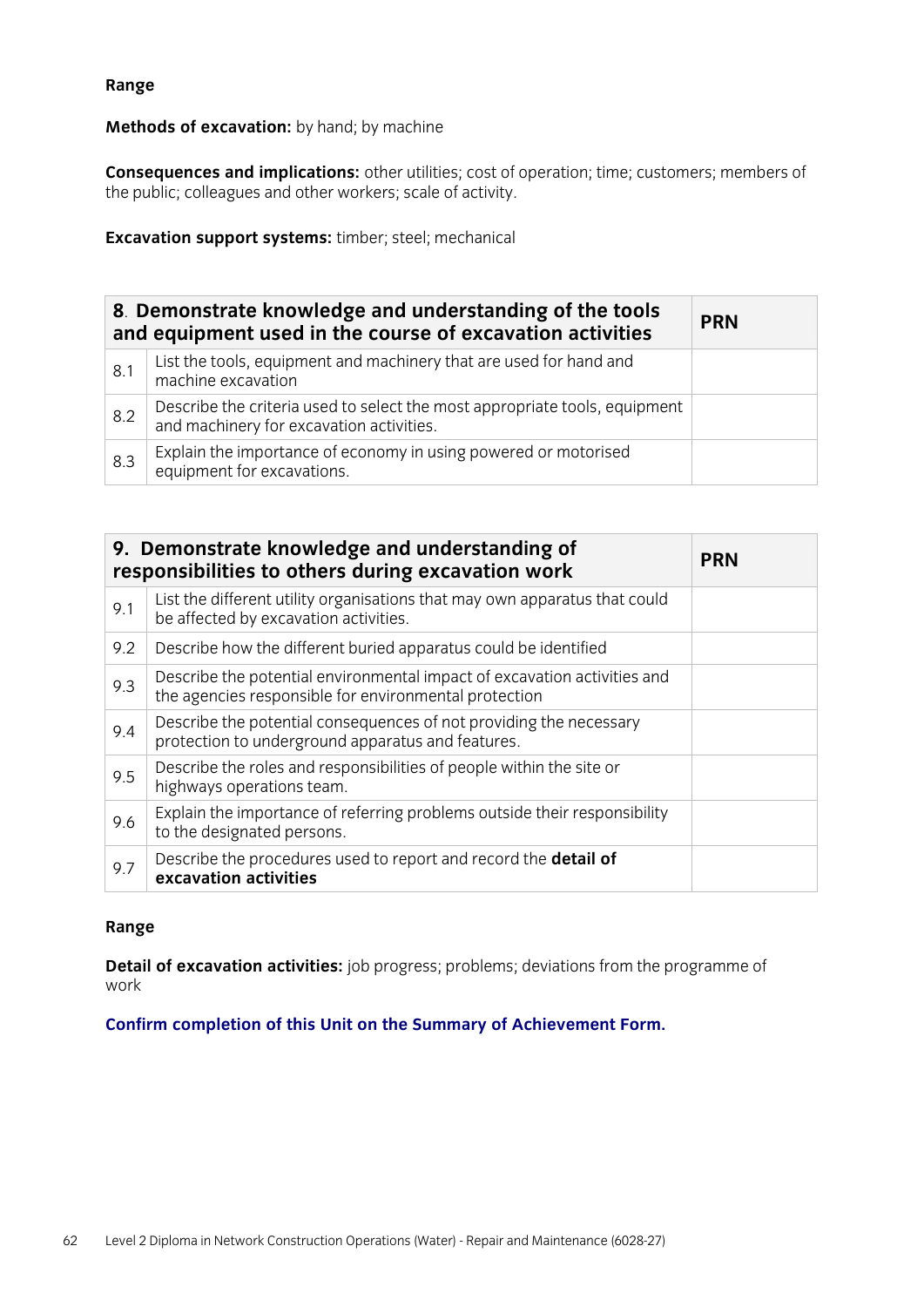**Range**

**Methods of excavation:** by hand; by machine

**Consequences and implications:** other utilities; cost of operation; time; customers; members of the public; colleagues and other workers; scale of activity.

**Excavation support systems:** timber; steel; mechanical

| **8. Demonstrate knowledge and understanding of the tools and equipment used in the course of excavation activities** | | **PRN** |
|---|---|---|
| 8.1 | List the tools, equipment and machinery that are used for hand and machine excavation | |
| 8.2 | Describe the criteria used to select the most appropriate tools, equipment and machinery for excavation activities. | |
| 8.3 | Explain the importance of economy in using powered or motorised equipment for excavations. | |

| **9. Demonstrate knowledge and understanding of responsibilities to others during excavation work** | | **PRN** |
|---|---|---|
| 9.1 | List the different utility organisations that may own apparatus that could be affected by excavation activities. | |
| 9.2 | Describe how the different buried apparatus could be identified | |
| 9.3 | Describe the potential environmental impact of excavation activities and the agencies responsible for environmental protection | |
| 9.4 | Describe the potential consequences of not providing the necessary protection to underground apparatus and features. | |
| 9.5 | Describe the roles and responsibilities of people within the site or highways operations team. | |
| 9.6 | Explain the importance of referring problems outside their responsibility to the designated persons. | |
| 9.7 | Describe the procedures used to report and record the **detail of excavation activities** | |

**Range**

**Detail of excavation activities:** job progress; problems; deviations from the programme of work

**Confirm completion of this Unit on the Summary of Achievement Form.**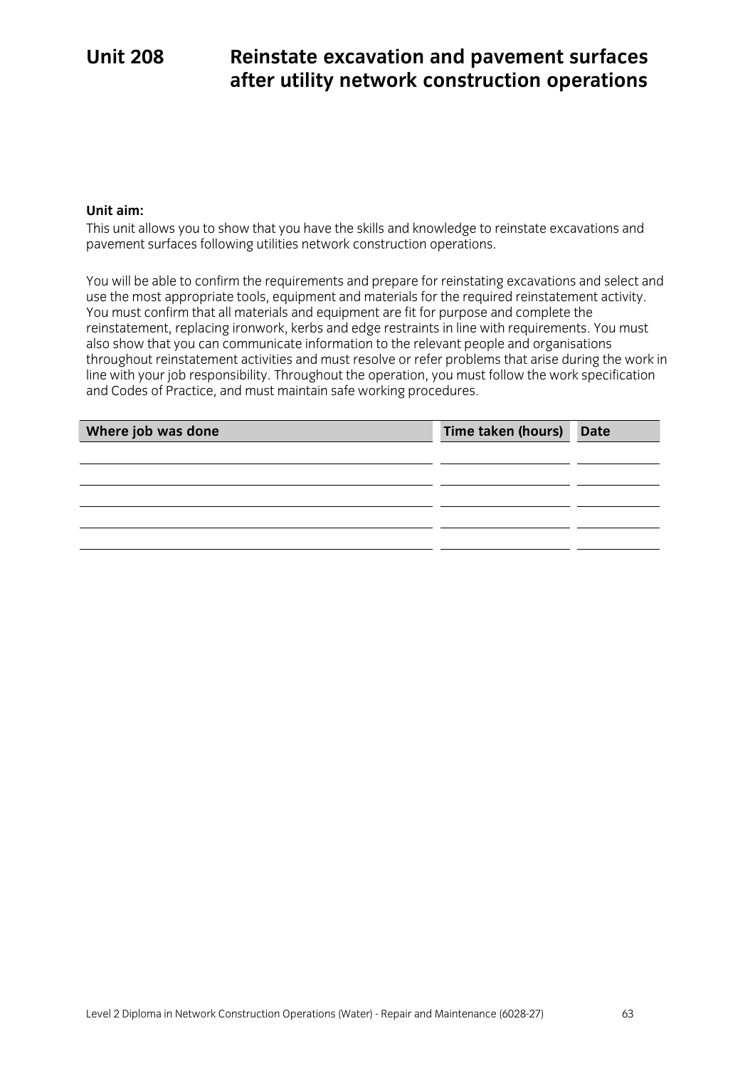# Unit 208 Reinstate excavation and pavement surfaces after utility network construction operations

**Unit aim:**

This unit allows you to show that you have the skills and knowledge to reinstate excavations and pavement surfaces following utilities network construction operations.

You will be able to confirm the requirements and prepare for reinstating excavations and select and use the most appropriate tools, equipment and materials for the required reinstatement activity. You must confirm that all materials and equipment are fit for purpose and complete the reinstatement, replacing ironwork, kerbs and edge restraints in line with requirements. You must also show that you can communicate information to the relevant people and organisations throughout reinstatement activities and must resolve or refer problems that arise during the work in line with your job responsibility. Throughout the operation, you must follow the work specification and Codes of Practice, and must maintain safe working procedures.

| Where job was done | Time taken (hours) | Date |
|---|---|---|
| | | |
| | | |
| | | |
| | | |
| | | |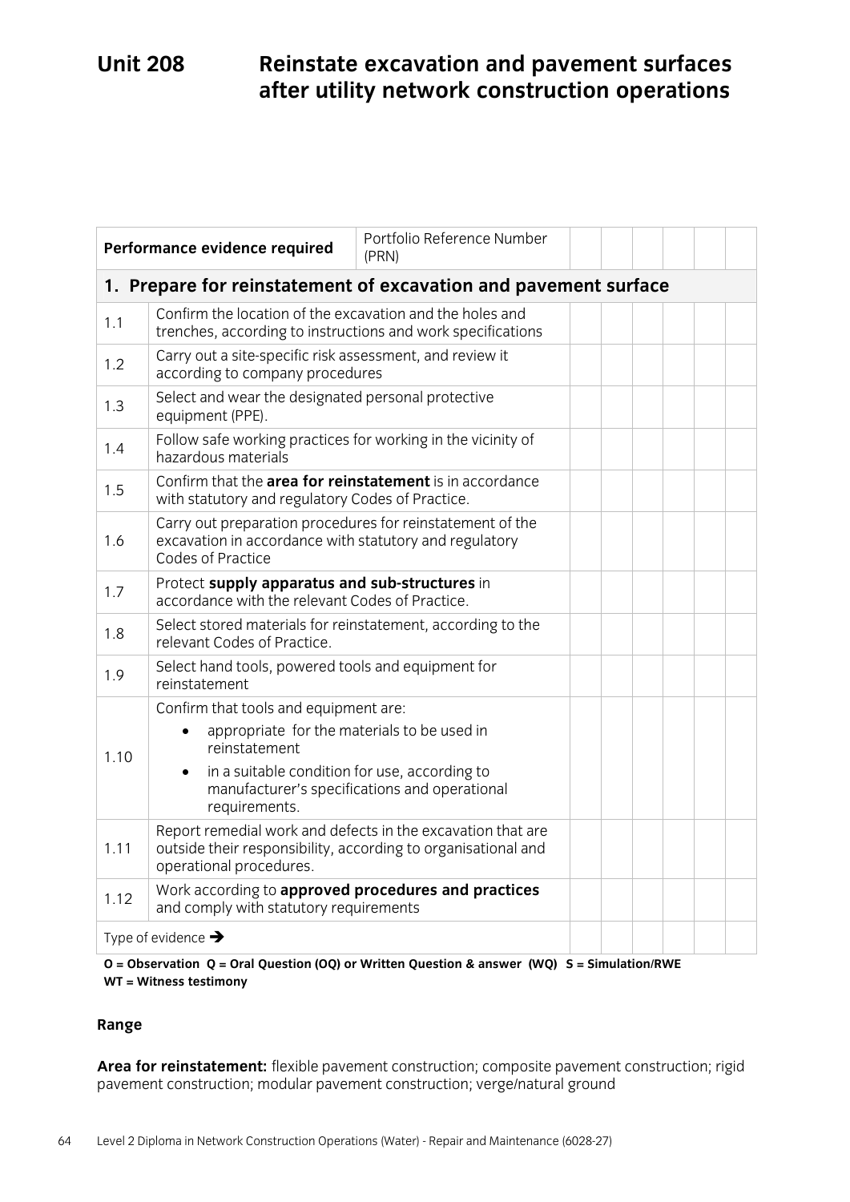# Unit 208 Reinstate excavation and pavement surfaces after utility network construction operations

| Performance evidence required | | Portfolio Reference Number (PRN) | | | | | | |
|---|---|---|---|---|---|---|---|---|
| **1. Prepare for reinstatement of excavation and pavement surface** | | | | | | | | |
| 1.1 | Confirm the location of the excavation and the holes and trenches, according to instructions and work specifications | | | | | | | |
| 1.2 | Carry out a site-specific risk assessment, and review it according to company procedures | | | | | | | |
| 1.3 | Select and wear the designated personal protective equipment (PPE). | | | | | | | |
| 1.4 | Follow safe working practices for working in the vicinity of hazardous materials | | | | | | | |
| 1.5 | Confirm that the **area for reinstatement** is in accordance with statutory and regulatory Codes of Practice. | | | | | | | |
| 1.6 | Carry out preparation procedures for reinstatement of the excavation in accordance with statutory and regulatory Codes of Practice | | | | | | | |
| 1.7 | Protect **supply apparatus and sub-structures** in accordance with the relevant Codes of Practice. | | | | | | | |
| 1.8 | Select stored materials for reinstatement, according to the relevant Codes of Practice. | | | | | | | |
| 1.9 | Select hand tools, powered tools and equipment for reinstatement | | | | | | | |
| 1.10 | Confirm that tools and equipment are: <br>• appropriate for the materials to be used in reinstatement <br>• in a suitable condition for use, according to manufacturer's specifications and operational requirements. | | | | | | | |
| 1.11 | Report remedial work and defects in the excavation that are outside their responsibility, according to organisational and operational procedures. | | | | | | | |
| 1.12 | Work according to **approved procedures and practices** and comply with statutory requirements | | | | | | | |
| Type of evidence ➔ | | | | | | | | |

**O = Observation Q = Oral Question (OQ) or Written Question & answer (WQ) S = Simulation/RWE WT = Witness testimony**

**Range**

**Area for reinstatement:** flexible pavement construction; composite pavement construction; rigid pavement construction; modular pavement construction; verge/natural ground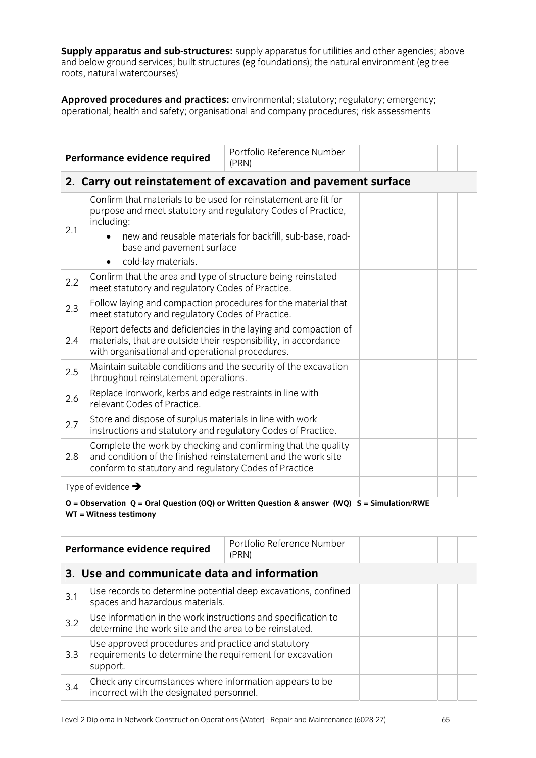**Supply apparatus and sub-structures:** supply apparatus for utilities and other agencies; above and below ground services; built structures (eg foundations); the natural environment (eg tree roots, natural watercourses)

**Approved procedures and practices:** environmental; statutory; regulatory; emergency; operational; health and safety; organisational and company procedures; risk assessments

| **Performance evidence required** | | Portfolio Reference Number (PRN) | | | | | | |
|---|---|---|---|---|---|---|---|---|
| **2. Carry out reinstatement of excavation and pavement surface** | | | | | | | | |
| 2.1 | Confirm that materials to be used for reinstatement are fit for purpose and meet statutory and regulatory Codes of Practice, including:<br>• new and reusable materials for backfill, sub-base, road-base and pavement surface<br>• cold-lay materials. | | | | | | | |
| 2.2 | Confirm that the area and type of structure being reinstated meet statutory and regulatory Codes of Practice. | | | | | | | |
| 2.3 | Follow laying and compaction procedures for the material that meet statutory and regulatory Codes of Practice. | | | | | | | |
| 2.4 | Report defects and deficiencies in the laying and compaction of materials, that are outside their responsibility, in accordance with organisational and operational procedures. | | | | | | | |
| 2.5 | Maintain suitable conditions and the security of the excavation throughout reinstatement operations. | | | | | | | |
| 2.6 | Replace ironwork, kerbs and edge restraints in line with relevant Codes of Practice. | | | | | | | |
| 2.7 | Store and dispose of surplus materials in line with work instructions and statutory and regulatory Codes of Practice. | | | | | | | |
| 2.8 | Complete the work by checking and confirming that the quality and condition of the finished reinstatement and the work site conform to statutory and regulatory Codes of Practice | | | | | | | |
| Type of evidence → | | | | | | | | |

**O = Observation Q = Oral Question (OQ) or Written Question & answer (WQ) S = Simulation/RWE WT = Witness testimony**

| **Performance evidence required** | | Portfolio Reference Number (PRN) | | | | | | |
|---|---|---|---|---|---|---|---|---|
| **3. Use and communicate data and information** | | | | | | | | |
| 3.1 | Use records to determine potential deep excavations, confined spaces and hazardous materials. | | | | | | | |
| 3.2 | Use information in the work instructions and specification to determine the work site and the area to be reinstated. | | | | | | | |
| 3.3 | Use approved procedures and practice and statutory requirements to determine the requirement for excavation support. | | | | | | | |
| 3.4 | Check any circumstances where information appears to be incorrect with the designated personnel. | | | | | | | |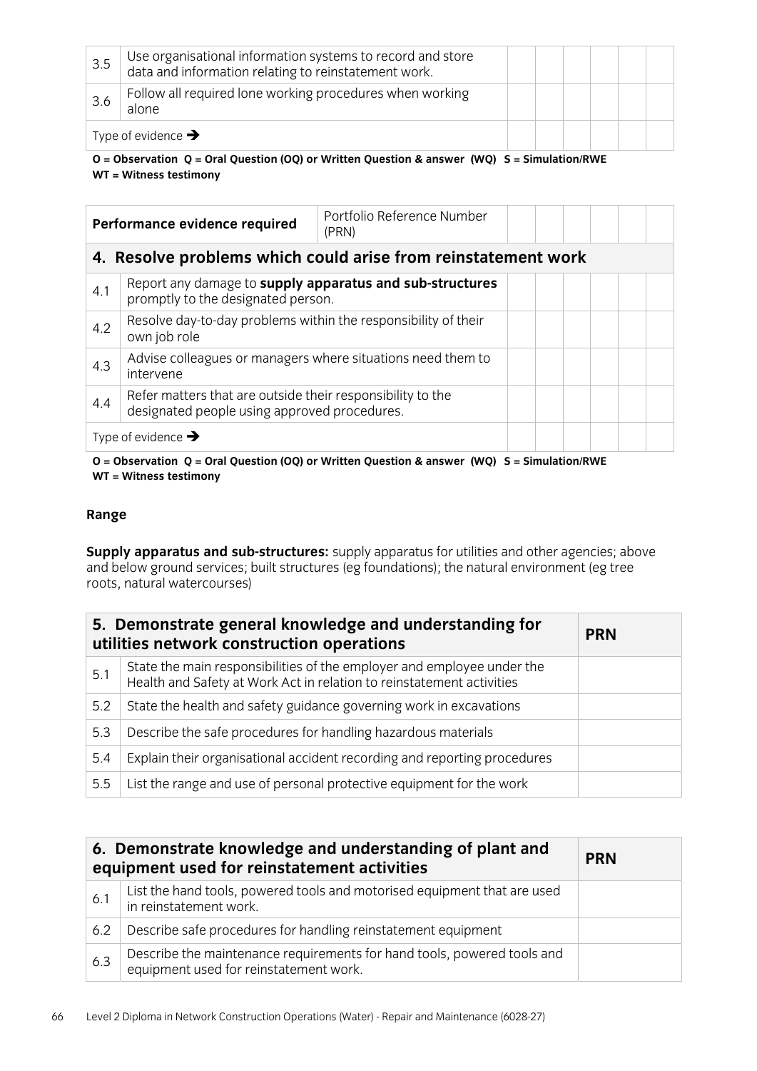| | | | | | | | |
|---|---|---|---|---|---|---|---|
| 3.5 | Use organisational information systems to record and store data and information relating to reinstatement work. | | | | | | |
| 3.6 | Follow all required lone working procedures when working alone | | | | | | |
| Type of evidence ➔ | | | | | | | |

**O = Observation Q = Oral Question (OQ) or Written Question & answer (WQ) S = Simulation/RWE WT = Witness testimony**

| Performance evidence required | | Portfolio Reference Number (PRN) | | | | | |
|---|---|---|---|---|---|---|---|
| **4. Resolve problems which could arise from reinstatement work** | | | | | | | |
| 4.1 | Report any damage to **supply apparatus and sub-structures** promptly to the designated person. | | | | | | |
| 4.2 | Resolve day-to-day problems within the responsibility of their own job role | | | | | | |
| 4.3 | Advise colleagues or managers where situations need them to intervene | | | | | | |
| 4.4 | Refer matters that are outside their responsibility to the designated people using approved procedures. | | | | | | |
| Type of evidence ➔ | | | | | | | |

**O = Observation Q = Oral Question (OQ) or Written Question & answer (WQ) S = Simulation/RWE WT = Witness testimony**

**Range**

**Supply apparatus and sub-structures:** supply apparatus for utilities and other agencies; above and below ground services; built structures (eg foundations); the natural environment (eg tree roots, natural watercourses)

| **5. Demonstrate general knowledge and understanding for utilities network construction operations** | | **PRN** |
|---|---|---|
| 5.1 | State the main responsibilities of the employer and employee under the Health and Safety at Work Act in relation to reinstatement activities | |
| 5.2 | State the health and safety guidance governing work in excavations | |
| 5.3 | Describe the safe procedures for handling hazardous materials | |
| 5.4 | Explain their organisational accident recording and reporting procedures | |
| 5.5 | List the range and use of personal protective equipment for the work | |

| **6. Demonstrate knowledge and understanding of plant and equipment used for reinstatement activities** | | **PRN** |
|---|---|---|
| 6.1 | List the hand tools, powered tools and motorised equipment that are used in reinstatement work. | |
| 6.2 | Describe safe procedures for handling reinstatement equipment | |
| 6.3 | Describe the maintenance requirements for hand tools, powered tools and equipment used for reinstatement work. | |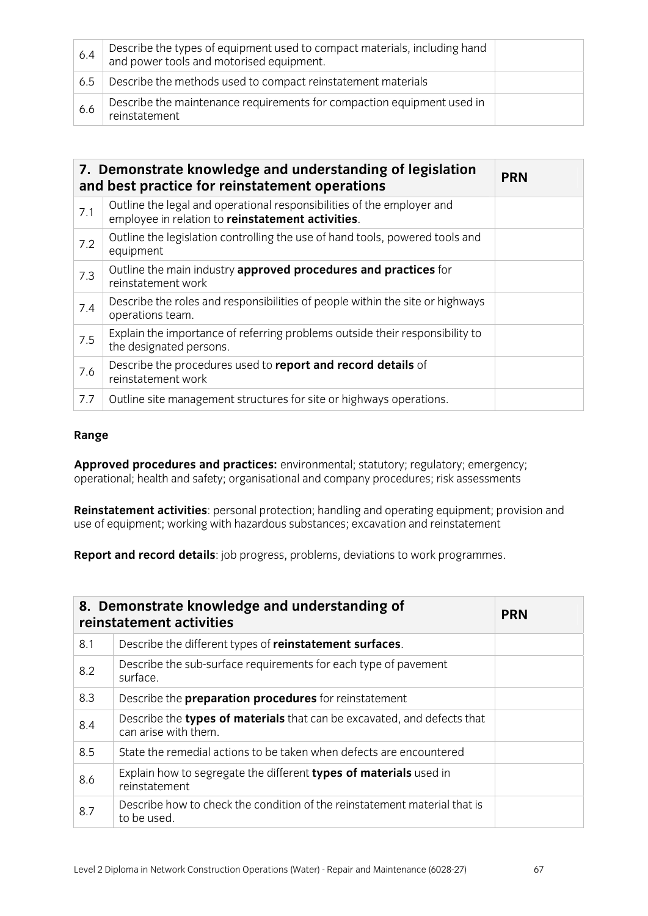| | | |
|---|---|---|
| 6.4 | Describe the types of equipment used to compact materials, including hand and power tools and motorised equipment. | |
| 6.5 | Describe the methods used to compact reinstatement materials | |
| 6.6 | Describe the maintenance requirements for compaction equipment used in reinstatement | |

| 7. Demonstrate knowledge and understanding of legislation and best practice for reinstatement operations | | PRN |
|---|---|---|
| 7.1 | Outline the legal and operational responsibilities of the employer and employee in relation to **reinstatement activities**. | |
| 7.2 | Outline the legislation controlling the use of hand tools, powered tools and equipment | |
| 7.3 | Outline the main industry **approved procedures and practices** for reinstatement work | |
| 7.4 | Describe the roles and responsibilities of people within the site or highways operations team. | |
| 7.5 | Explain the importance of referring problems outside their responsibility to the designated persons. | |
| 7.6 | Describe the procedures used to **report and record details** of reinstatement work | |
| 7.7 | Outline site management structures for site or highways operations. | |

**Range**

**Approved procedures and practices:** environmental; statutory; regulatory; emergency; operational; health and safety; organisational and company procedures; risk assessments

**Reinstatement activities**: personal protection; handling and operating equipment; provision and use of equipment; working with hazardous substances; excavation and reinstatement

**Report and record details**: job progress, problems, deviations to work programmes.

| 8. Demonstrate knowledge and understanding of reinstatement activities | | PRN |
|---|---|---|
| 8.1 | Describe the different types of **reinstatement surfaces**. | |
| 8.2 | Describe the sub-surface requirements for each type of pavement surface. | |
| 8.3 | Describe the **preparation procedures** for reinstatement | |
| 8.4 | Describe the **types of materials** that can be excavated, and defects that can arise with them. | |
| 8.5 | State the remedial actions to be taken when defects are encountered | |
| 8.6 | Explain how to segregate the different **types of materials** used in reinstatement | |
| 8.7 | Describe how to check the condition of the reinstatement material that is to be used. | |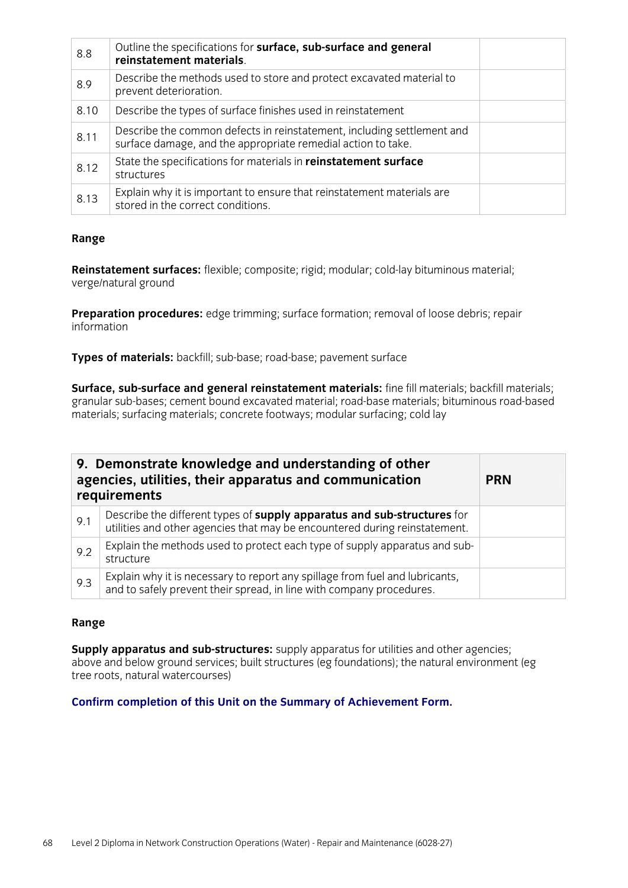| | | |
|---|---|---|
| 8.8 | Outline the specifications for **surface, sub-surface and general reinstatement materials**. | |
| 8.9 | Describe the methods used to store and protect excavated material to prevent deterioration. | |
| 8.10 | Describe the types of surface finishes used in reinstatement | |
| 8.11 | Describe the common defects in reinstatement, including settlement and surface damage, and the appropriate remedial action to take. | |
| 8.12 | State the specifications for materials in **reinstatement surface** structures | |
| 8.13 | Explain why it is important to ensure that reinstatement materials are stored in the correct conditions. | |

**Range**

**Reinstatement surfaces:** flexible; composite; rigid; modular; cold-lay bituminous material; verge/natural ground

**Preparation procedures:** edge trimming; surface formation; removal of loose debris; repair information

**Types of materials:** backfill; sub-base; road-base; pavement surface

**Surface, sub-surface and general reinstatement materials:** fine fill materials; backfill materials; granular sub-bases; cement bound excavated material; road-base materials; bituminous road-based materials; surfacing materials; concrete footways; modular surfacing; cold lay

| **9. Demonstrate knowledge and understanding of other agencies, utilities, their apparatus and communication requirements** | | **PRN** |
|---|---|---|
| 9.1 | Describe the different types of **supply apparatus and sub-structures** for utilities and other agencies that may be encountered during reinstatement. | |
| 9.2 | Explain the methods used to protect each type of supply apparatus and sub-structure | |
| 9.3 | Explain why it is necessary to report any spillage from fuel and lubricants, and to safely prevent their spread, in line with company procedures. | |

**Range**

**Supply apparatus and sub-structures:** supply apparatus for utilities and other agencies; above and below ground services; built structures (eg foundations); the natural environment (eg tree roots, natural watercourses)

**Confirm completion of this Unit on the Summary of Achievement Form.**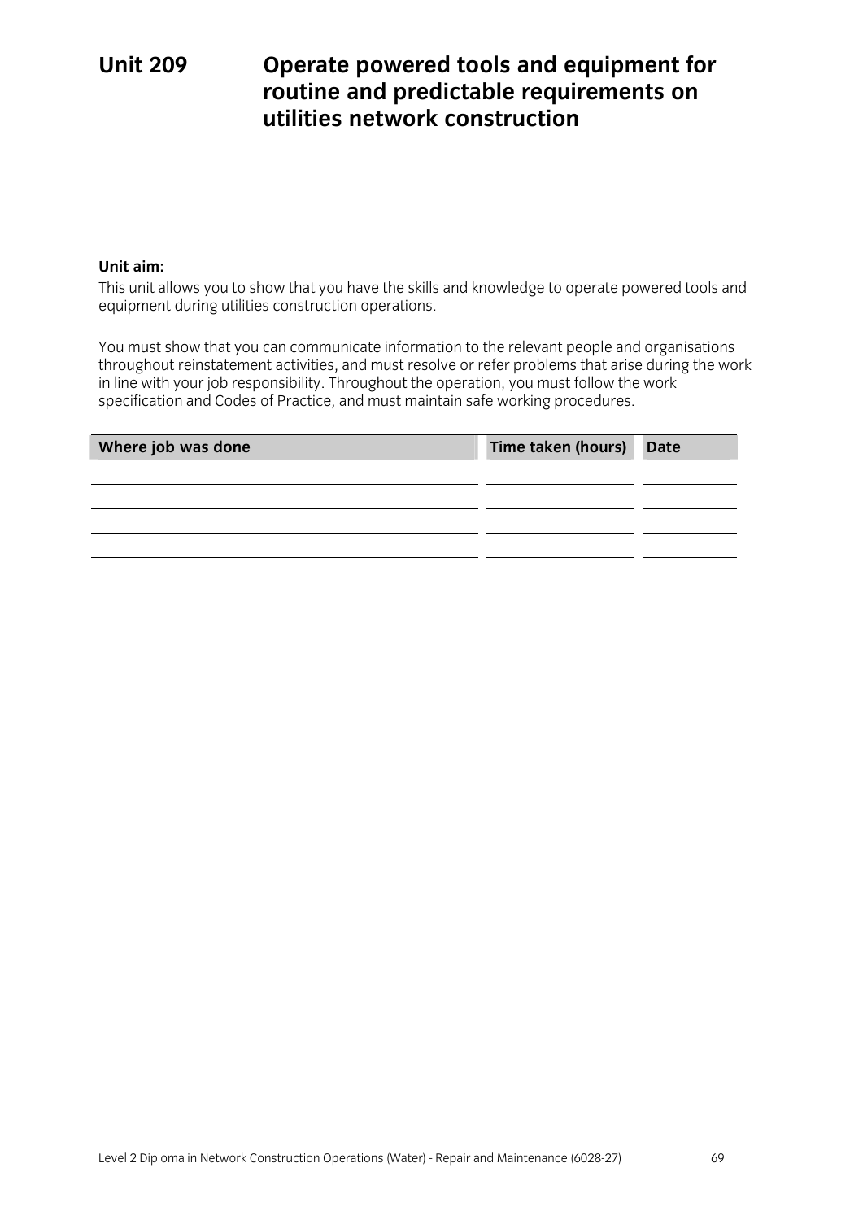# Unit 209 Operate powered tools and equipment for routine and predictable requirements on utilities network construction

**Unit aim:**

This unit allows you to show that you have the skills and knowledge to operate powered tools and equipment during utilities construction operations.

You must show that you can communicate information to the relevant people and organisations throughout reinstatement activities, and must resolve or refer problems that arise during the work in line with your job responsibility. Throughout the operation, you must follow the work specification and Codes of Practice, and must maintain safe working procedures.

| Where job was done | Time taken (hours) | Date |
|---|---|---|
| | | |
| | | |
| | | |
| | | |
| | | |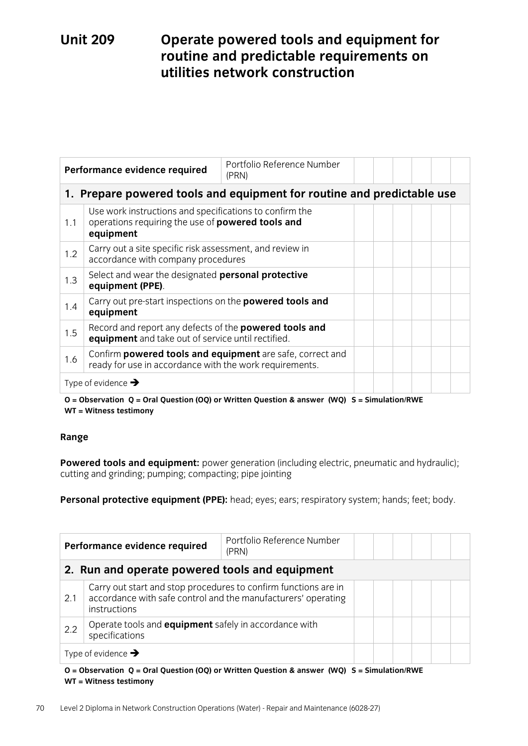# Unit 209 Operate powered tools and equipment for routine and predictable requirements on utilities network construction

| Performance evidence required | | Portfolio Reference Number (PRN) | | | | | | |
|---|---|---|---|---|---|---|---|---|
| **1. Prepare powered tools and equipment for routine and predictable use** | | | | | | | | |
| 1.1 | Use work instructions and specifications to confirm the operations requiring the use of **powered tools and equipment** | | | | | | | |
| 1.2 | Carry out a site specific risk assessment, and review in accordance with company procedures | | | | | | | |
| 1.3 | Select and wear the designated **personal protective equipment (PPE)**. | | | | | | | |
| 1.4 | Carry out pre-start inspections on the **powered tools and equipment** | | | | | | | |
| 1.5 | Record and report any defects of the **powered tools and equipment** and take out of service until rectified. | | | | | | | |
| 1.6 | Confirm **powered tools and equipment** are safe, correct and ready for use in accordance with the work requirements. | | | | | | | |
| Type of evidence ➔ | | | | | | | | |

**O = Observation Q = Oral Question (OQ) or Written Question & answer (WQ) S = Simulation/RWE WT = Witness testimony**

**Range**

**Powered tools and equipment:** power generation (including electric, pneumatic and hydraulic); cutting and grinding; pumping; compacting; pipe jointing

**Personal protective equipment (PPE):** head; eyes; ears; respiratory system; hands; feet; body.

| Performance evidence required | | Portfolio Reference Number (PRN) | | | | | | |
|---|---|---|---|---|---|---|---|---|
| **2. Run and operate powered tools and equipment** | | | | | | | | |
| 2.1 | Carry out start and stop procedures to confirm functions are in accordance with safe control and the manufacturers' operating instructions | | | | | | | |
| 2.2 | Operate tools and **equipment** safely in accordance with specifications | | | | | | | |
| Type of evidence ➔ | | | | | | | | |

**O = Observation Q = Oral Question (OQ) or Written Question & answer (WQ) S = Simulation/RWE WT = Witness testimony**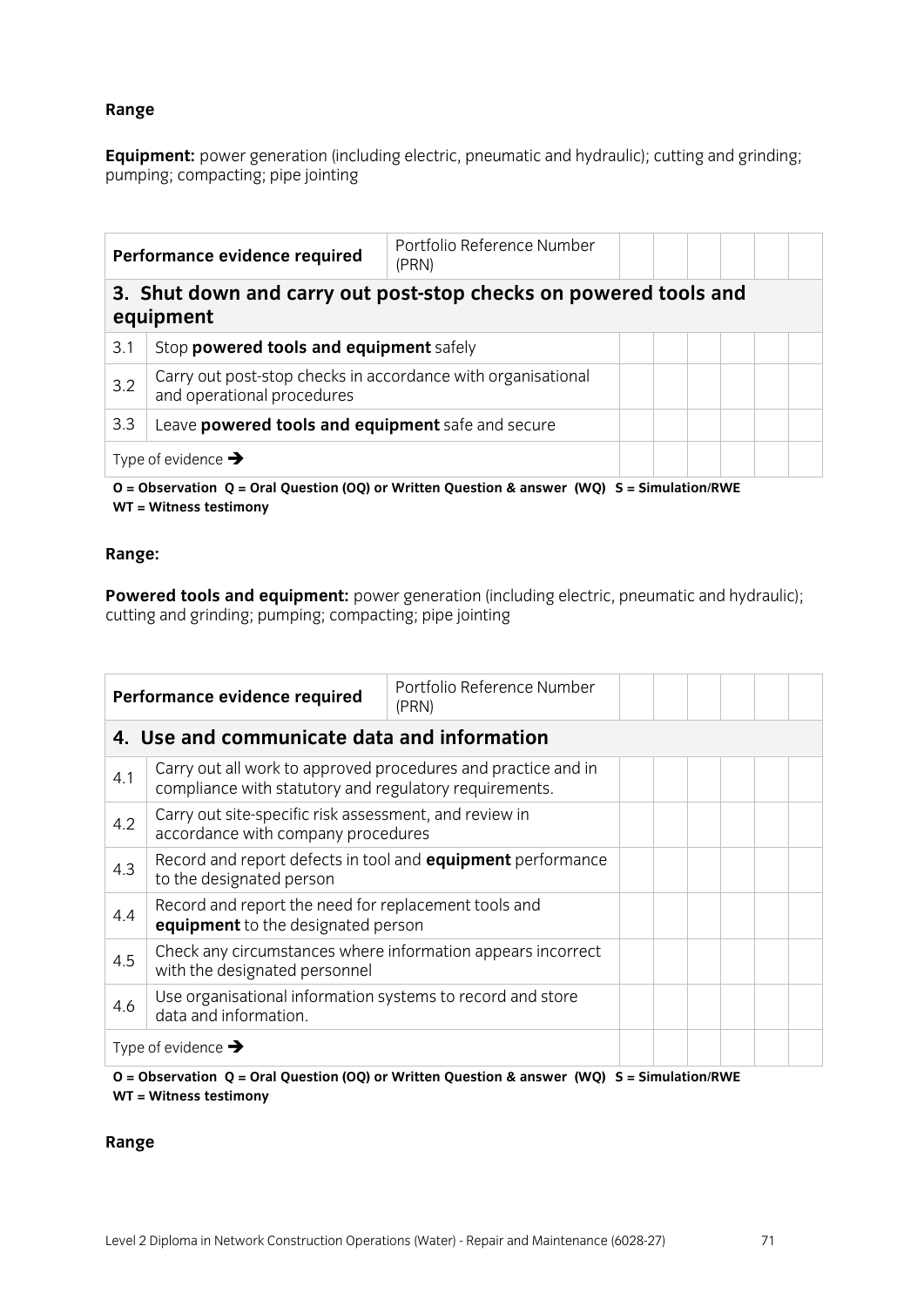**Range**

**Equipment:** power generation (including electric, pneumatic and hydraulic); cutting and grinding; pumping; compacting; pipe jointing

| Performance evidence required | | Portfolio Reference Number (PRN) | | | | | | |
|---|---|---|---|---|---|---|---|---|
| **3. Shut down and carry out post-stop checks on powered tools and equipment** | | | | | | | | |
| 3.1 | Stop **powered tools and equipment** safely | | | | | | | |
| 3.2 | Carry out post-stop checks in accordance with organisational and operational procedures | | | | | | | |
| 3.3 | Leave **powered tools and equipment** safe and secure | | | | | | | |
| Type of evidence ➔ | | | | | | | | |

**O = Observation Q = Oral Question (OQ) or Written Question & answer (WQ) S = Simulation/RWE WT = Witness testimony**

**Range:**

**Powered tools and equipment:** power generation (including electric, pneumatic and hydraulic); cutting and grinding; pumping; compacting; pipe jointing

| Performance evidence required | | Portfolio Reference Number (PRN) | | | | | | |
|---|---|---|---|---|---|---|---|---|
| **4. Use and communicate data and information** | | | | | | | | |
| 4.1 | Carry out all work to approved procedures and practice and in compliance with statutory and regulatory requirements. | | | | | | | |
| 4.2 | Carry out site-specific risk assessment, and review in accordance with company procedures | | | | | | | |
| 4.3 | Record and report defects in tool and **equipment** performance to the designated person | | | | | | | |
| 4.4 | Record and report the need for replacement tools and **equipment** to the designated person | | | | | | | |
| 4.5 | Check any circumstances where information appears incorrect with the designated personnel | | | | | | | |
| 4.6 | Use organisational information systems to record and store data and information. | | | | | | | |
| Type of evidence ➔ | | | | | | | | |

**O = Observation Q = Oral Question (OQ) or Written Question & answer (WQ) S = Simulation/RWE WT = Witness testimony**

**Range**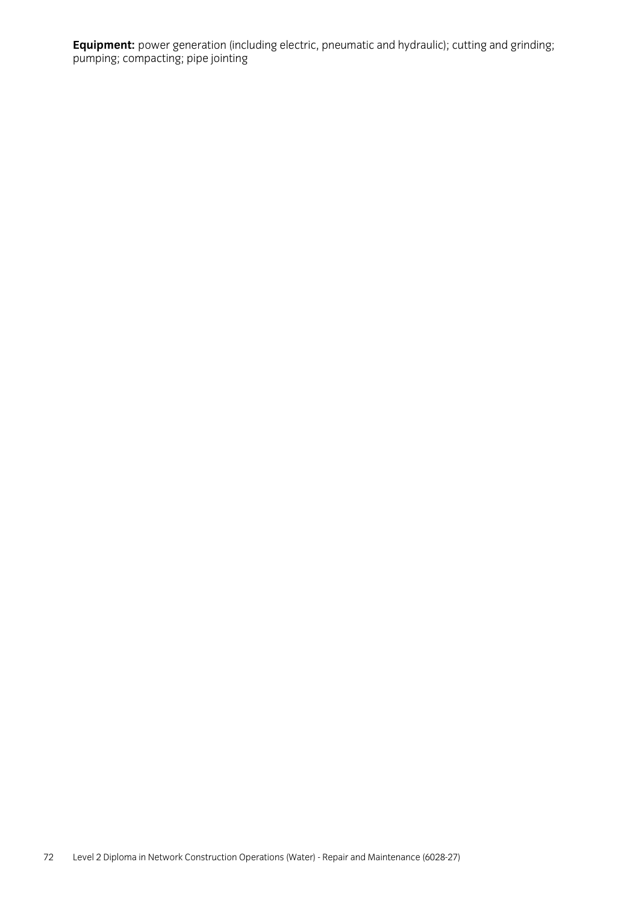**Equipment:** power generation (including electric, pneumatic and hydraulic); cutting and grinding; pumping; compacting; pipe jointing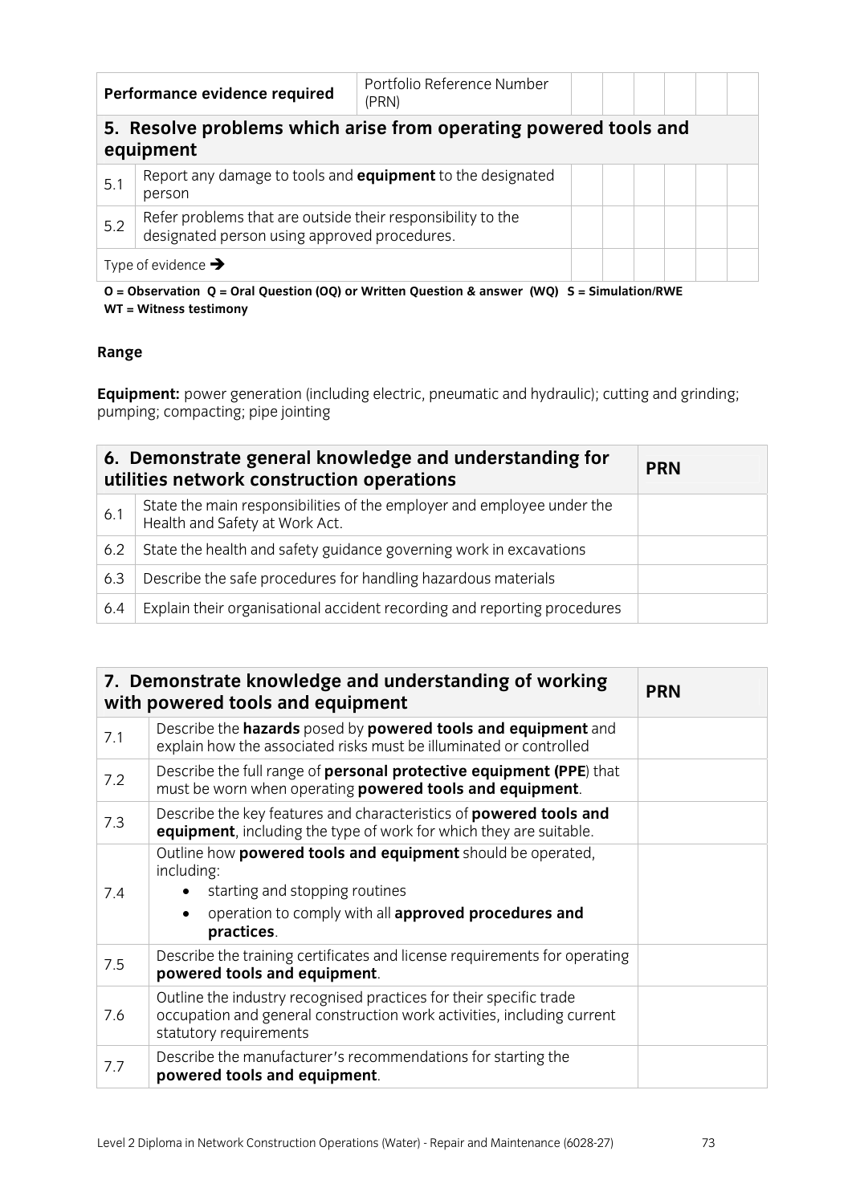| Performance evidence required | | Portfolio Reference Number (PRN) | | | | | | |
|---|---|---|---|---|---|---|---|---|
| **5. Resolve problems which arise from operating powered tools and equipment** | | | | | | | | |
| 5.1 | Report any damage to tools and **equipment** to the designated person | | | | | | | |
| 5.2 | Refer problems that are outside their responsibility to the designated person using approved procedures. | | | | | | | |
| Type of evidence ➔ | | | | | | | | |

**O = Observation Q = Oral Question (OQ) or Written Question & answer (WQ) S = Simulation/RWE WT = Witness testimony**

**Range**

**Equipment:** power generation (including electric, pneumatic and hydraulic); cutting and grinding; pumping; compacting; pipe jointing

| 6. Demonstrate general knowledge and understanding for utilities network construction operations | | PRN |
|---|---|---|
| 6.1 | State the main responsibilities of the employer and employee under the Health and Safety at Work Act. | |
| 6.2 | State the health and safety guidance governing work in excavations | |
| 6.3 | Describe the safe procedures for handling hazardous materials | |
| 6.4 | Explain their organisational accident recording and reporting procedures | |

| 7. Demonstrate knowledge and understanding of working with powered tools and equipment | | PRN |
|---|---|---|
| 7.1 | Describe the **hazards** posed by **powered tools and equipment** and explain how the associated risks must be illuminated or controlled | |
| 7.2 | Describe the full range of **personal protective equipment (PPE**) that must be worn when operating **powered tools and equipment**. | |
| 7.3 | Describe the key features and characteristics of **powered tools and equipment**, including the type of work for which they are suitable. | |
| 7.4 | Outline how **powered tools and equipment** should be operated, including: • starting and stopping routines • operation to comply with all **approved procedures and practices**. | |
| 7.5 | Describe the training certificates and license requirements for operating **powered tools and equipment**. | |
| 7.6 | Outline the industry recognised practices for their specific trade occupation and general construction work activities, including current statutory requirements | |
| 7.7 | Describe the manufacturer's recommendations for starting the **powered tools and equipment**. | |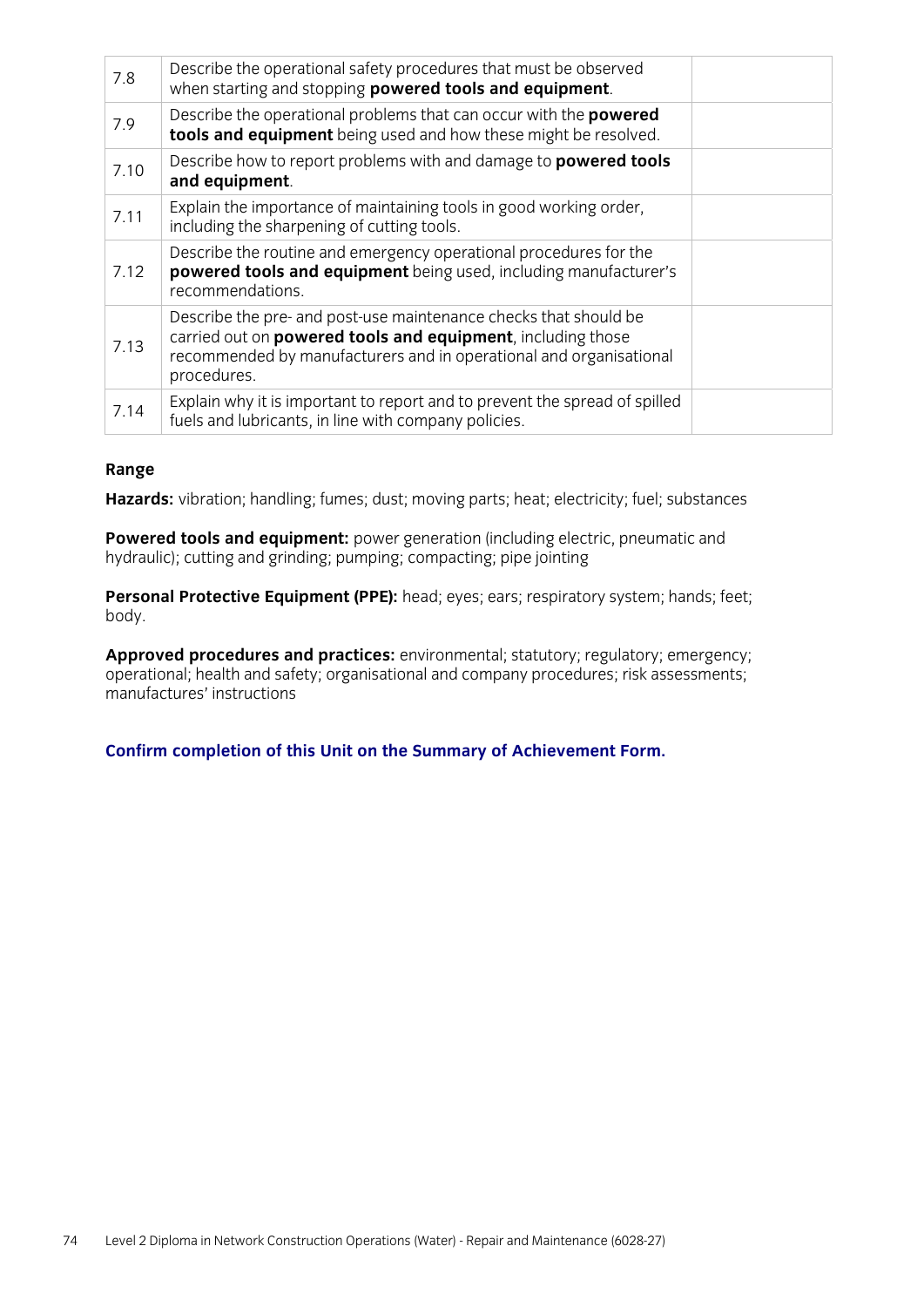| | | |
|---|---|---|
| 7.8 | Describe the operational safety procedures that must be observed when starting and stopping **powered tools and equipment**. | |
| 7.9 | Describe the operational problems that can occur with the **powered tools and equipment** being used and how these might be resolved. | |
| 7.10 | Describe how to report problems with and damage to **powered tools and equipment**. | |
| 7.11 | Explain the importance of maintaining tools in good working order, including the sharpening of cutting tools. | |
| 7.12 | Describe the routine and emergency operational procedures for the **powered tools and equipment** being used, including manufacturer's recommendations. | |
| 7.13 | Describe the pre- and post-use maintenance checks that should be carried out on **powered tools and equipment**, including those recommended by manufacturers and in operational and organisational procedures. | |
| 7.14 | Explain why it is important to report and to prevent the spread of spilled fuels and lubricants, in line with company policies. | |

**Range**

**Hazards:** vibration; handling; fumes; dust; moving parts; heat; electricity; fuel; substances

**Powered tools and equipment:** power generation (including electric, pneumatic and hydraulic); cutting and grinding; pumping; compacting; pipe jointing

**Personal Protective Equipment (PPE):** head; eyes; ears; respiratory system; hands; feet; body.

**Approved procedures and practices:** environmental; statutory; regulatory; emergency; operational; health and safety; organisational and company procedures; risk assessments; manufactures' instructions

**Confirm completion of this Unit on the Summary of Achievement Form.**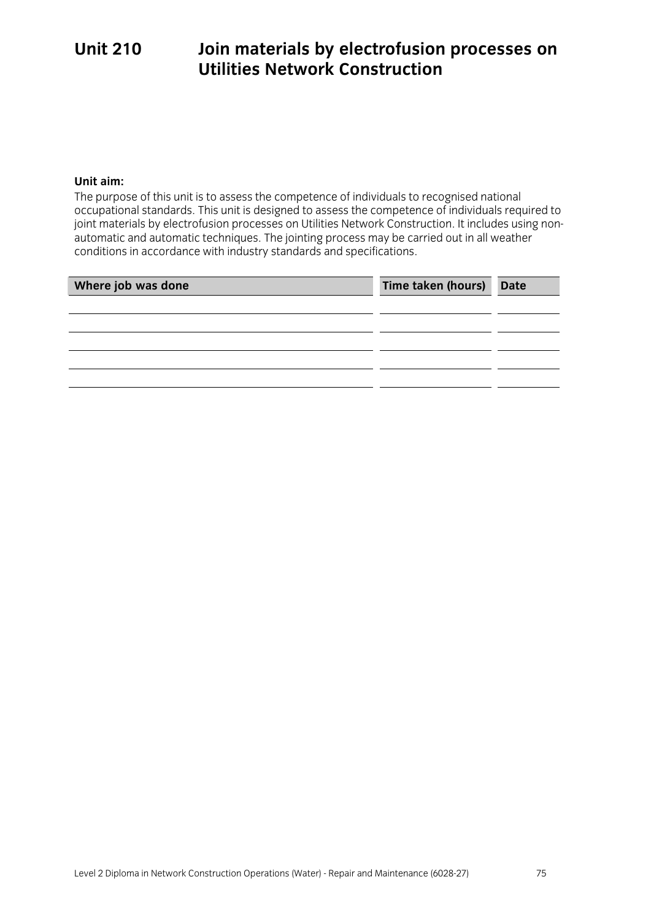# Unit 210 Join materials by electrofusion processes on Utilities Network Construction

**Unit aim:**

The purpose of this unit is to assess the competence of individuals to recognised national occupational standards. This unit is designed to assess the competence of individuals required to joint materials by electrofusion processes on Utilities Network Construction. It includes using non-automatic and automatic techniques. The jointing process may be carried out in all weather conditions in accordance with industry standards and specifications.

| Where job was done | Time taken (hours) | Date |
|---|---|---|
| | | |
| | | |
| | | |
| | | |
| | | |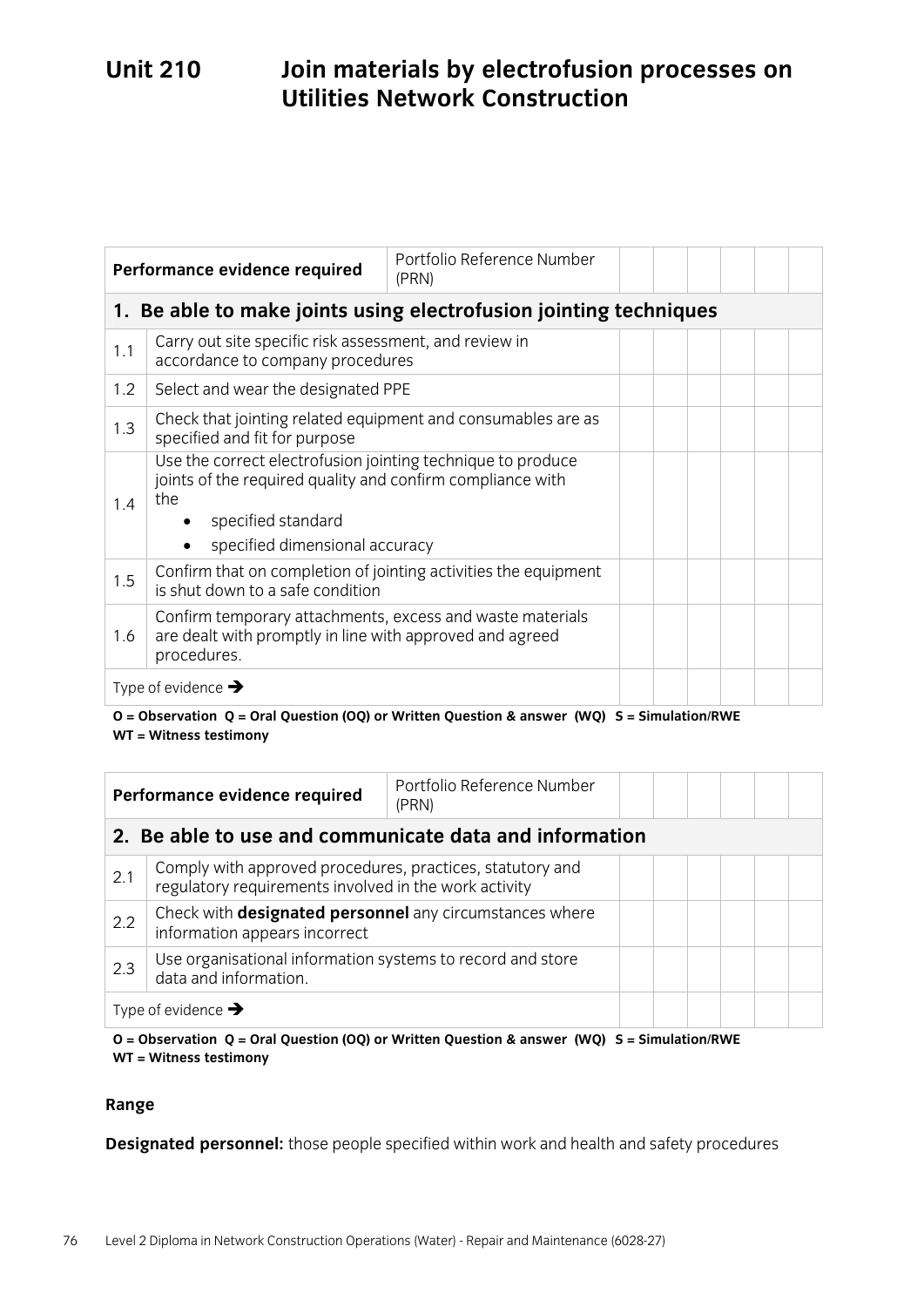# Unit 210 Join materials by electrofusion processes on Utilities Network Construction

| Performance evidence required | | Portfolio Reference Number (PRN) | | | | | | |
|---|---|---|---|---|---|---|---|---|
| **1. Be able to make joints using electrofusion jointing techniques** | | | | | | | | |
| 1.1 | Carry out site specific risk assessment, and review in accordance to company procedures | | | | | | | |
| 1.2 | Select and wear the designated PPE | | | | | | | |
| 1.3 | Check that jointing related equipment and consumables are as specified and fit for purpose | | | | | | | |
| 1.4 | Use the correct electrofusion jointing technique to produce joints of the required quality and confirm compliance with the<br>• specified standard<br>• specified dimensional accuracy | | | | | | | |
| 1.5 | Confirm that on completion of jointing activities the equipment is shut down to a safe condition | | | | | | | |
| 1.6 | Confirm temporary attachments, excess and waste materials are dealt with promptly in line with approved and agreed procedures. | | | | | | | |
| Type of evidence → | | | | | | | | |

**O = Observation Q = Oral Question (OQ) or Written Question & answer (WQ) S = Simulation/RWE WT = Witness testimony**

| Performance evidence required | | Portfolio Reference Number (PRN) | | | | | | |
|---|---|---|---|---|---|---|---|---|
| **2. Be able to use and communicate data and information** | | | | | | | | |
| 2.1 | Comply with approved procedures, practices, statutory and regulatory requirements involved in the work activity | | | | | | | |
| 2.2 | Check with **designated personnel** any circumstances where information appears incorrect | | | | | | | |
| 2.3 | Use organisational information systems to record and store data and information. | | | | | | | |
| Type of evidence → | | | | | | | | |

**O = Observation Q = Oral Question (OQ) or Written Question & answer (WQ) S = Simulation/RWE WT = Witness testimony**

**Range**

**Designated personnel:** those people specified within work and health and safety procedures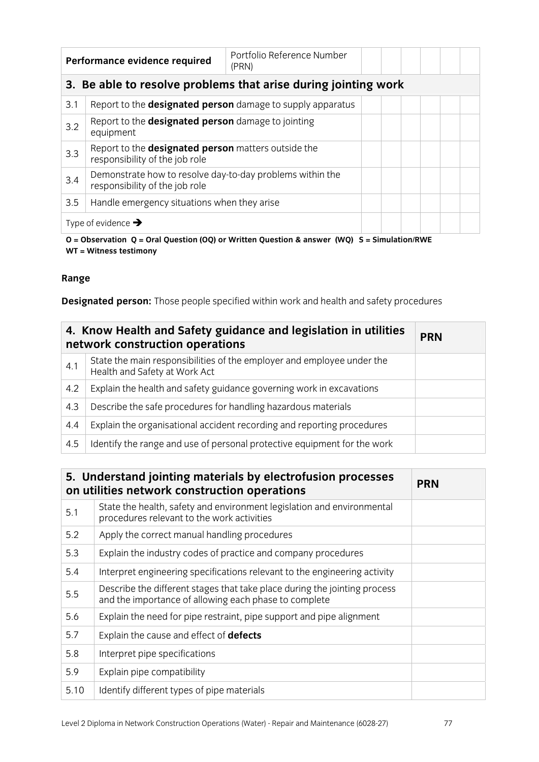| Performance evidence required | | Portfolio Reference Number (PRN) | | | | | | |
|---|---|---|---|---|---|---|---|---|
| **3. Be able to resolve problems that arise during jointing work** | | | | | | | | |
| 3.1 | Report to the **designated person** damage to supply apparatus | | | | | | | |
| 3.2 | Report to the **designated person** damage to jointing equipment | | | | | | | |
| 3.3 | Report to the **designated person** matters outside the responsibility of the job role | | | | | | | |
| 3.4 | Demonstrate how to resolve day-to-day problems within the responsibility of the job role | | | | | | | |
| 3.5 | Handle emergency situations when they arise | | | | | | | |
| Type of evidence ➔ | | | | | | | | |

**O = Observation Q = Oral Question (OQ) or Written Question & answer (WQ) S = Simulation/RWE WT = Witness testimony**

**Range**

**Designated person:** Those people specified within work and health and safety procedures

| | **4. Know Health and Safety guidance and legislation in utilities network construction operations** | **PRN** |
|---|---|---|
| 4.1 | State the main responsibilities of the employer and employee under the Health and Safety at Work Act | |
| 4.2 | Explain the health and safety guidance governing work in excavations | |
| 4.3 | Describe the safe procedures for handling hazardous materials | |
| 4.4 | Explain the organisational accident recording and reporting procedures | |
| 4.5 | Identify the range and use of personal protective equipment for the work | |

| | **5. Understand jointing materials by electrofusion processes on utilities network construction operations** | **PRN** |
|---|---|---|
| 5.1 | State the health, safety and environment legislation and environmental procedures relevant to the work activities | |
| 5.2 | Apply the correct manual handling procedures | |
| 5.3 | Explain the industry codes of practice and company procedures | |
| 5.4 | Interpret engineering specifications relevant to the engineering activity | |
| 5.5 | Describe the different stages that take place during the jointing process and the importance of allowing each phase to complete | |
| 5.6 | Explain the need for pipe restraint, pipe support and pipe alignment | |
| 5.7 | Explain the cause and effect of **defects** | |
| 5.8 | Interpret pipe specifications | |
| 5.9 | Explain pipe compatibility | |
| 5.10 | Identify different types of pipe materials | |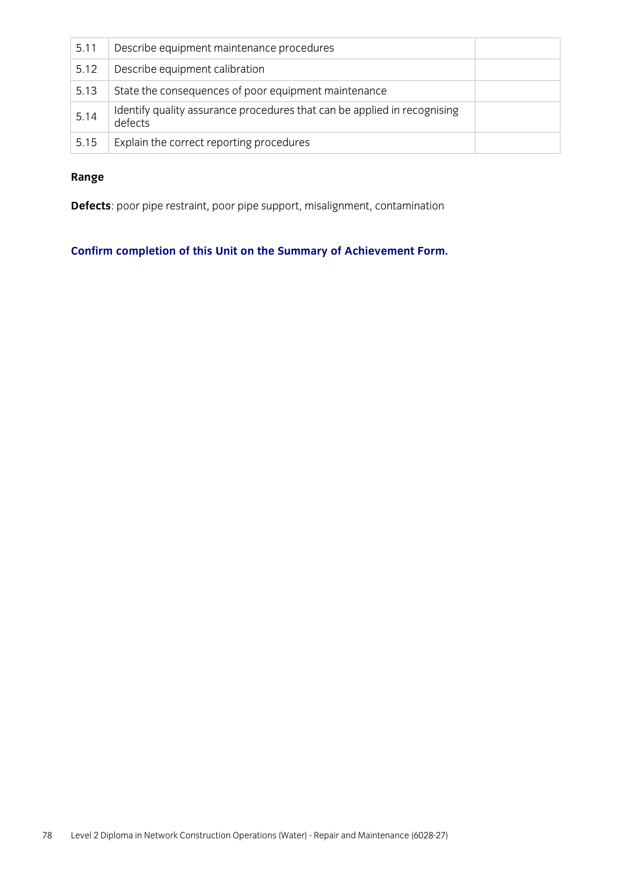| | | |
|---|---|---|
| 5.11 | Describe equipment maintenance procedures | |
| 5.12 | Describe equipment calibration | |
| 5.13 | State the consequences of poor equipment maintenance | |
| 5.14 | Identify quality assurance procedures that can be applied in recognising defects | |
| 5.15 | Explain the correct reporting procedures | |

**Range**

**Defects**: poor pipe restraint, poor pipe support, misalignment, contamination

**Confirm completion of this Unit on the Summary of Achievement Form.**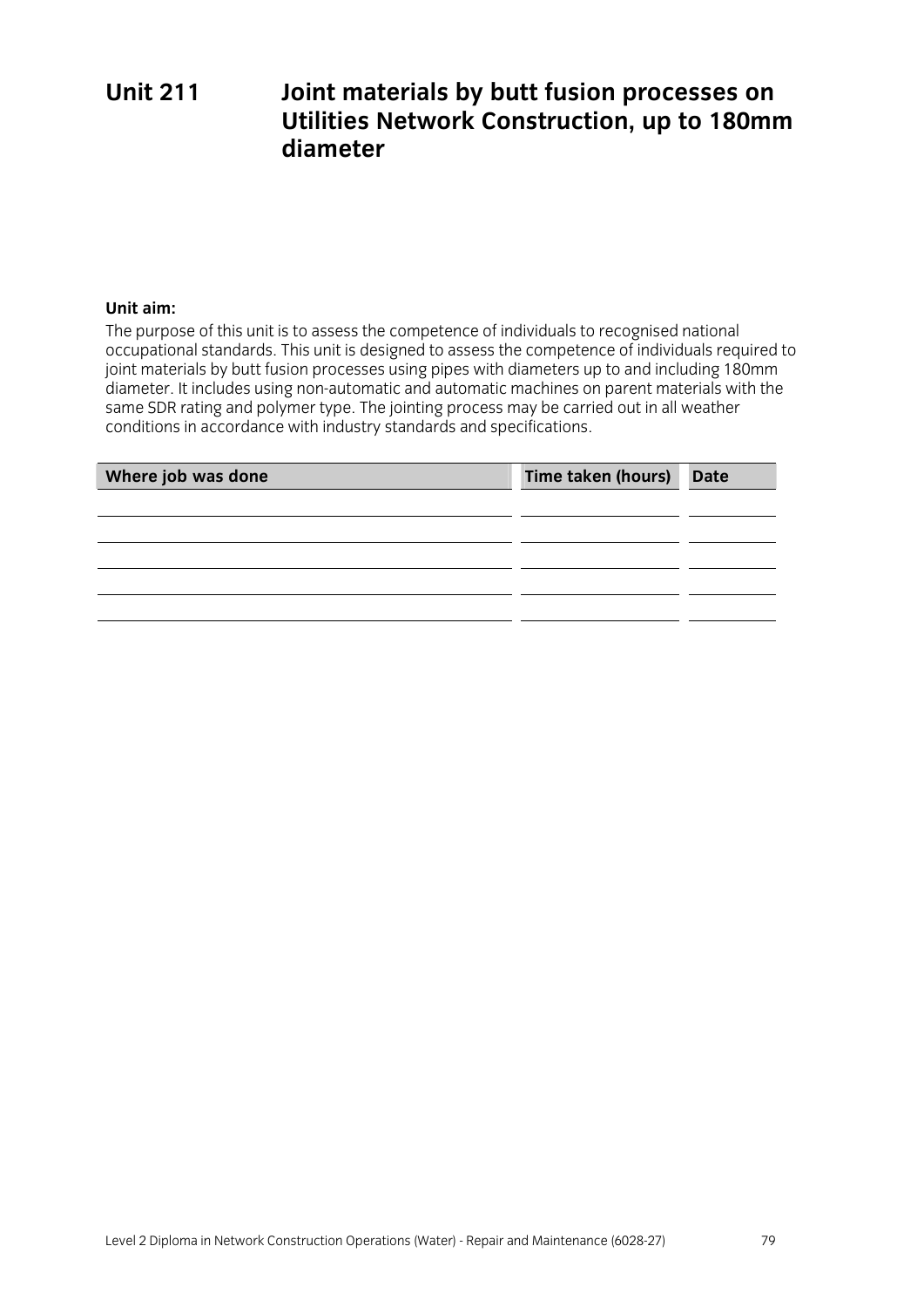# Unit 211 Joint materials by butt fusion processes on Utilities Network Construction, up to 180mm diameter

**Unit aim:**

The purpose of this unit is to assess the competence of individuals to recognised national occupational standards. This unit is designed to assess the competence of individuals required to joint materials by butt fusion processes using pipes with diameters up to and including 180mm diameter. It includes using non-automatic and automatic machines on parent materials with the same SDR rating and polymer type. The jointing process may be carried out in all weather conditions in accordance with industry standards and specifications.

| Where job was done | Time taken (hours) | Date |
|---|---|---|
| | | |
| | | |
| | | |
| | | |
| | | |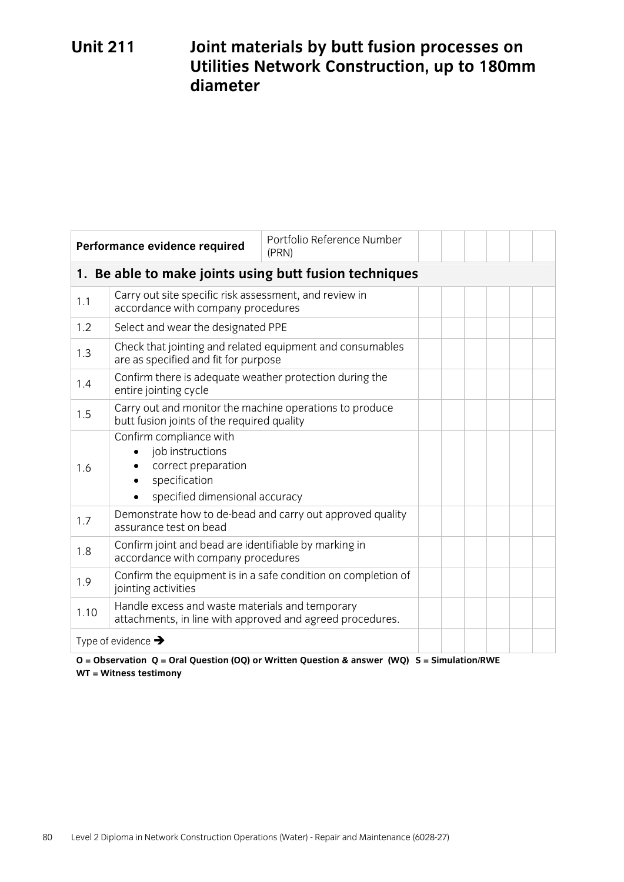# Unit 211 Joint materials by butt fusion processes on Utilities Network Construction, up to 180mm diameter

| **Performance evidence required** | | Portfolio Reference Number (PRN) | | | | | | |
|---|---|---|---|---|---|---|---|---|
| **1. Be able to make joints using butt fusion techniques** | | | | | | | | |
| 1.1 | Carry out site specific risk assessment, and review in accordance with company procedures | | | | | | | |
| 1.2 | Select and wear the designated PPE | | | | | | | |
| 1.3 | Check that jointing and related equipment and consumables are as specified and fit for purpose | | | | | | | |
| 1.4 | Confirm there is adequate weather protection during the entire jointing cycle | | | | | | | |
| 1.5 | Carry out and monitor the machine operations to produce butt fusion joints of the required quality | | | | | | | |
| 1.6 | Confirm compliance with <br>• job instructions <br>• correct preparation <br>• specification <br>• specified dimensional accuracy | | | | | | | |
| 1.7 | Demonstrate how to de-bead and carry out approved quality assurance test on bead | | | | | | | |
| 1.8 | Confirm joint and bead are identifiable by marking in accordance with company procedures | | | | | | | |
| 1.9 | Confirm the equipment is in a safe condition on completion of jointing activities | | | | | | | |
| 1.10 | Handle excess and waste materials and temporary attachments, in line with approved and agreed procedures. | | | | | | | |
| Type of evidence → | | | | | | | | |

**O = Observation Q = Oral Question (OQ) or Written Question & answer (WQ) S = Simulation/RWE WT = Witness testimony**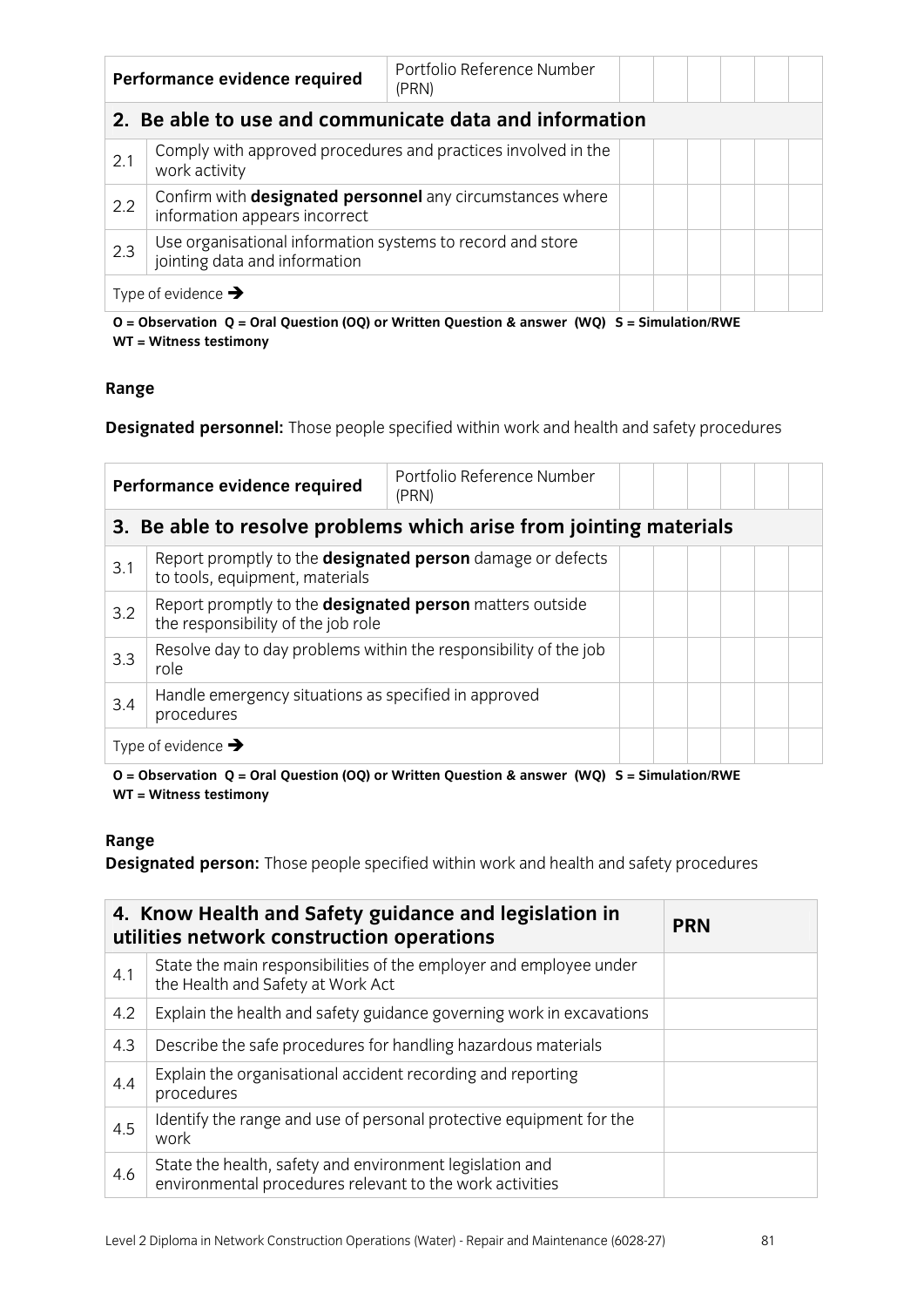| Performance evidence required | | Portfolio Reference Number (PRN) | | | | | | |
|---|---|---|---|---|---|---|---|---|
| **2. Be able to use and communicate data and information** | | | | | | | | |
| 2.1 | Comply with approved procedures and practices involved in the work activity | | | | | | | |
| 2.2 | Confirm with **designated personnel** any circumstances where information appears incorrect | | | | | | | |
| 2.3 | Use organisational information systems to record and store jointing data and information | | | | | | | |
| Type of evidence → | | | | | | | | |

**O = Observation Q = Oral Question (OQ) or Written Question & answer (WQ) S = Simulation/RWE WT = Witness testimony**

**Range**

**Designated personnel:** Those people specified within work and health and safety procedures

| Performance evidence required | | Portfolio Reference Number (PRN) | | | | | | |
|---|---|---|---|---|---|---|---|---|
| **3. Be able to resolve problems which arise from jointing materials** | | | | | | | | |
| 3.1 | Report promptly to the **designated person** damage or defects to tools, equipment, materials | | | | | | | |
| 3.2 | Report promptly to the **designated person** matters outside the responsibility of the job role | | | | | | | |
| 3.3 | Resolve day to day problems within the responsibility of the job role | | | | | | | |
| 3.4 | Handle emergency situations as specified in approved procedures | | | | | | | |
| Type of evidence → | | | | | | | | |

**O = Observation Q = Oral Question (OQ) or Written Question & answer (WQ) S = Simulation/RWE WT = Witness testimony**

**Range**

**Designated person:** Those people specified within work and health and safety procedures

| **4. Know Health and Safety guidance and legislation in utilities network construction operations** | | **PRN** |
|---|---|---|
| 4.1 | State the main responsibilities of the employer and employee under the Health and Safety at Work Act | |
| 4.2 | Explain the health and safety guidance governing work in excavations | |
| 4.3 | Describe the safe procedures for handling hazardous materials | |
| 4.4 | Explain the organisational accident recording and reporting procedures | |
| 4.5 | Identify the range and use of personal protective equipment for the work | |
| 4.6 | State the health, safety and environment legislation and environmental procedures relevant to the work activities | |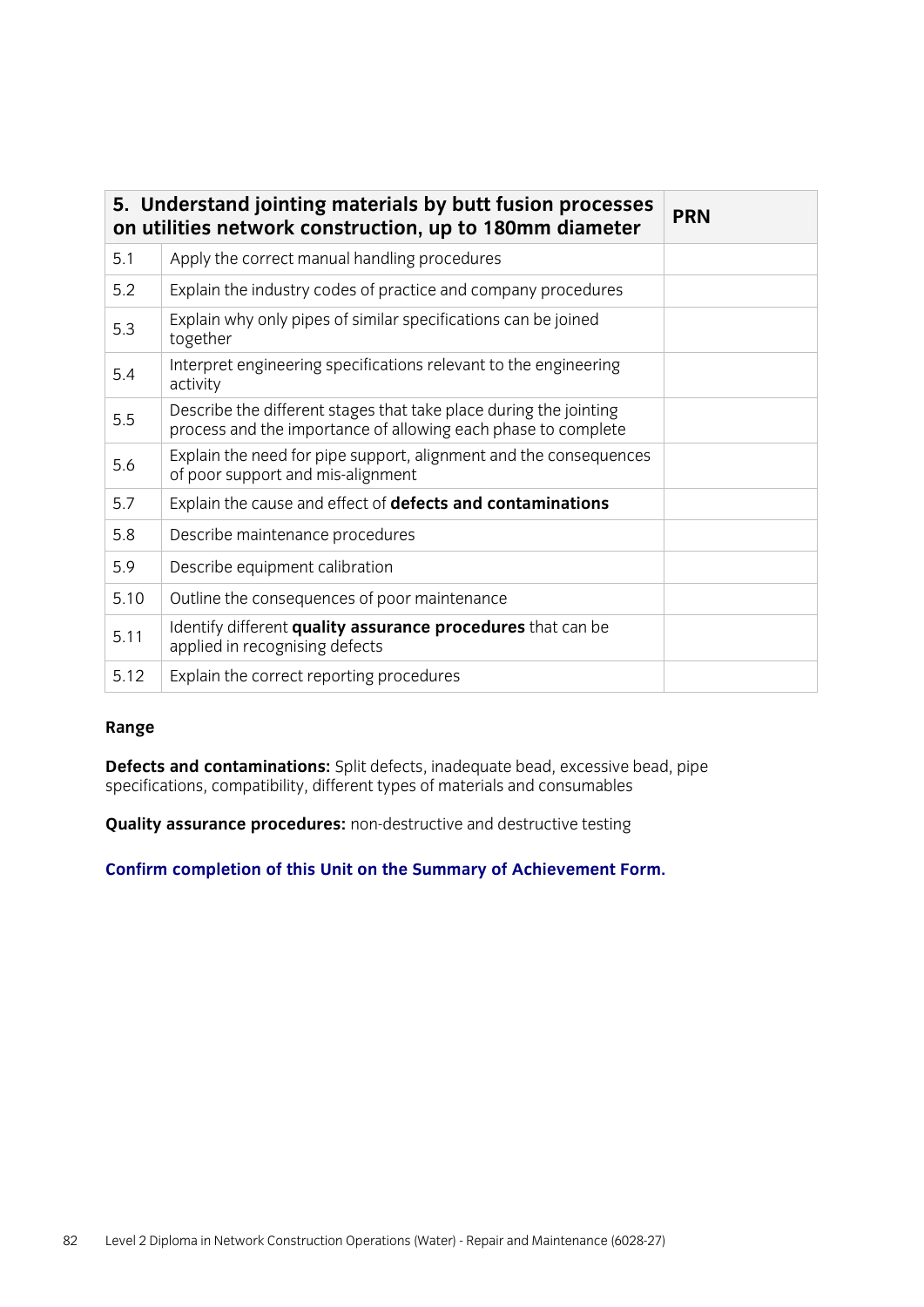| 5. Understand jointing materials by butt fusion processes on utilities network construction, up to 180mm diameter | | PRN |
|---|---|---|
| 5.1 | Apply the correct manual handling procedures | |
| 5.2 | Explain the industry codes of practice and company procedures | |
| 5.3 | Explain why only pipes of similar specifications can be joined together | |
| 5.4 | Interpret engineering specifications relevant to the engineering activity | |
| 5.5 | Describe the different stages that take place during the jointing process and the importance of allowing each phase to complete | |
| 5.6 | Explain the need for pipe support, alignment and the consequences of poor support and mis-alignment | |
| 5.7 | Explain the cause and effect of **defects and contaminations** | |
| 5.8 | Describe maintenance procedures | |
| 5.9 | Describe equipment calibration | |
| 5.10 | Outline the consequences of poor maintenance | |
| 5.11 | Identify different **quality assurance procedures** that can be applied in recognising defects | |
| 5.12 | Explain the correct reporting procedures | |

**Range**

**Defects and contaminations:** Split defects, inadequate bead, excessive bead, pipe specifications, compatibility, different types of materials and consumables

**Quality assurance procedures:** non-destructive and destructive testing

**Confirm completion of this Unit on the Summary of Achievement Form.**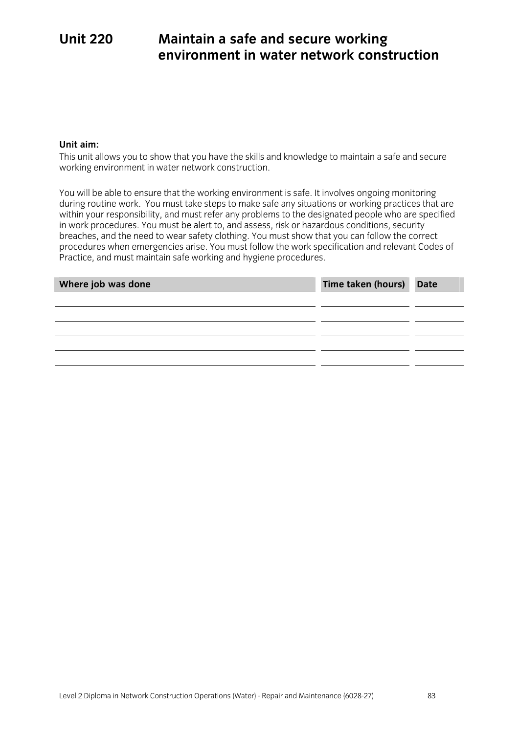# Unit 220 Maintain a safe and secure working environment in water network construction

**Unit aim:**

This unit allows you to show that you have the skills and knowledge to maintain a safe and secure working environment in water network construction.

You will be able to ensure that the working environment is safe. It involves ongoing monitoring during routine work. You must take steps to make safe any situations or working practices that are within your responsibility, and must refer any problems to the designated people who are specified in work procedures. You must be alert to, and assess, risk or hazardous conditions, security breaches, and the need to wear safety clothing. You must show that you can follow the correct procedures when emergencies arise. You must follow the work specification and relevant Codes of Practice, and must maintain safe working and hygiene procedures.

| Where job was done | Time taken (hours) | Date |
|---|---|---|
| | | |
| | | |
| | | |
| | | |
| | | |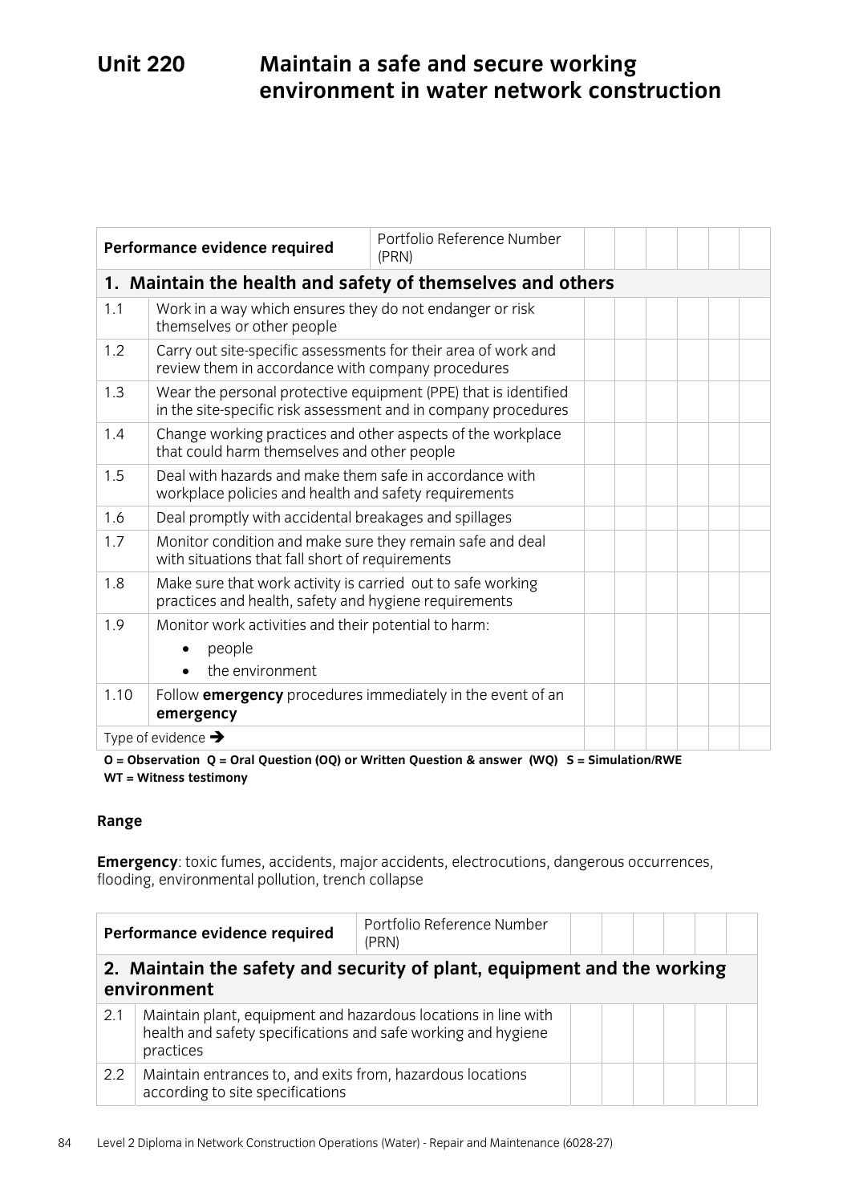# Unit 220 Maintain a safe and secure working environment in water network construction

| Performance evidence required | | Portfolio Reference Number (PRN) | | | | | | |
|---|---|---|---|---|---|---|---|---|
| **1. Maintain the health and safety of themselves and others** | | | | | | | | |
| 1.1 | Work in a way which ensures they do not endanger or risk themselves or other people | | | | | | | |
| 1.2 | Carry out site-specific assessments for their area of work and review them in accordance with company procedures | | | | | | | |
| 1.3 | Wear the personal protective equipment (PPE) that is identified in the site-specific risk assessment and in company procedures | | | | | | | |
| 1.4 | Change working practices and other aspects of the workplace that could harm themselves and other people | | | | | | | |
| 1.5 | Deal with hazards and make them safe in accordance with workplace policies and health and safety requirements | | | | | | | |
| 1.6 | Deal promptly with accidental breakages and spillages | | | | | | | |
| 1.7 | Monitor condition and make sure they remain safe and deal with situations that fall short of requirements | | | | | | | |
| 1.8 | Make sure that work activity is carried out to safe working practices and health, safety and hygiene requirements | | | | | | | |
| 1.9 | Monitor work activities and their potential to harm:<br>• people<br>• the environment | | | | | | | |
| 1.10 | Follow **emergency** procedures immediately in the event of an **emergency** | | | | | | | |
| Type of evidence ➔ | | | | | | | | |

**O = Observation Q = Oral Question (OQ) or Written Question & answer (WQ) S = Simulation/RWE WT = Witness testimony**

**Range**

**Emergency**: toxic fumes, accidents, major accidents, electrocutions, dangerous occurrences, flooding, environmental pollution, trench collapse

| Performance evidence required | | Portfolio Reference Number (PRN) | | | | | | |
|---|---|---|---|---|---|---|---|---|
| **2. Maintain the safety and security of plant, equipment and the working environment** | | | | | | | | |
| 2.1 | Maintain plant, equipment and hazardous locations in line with health and safety specifications and safe working and hygiene practices | | | | | | | |
| 2.2 | Maintain entrances to, and exits from, hazardous locations according to site specifications | | | | | | | |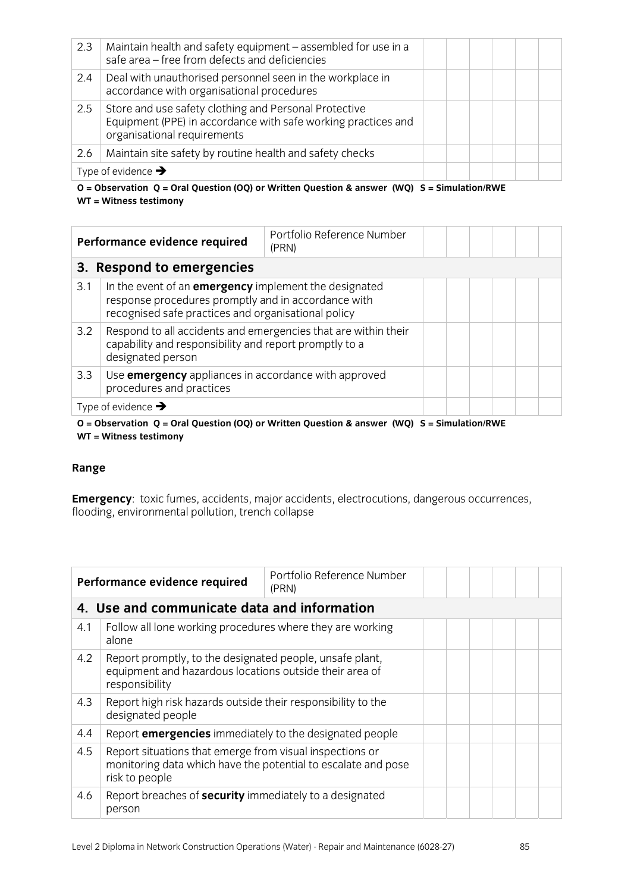| 2.3 | Maintain health and safety equipment – assembled for use in a safe area – free from defects and deficiencies | | | | | | |
|---|---|---|---|---|---|---|---|
| 2.4 | Deal with unauthorised personnel seen in the workplace in accordance with organisational procedures | | | | | | |
| 2.5 | Store and use safety clothing and Personal Protective Equipment (PPE) in accordance with safe working practices and organisational requirements | | | | | | |
| 2.6 | Maintain site safety by routine health and safety checks | | | | | | |
| Type of evidence → | | | | | | | |

**O = Observation Q = Oral Question (OQ) or Written Question & answer (WQ) S = Simulation/RWE WT = Witness testimony**

| Performance evidence required | | Portfolio Reference Number (PRN) | | | | | |
|---|---|---|---|---|---|---|---|
| **3. Respond to emergencies** | | | | | | | |
| 3.1 | In the event of an **emergency** implement the designated response procedures promptly and in accordance with recognised safe practices and organisational policy | | | | | | |
| 3.2 | Respond to all accidents and emergencies that are within their capability and responsibility and report promptly to a designated person | | | | | | |
| 3.3 | Use **emergency** appliances in accordance with approved procedures and practices | | | | | | |
| Type of evidence → | | | | | | | |

**O = Observation Q = Oral Question (OQ) or Written Question & answer (WQ) S = Simulation/RWE WT = Witness testimony**

**Range**

**Emergency**: toxic fumes, accidents, major accidents, electrocutions, dangerous occurrences, flooding, environmental pollution, trench collapse

| Performance evidence required | | Portfolio Reference Number (PRN) | | | | | |
|---|---|---|---|---|---|---|---|
| **4. Use and communicate data and information** | | | | | | | |
| 4.1 | Follow all lone working procedures where they are working alone | | | | | | |
| 4.2 | Report promptly, to the designated people, unsafe plant, equipment and hazardous locations outside their area of responsibility | | | | | | |
| 4.3 | Report high risk hazards outside their responsibility to the designated people | | | | | | |
| 4.4 | Report **emergencies** immediately to the designated people | | | | | | |
| 4.5 | Report situations that emerge from visual inspections or monitoring data which have the potential to escalate and pose risk to people | | | | | | |
| 4.6 | Report breaches of **security** immediately to a designated person | | | | | | |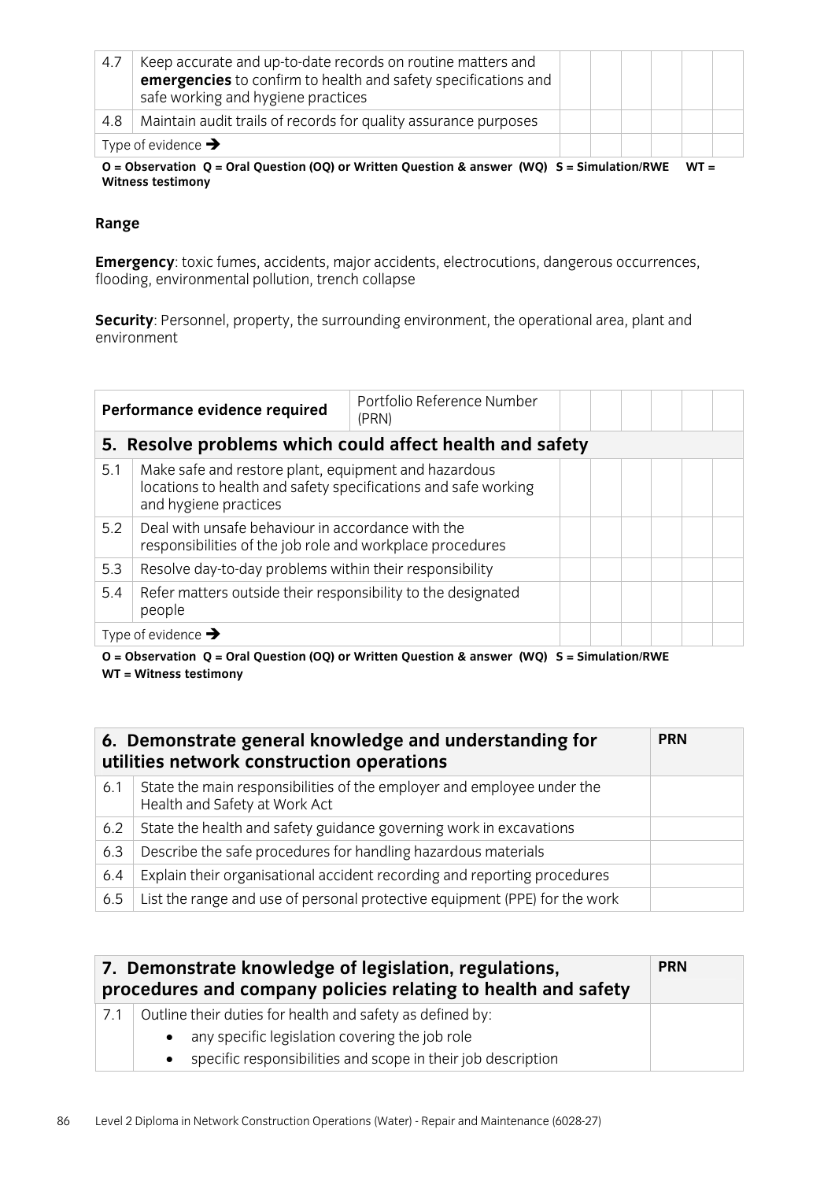| | | | | | | | |
|---|---|---|---|---|---|---|---|
| 4.7 | Keep accurate and up-to-date records on routine matters and **emergencies** to confirm to health and safety specifications and safe working and hygiene practices | | | | | | |
| 4.8 | Maintain audit trails of records for quality assurance purposes | | | | | | |
| Type of evidence ➔ | | | | | | | |

**O = Observation Q = Oral Question (OQ) or Written Question & answer (WQ) S = Simulation/RWE WT = Witness testimony**

**Range**

**Emergency**: toxic fumes, accidents, major accidents, electrocutions, dangerous occurrences, flooding, environmental pollution, trench collapse

**Security**: Personnel, property, the surrounding environment, the operational area, plant and environment

| Performance evidence required | | Portfolio Reference Number (PRN) | | | | | | |
|---|---|---|---|---|---|---|---|---|
| **5. Resolve problems which could affect health and safety** | | | | | | | | |
| 5.1 | Make safe and restore plant, equipment and hazardous locations to health and safety specifications and safe working and hygiene practices | | | | | | | |
| 5.2 | Deal with unsafe behaviour in accordance with the responsibilities of the job role and workplace procedures | | | | | | | |
| 5.3 | Resolve day-to-day problems within their responsibility | | | | | | | |
| 5.4 | Refer matters outside their responsibility to the designated people | | | | | | | |
| Type of evidence ➔ | | | | | | | | |

**O = Observation Q = Oral Question (OQ) or Written Question & answer (WQ) S = Simulation/RWE WT = Witness testimony**

| **6. Demonstrate general knowledge and understanding for utilities network construction operations** | | **PRN** |
|---|---|---|
| 6.1 | State the main responsibilities of the employer and employee under the Health and Safety at Work Act | |
| 6.2 | State the health and safety guidance governing work in excavations | |
| 6.3 | Describe the safe procedures for handling hazardous materials | |
| 6.4 | Explain their organisational accident recording and reporting procedures | |
| 6.5 | List the range and use of personal protective equipment (PPE) for the work | |

| **7. Demonstrate knowledge of legislation, regulations, procedures and company policies relating to health and safety** | | **PRN** |
|---|---|---|
| 7.1 | Outline their duties for health and safety as defined by:<br>• any specific legislation covering the job role<br>• specific responsibilities and scope in their job description | |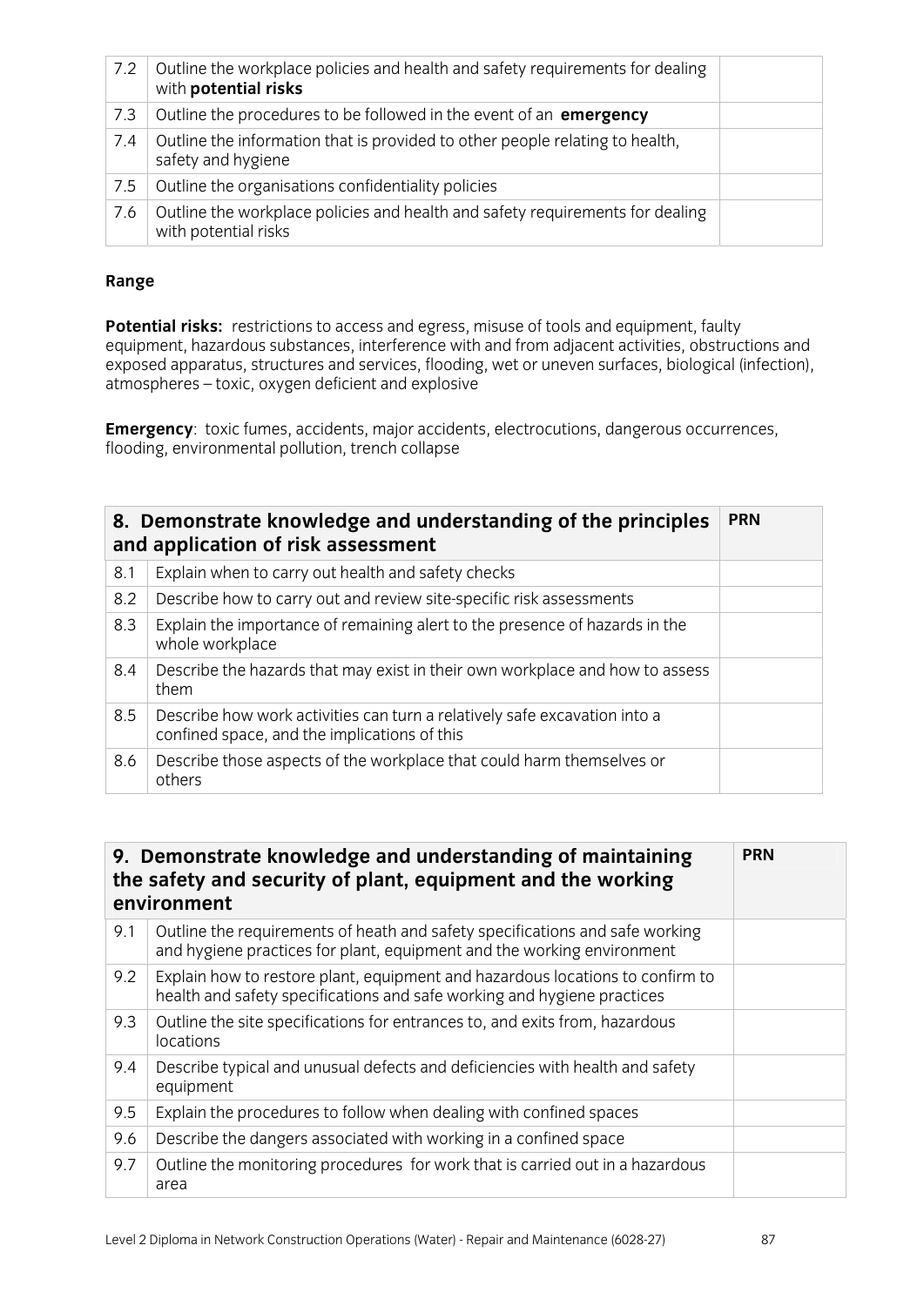| | | |
|---|---|---|
| 7.2 | Outline the workplace policies and health and safety requirements for dealing with **potential risks** | |
| 7.3 | Outline the procedures to be followed in the event of an **emergency** | |
| 7.4 | Outline the information that is provided to other people relating to health, safety and hygiene | |
| 7.5 | Outline the organisations confidentiality policies | |
| 7.6 | Outline the workplace policies and health and safety requirements for dealing with potential risks | |

**Range**

**Potential risks:** restrictions to access and egress, misuse of tools and equipment, faulty equipment, hazardous substances, interference with and from adjacent activities, obstructions and exposed apparatus, structures and services, flooding, wet or uneven surfaces, biological (infection), atmospheres – toxic, oxygen deficient and explosive

**Emergency**: toxic fumes, accidents, major accidents, electrocutions, dangerous occurrences, flooding, environmental pollution, trench collapse

| **8. Demonstrate knowledge and understanding of the principles and application of risk assessment** | | **PRN** |
|---|---|---|
| 8.1 | Explain when to carry out health and safety checks | |
| 8.2 | Describe how to carry out and review site-specific risk assessments | |
| 8.3 | Explain the importance of remaining alert to the presence of hazards in the whole workplace | |
| 8.4 | Describe the hazards that may exist in their own workplace and how to assess them | |
| 8.5 | Describe how work activities can turn a relatively safe excavation into a confined space, and the implications of this | |
| 8.6 | Describe those aspects of the workplace that could harm themselves or others | |

| **9. Demonstrate knowledge and understanding of maintaining the safety and security of plant, equipment and the working environment** | | **PRN** |
|---|---|---|
| 9.1 | Outline the requirements of heath and safety specifications and safe working and hygiene practices for plant, equipment and the working environment | |
| 9.2 | Explain how to restore plant, equipment and hazardous locations to confirm to health and safety specifications and safe working and hygiene practices | |
| 9.3 | Outline the site specifications for entrances to, and exits from, hazardous locations | |
| 9.4 | Describe typical and unusual defects and deficiencies with health and safety equipment | |
| 9.5 | Explain the procedures to follow when dealing with confined spaces | |
| 9.6 | Describe the dangers associated with working in a confined space | |
| 9.7 | Outline the monitoring procedures for work that is carried out in a hazardous area | |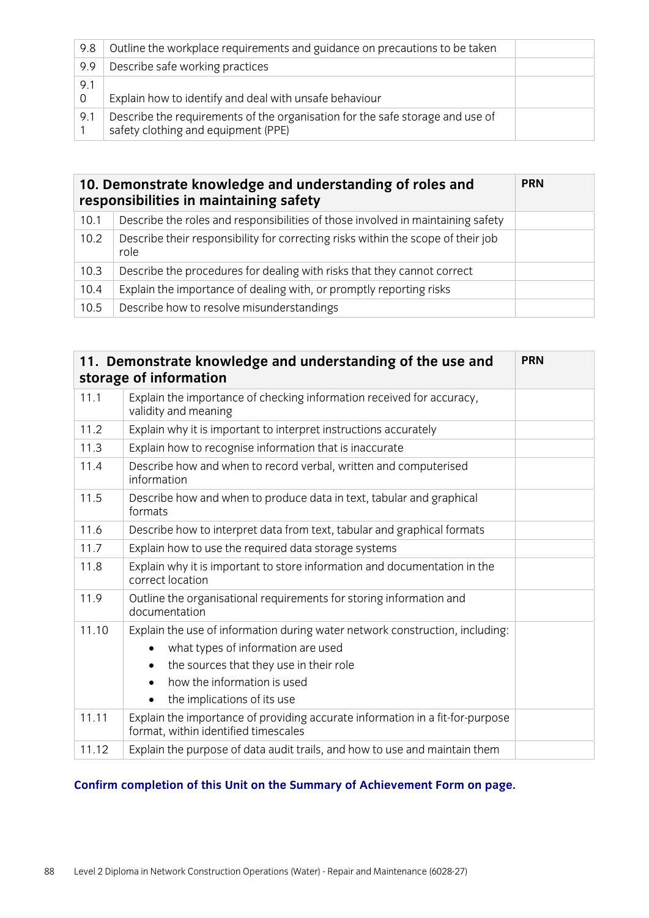| | | |
|---|---|---|
| 9.8 | Outline the workplace requirements and guidance on precautions to be taken | |
| 9.9 | Describe safe working practices | |
| 9.10 | Explain how to identify and deal with unsafe behaviour | |
| 9.11 | Describe the requirements of the organisation for the safe storage and use of safety clothing and equipment (PPE) | |

| **10. Demonstrate knowledge and understanding of roles and responsibilities in maintaining safety** | | **PRN** |
|---|---|---|
| 10.1 | Describe the roles and responsibilities of those involved in maintaining safety | |
| 10.2 | Describe their responsibility for correcting risks within the scope of their job role | |
| 10.3 | Describe the procedures for dealing with risks that they cannot correct | |
| 10.4 | Explain the importance of dealing with, or promptly reporting risks | |
| 10.5 | Describe how to resolve misunderstandings | |

| **11. Demonstrate knowledge and understanding of the use and storage of information** | | **PRN** |
|---|---|---|
| 11.1 | Explain the importance of checking information received for accuracy, validity and meaning | |
| 11.2 | Explain why it is important to interpret instructions accurately | |
| 11.3 | Explain how to recognise information that is inaccurate | |
| 11.4 | Describe how and when to record verbal, written and computerised information | |
| 11.5 | Describe how and when to produce data in text, tabular and graphical formats | |
| 11.6 | Describe how to interpret data from text, tabular and graphical formats | |
| 11.7 | Explain how to use the required data storage systems | |
| 11.8 | Explain why it is important to store information and documentation in the correct location | |
| 11.9 | Outline the organisational requirements for storing information and documentation | |
| 11.10 | Explain the use of information during water network construction, including: <br>• what types of information are used <br>• the sources that they use in their role <br>• how the information is used <br>• the implications of its use | |
| 11.11 | Explain the importance of providing accurate information in a fit-for-purpose format, within identified timescales | |
| 11.12 | Explain the purpose of data audit trails, and how to use and maintain them | |

**Confirm completion of this Unit on the Summary of Achievement Form on page.**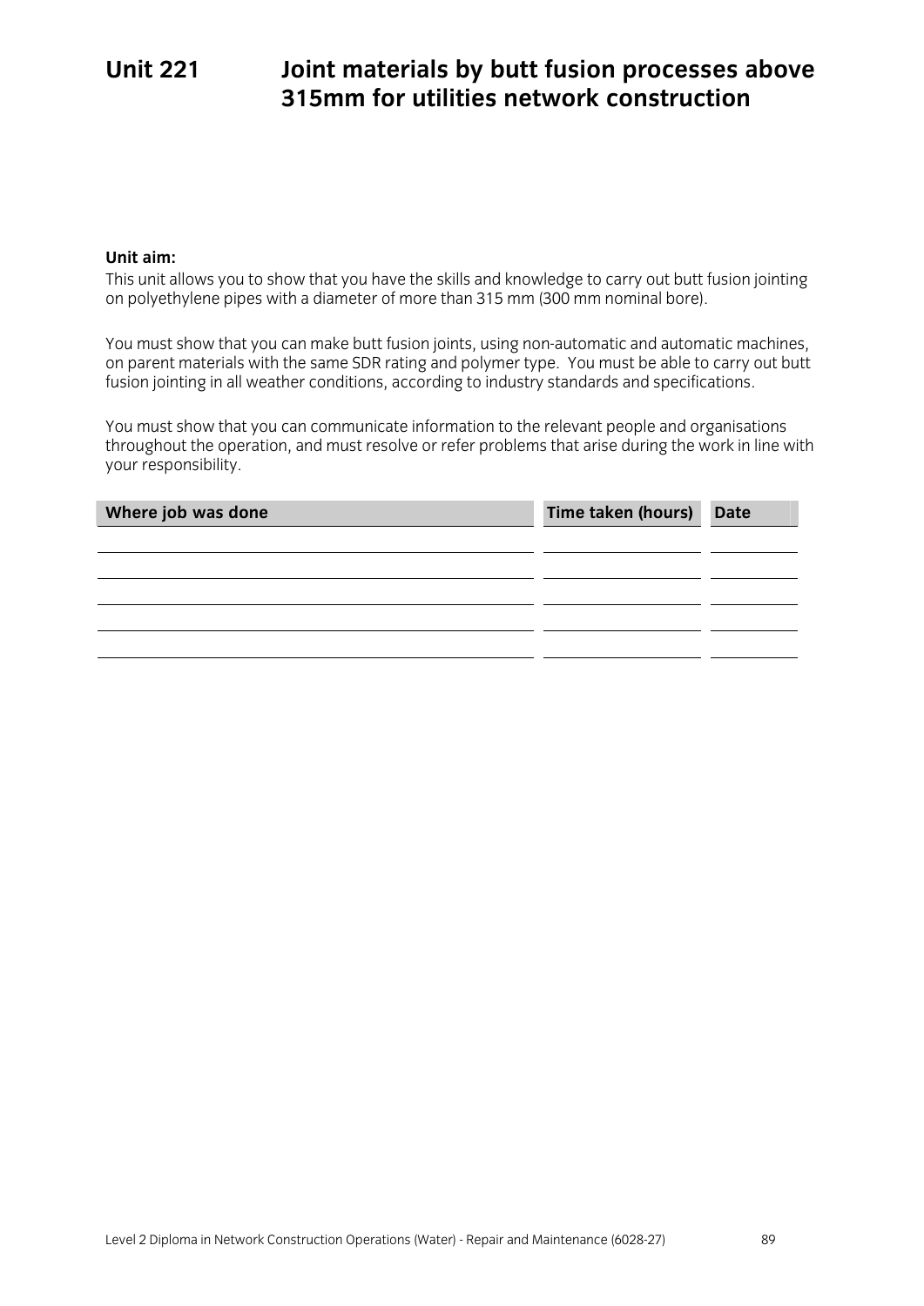# Unit 221 Joint materials by butt fusion processes above 315mm for utilities network construction

**Unit aim:**

This unit allows you to show that you have the skills and knowledge to carry out butt fusion jointing on polyethylene pipes with a diameter of more than 315 mm (300 mm nominal bore).

You must show that you can make butt fusion joints, using non-automatic and automatic machines, on parent materials with the same SDR rating and polymer type. You must be able to carry out butt fusion jointing in all weather conditions, according to industry standards and specifications.

You must show that you can communicate information to the relevant people and organisations throughout the operation, and must resolve or refer problems that arise during the work in line with your responsibility.

| Where job was done | Time taken (hours) | Date |
|---|---|---|
| | | |
| | | |
| | | |
| | | |
| | | |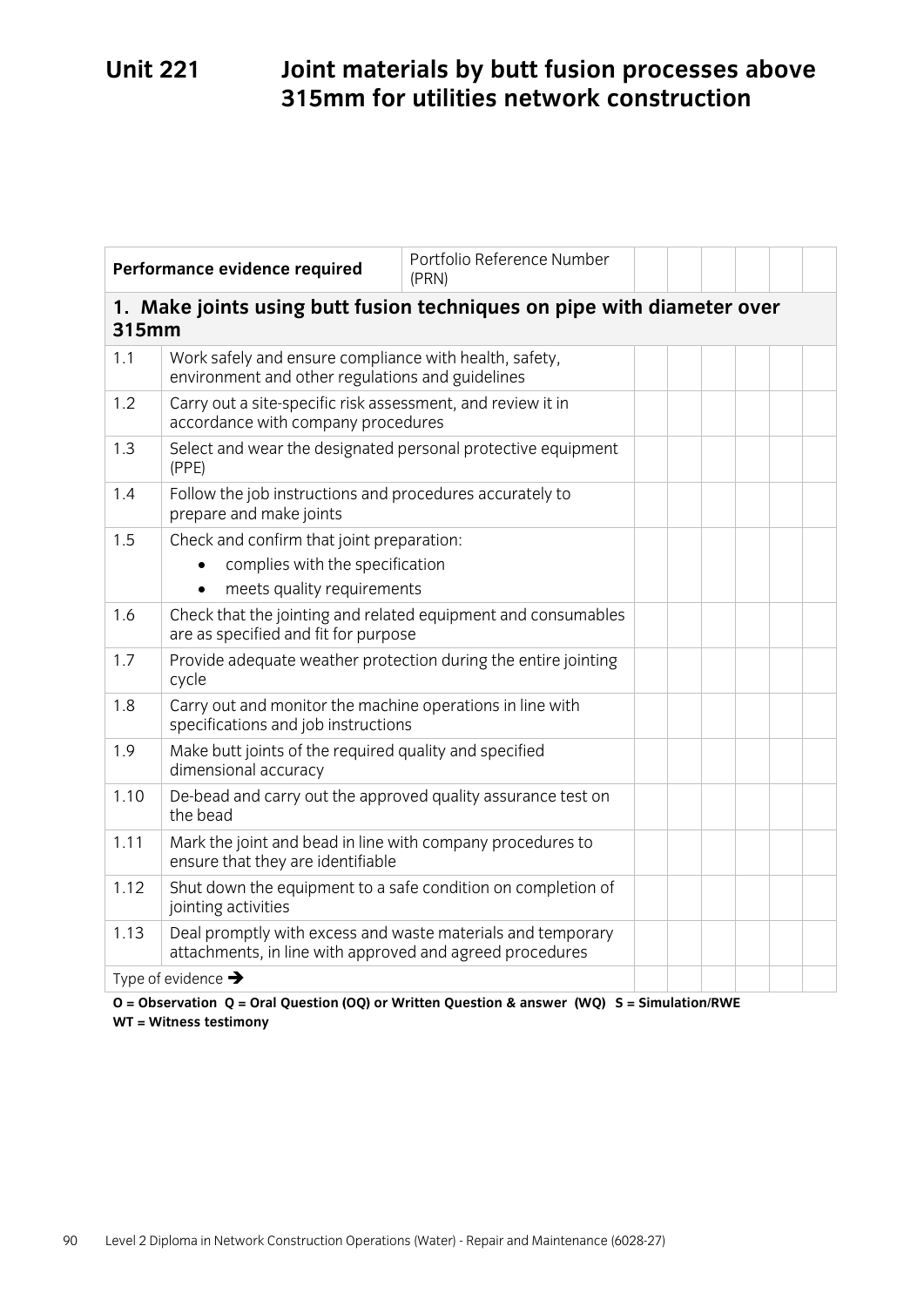# Unit 221 Joint materials by butt fusion processes above 315mm for utilities network construction

| Performance evidence required | | Portfolio Reference Number (PRN) | | | | | | |
|---|---|---|---|---|---|---|---|---|
| **1. Make joints using butt fusion techniques on pipe with diameter over 315mm** | | | | | | | | |
| 1.1 | Work safely and ensure compliance with health, safety, environment and other regulations and guidelines | | | | | | | |
| 1.2 | Carry out a site-specific risk assessment, and review it in accordance with company procedures | | | | | | | |
| 1.3 | Select and wear the designated personal protective equipment (PPE) | | | | | | | |
| 1.4 | Follow the job instructions and procedures accurately to prepare and make joints | | | | | | | |
| 1.5 | Check and confirm that joint preparation:<br>• complies with the specification<br>• meets quality requirements | | | | | | | |
| 1.6 | Check that the jointing and related equipment and consumables are as specified and fit for purpose | | | | | | | |
| 1.7 | Provide adequate weather protection during the entire jointing cycle | | | | | | | |
| 1.8 | Carry out and monitor the machine operations in line with specifications and job instructions | | | | | | | |
| 1.9 | Make butt joints of the required quality and specified dimensional accuracy | | | | | | | |
| 1.10 | De-bead and carry out the approved quality assurance test on the bead | | | | | | | |
| 1.11 | Mark the joint and bead in line with company procedures to ensure that they are identifiable | | | | | | | |
| 1.12 | Shut down the equipment to a safe condition on completion of jointing activities | | | | | | | |
| 1.13 | Deal promptly with excess and waste materials and temporary attachments, in line with approved and agreed procedures | | | | | | | |
| Type of evidence → | | | | | | | | |

**O = Observation Q = Oral Question (OQ) or Written Question & answer (WQ) S = Simulation/RWE WT = Witness testimony**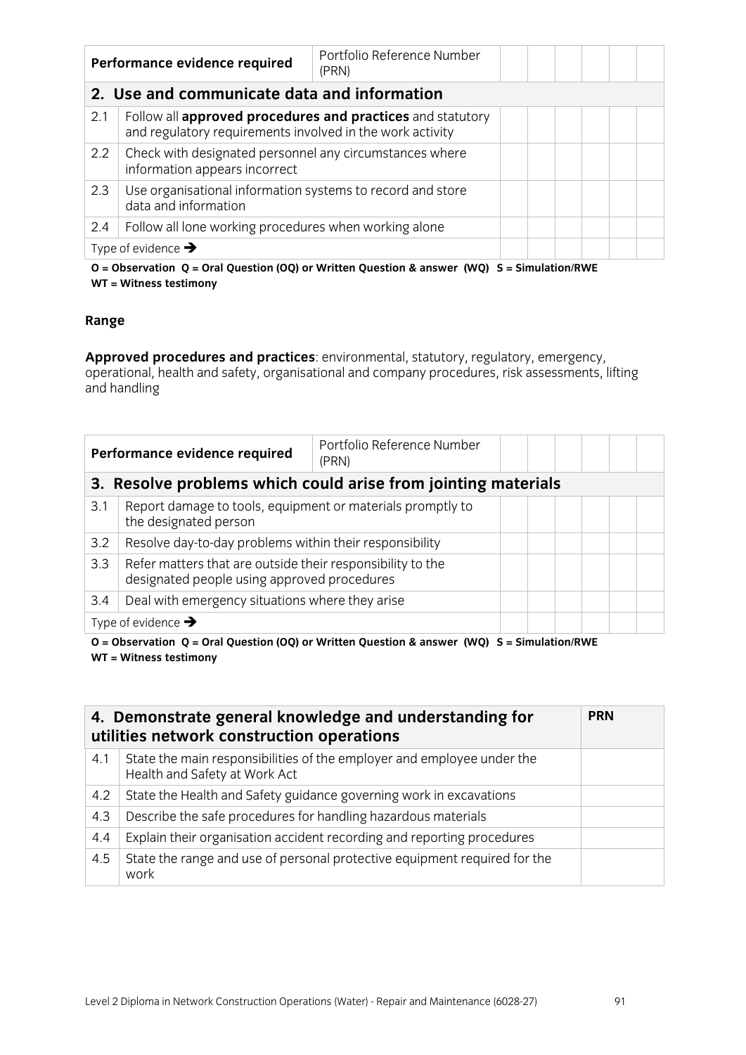| Performance evidence required | | Portfolio Reference Number (PRN) | | | | | | |
|---|---|---|---|---|---|---|---|---|
| **2. Use and communicate data and information** | | | | | | | | |
| 2.1 | Follow all **approved procedures and practices** and statutory and regulatory requirements involved in the work activity | | | | | | | |
| 2.2 | Check with designated personnel any circumstances where information appears incorrect | | | | | | | |
| 2.3 | Use organisational information systems to record and store data and information | | | | | | | |
| 2.4 | Follow all lone working procedures when working alone | | | | | | | |
| Type of evidence ➔ | | | | | | | | |

**O = Observation Q = Oral Question (OQ) or Written Question & answer (WQ) S = Simulation/RWE WT = Witness testimony**

### Range

**Approved procedures and practices**: environmental, statutory, regulatory, emergency, operational, health and safety, organisational and company procedures, risk assessments, lifting and handling

| Performance evidence required | | Portfolio Reference Number (PRN) | | | | | | |
|---|---|---|---|---|---|---|---|---|
| **3. Resolve problems which could arise from jointing materials** | | | | | | | | |
| 3.1 | Report damage to tools, equipment or materials promptly to the designated person | | | | | | | |
| 3.2 | Resolve day-to-day problems within their responsibility | | | | | | | |
| 3.3 | Refer matters that are outside their responsibility to the designated people using approved procedures | | | | | | | |
| 3.4 | Deal with emergency situations where they arise | | | | | | | |
| Type of evidence ➔ | | | | | | | | |

**O = Observation Q = Oral Question (OQ) or Written Question & answer (WQ) S = Simulation/RWE WT = Witness testimony**

| **4. Demonstrate general knowledge and understanding for utilities network construction operations** | | **PRN** |
|---|---|---|
| 4.1 | State the main responsibilities of the employer and employee under the Health and Safety at Work Act | |
| 4.2 | State the Health and Safety guidance governing work in excavations | |
| 4.3 | Describe the safe procedures for handling hazardous materials | |
| 4.4 | Explain their organisation accident recording and reporting procedures | |
| 4.5 | State the range and use of personal protective equipment required for the work | |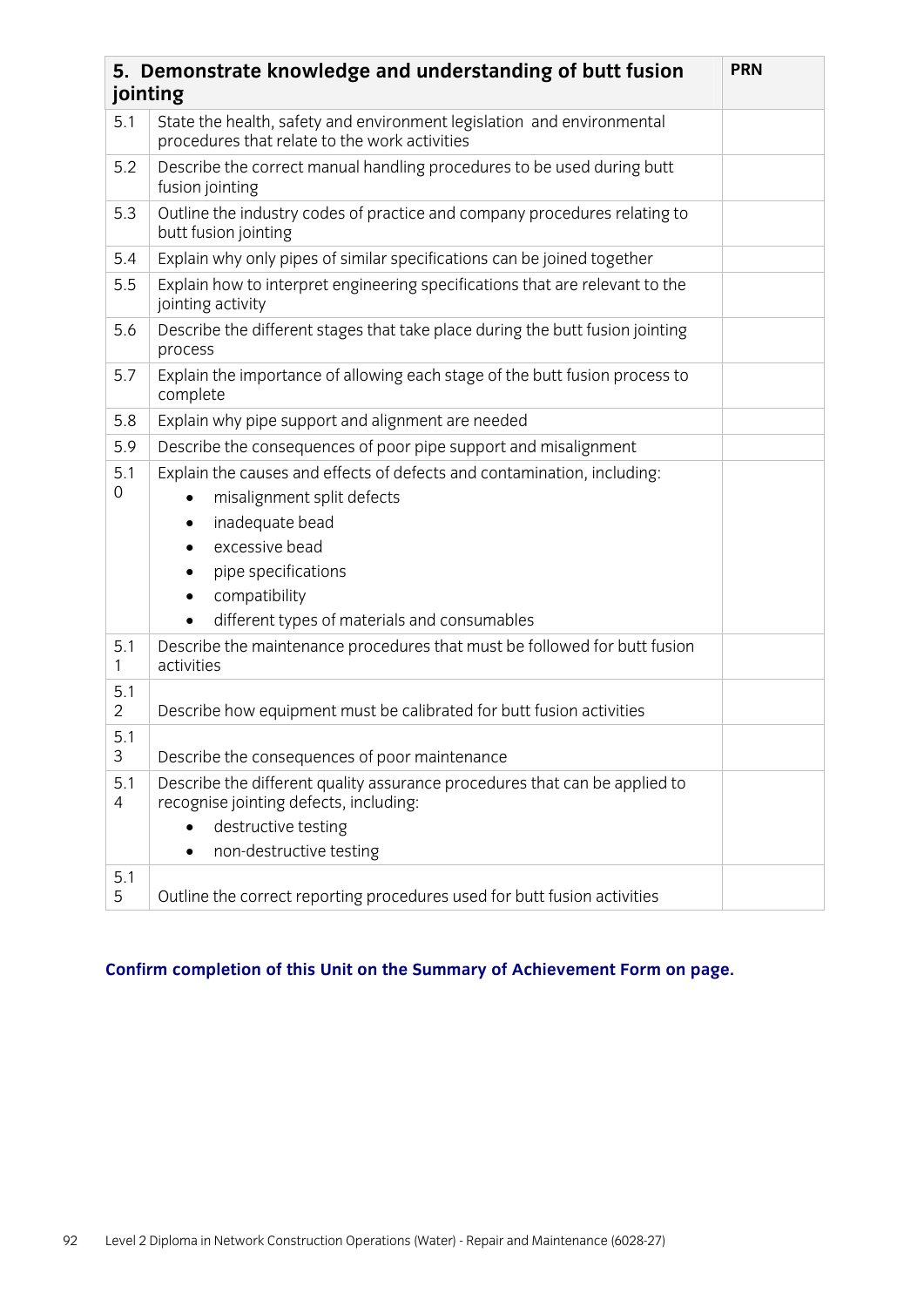| 5. Demonstrate knowledge and understanding of butt fusion jointing | | PRN |
|---|---|---|
| 5.1 | State the health, safety and environment legislation and environmental procedures that relate to the work activities | |
| 5.2 | Describe the correct manual handling procedures to be used during butt fusion jointing | |
| 5.3 | Outline the industry codes of practice and company procedures relating to butt fusion jointing | |
| 5.4 | Explain why only pipes of similar specifications can be joined together | |
| 5.5 | Explain how to interpret engineering specifications that are relevant to the jointing activity | |
| 5.6 | Describe the different stages that take place during the butt fusion jointing process | |
| 5.7 | Explain the importance of allowing each stage of the butt fusion process to complete | |
| 5.8 | Explain why pipe support and alignment are needed | |
| 5.9 | Describe the consequences of poor pipe support and misalignment | |
| 5.10 | Explain the causes and effects of defects and contamination, including:<br>• misalignment split defects<br>• inadequate bead<br>• excessive bead<br>• pipe specifications<br>• compatibility<br>• different types of materials and consumables | |
| 5.11 | Describe the maintenance procedures that must be followed for butt fusion activities | |
| 5.12 | Describe how equipment must be calibrated for butt fusion activities | |
| 5.13 | Describe the consequences of poor maintenance | |
| 5.14 | Describe the different quality assurance procedures that can be applied to recognise jointing defects, including:<br>• destructive testing<br>• non-destructive testing | |
| 5.15 | Outline the correct reporting procedures used for butt fusion activities | |

**Confirm completion of this Unit on the Summary of Achievement Form on page.**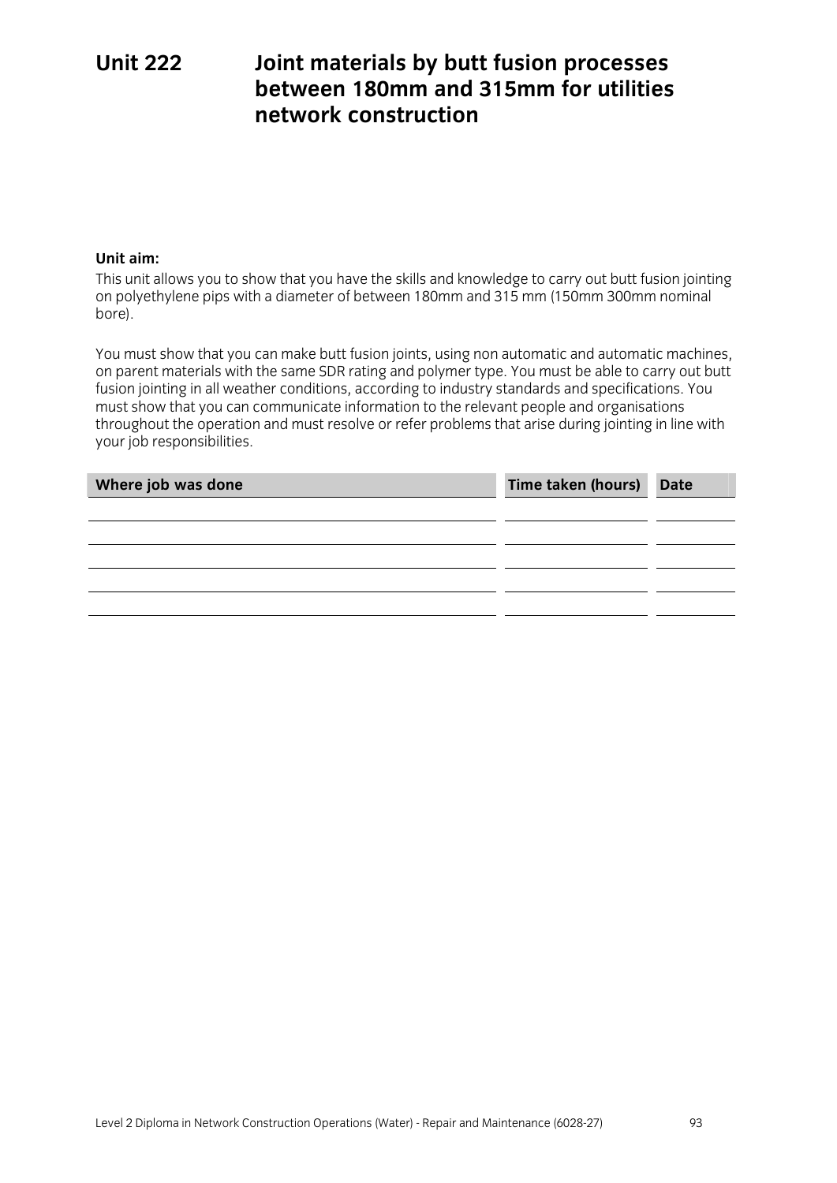# Unit 222 Joint materials by butt fusion processes between 180mm and 315mm for utilities network construction

**Unit aim:**

This unit allows you to show that you have the skills and knowledge to carry out butt fusion jointing on polyethylene pips with a diameter of between 180mm and 315 mm (150mm 300mm nominal bore).

You must show that you can make butt fusion joints, using non automatic and automatic machines, on parent materials with the same SDR rating and polymer type. You must be able to carry out butt fusion jointing in all weather conditions, according to industry standards and specifications. You must show that you can communicate information to the relevant people and organisations throughout the operation and must resolve or refer problems that arise during jointing in line with your job responsibilities.

| Where job was done | Time taken (hours) | Date |
|---|---|---|
| | | |
| | | |
| | | |
| | | |
| | | |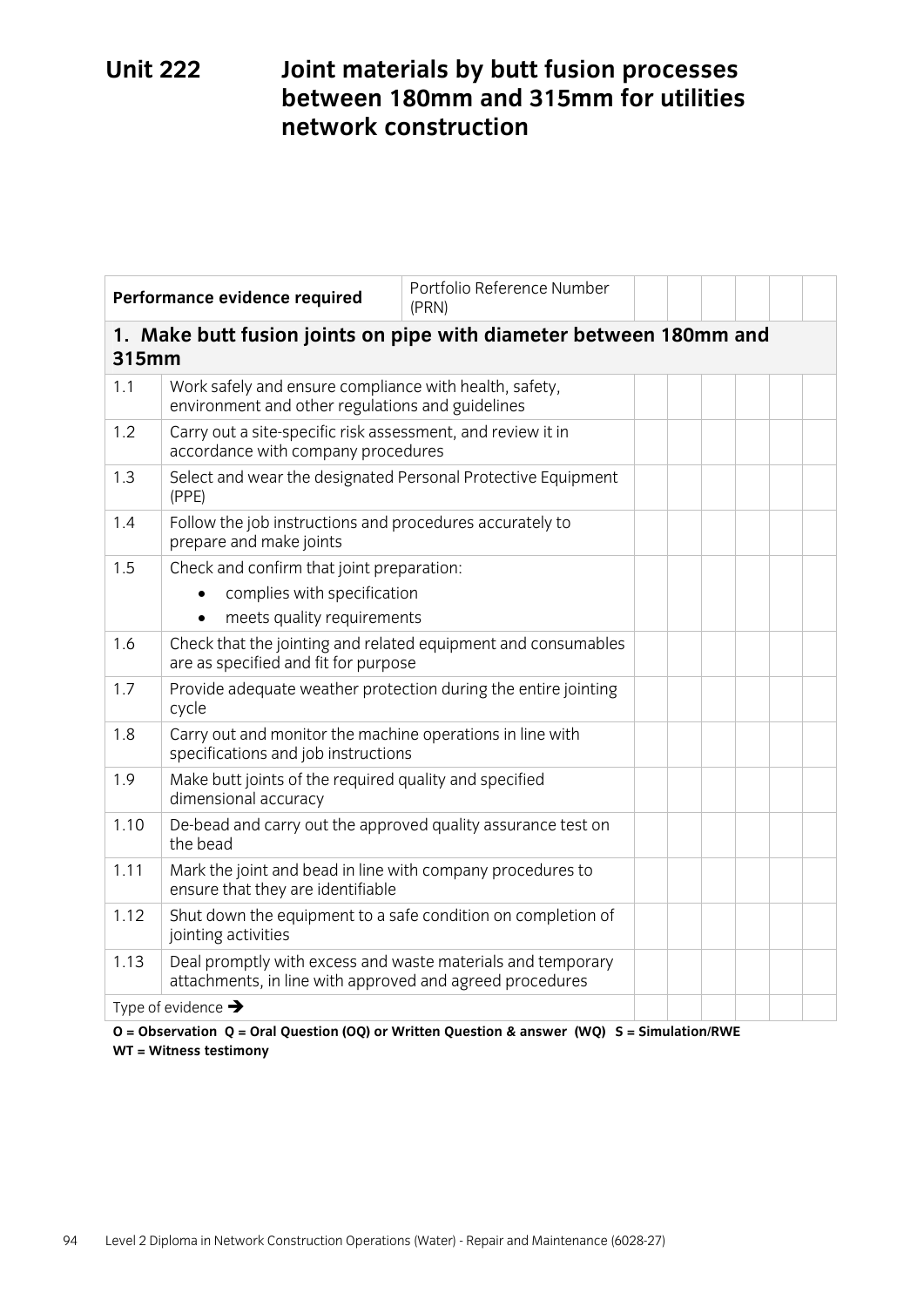# Unit 222 Joint materials by butt fusion processes between 180mm and 315mm for utilities network construction

| Performance evidence required | | Portfolio Reference Number (PRN) | | | | | | |
|---|---|---|---|---|---|---|---|---|
| **1. Make butt fusion joints on pipe with diameter between 180mm and 315mm** | | | | | | | | |
| 1.1 | Work safely and ensure compliance with health, safety, environment and other regulations and guidelines | | | | | | | |
| 1.2 | Carry out a site-specific risk assessment, and review it in accordance with company procedures | | | | | | | |
| 1.3 | Select and wear the designated Personal Protective Equipment (PPE) | | | | | | | |
| 1.4 | Follow the job instructions and procedures accurately to prepare and make joints | | | | | | | |
| 1.5 | Check and confirm that joint preparation:<br>• complies with specification<br>• meets quality requirements | | | | | | | |
| 1.6 | Check that the jointing and related equipment and consumables are as specified and fit for purpose | | | | | | | |
| 1.7 | Provide adequate weather protection during the entire jointing cycle | | | | | | | |
| 1.8 | Carry out and monitor the machine operations in line with specifications and job instructions | | | | | | | |
| 1.9 | Make butt joints of the required quality and specified dimensional accuracy | | | | | | | |
| 1.10 | De-bead and carry out the approved quality assurance test on the bead | | | | | | | |
| 1.11 | Mark the joint and bead in line with company procedures to ensure that they are identifiable | | | | | | | |
| 1.12 | Shut down the equipment to a safe condition on completion of jointing activities | | | | | | | |
| 1.13 | Deal promptly with excess and waste materials and temporary attachments, in line with approved and agreed procedures | | | | | | | |
| Type of evidence → | | | | | | | | |

**O = Observation Q = Oral Question (OQ) or Written Question & answer (WQ) S = Simulation/RWE WT = Witness testimony**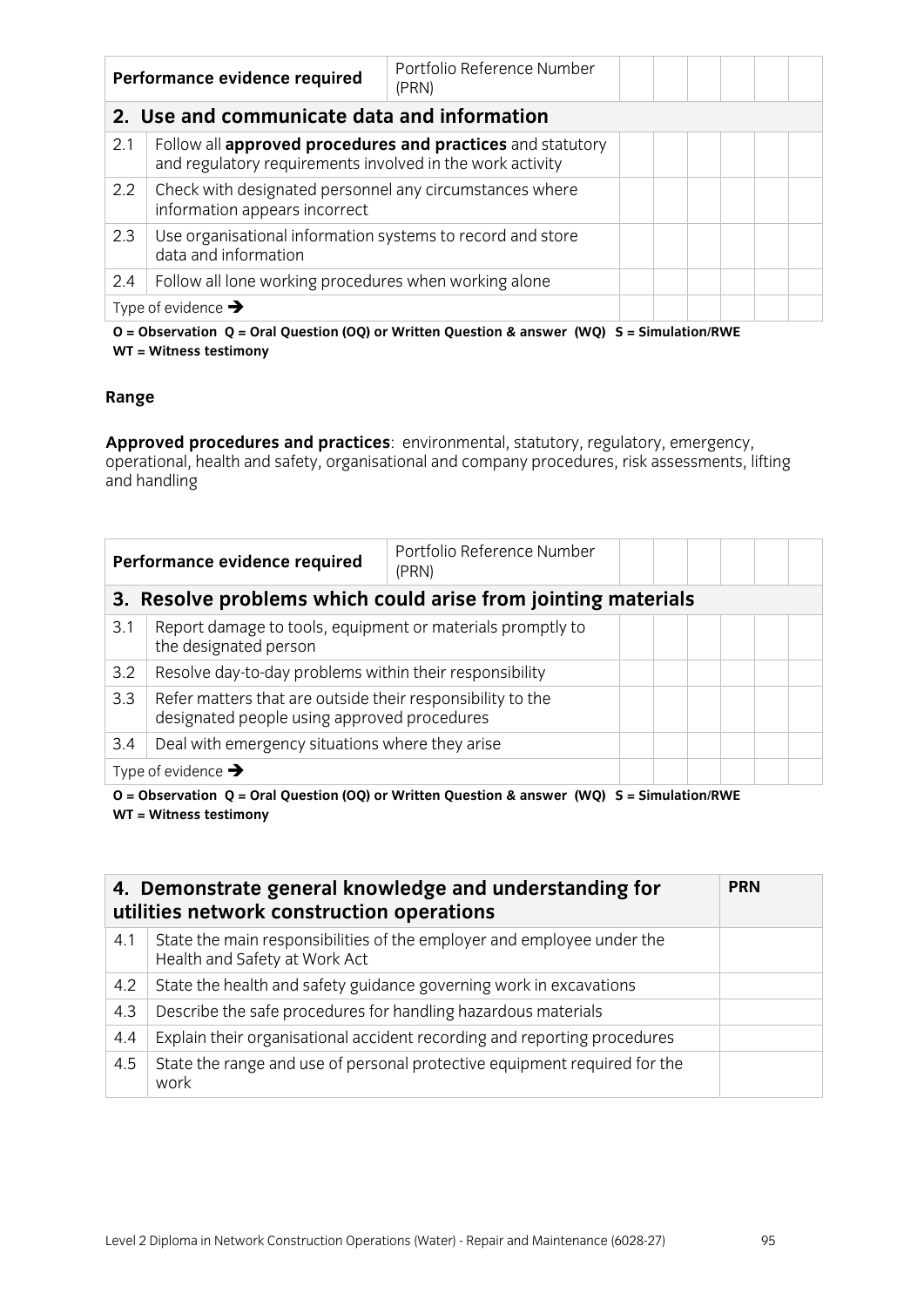| Performance evidence required | | Portfolio Reference Number (PRN) | | | | | | |
|---|---|---|---|---|---|---|---|---|
| **2. Use and communicate data and information** | | | | | | | | |
| 2.1 | Follow all **approved procedures and practices** and statutory and regulatory requirements involved in the work activity | | | | | | | |
| 2.2 | Check with designated personnel any circumstances where information appears incorrect | | | | | | | |
| 2.3 | Use organisational information systems to record and store data and information | | | | | | | |
| 2.4 | Follow all lone working procedures when working alone | | | | | | | |
| Type of evidence → | | | | | | | | |

**O = Observation Q = Oral Question (OQ) or Written Question & answer (WQ) S = Simulation/RWE WT = Witness testimony**

**Range**

**Approved procedures and practices**: environmental, statutory, regulatory, emergency, operational, health and safety, organisational and company procedures, risk assessments, lifting and handling

| Performance evidence required | | Portfolio Reference Number (PRN) | | | | | | |
|---|---|---|---|---|---|---|---|---|
| **3. Resolve problems which could arise from jointing materials** | | | | | | | | |
| 3.1 | Report damage to tools, equipment or materials promptly to the designated person | | | | | | | |
| 3.2 | Resolve day-to-day problems within their responsibility | | | | | | | |
| 3.3 | Refer matters that are outside their responsibility to the designated people using approved procedures | | | | | | | |
| 3.4 | Deal with emergency situations where they arise | | | | | | | |
| Type of evidence → | | | | | | | | |

**O = Observation Q = Oral Question (OQ) or Written Question & answer (WQ) S = Simulation/RWE WT = Witness testimony**

| **4. Demonstrate general knowledge and understanding for utilities network construction operations** | | **PRN** |
|---|---|---|
| 4.1 | State the main responsibilities of the employer and employee under the Health and Safety at Work Act | |
| 4.2 | State the health and safety guidance governing work in excavations | |
| 4.3 | Describe the safe procedures for handling hazardous materials | |
| 4.4 | Explain their organisational accident recording and reporting procedures | |
| 4.5 | State the range and use of personal protective equipment required for the work | |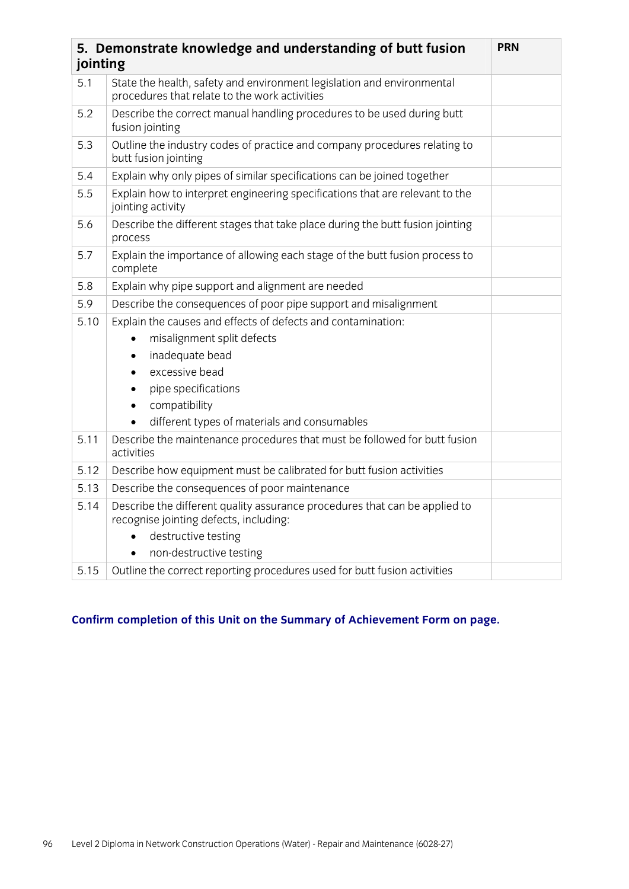| 5. Demonstrate knowledge and understanding of butt fusion jointing | | PRN |
|---|---|---|
| 5.1 | State the health, safety and environment legislation and environmental procedures that relate to the work activities | |
| 5.2 | Describe the correct manual handling procedures to be used during butt fusion jointing | |
| 5.3 | Outline the industry codes of practice and company procedures relating to butt fusion jointing | |
| 5.4 | Explain why only pipes of similar specifications can be joined together | |
| 5.5 | Explain how to interpret engineering specifications that are relevant to the jointing activity | |
| 5.6 | Describe the different stages that take place during the butt fusion jointing process | |
| 5.7 | Explain the importance of allowing each stage of the butt fusion process to complete | |
| 5.8 | Explain why pipe support and alignment are needed | |
| 5.9 | Describe the consequences of poor pipe support and misalignment | |
| 5.10 | Explain the causes and effects of defects and contamination:<br>• misalignment split defects<br>• inadequate bead<br>• excessive bead<br>• pipe specifications<br>• compatibility<br>• different types of materials and consumables | |
| 5.11 | Describe the maintenance procedures that must be followed for butt fusion activities | |
| 5.12 | Describe how equipment must be calibrated for butt fusion activities | |
| 5.13 | Describe the consequences of poor maintenance | |
| 5.14 | Describe the different quality assurance procedures that can be applied to recognise jointing defects, including:<br>• destructive testing<br>• non-destructive testing | |
| 5.15 | Outline the correct reporting procedures used for butt fusion activities | |

**Confirm completion of this Unit on the Summary of Achievement Form on page.**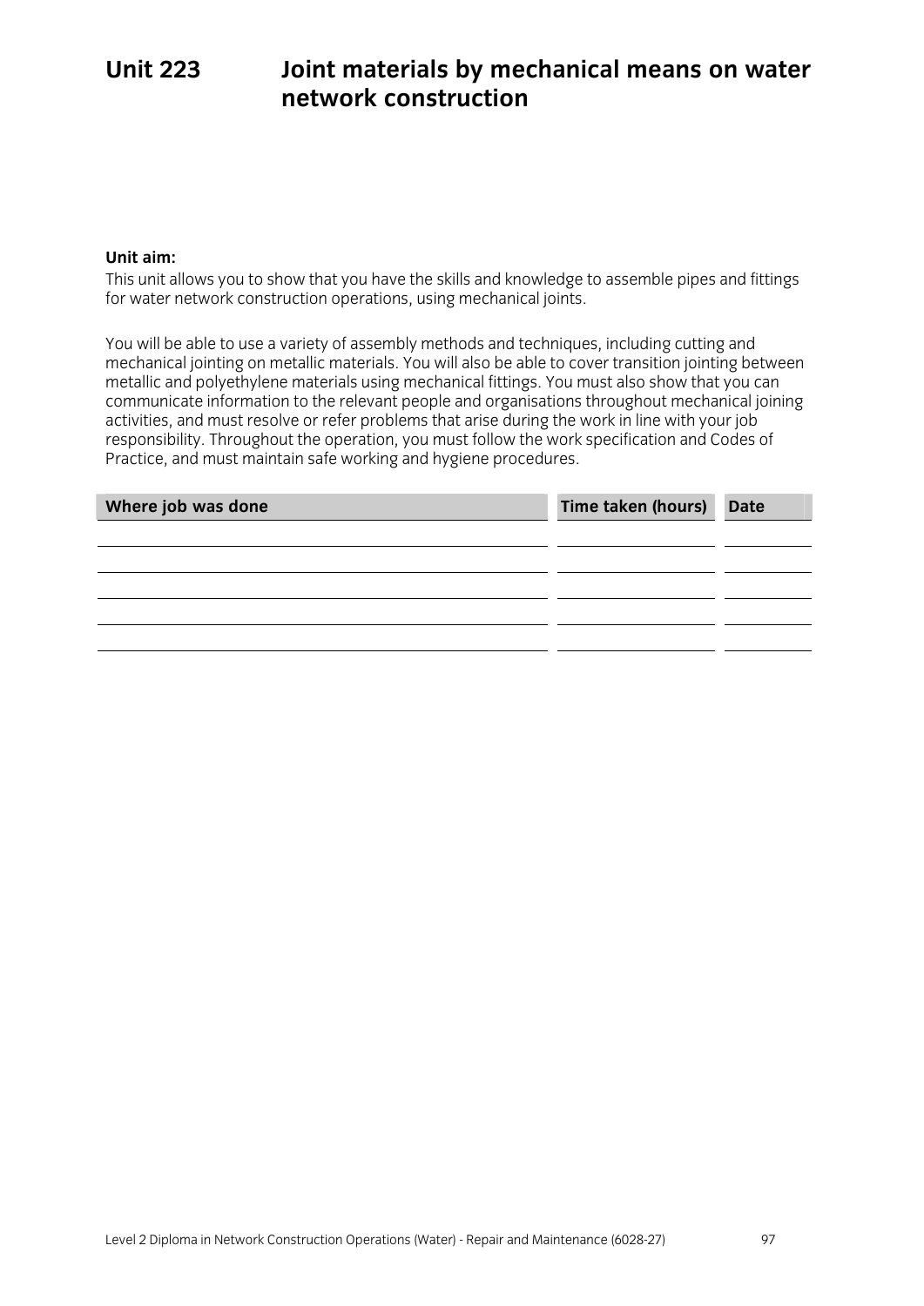# Unit 223 Joint materials by mechanical means on water network construction

**Unit aim:**

This unit allows you to show that you have the skills and knowledge to assemble pipes and fittings for water network construction operations, using mechanical joints.

You will be able to use a variety of assembly methods and techniques, including cutting and mechanical jointing on metallic materials. You will also be able to cover transition jointing between metallic and polyethylene materials using mechanical fittings. You must also show that you can communicate information to the relevant people and organisations throughout mechanical joining activities, and must resolve or refer problems that arise during the work in line with your job responsibility. Throughout the operation, you must follow the work specification and Codes of Practice, and must maintain safe working and hygiene procedures.

| Where job was done | Time taken (hours) | Date |
|---|---|---|
| | | |
| | | |
| | | |
| | | |
| | | |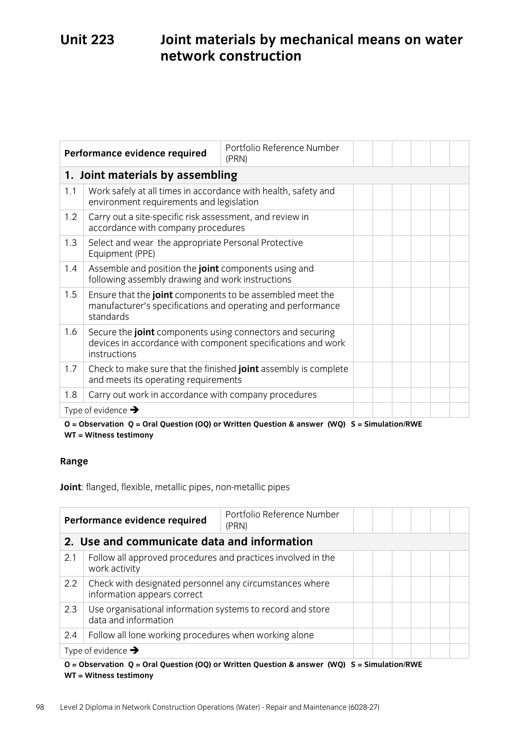# Unit 223 Joint materials by mechanical means on water network construction

| Performance evidence required | | Portfolio Reference Number (PRN) | | | | | | |
|---|---|---|---|---|---|---|---|---|
| **1. Joint materials by assembling** | | | | | | | | |
| 1.1 | Work safely at all times in accordance with health, safety and environment requirements and legislation | | | | | | | |
| 1.2 | Carry out a site-specific risk assessment, and review in accordance with company procedures | | | | | | | |
| 1.3 | Select and wear the appropriate Personal Protective Equipment (PPE) | | | | | | | |
| 1.4 | Assemble and position the **joint** components using and following assembly drawing and work instructions | | | | | | | |
| 1.5 | Ensure that the **joint** components to be assembled meet the manufacturer's specifications and operating and performance standards | | | | | | | |
| 1.6 | Secure the **joint** components using connectors and securing devices in accordance with component specifications and work instructions | | | | | | | |
| 1.7 | Check to make sure that the finished **joint** assembly is complete and meets its operating requirements | | | | | | | |
| 1.8 | Carry out work in accordance with company procedures | | | | | | | |
| Type of evidence ➔ | | | | | | | | |

**O = Observation Q = Oral Question (OQ) or Written Question & answer (WQ) S = Simulation/RWE WT = Witness testimony**

**Range**

**Joint**: flanged, flexible, metallic pipes, non-metallic pipes

| Performance evidence required | | Portfolio Reference Number (PRN) | | | | | | |
|---|---|---|---|---|---|---|---|---|
| **2. Use and communicate data and information** | | | | | | | | |
| 2.1 | Follow all approved procedures and practices involved in the work activity | | | | | | | |
| 2.2 | Check with designated personnel any circumstances where information appears correct | | | | | | | |
| 2.3 | Use organisational information systems to record and store data and information | | | | | | | |
| 2.4 | Follow all lone working procedures when working alone | | | | | | | |
| Type of evidence ➔ | | | | | | | | |

**O = Observation Q = Oral Question (OQ) or Written Question & answer (WQ) S = Simulation/RWE WT = Witness testimony**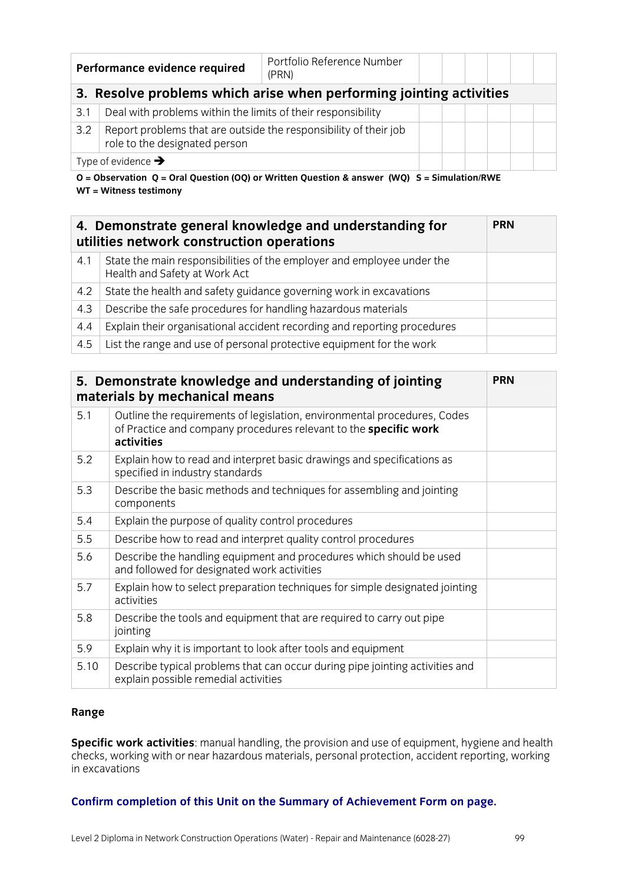| Performance evidence required | Portfolio Reference Number (PRN) | | | | | | |
|---|---|---|---|---|---|---|---|
| **3. Resolve problems which arise when performing jointing activities** | | | | | | | |
| 3.1 | Deal with problems within the limits of their responsibility | | | | | | |
| 3.2 | Report problems that are outside the responsibility of their job role to the designated person | | | | | | |
| Type of evidence ➔ | | | | | | | |

**O = Observation Q = Oral Question (OQ) or Written Question & answer (WQ) S = Simulation/RWE WT = Witness testimony**

| **4. Demonstrate general knowledge and understanding for utilities network construction operations** | | **PRN** |
|---|---|---|
| 4.1 | State the main responsibilities of the employer and employee under the Health and Safety at Work Act | |
| 4.2 | State the health and safety guidance governing work in excavations | |
| 4.3 | Describe the safe procedures for handling hazardous materials | |
| 4.4 | Explain their organisational accident recording and reporting procedures | |
| 4.5 | List the range and use of personal protective equipment for the work | |

| **5. Demonstrate knowledge and understanding of jointing materials by mechanical means** | | **PRN** |
|---|---|---|
| 5.1 | Outline the requirements of legislation, environmental procedures, Codes of Practice and company procedures relevant to the **specific work activities** | |
| 5.2 | Explain how to read and interpret basic drawings and specifications as specified in industry standards | |
| 5.3 | Describe the basic methods and techniques for assembling and jointing components | |
| 5.4 | Explain the purpose of quality control procedures | |
| 5.5 | Describe how to read and interpret quality control procedures | |
| 5.6 | Describe the handling equipment and procedures which should be used and followed for designated work activities | |
| 5.7 | Explain how to select preparation techniques for simple designated jointing activities | |
| 5.8 | Describe the tools and equipment that are required to carry out pipe jointing | |
| 5.9 | Explain why it is important to look after tools and equipment | |
| 5.10 | Describe typical problems that can occur during pipe jointing activities and explain possible remedial activities | |

**Range**

**Specific work activities**: manual handling, the provision and use of equipment, hygiene and health checks, working with or near hazardous materials, personal protection, accident reporting, working in excavations

**Confirm completion of this Unit on the Summary of Achievement Form on page.**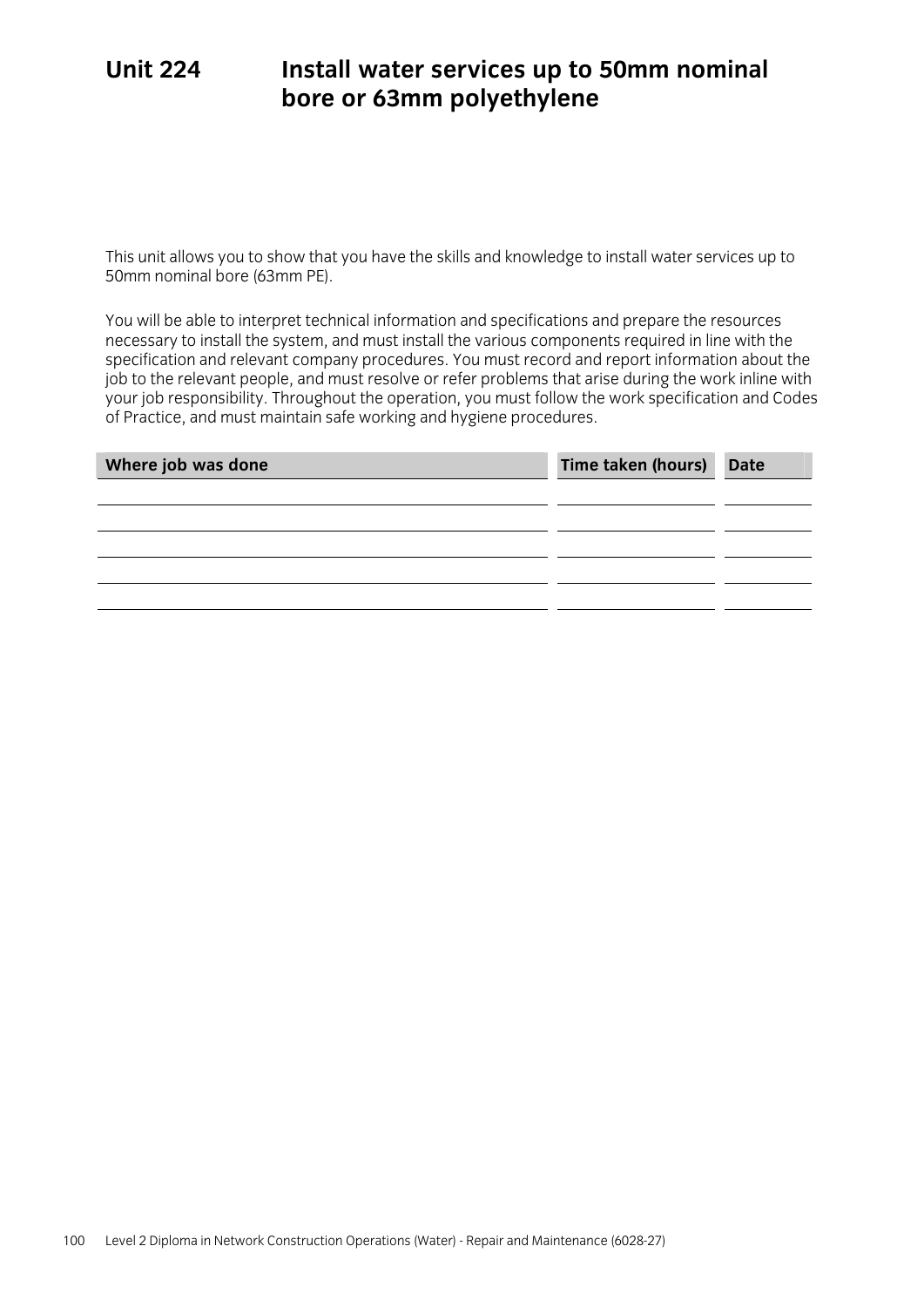# Unit 224 Install water services up to 50mm nominal bore or 63mm polyethylene

This unit allows you to show that you have the skills and knowledge to install water services up to 50mm nominal bore (63mm PE).

You will be able to interpret technical information and specifications and prepare the resources necessary to install the system, and must install the various components required in line with the specification and relevant company procedures. You must record and report information about the job to the relevant people, and must resolve or refer problems that arise during the work inline with your job responsibility. Throughout the operation, you must follow the work specification and Codes of Practice, and must maintain safe working and hygiene procedures.

| Where job was done | Time taken (hours) | Date |
|---|---|---|
| | | |
| | | |
| | | |
| | | |
| | | |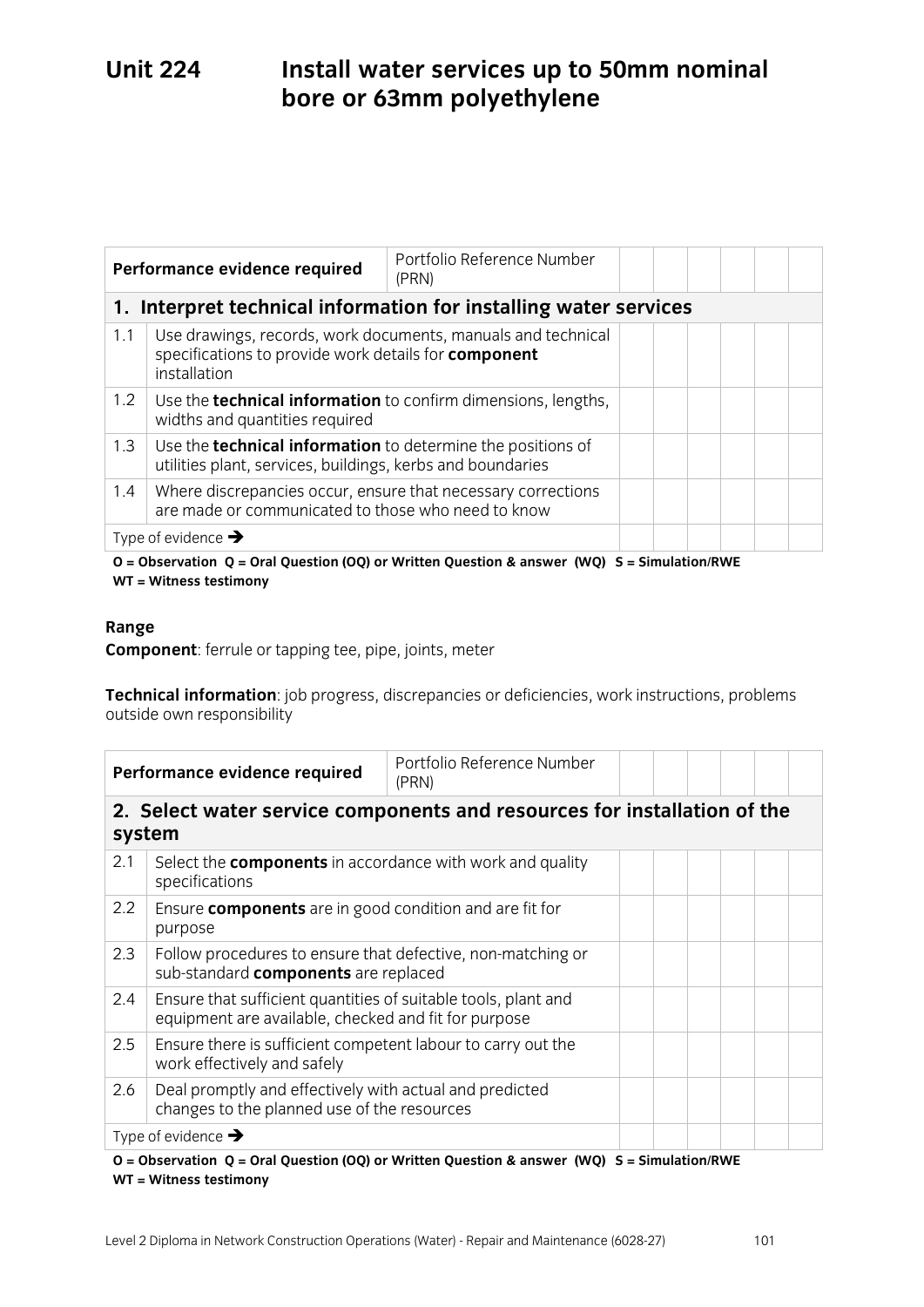# Unit 224 Install water services up to 50mm nominal bore or 63mm polyethylene

| Performance evidence required | | Portfolio Reference Number (PRN) | | | | | | |
|---|---|---|---|---|---|---|---|---|
| **1. Interpret technical information for installing water services** | | | | | | | | |
| 1.1 | Use drawings, records, work documents, manuals and technical specifications to provide work details for **component** installation | | | | | | | |
| 1.2 | Use the **technical information** to confirm dimensions, lengths, widths and quantities required | | | | | | | |
| 1.3 | Use the **technical information** to determine the positions of utilities plant, services, buildings, kerbs and boundaries | | | | | | | |
| 1.4 | Where discrepancies occur, ensure that necessary corrections are made or communicated to those who need to know | | | | | | | |
| Type of evidence ➔ | | | | | | | | |

**O = Observation Q = Oral Question (OQ) or Written Question & answer (WQ) S = Simulation/RWE WT = Witness testimony**

**Range**

**Component**: ferrule or tapping tee, pipe, joints, meter

**Technical information**: job progress, discrepancies or deficiencies, work instructions, problems outside own responsibility

| Performance evidence required | | Portfolio Reference Number (PRN) | | | | | | |
|---|---|---|---|---|---|---|---|---|
| **2. Select water service components and resources for installation of the system** | | | | | | | | |
| 2.1 | Select the **components** in accordance with work and quality specifications | | | | | | | |
| 2.2 | Ensure **components** are in good condition and are fit for purpose | | | | | | | |
| 2.3 | Follow procedures to ensure that defective, non-matching or sub-standard **components** are replaced | | | | | | | |
| 2.4 | Ensure that sufficient quantities of suitable tools, plant and equipment are available, checked and fit for purpose | | | | | | | |
| 2.5 | Ensure there is sufficient competent labour to carry out the work effectively and safely | | | | | | | |
| 2.6 | Deal promptly and effectively with actual and predicted changes to the planned use of the resources | | | | | | | |
| Type of evidence ➔ | | | | | | | | |

**O = Observation Q = Oral Question (OQ) or Written Question & answer (WQ) S = Simulation/RWE WT = Witness testimony**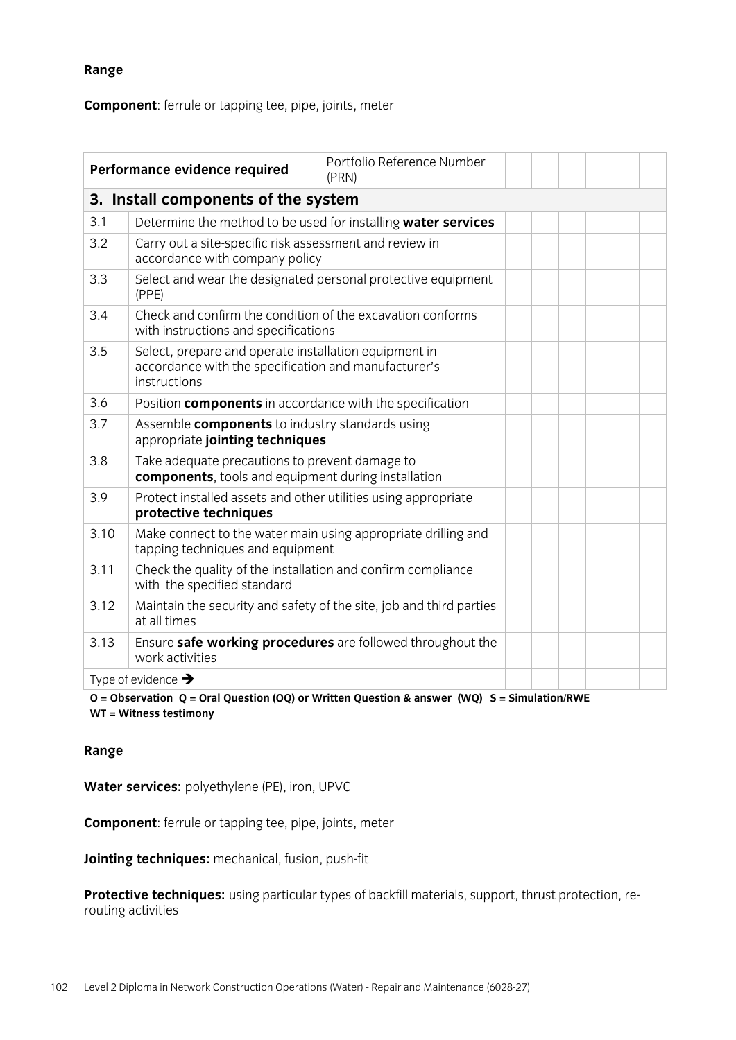**Range**

**Component**: ferrule or tapping tee, pipe, joints, meter

| Performance evidence required | | Portfolio Reference Number (PRN) | | | | | | |
|---|---|---|---|---|---|---|---|---|
| **3. Install components of the system** | | | | | | | | |
| 3.1 | Determine the method to be used for installing **water services** | | | | | | | |
| 3.2 | Carry out a site-specific risk assessment and review in accordance with company policy | | | | | | | |
| 3.3 | Select and wear the designated personal protective equipment (PPE) | | | | | | | |
| 3.4 | Check and confirm the condition of the excavation conforms with instructions and specifications | | | | | | | |
| 3.5 | Select, prepare and operate installation equipment in accordance with the specification and manufacturer's instructions | | | | | | | |
| 3.6 | Position **components** in accordance with the specification | | | | | | | |
| 3.7 | Assemble **components** to industry standards using appropriate **jointing techniques** | | | | | | | |
| 3.8 | Take adequate precautions to prevent damage to **components**, tools and equipment during installation | | | | | | | |
| 3.9 | Protect installed assets and other utilities using appropriate **protective techniques** | | | | | | | |
| 3.10 | Make connect to the water main using appropriate drilling and tapping techniques and equipment | | | | | | | |
| 3.11 | Check the quality of the installation and confirm compliance with the specified standard | | | | | | | |
| 3.12 | Maintain the security and safety of the site, job and third parties at all times | | | | | | | |
| 3.13 | Ensure **safe working procedures** are followed throughout the work activities | | | | | | | |
| Type of evidence ➔ | | | | | | | | |

**O = Observation Q = Oral Question (OQ) or Written Question & answer (WQ) S = Simulation/RWE WT = Witness testimony**

**Range**

**Water services:** polyethylene (PE), iron, UPVC

**Component**: ferrule or tapping tee, pipe, joints, meter

**Jointing techniques:** mechanical, fusion, push-fit

**Protective techniques:** using particular types of backfill materials, support, thrust protection, re-routing activities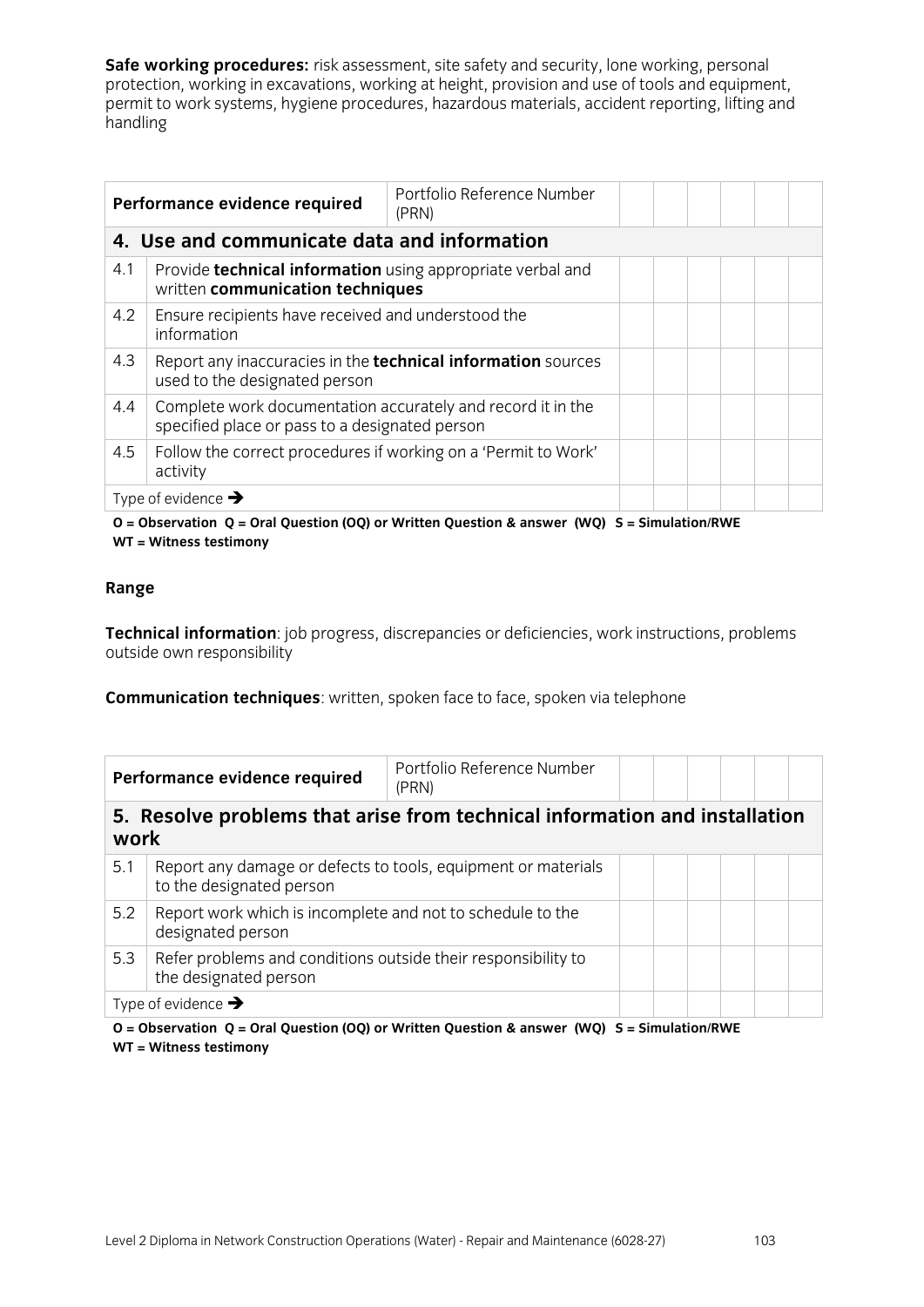**Safe working procedures:** risk assessment, site safety and security, lone working, personal protection, working in excavations, working at height, provision and use of tools and equipment, permit to work systems, hygiene procedures, hazardous materials, accident reporting, lifting and handling

| **Performance evidence required** | | Portfolio Reference Number (PRN) | | | | | | |
|---|---|---|---|---|---|---|---|---|
| **4. Use and communicate data and information** | | | | | | | | |
| 4.1 | Provide **technical information** using appropriate verbal and written **communication techniques** | | | | | | | |
| 4.2 | Ensure recipients have received and understood the information | | | | | | | |
| 4.3 | Report any inaccuracies in the **technical information** sources used to the designated person | | | | | | | |
| 4.4 | Complete work documentation accurately and record it in the specified place or pass to a designated person | | | | | | | |
| 4.5 | Follow the correct procedures if working on a 'Permit to Work' activity | | | | | | | |
| Type of evidence → | | | | | | | | |

**O = Observation Q = Oral Question (OQ) or Written Question & answer (WQ) S = Simulation/RWE WT = Witness testimony**

**Range**

**Technical information**: job progress, discrepancies or deficiencies, work instructions, problems outside own responsibility

**Communication techniques**: written, spoken face to face, spoken via telephone

| **Performance evidence required** | | Portfolio Reference Number (PRN) | | | | | | |
|---|---|---|---|---|---|---|---|---|
| **5. Resolve problems that arise from technical information and installation work** | | | | | | | | |
| 5.1 | Report any damage or defects to tools, equipment or materials to the designated person | | | | | | | |
| 5.2 | Report work which is incomplete and not to schedule to the designated person | | | | | | | |
| 5.3 | Refer problems and conditions outside their responsibility to the designated person | | | | | | | |
| Type of evidence → | | | | | | | | |

**O = Observation Q = Oral Question (OQ) or Written Question & answer (WQ) S = Simulation/RWE WT = Witness testimony**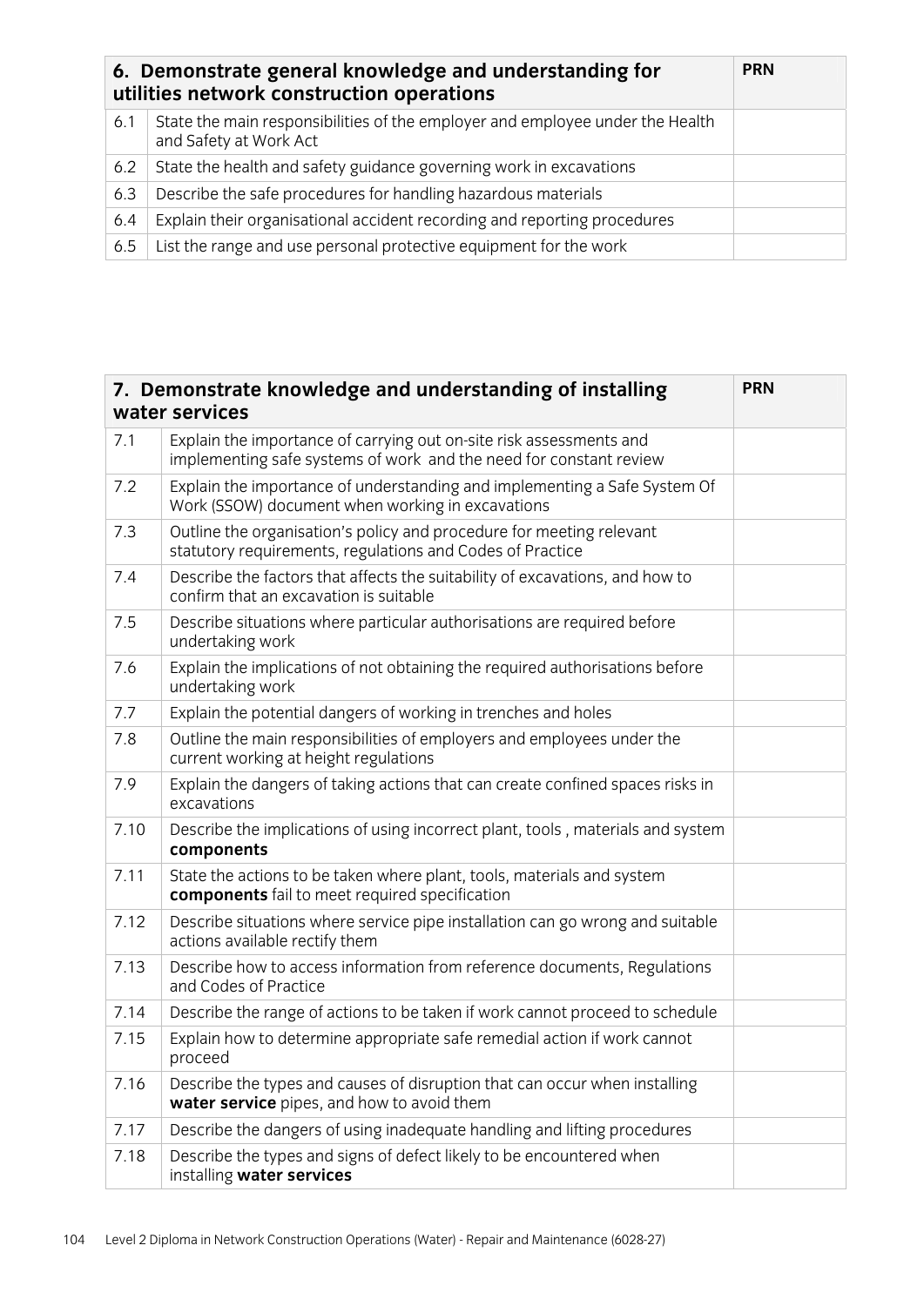| 6. Demonstrate general knowledge and understanding for utilities network construction operations | | PRN |
|---|---|---|
| 6.1 | State the main responsibilities of the employer and employee under the Health and Safety at Work Act | |
| 6.2 | State the health and safety guidance governing work in excavations | |
| 6.3 | Describe the safe procedures for handling hazardous materials | |
| 6.4 | Explain their organisational accident recording and reporting procedures | |
| 6.5 | List the range and use personal protective equipment for the work | |

| 7. Demonstrate knowledge and understanding of installing water services | | PRN |
|---|---|---|
| 7.1 | Explain the importance of carrying out on-site risk assessments and implementing safe systems of work and the need for constant review | |
| 7.2 | Explain the importance of understanding and implementing a Safe System Of Work (SSOW) document when working in excavations | |
| 7.3 | Outline the organisation's policy and procedure for meeting relevant statutory requirements, regulations and Codes of Practice | |
| 7.4 | Describe the factors that affects the suitability of excavations, and how to confirm that an excavation is suitable | |
| 7.5 | Describe situations where particular authorisations are required before undertaking work | |
| 7.6 | Explain the implications of not obtaining the required authorisations before undertaking work | |
| 7.7 | Explain the potential dangers of working in trenches and holes | |
| 7.8 | Outline the main responsibilities of employers and employees under the current working at height regulations | |
| 7.9 | Explain the dangers of taking actions that can create confined spaces risks in excavations | |
| 7.10 | Describe the implications of using incorrect plant, tools , materials and system **components** | |
| 7.11 | State the actions to be taken where plant, tools, materials and system **components** fail to meet required specification | |
| 7.12 | Describe situations where service pipe installation can go wrong and suitable actions available rectify them | |
| 7.13 | Describe how to access information from reference documents, Regulations and Codes of Practice | |
| 7.14 | Describe the range of actions to be taken if work cannot proceed to schedule | |
| 7.15 | Explain how to determine appropriate safe remedial action if work cannot proceed | |
| 7.16 | Describe the types and causes of disruption that can occur when installing **water service** pipes, and how to avoid them | |
| 7.17 | Describe the dangers of using inadequate handling and lifting procedures | |
| 7.18 | Describe the types and signs of defect likely to be encountered when installing **water services** | |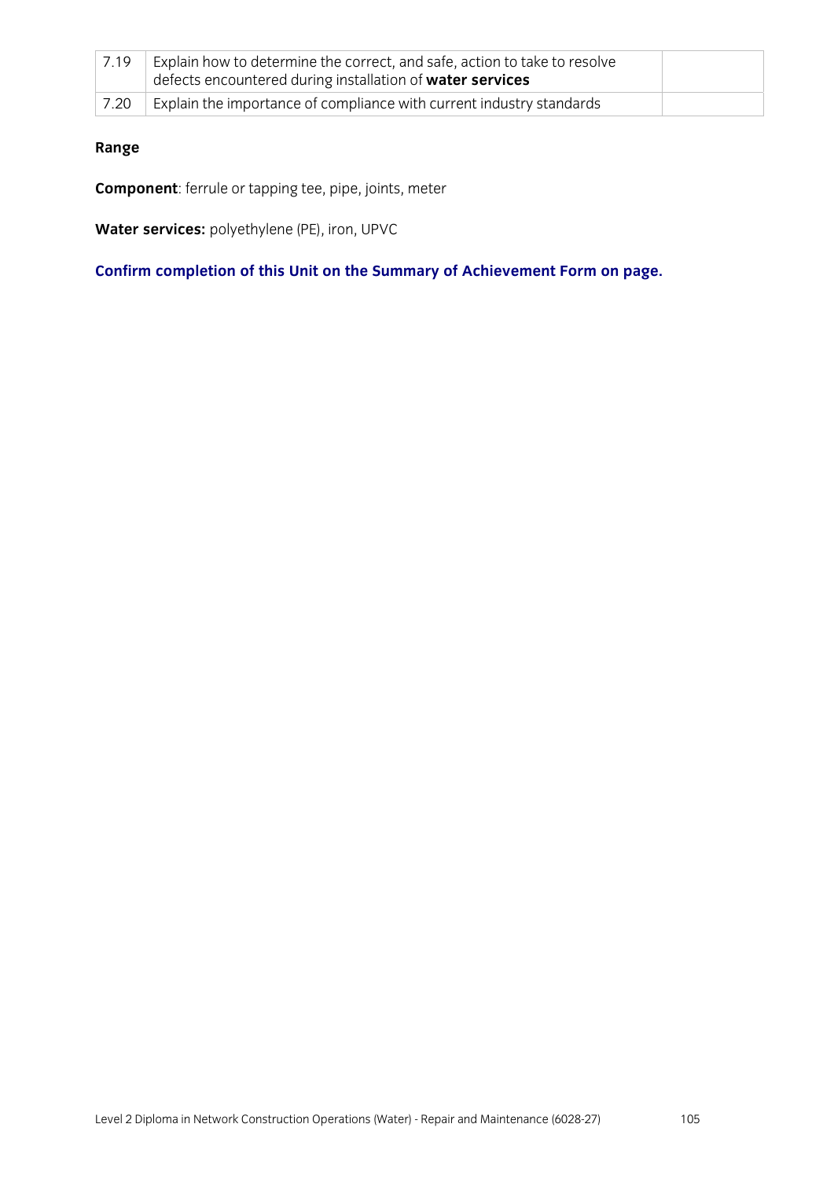| 7.19 | Explain how to determine the correct, and safe, action to take to resolve defects encountered during installation of **water services** | |
|---|---|---|
| 7.20 | Explain the importance of compliance with current industry standards | |

**Range**

**Component**: ferrule or tapping tee, pipe, joints, meter

**Water services:** polyethylene (PE), iron, UPVC

**Confirm completion of this Unit on the Summary of Achievement Form on page.**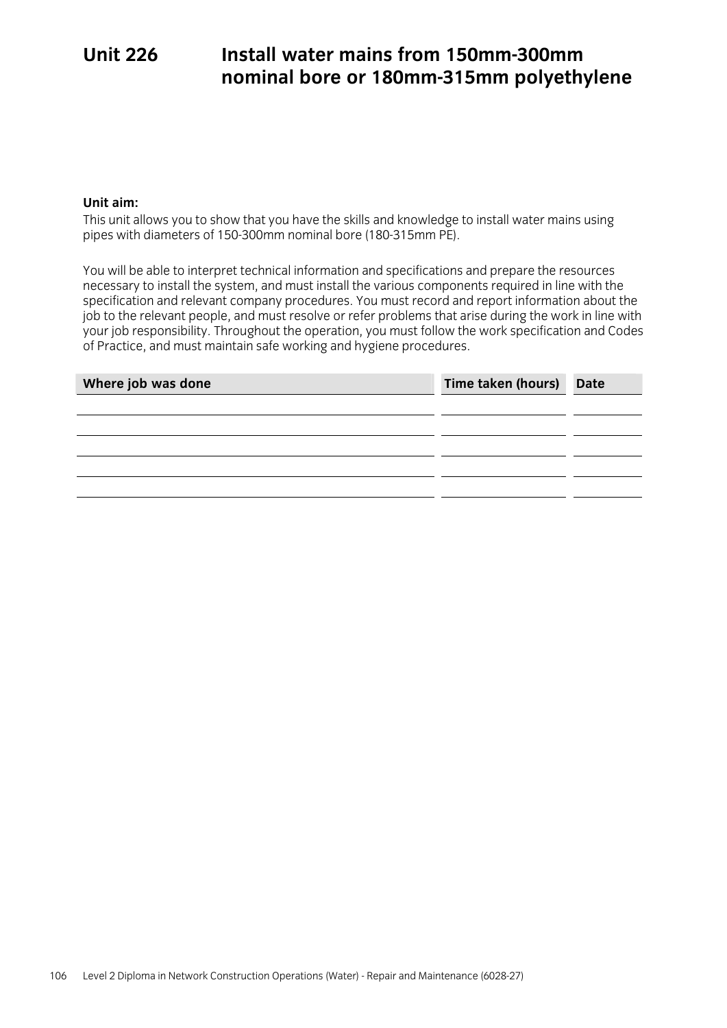# Unit 226 Install water mains from 150mm-300mm nominal bore or 180mm-315mm polyethylene

**Unit aim:**

This unit allows you to show that you have the skills and knowledge to install water mains using pipes with diameters of 150-300mm nominal bore (180-315mm PE).

You will be able to interpret technical information and specifications and prepare the resources necessary to install the system, and must install the various components required in line with the specification and relevant company procedures. You must record and report information about the job to the relevant people, and must resolve or refer problems that arise during the work in line with your job responsibility. Throughout the operation, you must follow the work specification and Codes of Practice, and must maintain safe working and hygiene procedures.

| Where job was done | Time taken (hours) | Date |
|---|---|---|
| | | |
| | | |
| | | |
| | | |
| | | |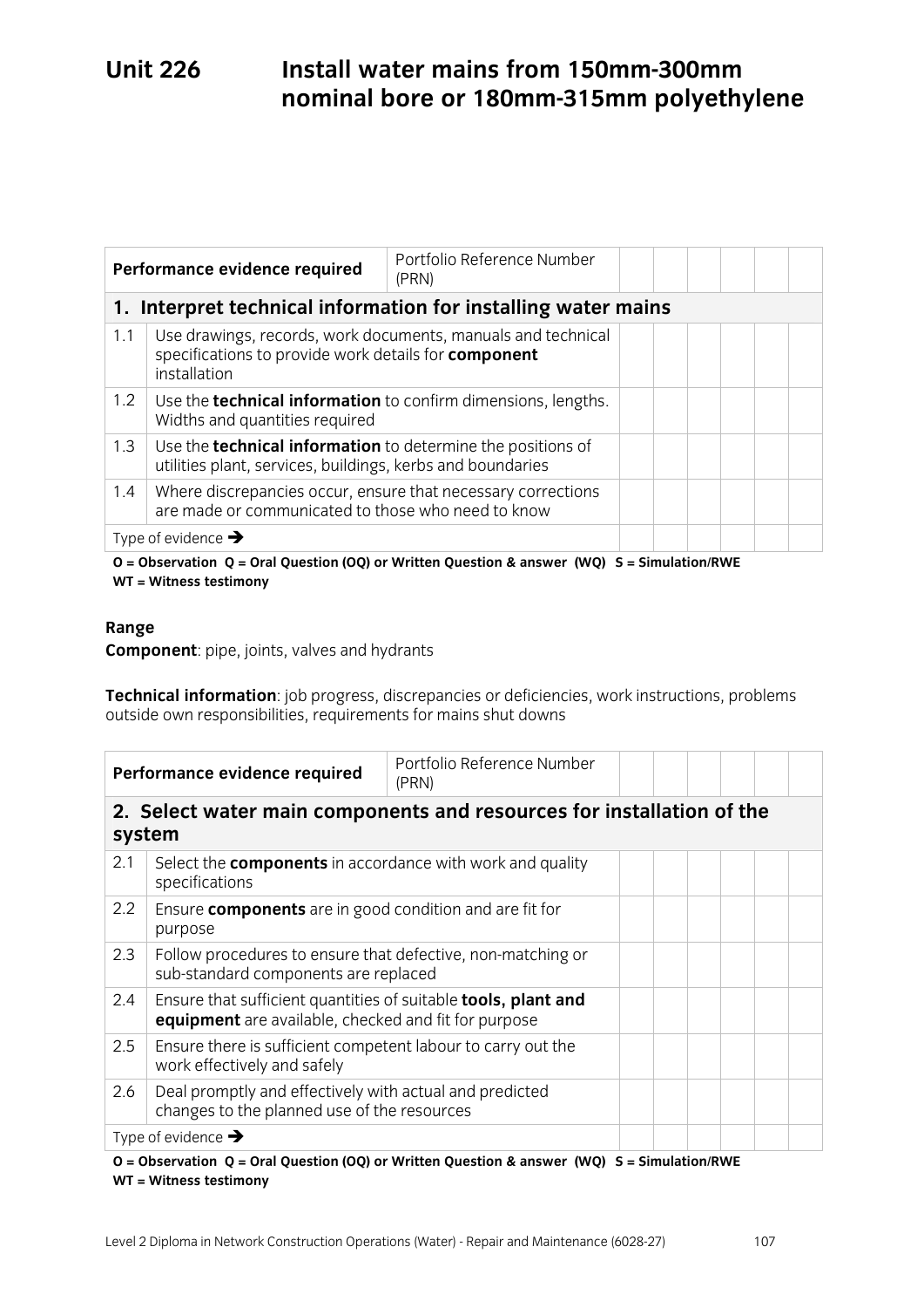# Unit 226 Install water mains from 150mm-300mm nominal bore or 180mm-315mm polyethylene

| Performance evidence required | | Portfolio Reference Number (PRN) | | | | | | |
|---|---|---|---|---|---|---|---|---|
| **1. Interpret technical information for installing water mains** | | | | | | | | |
| 1.1 | Use drawings, records, work documents, manuals and technical specifications to provide work details for **component** installation | | | | | | | |
| 1.2 | Use the **technical information** to confirm dimensions, lengths. Widths and quantities required | | | | | | | |
| 1.3 | Use the **technical information** to determine the positions of utilities plant, services, buildings, kerbs and boundaries | | | | | | | |
| 1.4 | Where discrepancies occur, ensure that necessary corrections are made or communicated to those who need to know | | | | | | | |
| Type of evidence ➔ | | | | | | | | |

**O = Observation Q = Oral Question (OQ) or Written Question & answer (WQ) S = Simulation/RWE WT = Witness testimony**

**Range**

**Component**: pipe, joints, valves and hydrants

**Technical information**: job progress, discrepancies or deficiencies, work instructions, problems outside own responsibilities, requirements for mains shut downs

| Performance evidence required | | Portfolio Reference Number (PRN) | | | | | | |
|---|---|---|---|---|---|---|---|---|
| **2. Select water main components and resources for installation of the system** | | | | | | | | |
| 2.1 | Select the **components** in accordance with work and quality specifications | | | | | | | |
| 2.2 | Ensure **components** are in good condition and are fit for purpose | | | | | | | |
| 2.3 | Follow procedures to ensure that defective, non-matching or sub-standard components are replaced | | | | | | | |
| 2.4 | Ensure that sufficient quantities of suitable **tools, plant and equipment** are available, checked and fit for purpose | | | | | | | |
| 2.5 | Ensure there is sufficient competent labour to carry out the work effectively and safely | | | | | | | |
| 2.6 | Deal promptly and effectively with actual and predicted changes to the planned use of the resources | | | | | | | |
| Type of evidence ➔ | | | | | | | | |

**O = Observation Q = Oral Question (OQ) or Written Question & answer (WQ) S = Simulation/RWE WT = Witness testimony**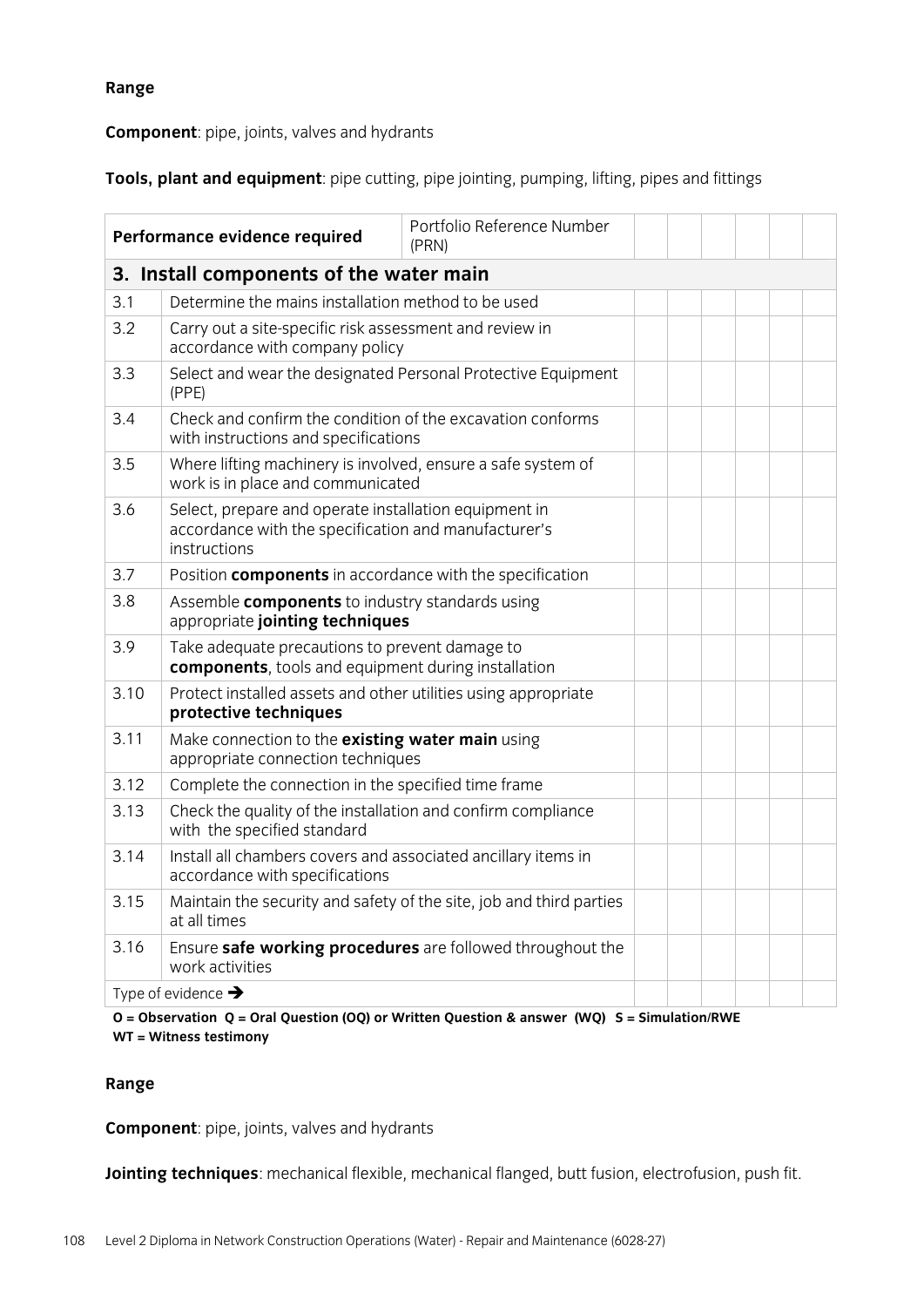**Range**

**Component**: pipe, joints, valves and hydrants

**Tools, plant and equipment**: pipe cutting, pipe jointing, pumping, lifting, pipes and fittings

| Performance evidence required | | Portfolio Reference Number (PRN) | | | | | | |
|---|---|---|---|---|---|---|---|---|
| **3. Install components of the water main** | | | | | | | | |
| 3.1 | Determine the mains installation method to be used | | | | | | | |
| 3.2 | Carry out a site-specific risk assessment and review in accordance with company policy | | | | | | | |
| 3.3 | Select and wear the designated Personal Protective Equipment (PPE) | | | | | | | |
| 3.4 | Check and confirm the condition of the excavation conforms with instructions and specifications | | | | | | | |
| 3.5 | Where lifting machinery is involved, ensure a safe system of work is in place and communicated | | | | | | | |
| 3.6 | Select, prepare and operate installation equipment in accordance with the specification and manufacturer's instructions | | | | | | | |
| 3.7 | Position **components** in accordance with the specification | | | | | | | |
| 3.8 | Assemble **components** to industry standards using appropriate **jointing techniques** | | | | | | | |
| 3.9 | Take adequate precautions to prevent damage to **components**, tools and equipment during installation | | | | | | | |
| 3.10 | Protect installed assets and other utilities using appropriate **protective techniques** | | | | | | | |
| 3.11 | Make connection to the **existing water main** using appropriate connection techniques | | | | | | | |
| 3.12 | Complete the connection in the specified time frame | | | | | | | |
| 3.13 | Check the quality of the installation and confirm compliance with the specified standard | | | | | | | |
| 3.14 | Install all chambers covers and associated ancillary items in accordance with specifications | | | | | | | |
| 3.15 | Maintain the security and safety of the site, job and third parties at all times | | | | | | | |
| 3.16 | Ensure **safe working procedures** are followed throughout the work activities | | | | | | | |
| Type of evidence → | | | | | | | | |

**O = Observation Q = Oral Question (OQ) or Written Question & answer (WQ) S = Simulation/RWE WT = Witness testimony**

**Range**

**Component**: pipe, joints, valves and hydrants

**Jointing techniques**: mechanical flexible, mechanical flanged, butt fusion, electrofusion, push fit.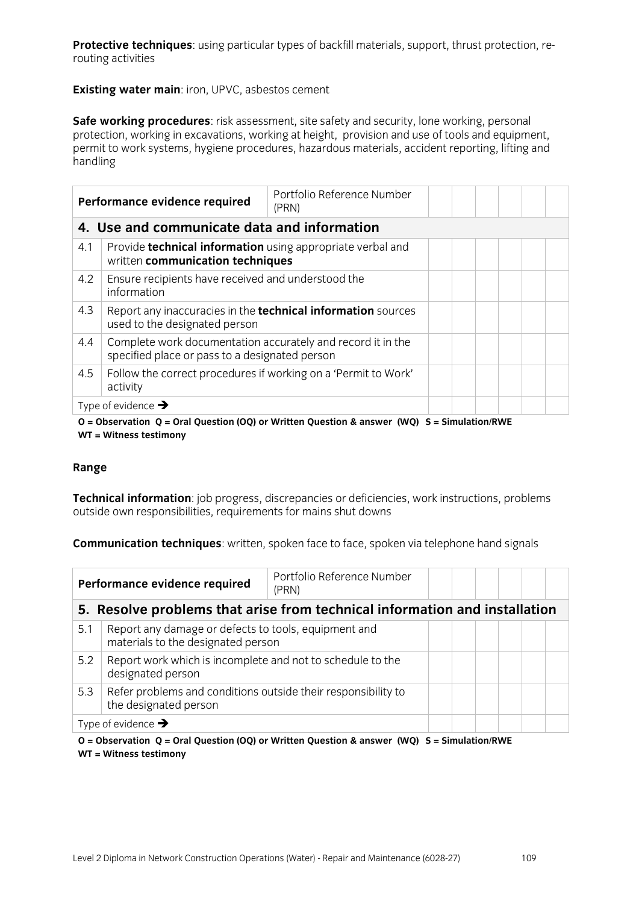**Protective techniques**: using particular types of backfill materials, support, thrust protection, re-routing activities

**Existing water main**: iron, UPVC, asbestos cement

**Safe working procedures**: risk assessment, site safety and security, lone working, personal protection, working in excavations, working at height, provision and use of tools and equipment, permit to work systems, hygiene procedures, hazardous materials, accident reporting, lifting and handling

| Performance evidence required | | Portfolio Reference Number (PRN) | | | | | | |
|---|---|---|---|---|---|---|---|---|
| **4. Use and communicate data and information** | | | | | | | | |
| 4.1 | Provide **technical information** using appropriate verbal and written **communication techniques** | | | | | | | |
| 4.2 | Ensure recipients have received and understood the information | | | | | | | |
| 4.3 | Report any inaccuracies in the **technical information** sources used to the designated person | | | | | | | |
| 4.4 | Complete work documentation accurately and record it in the specified place or pass to a designated person | | | | | | | |
| 4.5 | Follow the correct procedures if working on a 'Permit to Work' activity | | | | | | | |
| Type of evidence → | | | | | | | | |

**O = Observation Q = Oral Question (OQ) or Written Question & answer (WQ) S = Simulation/RWE WT = Witness testimony**

**Range**

**Technical information**: job progress, discrepancies or deficiencies, work instructions, problems outside own responsibilities, requirements for mains shut downs

**Communication techniques**: written, spoken face to face, spoken via telephone hand signals

| Performance evidence required | | Portfolio Reference Number (PRN) | | | | | | |
|---|---|---|---|---|---|---|---|---|
| **5. Resolve problems that arise from technical information and installation** | | | | | | | | |
| 5.1 | Report any damage or defects to tools, equipment and materials to the designated person | | | | | | | |
| 5.2 | Report work which is incomplete and not to schedule to the designated person | | | | | | | |
| 5.3 | Refer problems and conditions outside their responsibility to the designated person | | | | | | | |
| Type of evidence → | | | | | | | | |

**O = Observation Q = Oral Question (OQ) or Written Question & answer (WQ) S = Simulation/RWE WT = Witness testimony**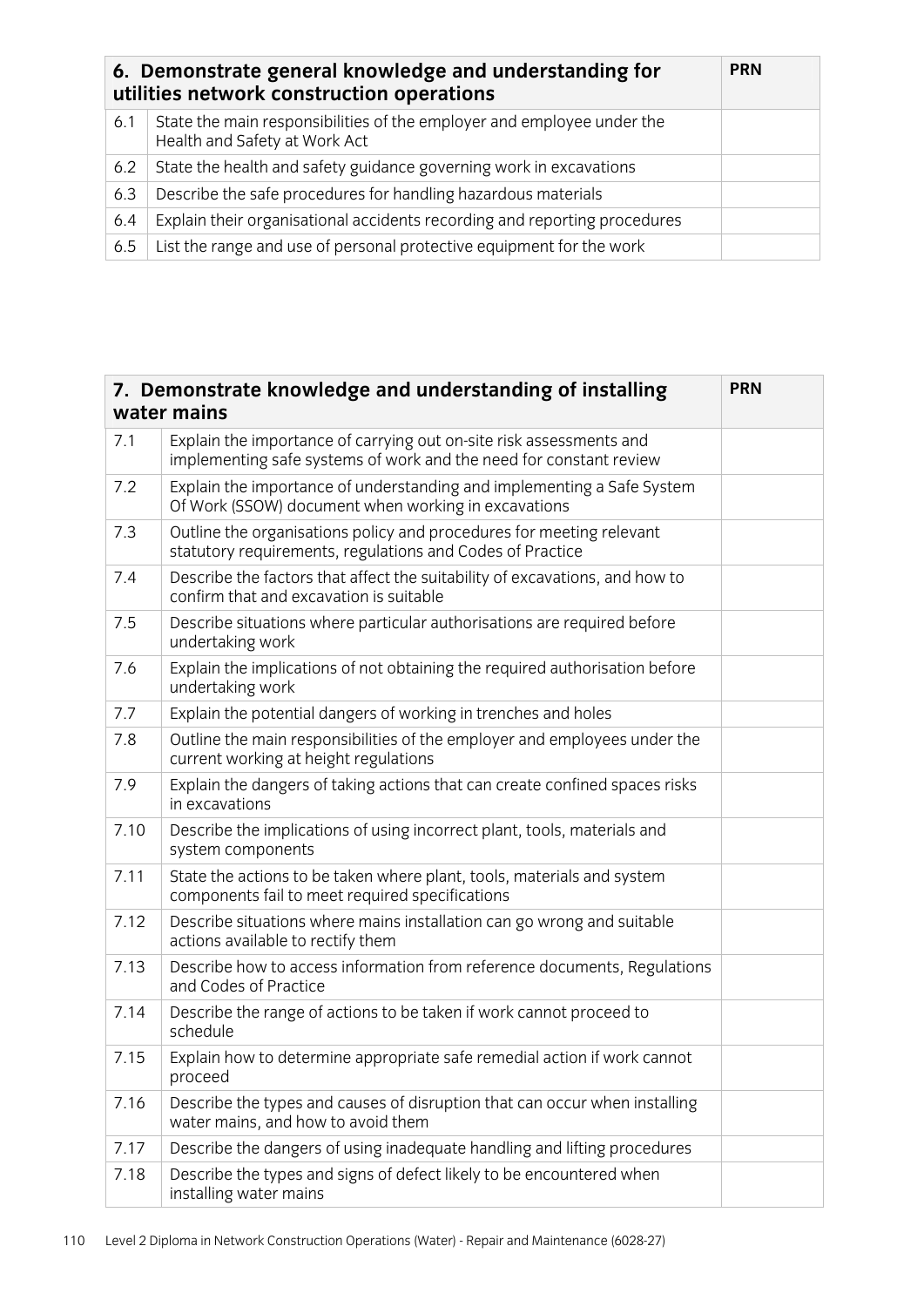| 6. Demonstrate general knowledge and understanding for utilities network construction operations | | PRN |
|---|---|---|
| 6.1 | State the main responsibilities of the employer and employee under the Health and Safety at Work Act | |
| 6.2 | State the health and safety guidance governing work in excavations | |
| 6.3 | Describe the safe procedures for handling hazardous materials | |
| 6.4 | Explain their organisational accidents recording and reporting procedures | |
| 6.5 | List the range and use of personal protective equipment for the work | |

| 7. Demonstrate knowledge and understanding of installing water mains | | PRN |
|---|---|---|
| 7.1 | Explain the importance of carrying out on-site risk assessments and implementing safe systems of work and the need for constant review | |
| 7.2 | Explain the importance of understanding and implementing a Safe System Of Work (SSOW) document when working in excavations | |
| 7.3 | Outline the organisations policy and procedures for meeting relevant statutory requirements, regulations and Codes of Practice | |
| 7.4 | Describe the factors that affect the suitability of excavations, and how to confirm that and excavation is suitable | |
| 7.5 | Describe situations where particular authorisations are required before undertaking work | |
| 7.6 | Explain the implications of not obtaining the required authorisation before undertaking work | |
| 7.7 | Explain the potential dangers of working in trenches and holes | |
| 7.8 | Outline the main responsibilities of the employer and employees under the current working at height regulations | |
| 7.9 | Explain the dangers of taking actions that can create confined spaces risks in excavations | |
| 7.10 | Describe the implications of using incorrect plant, tools, materials and system components | |
| 7.11 | State the actions to be taken where plant, tools, materials and system components fail to meet required specifications | |
| 7.12 | Describe situations where mains installation can go wrong and suitable actions available to rectify them | |
| 7.13 | Describe how to access information from reference documents, Regulations and Codes of Practice | |
| 7.14 | Describe the range of actions to be taken if work cannot proceed to schedule | |
| 7.15 | Explain how to determine appropriate safe remedial action if work cannot proceed | |
| 7.16 | Describe the types and causes of disruption that can occur when installing water mains, and how to avoid them | |
| 7.17 | Describe the dangers of using inadequate handling and lifting procedures | |
| 7.18 | Describe the types and signs of defect likely to be encountered when installing water mains | |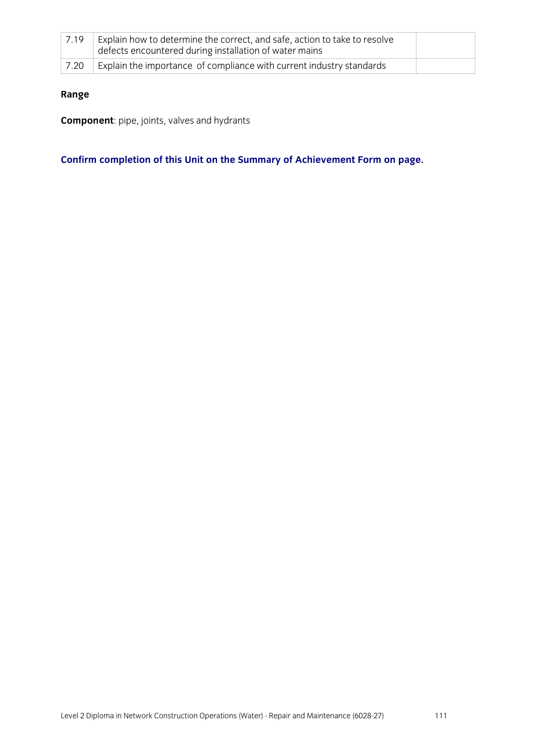| | | |
|---|---|---|
| 7.19 | Explain how to determine the correct, and safe, action to take to resolve defects encountered during installation of water mains | |
| 7.20 | Explain the importance of compliance with current industry standards | |

**Range**

**Component**: pipe, joints, valves and hydrants

**Confirm completion of this Unit on the Summary of Achievement Form on page.**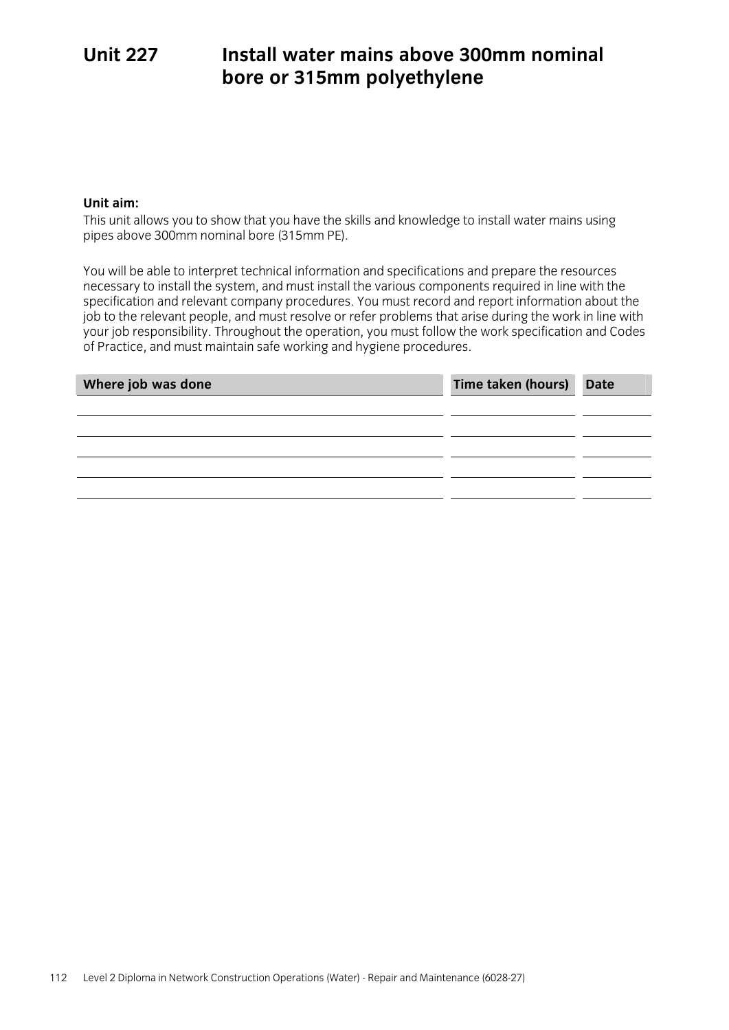# Unit 227 Install water mains above 300mm nominal bore or 315mm polyethylene

**Unit aim:**

This unit allows you to show that you have the skills and knowledge to install water mains using pipes above 300mm nominal bore (315mm PE).

You will be able to interpret technical information and specifications and prepare the resources necessary to install the system, and must install the various components required in line with the specification and relevant company procedures. You must record and report information about the job to the relevant people, and must resolve or refer problems that arise during the work in line with your job responsibility. Throughout the operation, you must follow the work specification and Codes of Practice, and must maintain safe working and hygiene procedures.

| Where job was done | Time taken (hours) | Date |
|---|---|---|
| | | |
| | | |
| | | |
| | | |
| | | |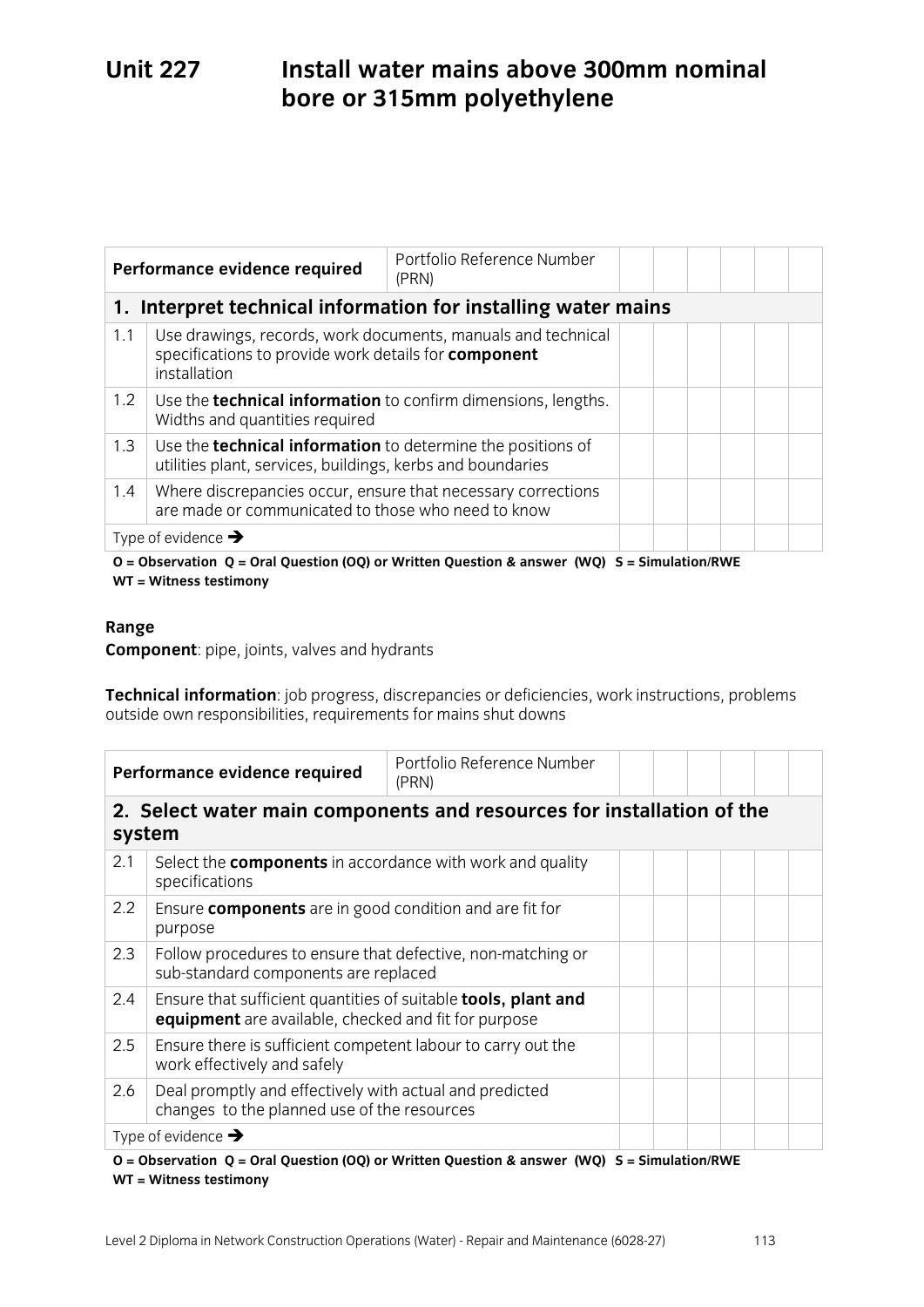# Unit 227 Install water mains above 300mm nominal bore or 315mm polyethylene

| Performance evidence required | | Portfolio Reference Number (PRN) | | | | | | |
|---|---|---|---|---|---|---|---|---|
| **1. Interpret technical information for installing water mains** | | | | | | | | |
| 1.1 | Use drawings, records, work documents, manuals and technical specifications to provide work details for **component** installation | | | | | | | |
| 1.2 | Use the **technical information** to confirm dimensions, lengths. Widths and quantities required | | | | | | | |
| 1.3 | Use the **technical information** to determine the positions of utilities plant, services, buildings, kerbs and boundaries | | | | | | | |
| 1.4 | Where discrepancies occur, ensure that necessary corrections are made or communicated to those who need to know | | | | | | | |
| Type of evidence ➔ | | | | | | | | |

**O = Observation Q = Oral Question (OQ) or Written Question & answer (WQ) S = Simulation/RWE WT = Witness testimony**

**Range**

**Component**: pipe, joints, valves and hydrants

**Technical information**: job progress, discrepancies or deficiencies, work instructions, problems outside own responsibilities, requirements for mains shut downs

| Performance evidence required | | Portfolio Reference Number (PRN) | | | | | | |
|---|---|---|---|---|---|---|---|---|
| **2. Select water main components and resources for installation of the system** | | | | | | | | |
| 2.1 | Select the **components** in accordance with work and quality specifications | | | | | | | |
| 2.2 | Ensure **components** are in good condition and are fit for purpose | | | | | | | |
| 2.3 | Follow procedures to ensure that defective, non-matching or sub-standard components are replaced | | | | | | | |
| 2.4 | Ensure that sufficient quantities of suitable **tools, plant and equipment** are available, checked and fit for purpose | | | | | | | |
| 2.5 | Ensure there is sufficient competent labour to carry out the work effectively and safely | | | | | | | |
| 2.6 | Deal promptly and effectively with actual and predicted changes to the planned use of the resources | | | | | | | |
| Type of evidence ➔ | | | | | | | | |

**O = Observation Q = Oral Question (OQ) or Written Question & answer (WQ) S = Simulation/RWE WT = Witness testimony**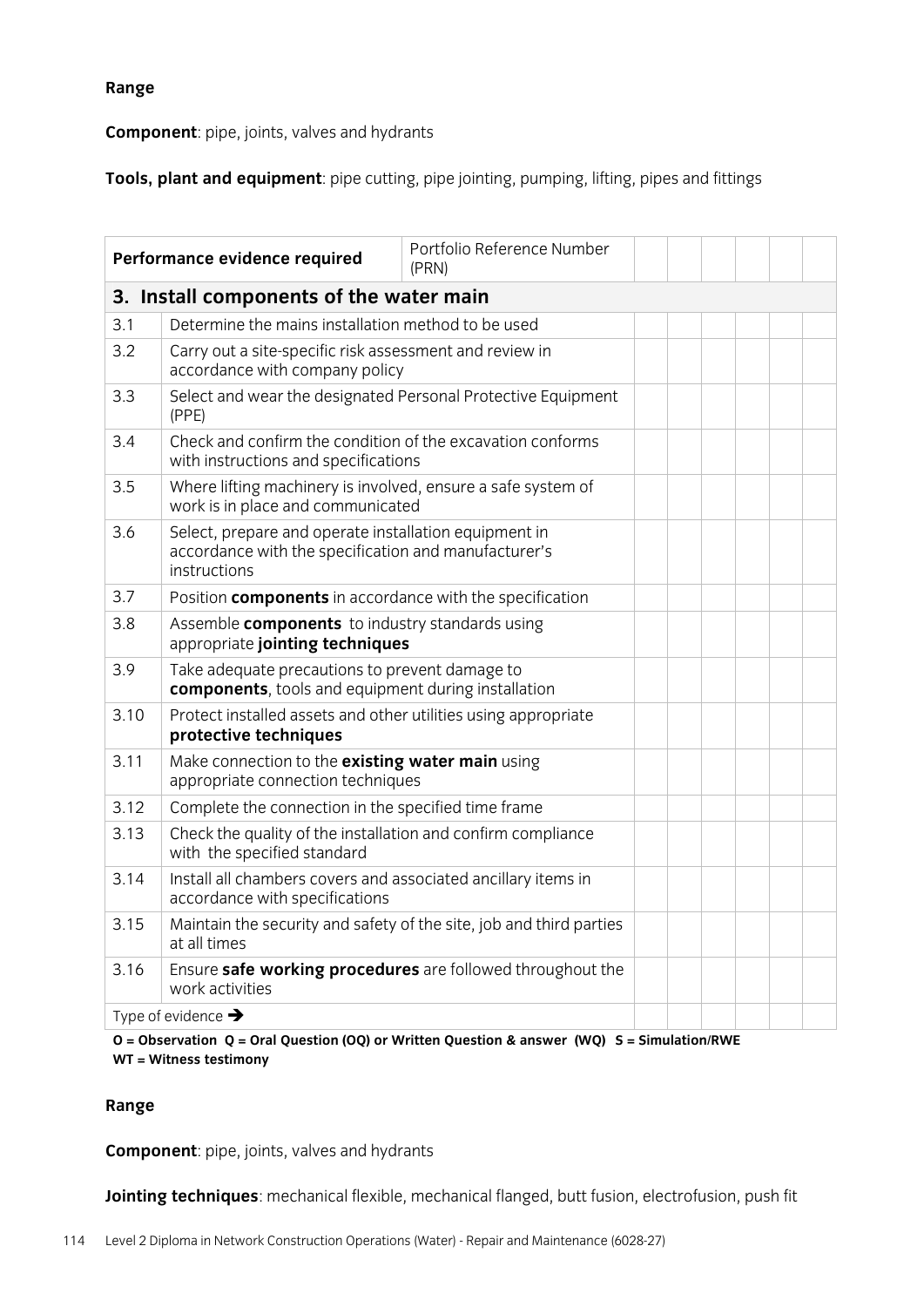**Range**

**Component**: pipe, joints, valves and hydrants

**Tools, plant and equipment**: pipe cutting, pipe jointing, pumping, lifting, pipes and fittings

| Performance evidence required | | Portfolio Reference Number (PRN) | | | | | | |
|---|---|---|---|---|---|---|---|---|
| **3. Install components of the water main** | | | | | | | | |
| 3.1 | Determine the mains installation method to be used | | | | | | | |
| 3.2 | Carry out a site-specific risk assessment and review in accordance with company policy | | | | | | | |
| 3.3 | Select and wear the designated Personal Protective Equipment (PPE) | | | | | | | |
| 3.4 | Check and confirm the condition of the excavation conforms with instructions and specifications | | | | | | | |
| 3.5 | Where lifting machinery is involved, ensure a safe system of work is in place and communicated | | | | | | | |
| 3.6 | Select, prepare and operate installation equipment in accordance with the specification and manufacturer's instructions | | | | | | | |
| 3.7 | Position **components** in accordance with the specification | | | | | | | |
| 3.8 | Assemble **components** to industry standards using appropriate **jointing techniques** | | | | | | | |
| 3.9 | Take adequate precautions to prevent damage to **components**, tools and equipment during installation | | | | | | | |
| 3.10 | Protect installed assets and other utilities using appropriate **protective techniques** | | | | | | | |
| 3.11 | Make connection to the **existing water main** using appropriate connection techniques | | | | | | | |
| 3.12 | Complete the connection in the specified time frame | | | | | | | |
| 3.13 | Check the quality of the installation and confirm compliance with the specified standard | | | | | | | |
| 3.14 | Install all chambers covers and associated ancillary items in accordance with specifications | | | | | | | |
| 3.15 | Maintain the security and safety of the site, job and third parties at all times | | | | | | | |
| 3.16 | Ensure **safe working procedures** are followed throughout the work activities | | | | | | | |
| Type of evidence ➔ | | | | | | | | |

**O = Observation Q = Oral Question (OQ) or Written Question & answer (WQ) S = Simulation/RWE WT = Witness testimony**

**Range**

**Component**: pipe, joints, valves and hydrants

**Jointing techniques**: mechanical flexible, mechanical flanged, butt fusion, electrofusion, push fit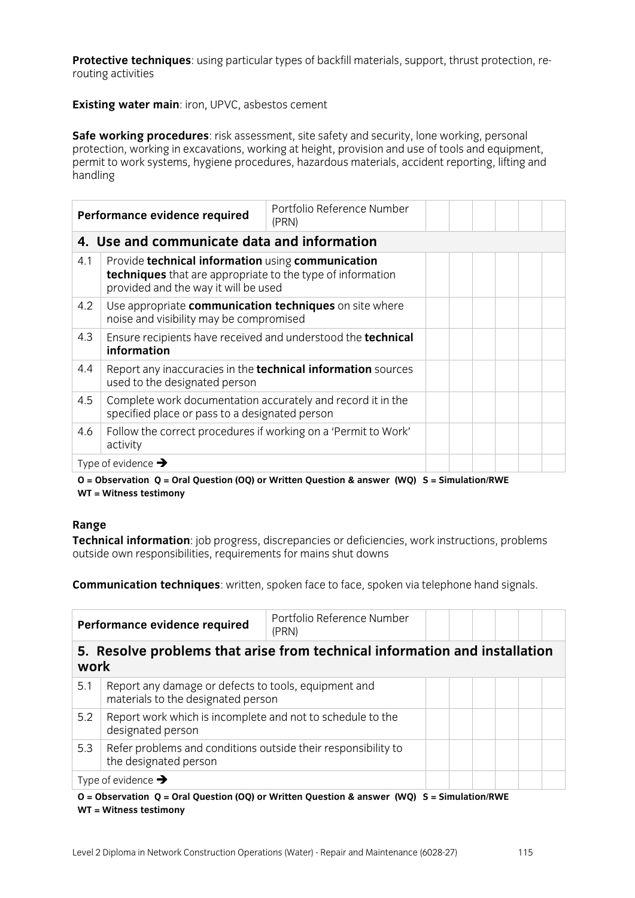**Protective techniques**: using particular types of backfill materials, support, thrust protection, re-routing activities

**Existing water main**: iron, UPVC, asbestos cement

**Safe working procedures**: risk assessment, site safety and security, lone working, personal protection, working in excavations, working at height, provision and use of tools and equipment, permit to work systems, hygiene procedures, hazardous materials, accident reporting, lifting and handling

| **Performance evidence required** | | Portfolio Reference Number (PRN) | | | | | | |
|---|---|---|---|---|---|---|---|---|
| **4. Use and communicate data and information** | | | | | | | | |
| 4.1 | Provide **technical information** using **communication techniques** that are appropriate to the type of information provided and the way it will be used | | | | | | | |
| 4.2 | Use appropriate **communication techniques** on site where noise and visibility may be compromised | | | | | | | |
| 4.3 | Ensure recipients have received and understood the **technical information** | | | | | | | |
| 4.4 | Report any inaccuracies in the **technical information** sources used to the designated person | | | | | | | |
| 4.5 | Complete work documentation accurately and record it in the specified place or pass to a designated person | | | | | | | |
| 4.6 | Follow the correct procedures if working on a 'Permit to Work' activity | | | | | | | |
| Type of evidence ➔ | | | | | | | | |

**O = Observation Q = Oral Question (OQ) or Written Question & answer (WQ) S = Simulation/RWE WT = Witness testimony**

**Range**

**Technical information**: job progress, discrepancies or deficiencies, work instructions, problems outside own responsibilities, requirements for mains shut downs

**Communication techniques**: written, spoken face to face, spoken via telephone hand signals.

| **Performance evidence required** | | Portfolio Reference Number (PRN) | | | | | | |
|---|---|---|---|---|---|---|---|---|
| **5. Resolve problems that arise from technical information and installation work** | | | | | | | | |
| 5.1 | Report any damage or defects to tools, equipment and materials to the designated person | | | | | | | |
| 5.2 | Report work which is incomplete and not to schedule to the designated person | | | | | | | |
| 5.3 | Refer problems and conditions outside their responsibility to the designated person | | | | | | | |
| Type of evidence ➔ | | | | | | | | |

**O = Observation Q = Oral Question (OQ) or Written Question & answer (WQ) S = Simulation/RWE WT = Witness testimony**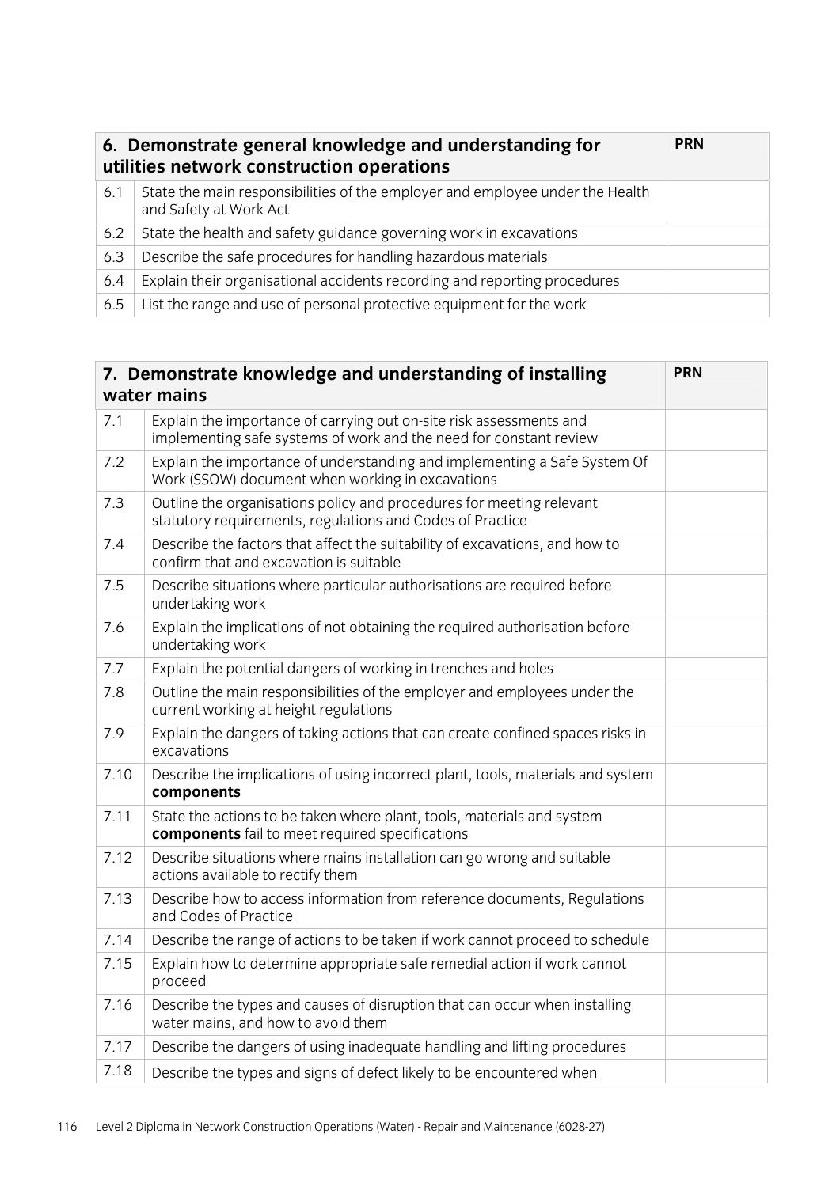| 6. Demonstrate general knowledge and understanding for utilities network construction operations | | PRN |
|---|---|---|
| 6.1 | State the main responsibilities of the employer and employee under the Health and Safety at Work Act | |
| 6.2 | State the health and safety guidance governing work in excavations | |
| 6.3 | Describe the safe procedures for handling hazardous materials | |
| 6.4 | Explain their organisational accidents recording and reporting procedures | |
| 6.5 | List the range and use of personal protective equipment for the work | |

| 7. Demonstrate knowledge and understanding of installing water mains | | PRN |
|---|---|---|
| 7.1 | Explain the importance of carrying out on-site risk assessments and implementing safe systems of work and the need for constant review | |
| 7.2 | Explain the importance of understanding and implementing a Safe System Of Work (SSOW) document when working in excavations | |
| 7.3 | Outline the organisations policy and procedures for meeting relevant statutory requirements, regulations and Codes of Practice | |
| 7.4 | Describe the factors that affect the suitability of excavations, and how to confirm that and excavation is suitable | |
| 7.5 | Describe situations where particular authorisations are required before undertaking work | |
| 7.6 | Explain the implications of not obtaining the required authorisation before undertaking work | |
| 7.7 | Explain the potential dangers of working in trenches and holes | |
| 7.8 | Outline the main responsibilities of the employer and employees under the current working at height regulations | |
| 7.9 | Explain the dangers of taking actions that can create confined spaces risks in excavations | |
| 7.10 | Describe the implications of using incorrect plant, tools, materials and system **components** | |
| 7.11 | State the actions to be taken where plant, tools, materials and system **components** fail to meet required specifications | |
| 7.12 | Describe situations where mains installation can go wrong and suitable actions available to rectify them | |
| 7.13 | Describe how to access information from reference documents, Regulations and Codes of Practice | |
| 7.14 | Describe the range of actions to be taken if work cannot proceed to schedule | |
| 7.15 | Explain how to determine appropriate safe remedial action if work cannot proceed | |
| 7.16 | Describe the types and causes of disruption that can occur when installing water mains, and how to avoid them | |
| 7.17 | Describe the dangers of using inadequate handling and lifting procedures | |
| 7.18 | Describe the types and signs of defect likely to be encountered when | |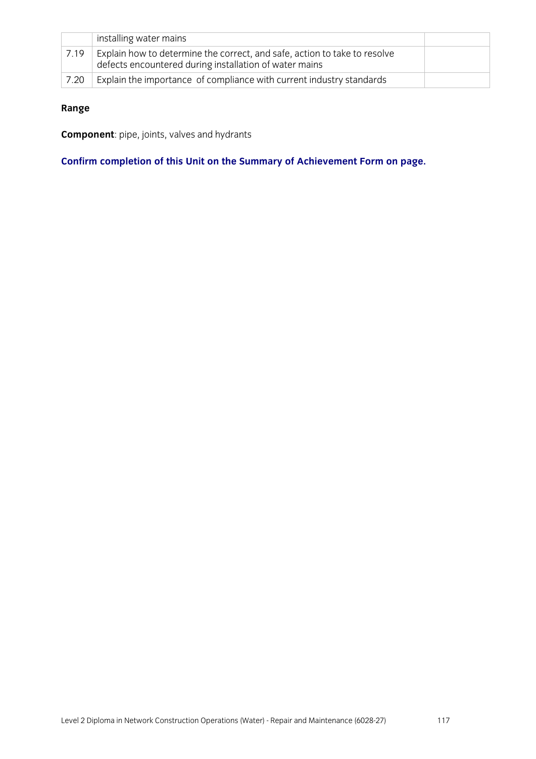| | | |
|---|---|---|
| | installing water mains | |
| 7.19 | Explain how to determine the correct, and safe, action to take to resolve defects encountered during installation of water mains | |
| 7.20 | Explain the importance of compliance with current industry standards | |

**Range**

**Component**: pipe, joints, valves and hydrants

**Confirm completion of this Unit on the Summary of Achievement Form on page.**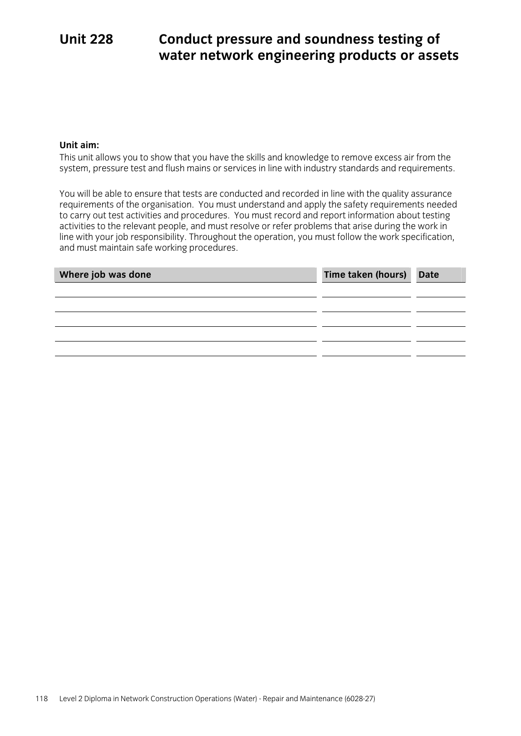# Unit 228 Conduct pressure and soundness testing of water network engineering products or assets

**Unit aim:**

This unit allows you to show that you have the skills and knowledge to remove excess air from the system, pressure test and flush mains or services in line with industry standards and requirements.

You will be able to ensure that tests are conducted and recorded in line with the quality assurance requirements of the organisation. You must understand and apply the safety requirements needed to carry out test activities and procedures. You must record and report information about testing activities to the relevant people, and must resolve or refer problems that arise during the work in line with your job responsibility. Throughout the operation, you must follow the work specification, and must maintain safe working procedures.

| Where job was done | Time taken (hours) | Date |
|---|---|---|
| | | |
| | | |
| | | |
| | | |
| | | |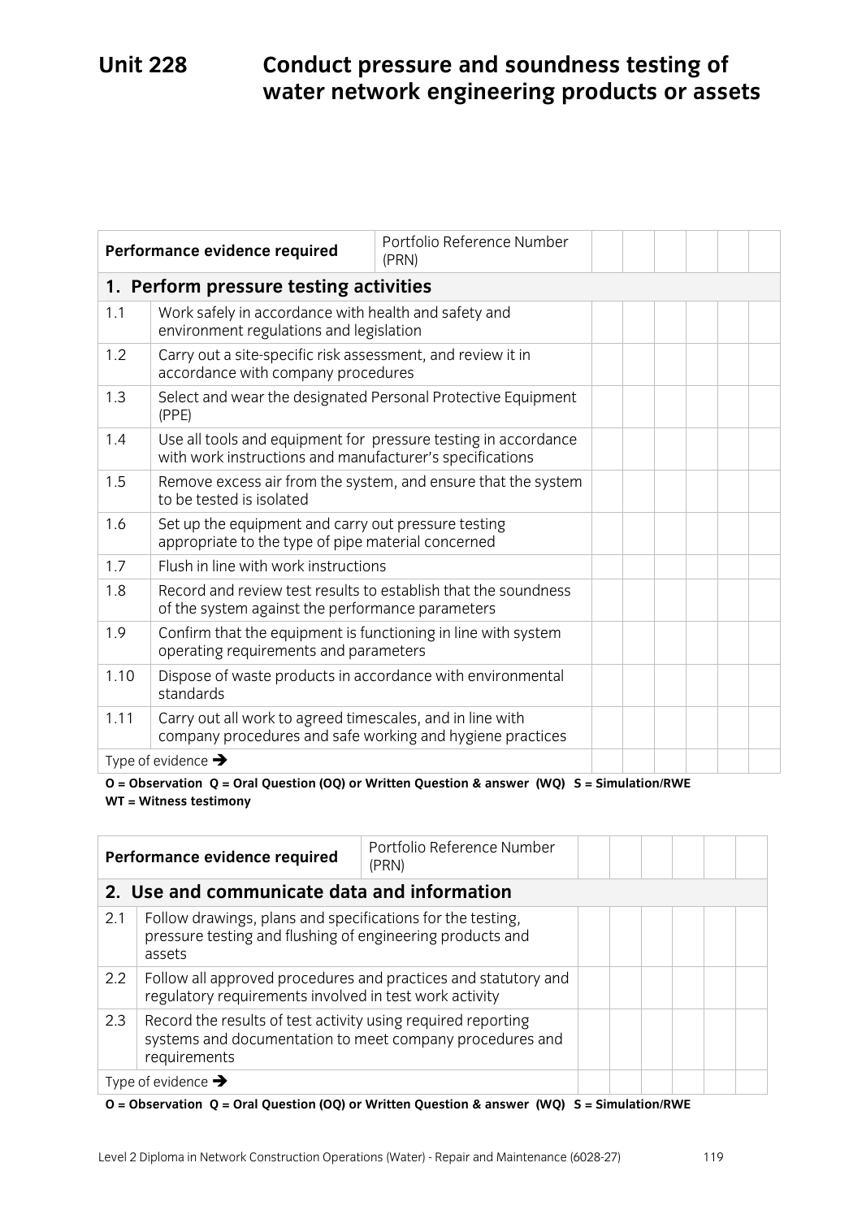# Unit 228 Conduct pressure and soundness testing of water network engineering products or assets

| Performance evidence required | | Portfolio Reference Number (PRN) | | | | | | |
|---|---|---|---|---|---|---|---|---|
| **1. Perform pressure testing activities** | | | | | | | | |
| 1.1 | Work safely in accordance with health and safety and environment regulations and legislation | | | | | | | |
| 1.2 | Carry out a site-specific risk assessment, and review it in accordance with company procedures | | | | | | | |
| 1.3 | Select and wear the designated Personal Protective Equipment (PPE) | | | | | | | |
| 1.4 | Use all tools and equipment for pressure testing in accordance with work instructions and manufacturer's specifications | | | | | | | |
| 1.5 | Remove excess air from the system, and ensure that the system to be tested is isolated | | | | | | | |
| 1.6 | Set up the equipment and carry out pressure testing appropriate to the type of pipe material concerned | | | | | | | |
| 1.7 | Flush in line with work instructions | | | | | | | |
| 1.8 | Record and review test results to establish that the soundness of the system against the performance parameters | | | | | | | |
| 1.9 | Confirm that the equipment is functioning in line with system operating requirements and parameters | | | | | | | |
| 1.10 | Dispose of waste products in accordance with environmental standards | | | | | | | |
| 1.11 | Carry out all work to agreed timescales, and in line with company procedures and safe working and hygiene practices | | | | | | | |
| Type of evidence → | | | | | | | | |

**O = Observation Q = Oral Question (OQ) or Written Question & answer (WQ) S = Simulation/RWE WT = Witness testimony**

| Performance evidence required | | Portfolio Reference Number (PRN) | | | | | | |
|---|---|---|---|---|---|---|---|---|
| **2. Use and communicate data and information** | | | | | | | | |
| 2.1 | Follow drawings, plans and specifications for the testing, pressure testing and flushing of engineering products and assets | | | | | | | |
| 2.2 | Follow all approved procedures and practices and statutory and regulatory requirements involved in test work activity | | | | | | | |
| 2.3 | Record the results of test activity using required reporting systems and documentation to meet company procedures and requirements | | | | | | | |
| Type of evidence → | | | | | | | | |

**O = Observation Q = Oral Question (OQ) or Written Question & answer (WQ) S = Simulation/RWE**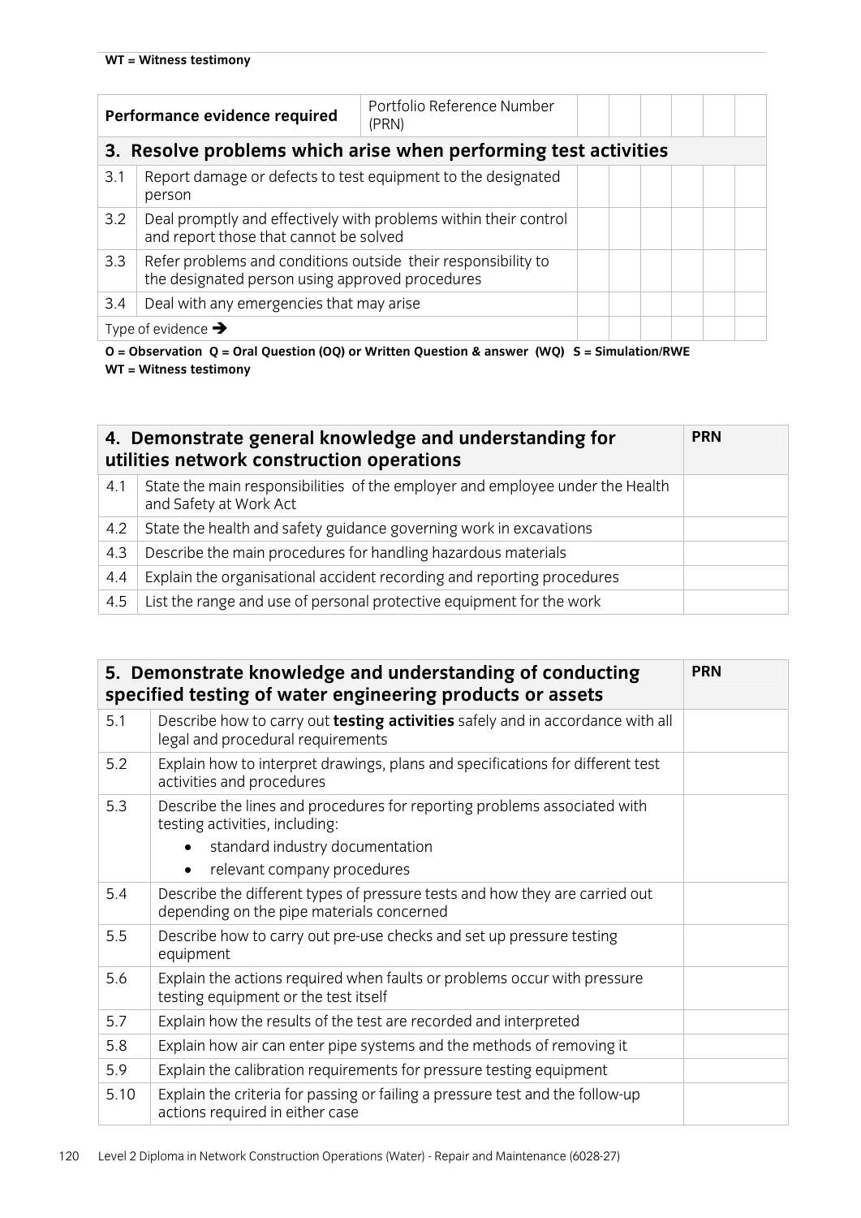WT = Witness testimony

| Performance evidence required | | Portfolio Reference Number (PRN) | | | | | | |
|---|---|---|---|---|---|---|---|---|
| **3. Resolve problems which arise when performing test activities** | | | | | | | | |
| 3.1 | Report damage or defects to test equipment to the designated person | | | | | | | |
| 3.2 | Deal promptly and effectively with problems within their control and report those that cannot be solved | | | | | | | |
| 3.3 | Refer problems and conditions outside their responsibility to the designated person using approved procedures | | | | | | | |
| 3.4 | Deal with any emergencies that may arise | | | | | | | |
| Type of evidence ➔ | | | | | | | | |

**O = Observation Q = Oral Question (OQ) or Written Question & answer (WQ) S = Simulation/RWE**
**WT = Witness testimony**

| **4. Demonstrate general knowledge and understanding for utilities network construction operations** | | **PRN** |
|---|---|---|
| 4.1 | State the main responsibilities of the employer and employee under the Health and Safety at Work Act | |
| 4.2 | State the health and safety guidance governing work in excavations | |
| 4.3 | Describe the main procedures for handling hazardous materials | |
| 4.4 | Explain the organisational accident recording and reporting procedures | |
| 4.5 | List the range and use of personal protective equipment for the work | |

| **5. Demonstrate knowledge and understanding of conducting specified testing of water engineering products or assets** | | **PRN** |
|---|---|---|
| 5.1 | Describe how to carry out **testing activities** safely and in accordance with all legal and procedural requirements | |
| 5.2 | Explain how to interpret drawings, plans and specifications for different test activities and procedures | |
| 5.3 | Describe the lines and procedures for reporting problems associated with testing activities, including: <br> • standard industry documentation <br> • relevant company procedures | |
| 5.4 | Describe the different types of pressure tests and how they are carried out depending on the pipe materials concerned | |
| 5.5 | Describe how to carry out pre-use checks and set up pressure testing equipment | |
| 5.6 | Explain the actions required when faults or problems occur with pressure testing equipment or the test itself | |
| 5.7 | Explain how the results of the test are recorded and interpreted | |
| 5.8 | Explain how air can enter pipe systems and the methods of removing it | |
| 5.9 | Explain the calibration requirements for pressure testing equipment | |
| 5.10 | Explain the criteria for passing or failing a pressure test and the follow-up actions required in either case | |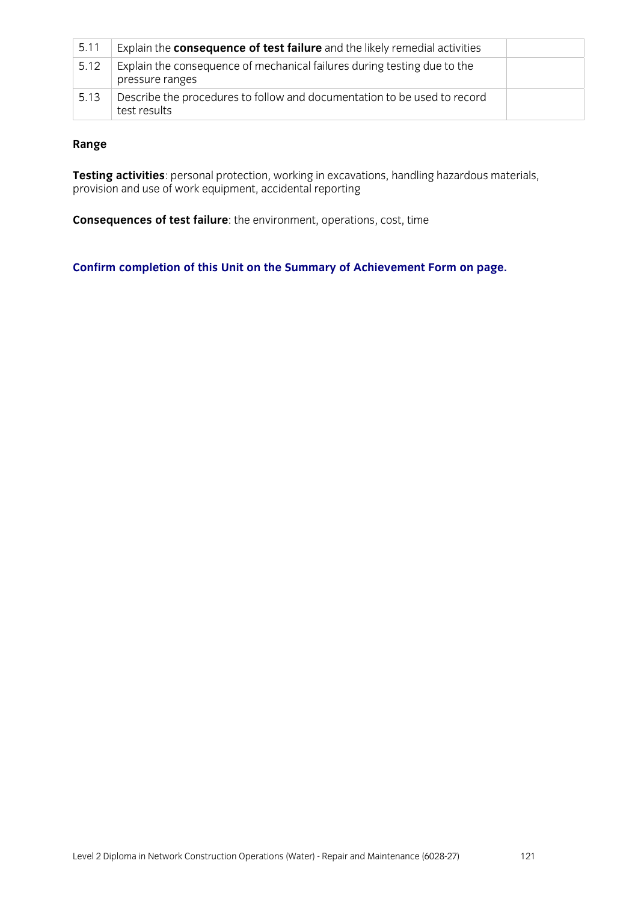| 5.11 | Explain the **consequence of test failure** and the likely remedial activities | |
|---|---|---|
| 5.12 | Explain the consequence of mechanical failures during testing due to the pressure ranges | |
| 5.13 | Describe the procedures to follow and documentation to be used to record test results | |

**Range**

**Testing activities**: personal protection, working in excavations, handling hazardous materials, provision and use of work equipment, accidental reporting

**Consequences of test failure**: the environment, operations, cost, time

**Confirm completion of this Unit on the Summary of Achievement Form on page.**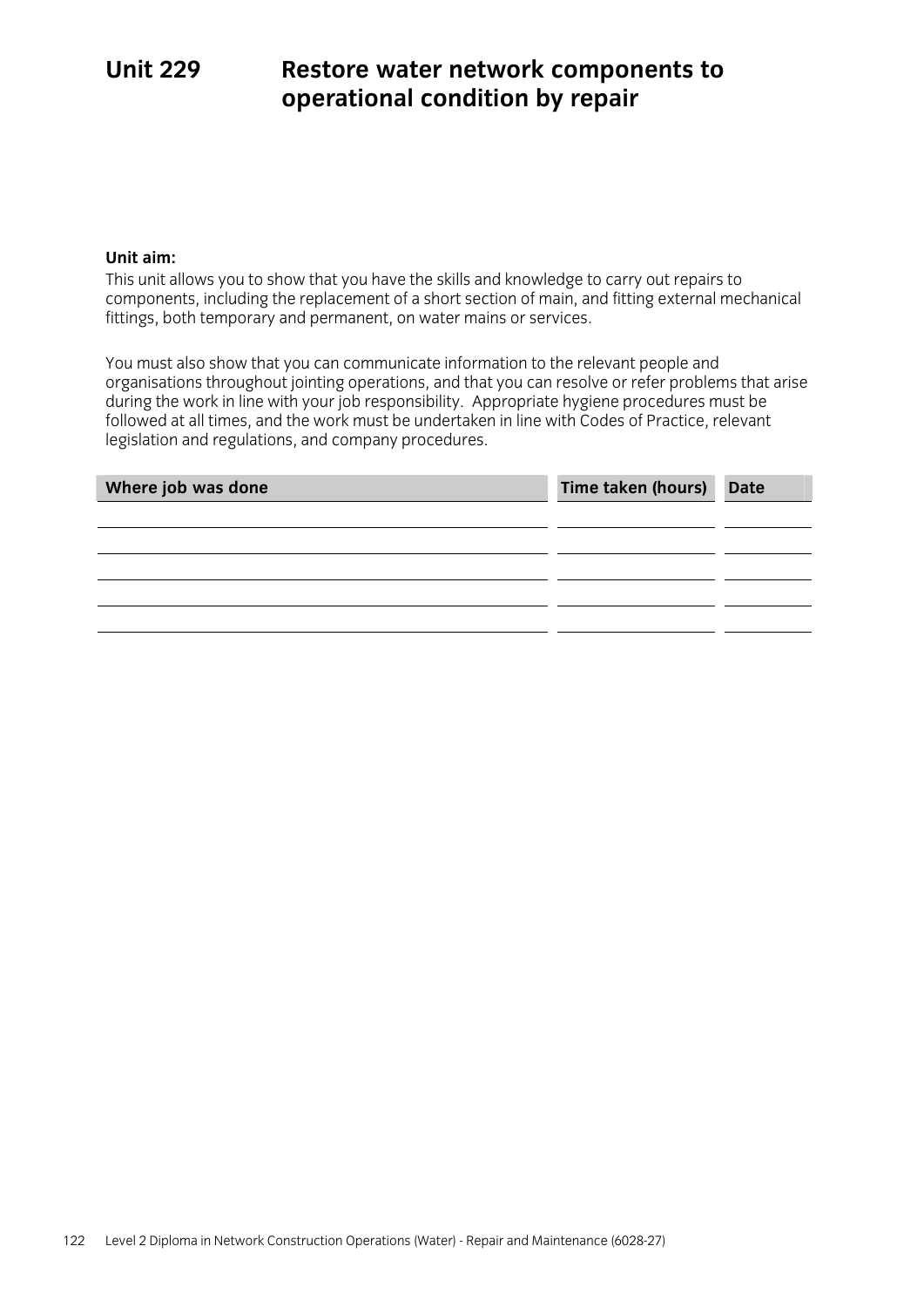# Unit 229 Restore water network components to operational condition by repair

**Unit aim:**

This unit allows you to show that you have the skills and knowledge to carry out repairs to components, including the replacement of a short section of main, and fitting external mechanical fittings, both temporary and permanent, on water mains or services.

You must also show that you can communicate information to the relevant people and organisations throughout jointing operations, and that you can resolve or refer problems that arise during the work in line with your job responsibility. Appropriate hygiene procedures must be followed at all times, and the work must be undertaken in line with Codes of Practice, relevant legislation and regulations, and company procedures.

| Where job was done | Time taken (hours) | Date |
|---|---|---|
| | | |
| | | |
| | | |
| | | |
| | | |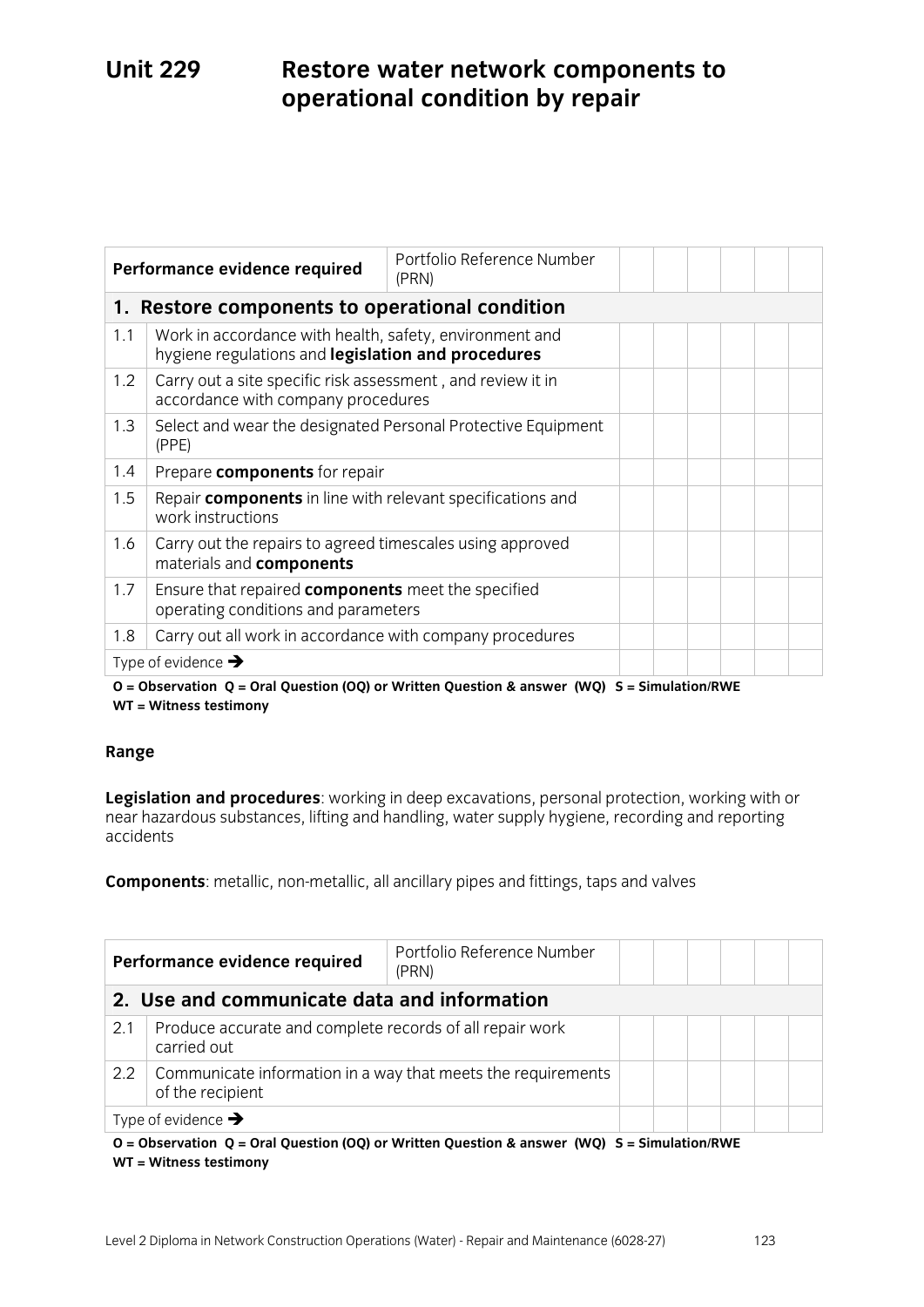# Unit 229 Restore water network components to operational condition by repair

| Performance evidence required | | Portfolio Reference Number (PRN) | | | | | | |
|---|---|---|---|---|---|---|---|---|
| **1. Restore components to operational condition** | | | | | | | | |
| 1.1 | Work in accordance with health, safety, environment and hygiene regulations and **legislation and procedures** | | | | | | | |
| 1.2 | Carry out a site specific risk assessment , and review it in accordance with company procedures | | | | | | | |
| 1.3 | Select and wear the designated Personal Protective Equipment (PPE) | | | | | | | |
| 1.4 | Prepare **components** for repair | | | | | | | |
| 1.5 | Repair **components** in line with relevant specifications and work instructions | | | | | | | |
| 1.6 | Carry out the repairs to agreed timescales using approved materials and **components** | | | | | | | |
| 1.7 | Ensure that repaired **components** meet the specified operating conditions and parameters | | | | | | | |
| 1.8 | Carry out all work in accordance with company procedures | | | | | | | |
| Type of evidence → | | | | | | | | |

**O = Observation Q = Oral Question (OQ) or Written Question & answer (WQ) S = Simulation/RWE WT = Witness testimony**

**Range**

**Legislation and procedures**: working in deep excavations, personal protection, working with or near hazardous substances, lifting and handling, water supply hygiene, recording and reporting accidents

**Components**: metallic, non-metallic, all ancillary pipes and fittings, taps and valves

| Performance evidence required | | Portfolio Reference Number (PRN) | | | | | | |
|---|---|---|---|---|---|---|---|---|
| **2. Use and communicate data and information** | | | | | | | | |
| 2.1 | Produce accurate and complete records of all repair work carried out | | | | | | | |
| 2.2 | Communicate information in a way that meets the requirements of the recipient | | | | | | | |
| Type of evidence → | | | | | | | | |

**O = Observation Q = Oral Question (OQ) or Written Question & answer (WQ) S = Simulation/RWE WT = Witness testimony**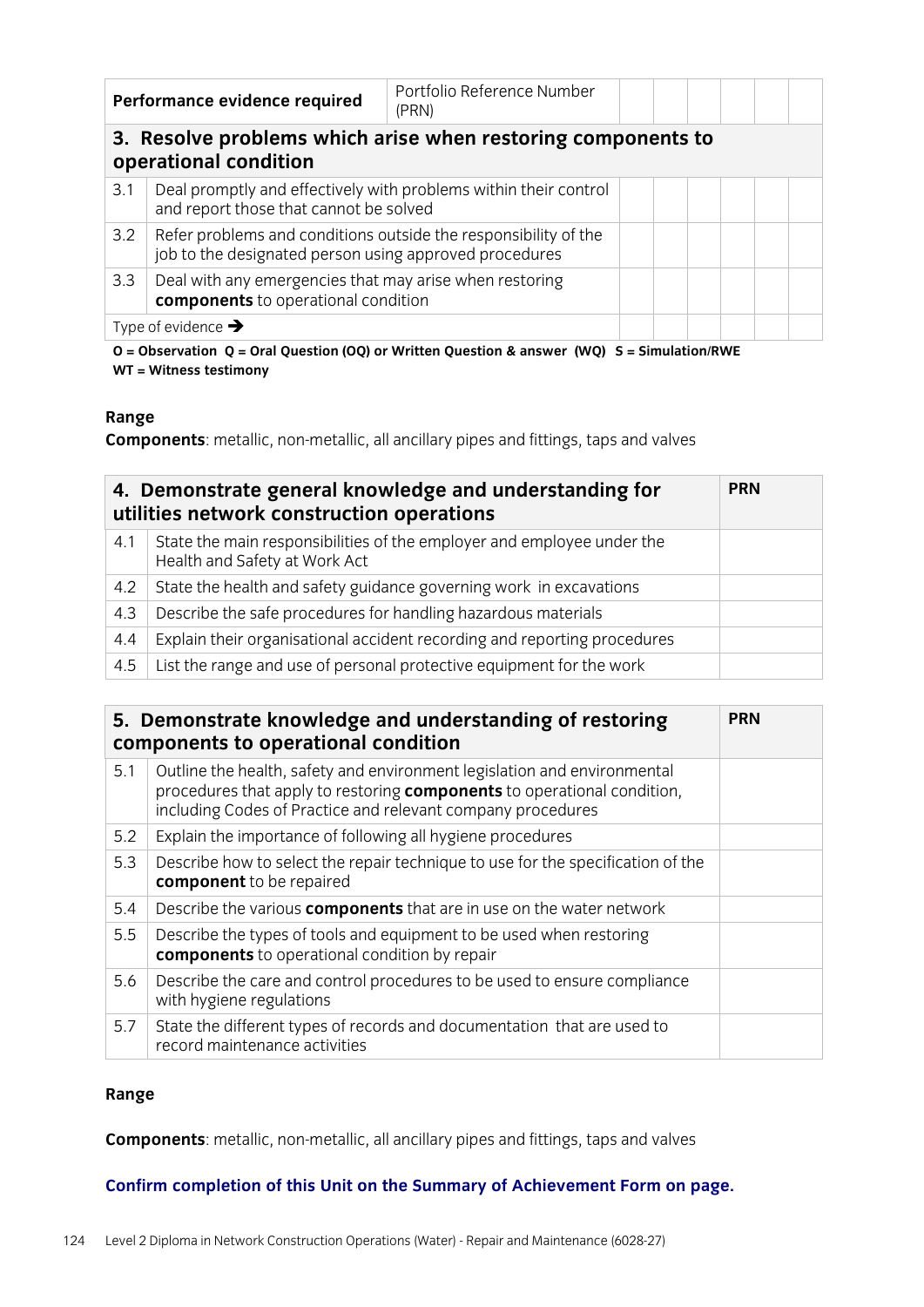| Performance evidence required | | Portfolio Reference Number (PRN) | | | | | | |
|---|---|---|---|---|---|---|---|---|
| **3. Resolve problems which arise when restoring components to operational condition** | | | | | | | | |
| 3.1 | Deal promptly and effectively with problems within their control and report those that cannot be solved | | | | | | | |
| 3.2 | Refer problems and conditions outside the responsibility of the job to the designated person using approved procedures | | | | | | | |
| 3.3 | Deal with any emergencies that may arise when restoring **components** to operational condition | | | | | | | |
| Type of evidence ➔ | | | | | | | | |

**O = Observation Q = Oral Question (OQ) or Written Question & answer (WQ) S = Simulation/RWE WT = Witness testimony**

**Range**

**Components**: metallic, non-metallic, all ancillary pipes and fittings, taps and valves

| **4. Demonstrate general knowledge and understanding for utilities network construction operations** | | **PRN** |
|---|---|---|
| 4.1 | State the main responsibilities of the employer and employee under the Health and Safety at Work Act | |
| 4.2 | State the health and safety guidance governing work in excavations | |
| 4.3 | Describe the safe procedures for handling hazardous materials | |
| 4.4 | Explain their organisational accident recording and reporting procedures | |
| 4.5 | List the range and use of personal protective equipment for the work | |

| **5. Demonstrate knowledge and understanding of restoring components to operational condition** | | **PRN** |
|---|---|---|
| 5.1 | Outline the health, safety and environment legislation and environmental procedures that apply to restoring **components** to operational condition, including Codes of Practice and relevant company procedures | |
| 5.2 | Explain the importance of following all hygiene procedures | |
| 5.3 | Describe how to select the repair technique to use for the specification of the **component** to be repaired | |
| 5.4 | Describe the various **components** that are in use on the water network | |
| 5.5 | Describe the types of tools and equipment to be used when restoring **components** to operational condition by repair | |
| 5.6 | Describe the care and control procedures to be used to ensure compliance with hygiene regulations | |
| 5.7 | State the different types of records and documentation that are used to record maintenance activities | |

**Range**

**Components**: metallic, non-metallic, all ancillary pipes and fittings, taps and valves

**Confirm completion of this Unit on the Summary of Achievement Form on page.**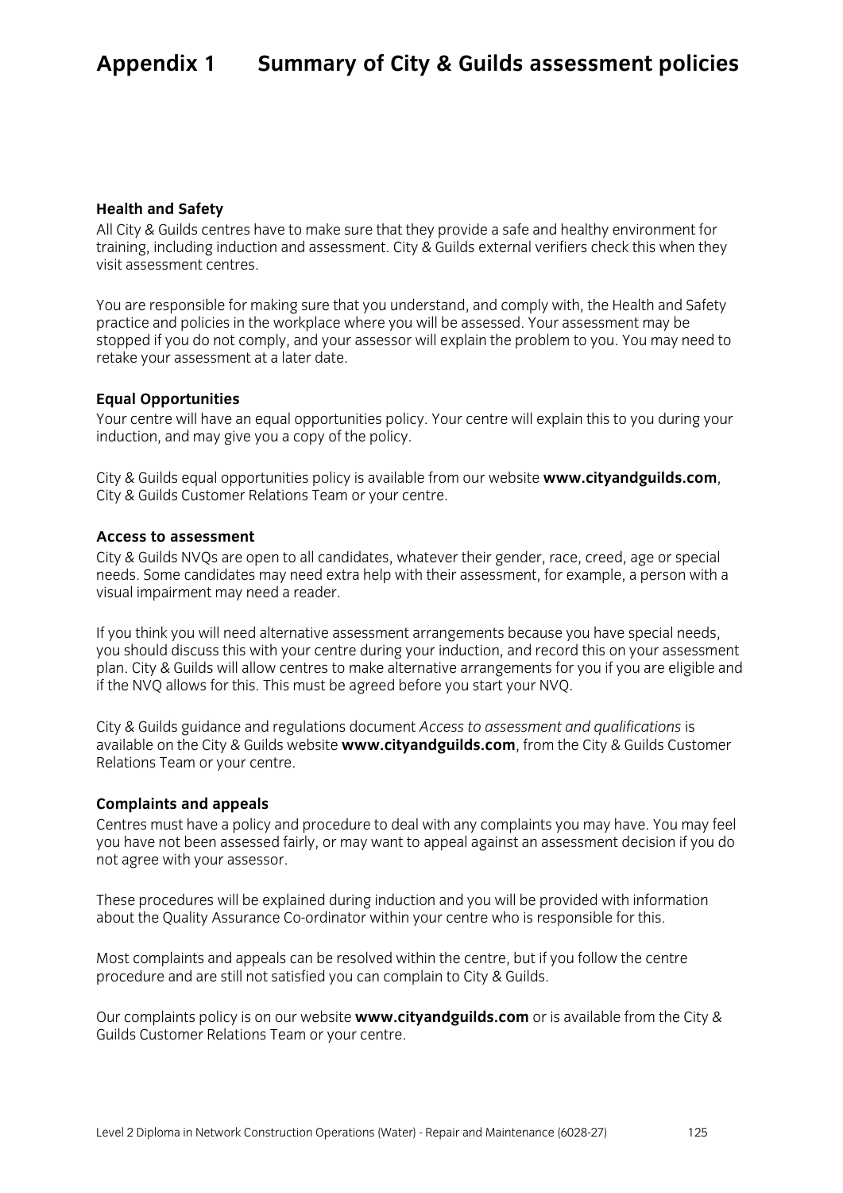# Appendix 1 Summary of City & Guilds assessment policies

**Health and Safety**

All City & Guilds centres have to make sure that they provide a safe and healthy environment for training, including induction and assessment. City & Guilds external verifiers check this when they visit assessment centres.

You are responsible for making sure that you understand, and comply with, the Health and Safety practice and policies in the workplace where you will be assessed. Your assessment may be stopped if you do not comply, and your assessor will explain the problem to you. You may need to retake your assessment at a later date.

**Equal Opportunities**

Your centre will have an equal opportunities policy. Your centre will explain this to you during your induction, and may give you a copy of the policy.

City & Guilds equal opportunities policy is available from our website **www.cityandguilds.com**, City & Guilds Customer Relations Team or your centre.

**Access to assessment**

City & Guilds NVQs are open to all candidates, whatever their gender, race, creed, age or special needs. Some candidates may need extra help with their assessment, for example, a person with a visual impairment may need a reader.

If you think you will need alternative assessment arrangements because you have special needs, you should discuss this with your centre during your induction, and record this on your assessment plan. City & Guilds will allow centres to make alternative arrangements for you if you are eligible and if the NVQ allows for this. This must be agreed before you start your NVQ.

City & Guilds guidance and regulations document *Access to assessment and qualifications* is available on the City & Guilds website **www.cityandguilds.com**, from the City & Guilds Customer Relations Team or your centre.

**Complaints and appeals**

Centres must have a policy and procedure to deal with any complaints you may have. You may feel you have not been assessed fairly, or may want to appeal against an assessment decision if you do not agree with your assessor.

These procedures will be explained during induction and you will be provided with information about the Quality Assurance Co-ordinator within your centre who is responsible for this.

Most complaints and appeals can be resolved within the centre, but if you follow the centre procedure and are still not satisfied you can complain to City & Guilds.

Our complaints policy is on our website **www.cityandguilds.com** or is available from the City & Guilds Customer Relations Team or your centre.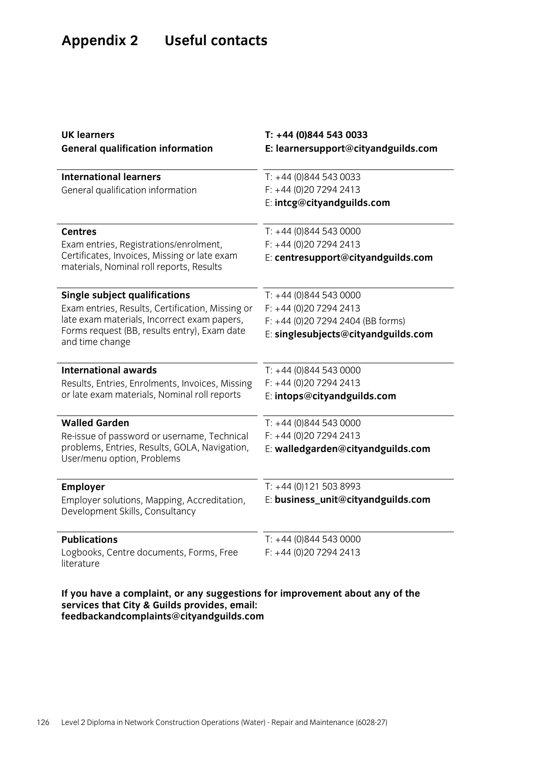# Appendix 2 Useful contacts

| **UK learners**<br>**General qualification information** | **T: +44 (0)844 543 0033**<br>**E: learnersupport@cityandguilds.com** |
|---|---|
| **International learners**<br>General qualification information | T: +44 (0)844 543 0033<br>F: +44 (0)20 7294 2413<br>E: **intcg@cityandguilds.com** |
| **Centres**<br>Exam entries, Registrations/enrolment, Certificates, Invoices, Missing or late exam materials, Nominal roll reports, Results | T: +44 (0)844 543 0000<br>F: +44 (0)20 7294 2413<br>E: **centresupport@cityandguilds.com** |
| **Single subject qualifications**<br>Exam entries, Results, Certification, Missing or late exam materials, Incorrect exam papers, Forms request (BB, results entry), Exam date and time change | T: +44 (0)844 543 0000<br>F: +44 (0)20 7294 2413<br>F: +44 (0)20 7294 2404 (BB forms)<br>E: **singlesubjects@cityandguilds.com** |
| **International awards**<br>Results, Entries, Enrolments, Invoices, Missing or late exam materials, Nominal roll reports | T: +44 (0)844 543 0000<br>F: +44 (0)20 7294 2413<br>E: **intops@cityandguilds.com** |
| **Walled Garden**<br>Re-issue of password or username, Technical problems, Entries, Results, GOLA, Navigation, User/menu option, Problems | T: +44 (0)844 543 0000<br>F: +44 (0)20 7294 2413<br>E: **walledgarden@cityandguilds.com** |
| **Employer**<br>Employer solutions, Mapping, Accreditation, Development Skills, Consultancy | T: +44 (0)121 503 8993<br>E: **business_unit@cityandguilds.com** |
| **Publications**<br>Logbooks, Centre documents, Forms, Free literature | T: +44 (0)844 543 0000<br>F: +44 (0)20 7294 2413 |

**If you have a complaint, or any suggestions for improvement about any of the services that City & Guilds provides, email: feedbackandcomplaints@cityandguilds.com**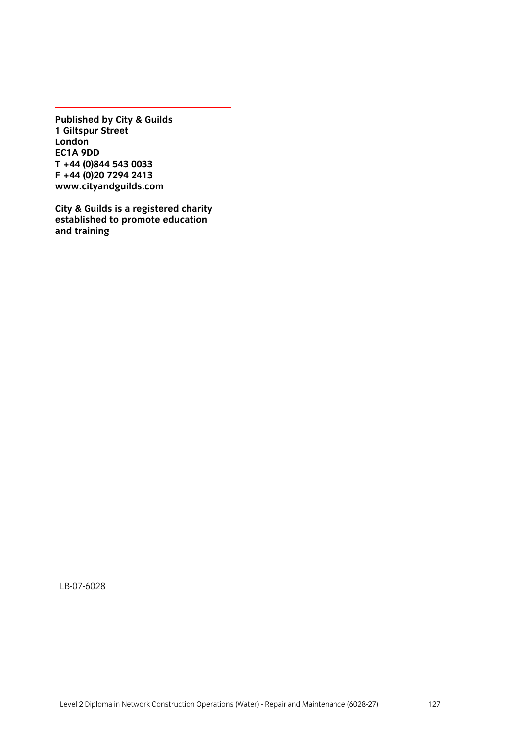**Published by City & Guilds**
**1 Giltspur Street**
**London**
**EC1A 9DD**
**T +44 (0)844 543 0033**
**F +44 (0)20 7294 2413**
**www.cityandguilds.com**

**City & Guilds is a registered charity established to promote education and training**

LB-07-6028